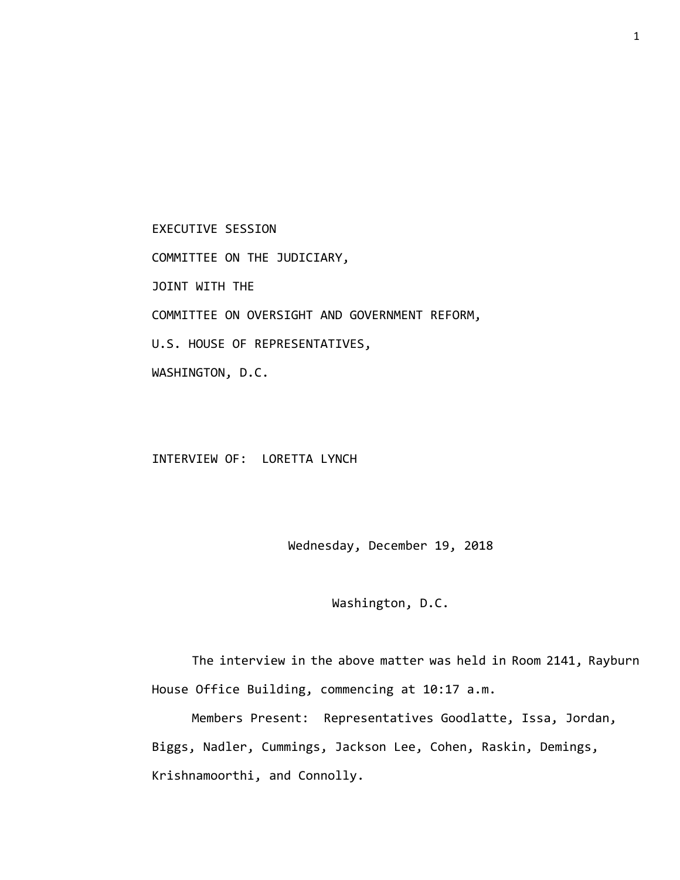EXECUTIVE SESSION

COMMITTEE ON THE JUDICIARY,

JOINT WITH THE

COMMITTEE ON OVERSIGHT AND GOVERNMENT REFORM,

U.S. HOUSE OF REPRESENTATIVES,

WASHINGTON, D.C.

INTERVIEW OF: LORETTA LYNCH

Wednesday, December 19, 2018

Washington, D.C.

The interview in the above matter was held in Room 2141, Rayburn House Office Building, commencing at 10:17 a.m.

Members Present: Representatives Goodlatte, Issa, Jordan, Biggs, Nadler, Cummings, Jackson Lee, Cohen, Raskin, Demings, Krishnamoorthi, and Connolly.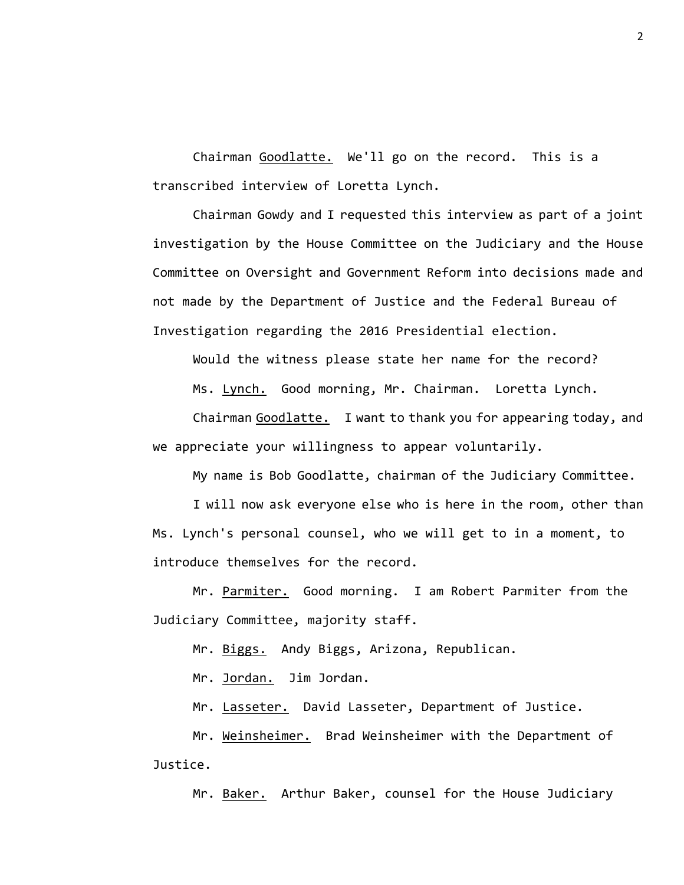Chairman <u>Goodlatte.</u> We'll go on the record. This is a transcribed interview of Loretta Lynch.

Chairman Gowdy and I requested this interview as part of a joint investigation by the House Committee on the Judiciary and the House Committee on Oversight and Government Reform into decisions made and not made by the Department of Justice and the Federal Bureau of Investigation regarding the 2016 Presidential election.

Would the witness please state her name for the record?

Ms. <u>Lynch.</u> Good morning, Mr. Chairman. Loretta Lynch.

Chairman <u>Goodlatte.</u> I want to thank you for appearing today, and we appreciate your willingness to appear voluntarily.

My name is Bob Goodlatte, chairman of the Judiciary Committee.

I will now ask everyone else who is here in the room, other than Ms. Lynch's personal counsel, who we will get to in a moment, to introduce themselves for the record.

Mr. <u>Parmiter.</u> Good morning. I am Robert Parmiter from the Judiciary Committee, majority staff.

Mr. <u>Biggs.</u> Andy Biggs, Arizona, Republican.

Mr. <u>Jordan.</u> Jim Jordan.

Mr. <u>Lasseter.</u> David Lasseter, Department of Justice.

Mr. <u>Weinsheimer.</u> Brad Weinsheimer with the Department of Justice.

Mr. <u>Baker.</u> Arthur Baker, counsel for the House Judiciary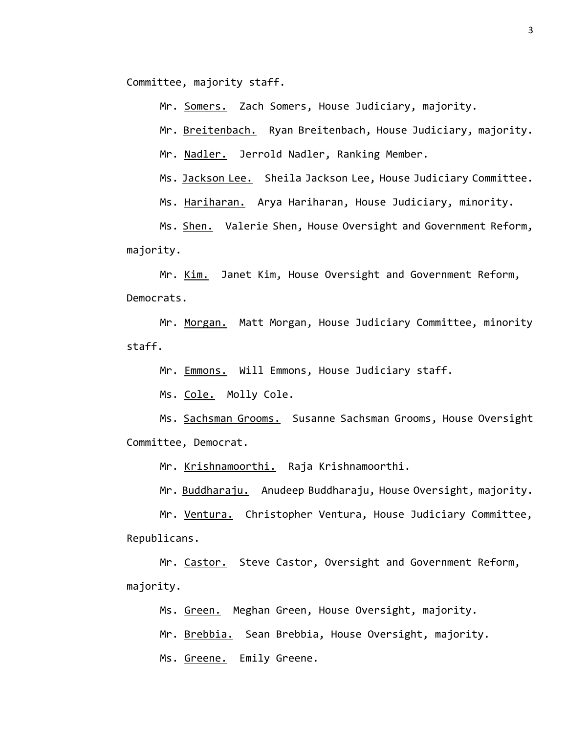Committee, majority staff.

Mr. Somers. Zach Somers, House Judiciary, majority.

Mr. Breitenbach. Ryan Breitenbach, House Judiciary, majority.

Mr. Nadler. Jerrold Nadler, Ranking Member.

Ms. Jackson Lee. Sheila Jackson Lee, House Judiciary Committee.

Ms. Hariharan. Arya Hariharan, House Judiciary, minority.

Ms. Shen. Valerie Shen, House Oversight and Government Reform, majority.

Mr. Kim. Janet Kim, House Oversight and Government Reform, Democrats.

Mr. Morgan. Matt Morgan, House Judiciary Committee, minority staff.

Mr. Emmons. Will Emmons, House Judiciary staff.

Ms. Cole. Molly Cole.

Ms. Sachsman Grooms. Susanne Sachsman Grooms, House Oversight Committee, Democrat.

Mr. Krishnamoorthi. Raja Krishnamoorthi.

Mr. Buddharaju. Anudeep Buddharaju, House Oversight, majority.

Mr. Ventura. Christopher Ventura, House Judiciary Committee, Republicans.

Mr. Castor. Steve Castor, Oversight and Government Reform, majority.

Ms. Green. Meghan Green, House Oversight, majority.

Mr. Brebbia. Sean Brebbia, House Oversight, majority.

Ms. Greene. Emily Greene.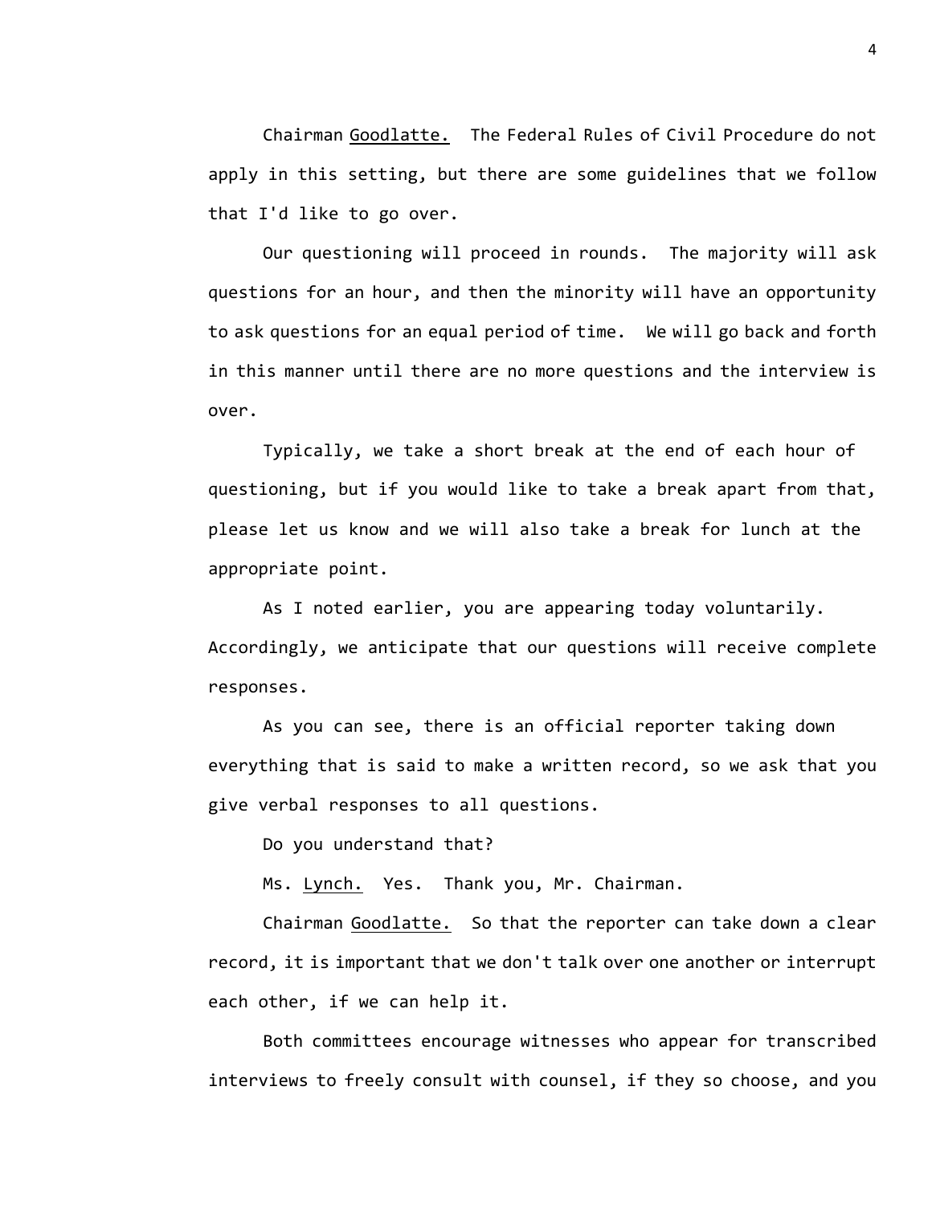Chairman Goodlatte. The Federal Rules of Civil Procedure do not apply in this setting, but there are some guidelines that we follow that I'd like to go over.

Our questioning will proceed in rounds. The majority will ask questions for an hour, and then the minority will have an opportunity to ask questions for an equal period of time. We will go back and forth in this manner until there are no more questions and the interview is over.

Typically, we take a short break at the end of each hour of questioning, but if you would like to take a break apart from that, please let us know and we will also take a break for lunch at the appropriate point.

As I noted earlier, you are appearing today voluntarily. Accordingly, we anticipate that our questions will receive complete responses.

As you can see, there is an official reporter taking down everything that is said to make a written record, so we ask that you give verbal responses to all questions.

Do you understand that?

Ms. Lynch. Yes. Thank you, Mr. Chairman.

Chairman Goodlatte. So that the reporter can take down a clear record, it is important that we don't talk over one another or interrupt each other, if we can help it.

Both committees encourage witnesses who appear for transcribed interviews to freely consult with counsel, if they so choose, and you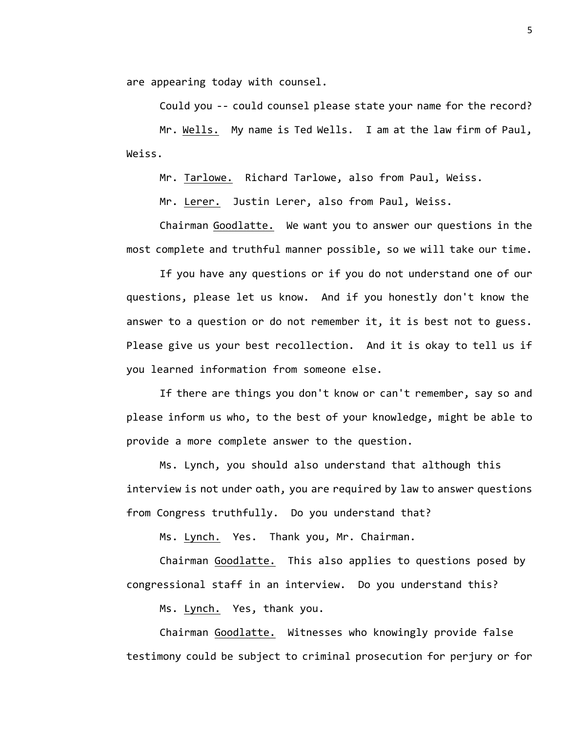are appearing today with counsel.

Could you -- could counsel please state your name for the record?

Mr. Wells. My name is Ted Wells. I am at the law firm of Paul, Weiss.

Mr. Tarlowe. Richard Tarlowe, also from Paul, Weiss.

Mr. Lerer. Justin Lerer, also from Paul, Weiss.

Chairman Goodlatte. We want you to answer our questions in the most complete and truthful manner possible, so we will take our time.

If you have any questions or if you do not understand one of our questions, please let us know. And if you honestly don't know the answer to a question or do not remember it, it is best not to guess. Please give us your best recollection. And it is okay to tell us if you learned information from someone else.

If there are things you don't know or can't remember, say so and please inform us who, to the best of your knowledge, might be able to provide a more complete answer to the question.

Ms. Lynch, you should also understand that although this interview is not under oath, you are required by law to answer questions from Congress truthfully. Do you understand that?

Ms. Lynch. Yes. Thank you, Mr. Chairman.

Chairman Goodlatte. This also applies to questions posed by congressional staff in an interview. Do you understand this?

Ms. Lynch. Yes, thank you.

Chairman Goodlatte. Witnesses who knowingly provide false testimony could be subject to criminal prosecution for perjury or for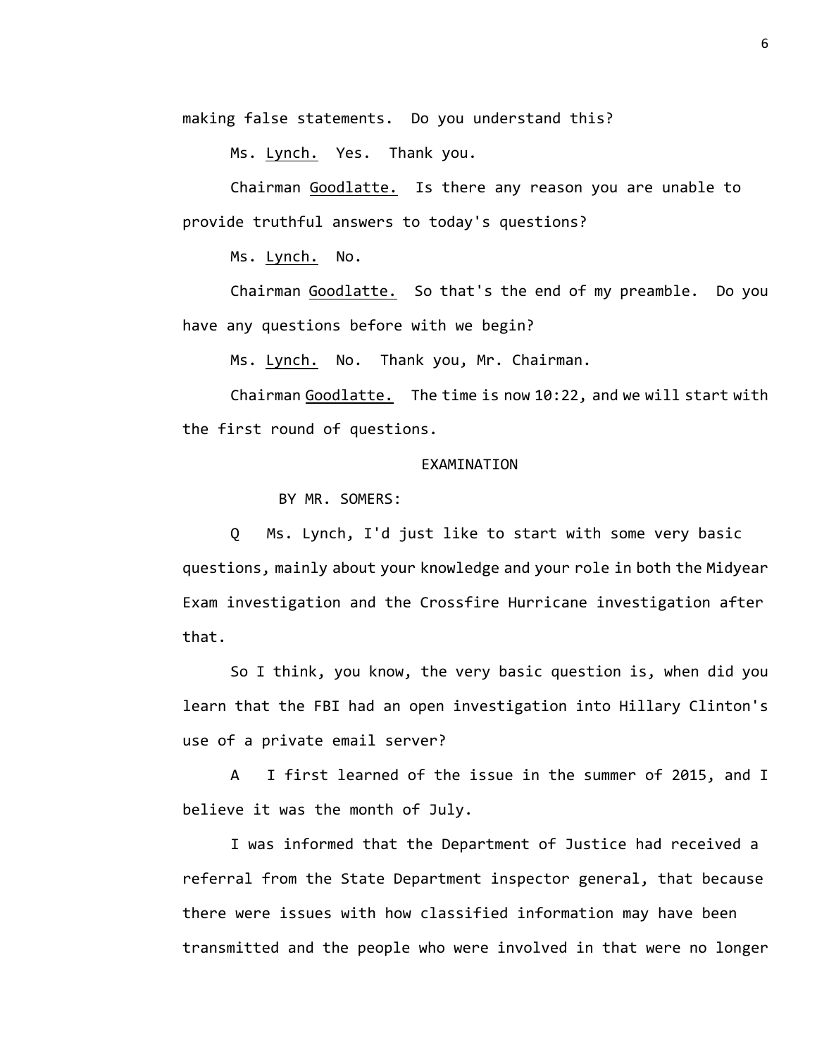making false statements. Do you understand this?

Ms. Lynch. Yes. Thank you.

Chairman Goodlatte. Is there any reason you are unable to provide truthful answers to today's questions?

Ms. Lynch. No.

Chairman Goodlatte. So that's the end of my preamble. Do you have any questions before with we begin?

Ms. Lynch. No. Thank you, Mr. Chairman.

Chairman Goodlatte. The time is now 10:22, and we will start with the first round of questions.

EXAMINATION

BY MR. SOMERS:

Q Ms. Lynch, I'd just like to start with some very basic questions, mainly about your knowledge and your role in both the Midyear Exam investigation and the Crossfire Hurricane investigation after that.

So I think, you know, the very basic question is, when did you learn that the FBI had an open investigation into Hillary Clinton's use of a private email server?

A I first learned of the issue in the summer of 2015, and I believe it was the month of July.

I was informed that the Department of Justice had received a referral from the State Department inspector general, that because there were issues with how classified information may have been transmitted and the people who were involved in that were no longer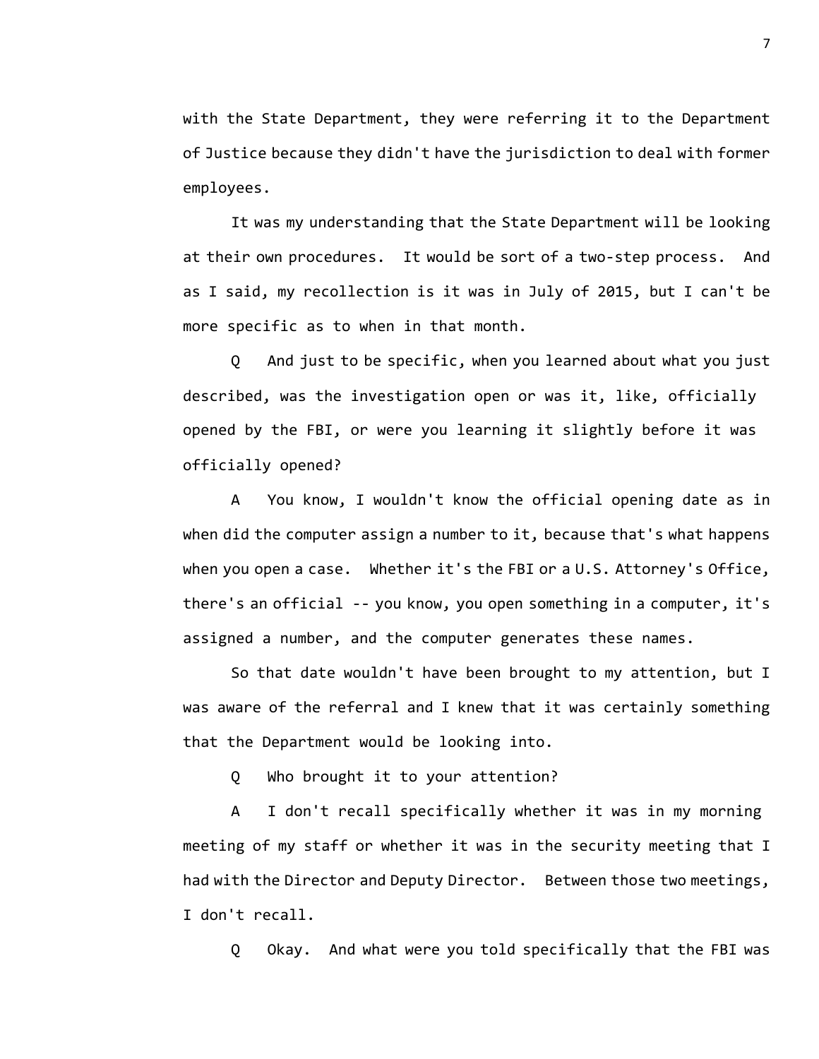with the State Department, they were referring it to the Department of Justice because they didn't have the jurisdiction to deal with former employees.

It was my understanding that the State Department will be looking at their own procedures. It would be sort of a two-step process. And as I said, my recollection is it was in July of 2015, but I can't be more specific as to when in that month.

Q And just to be specific, when you learned about what you just described, was the investigation open or was it, like, officially opened by the FBI, or were you learning it slightly before it was officially opened?

A You know, I wouldn't know the official opening date as in when did the computer assign a number to it, because that's what happens when you open a case. Whether it's the FBI or a U.S. Attorney's Office, there's an official -- you know, you open something in a computer, it's assigned a number, and the computer generates these names.

So that date wouldn't have been brought to my attention, but I was aware of the referral and I knew that it was certainly something that the Department would be looking into.

Q Who brought it to your attention?

A I don't recall specifically whether it was in my morning meeting of my staff or whether it was in the security meeting that I had with the Director and Deputy Director. Between those two meetings, I don't recall.

Q Okay. And what were you told specifically that the FBI was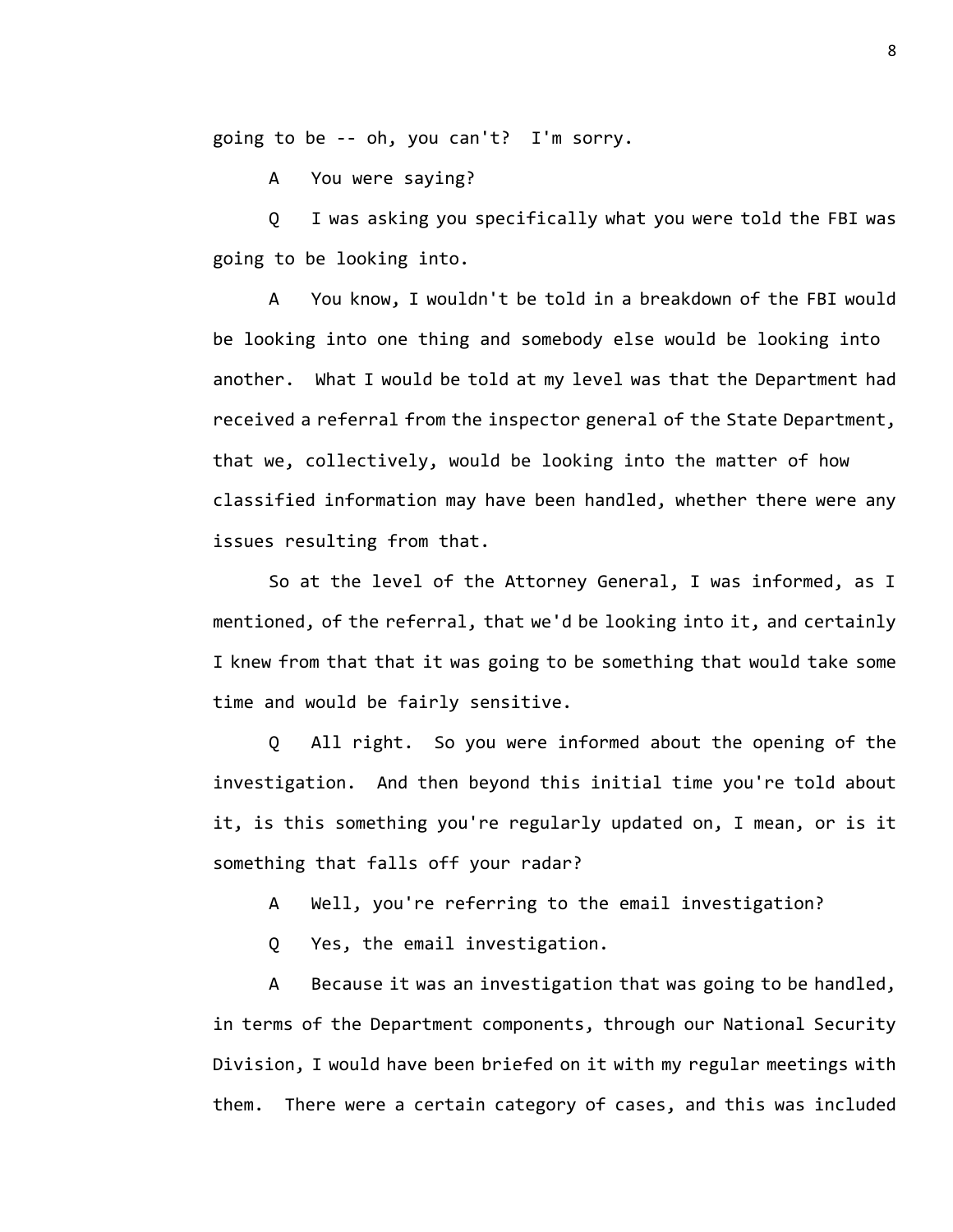going to be -- oh, you can't? I'm sorry.

A You were saying?

Q I was asking you specifically what you were told the FBI was going to be looking into.

A You know, I wouldn't be told in a breakdown of the FBI would be looking into one thing and somebody else would be looking into another. What I would be told at my level was that the Department had received a referral from the inspector general of the State Department, that we, collectively, would be looking into the matter of how classified information may have been handled, whether there were any issues resulting from that.

So at the level of the Attorney General, I was informed, as I mentioned, of the referral, that we'd be looking into it, and certainly I knew from that that it was going to be something that would take some time and would be fairly sensitive.

Q All right. So you were informed about the opening of the investigation. And then beyond this initial time you're told about it, is this something you're regularly updated on, I mean, or is it something that falls off your radar?

A Well, you're referring to the email investigation?

Q Yes, the email investigation.

A Because it was an investigation that was going to be handled, in terms of the Department components, through our National Security Division, I would have been briefed on it with my regular meetings with them. There were a certain category of cases, and this was included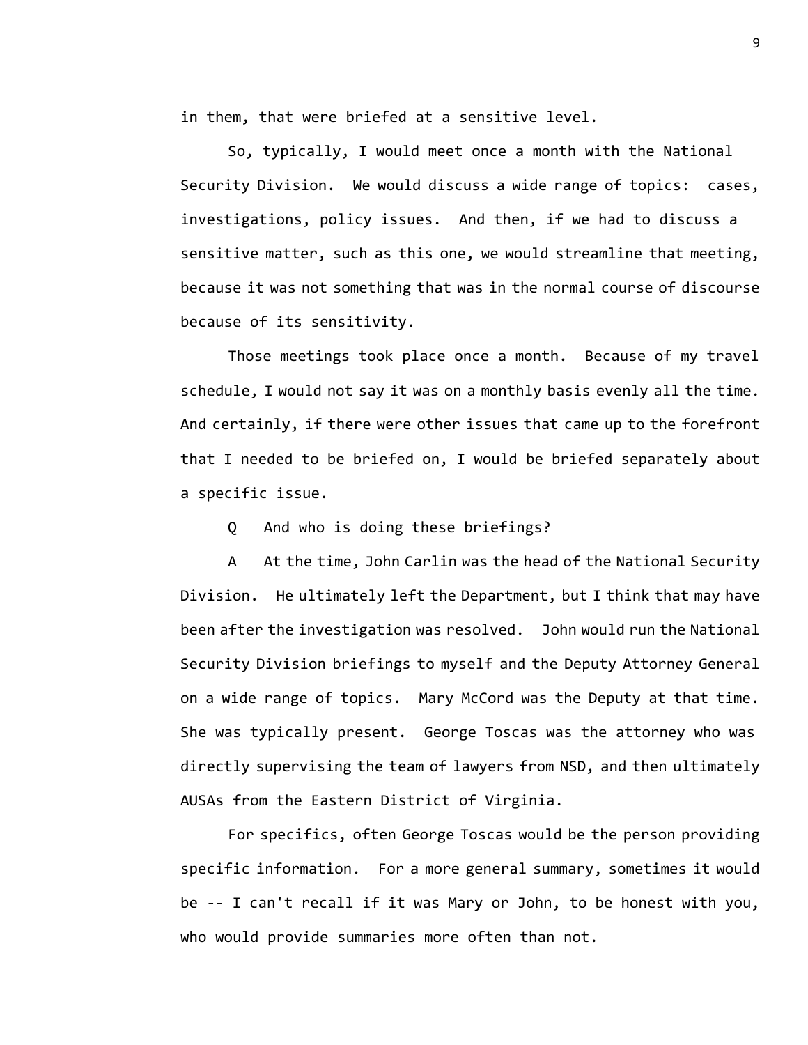in them, that were briefed at a sensitive level.

So, typically, I would meet once a month with the National Security Division. We would discuss a wide range of topics: cases, investigations, policy issues. And then, if we had to discuss a sensitive matter, such as this one, we would streamline that meeting, because it was not something that was in the normal course of discourse because of its sensitivity.

Those meetings took place once a month. Because of my travel schedule, I would not say it was on a monthly basis evenly all the time. And certainly, if there were other issues that came up to the forefront that I needed to be briefed on, I would be briefed separately about a specific issue.

Q And who is doing these briefings?

A At the time, John Carlin was the head of the National Security Division. He ultimately left the Department, but I think that may have been after the investigation was resolved. John would run the National Security Division briefings to myself and the Deputy Attorney General on a wide range of topics. Mary McCord was the Deputy at that time. She was typically present. George Toscas was the attorney who was directly supervising the team of lawyers from NSD, and then ultimately AUSAs from the Eastern District of Virginia.

For specifics, often George Toscas would be the person providing specific information. For a more general summary, sometimes it would be -- I can't recall if it was Mary or John, to be honest with you, who would provide summaries more often than not.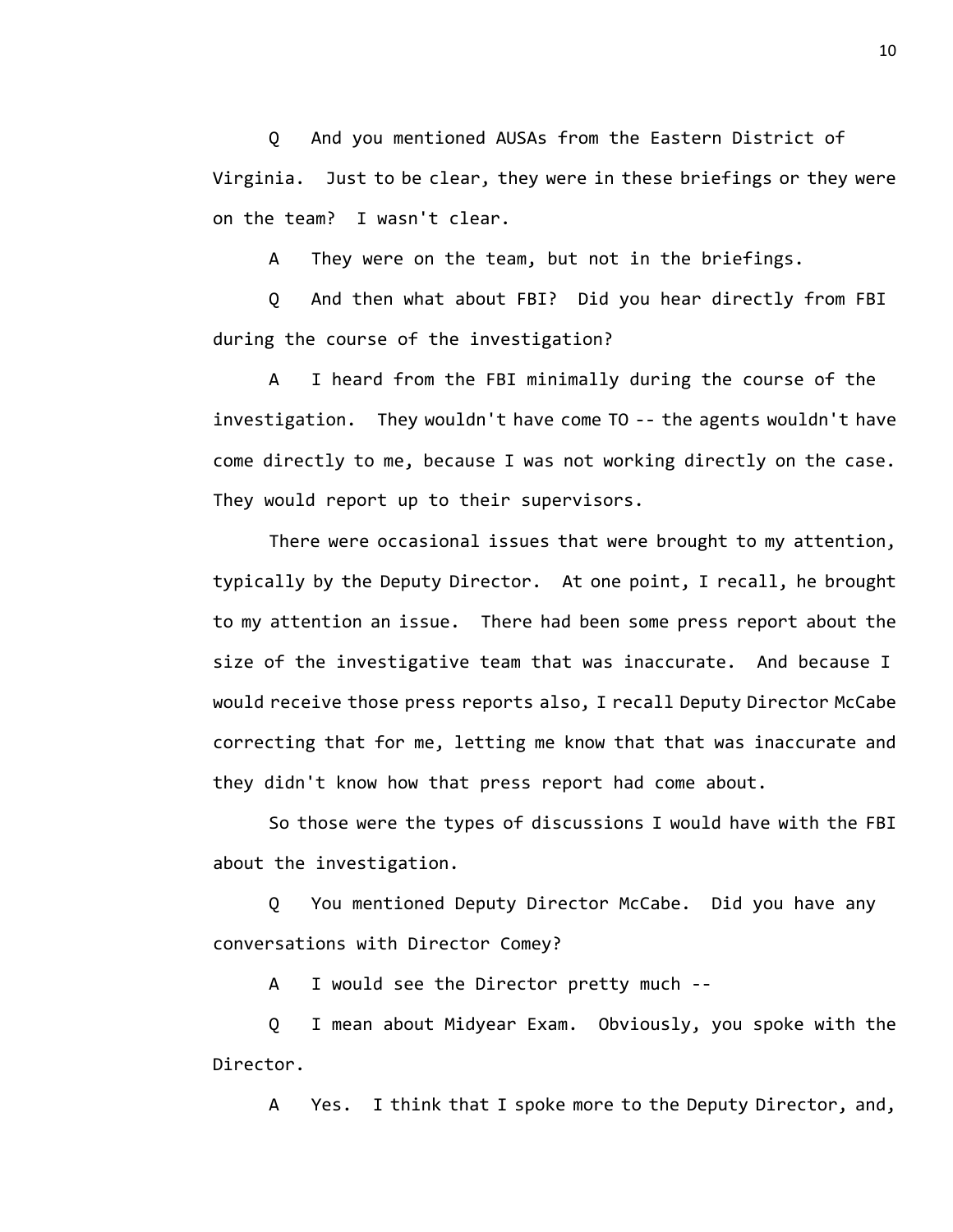Q And you mentioned AUSAs from the Eastern District of Virginia. Just to be clear, they were in these briefings or they were on the team? I wasn't clear.

A They were on the team, but not in the briefings.

Q And then what about FBI? Did you hear directly from FBI during the course of the investigation?

A I heard from the FBI minimally during the course of the investigation. They wouldn't have come TO -- the agents wouldn't have come directly to me, because I was not working directly on the case. They would report up to their supervisors.

There were occasional issues that were brought to my attention, typically by the Deputy Director. At one point, I recall, he brought to my attention an issue. There had been some press report about the size of the investigative team that was inaccurate. And because I would receive those press reports also, I recall Deputy Director McCabe correcting that for me, letting me know that that was inaccurate and they didn't know how that press report had come about.

So those were the types of discussions I would have with the FBI about the investigation.

Q You mentioned Deputy Director McCabe. Did you have any conversations with Director Comey?

A I would see the Director pretty much --

Q I mean about Midyear Exam. Obviously, you spoke with the Director.

A Yes. I think that I spoke more to the Deputy Director, and,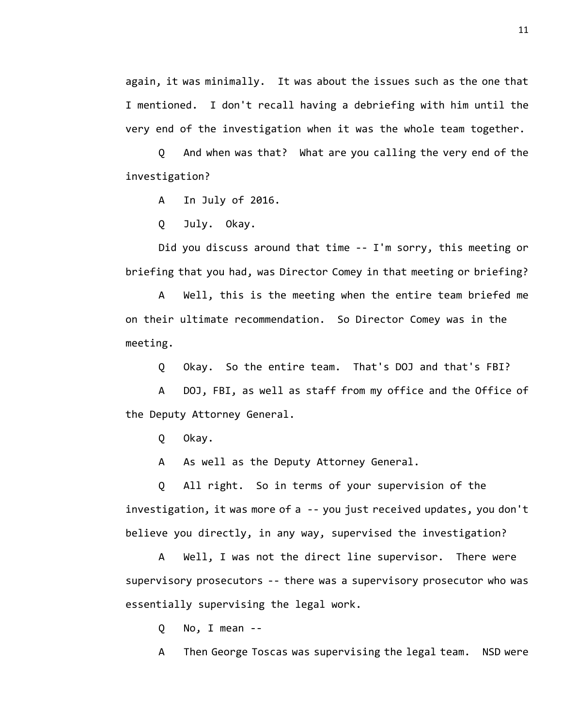again, it was minimally. It was about the issues such as the one that I mentioned. I don't recall having a debriefing with him until the very end of the investigation when it was the whole team together.

Q And when was that? What are you calling the very end of the investigation?

A In July of 2016.

Q July. Okay.

Did you discuss around that time -- I'm sorry, this meeting or briefing that you had, was Director Comey in that meeting or briefing?

A Well, this is the meeting when the entire team briefed me on their ultimate recommendation. So Director Comey was in the meeting.

Q Okay. So the entire team. That's DOJ and that's FBI?

A DOJ, FBI, as well as staff from my office and the Office of the Deputy Attorney General.

Q Okay.

A As well as the Deputy Attorney General.

Q All right. So in terms of your supervision of the investigation, it was more of a -- you just received updates, you don't believe you directly, in any way, supervised the investigation?

A Well, I was not the direct line supervisor. There were supervisory prosecutors -- there was a supervisory prosecutor who was essentially supervising the legal work.

Q No, I mean --

A Then George Toscas was supervising the legal team. NSD were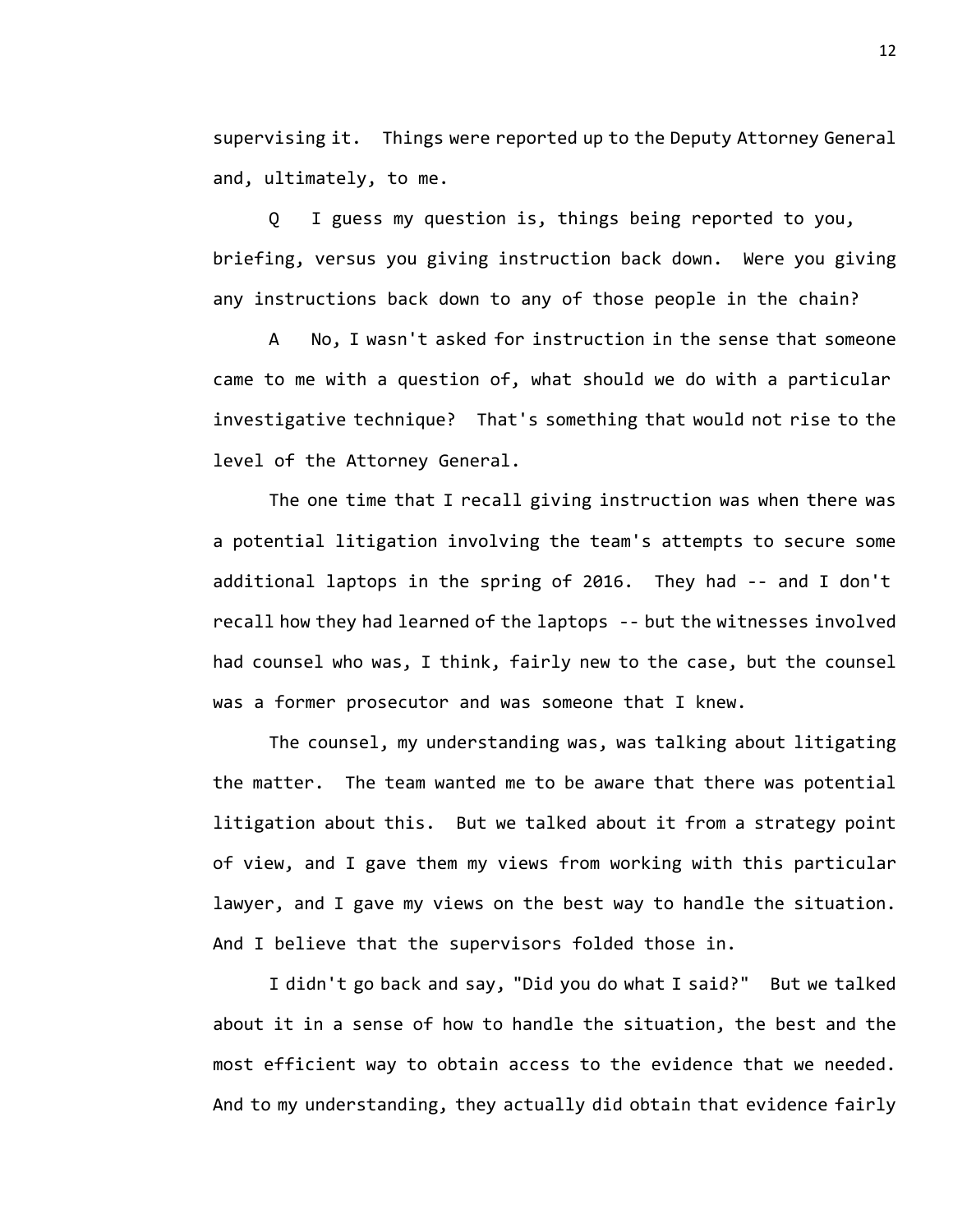supervising it. Things were reported up to the Deputy Attorney General and, ultimately, to me.

Q I guess my question is, things being reported to you, briefing, versus you giving instruction back down. Were you giving any instructions back down to any of those people in the chain?

A No, I wasn't asked for instruction in the sense that someone came to me with a question of, what should we do with a particular investigative technique? That's something that would not rise to the level of the Attorney General.

The one time that I recall giving instruction was when there was a potential litigation involving the team's attempts to secure some additional laptops in the spring of 2016. They had -- and I don't recall how they had learned of the laptops -- but the witnesses involved had counsel who was, I think, fairly new to the case, but the counsel was a former prosecutor and was someone that I knew.

The counsel, my understanding was, was talking about litigating the matter. The team wanted me to be aware that there was potential litigation about this. But we talked about it from a strategy point of view, and I gave them my views from working with this particular lawyer, and I gave my views on the best way to handle the situation. And I believe that the supervisors folded those in.

I didn't go back and say, "Did you do what I said?" But we talked about it in a sense of how to handle the situation, the best and the most efficient way to obtain access to the evidence that we needed. And to my understanding, they actually did obtain that evidence fairly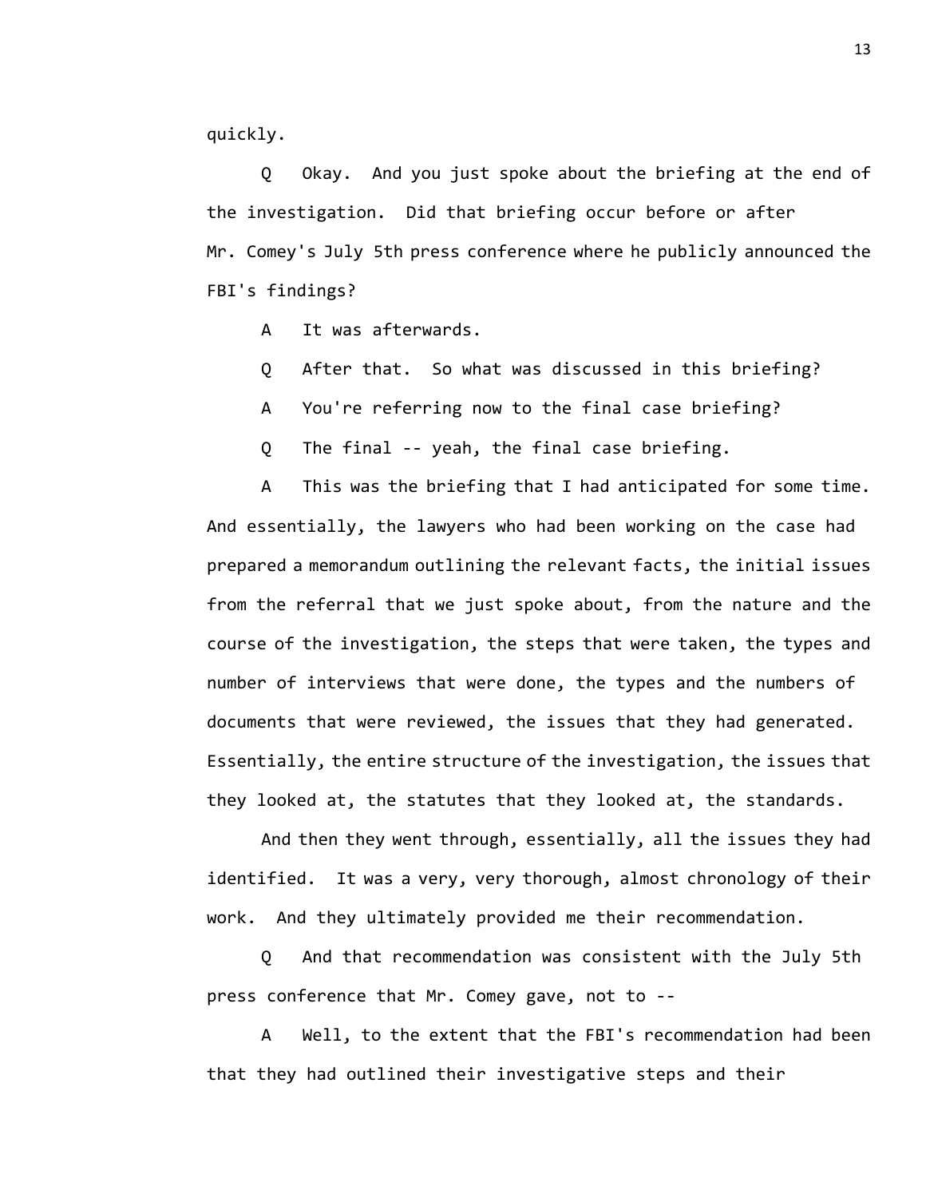quickly.

Q Okay. And you just spoke about the briefing at the end of the investigation. Did that briefing occur before or after Mr. Comey's July 5th press conference where he publicly announced the FBI's findings?

A It was afterwards.

Q After that. So what was discussed in this briefing?

A You're referring now to the final case briefing?

Q The final -- yeah, the final case briefing.

A This was the briefing that I had anticipated for some time. And essentially, the lawyers who had been working on the case had prepared a memorandum outlining the relevant facts, the initial issues from the referral that we just spoke about, from the nature and the course of the investigation, the steps that were taken, the types and number of interviews that were done, the types and the numbers of documents that were reviewed, the issues that they had generated. Essentially, the entire structure of the investigation, the issues that they looked at, the statutes that they looked at, the standards.

And then they went through, essentially, all the issues they had identified. It was a very, very thorough, almost chronology of their work. And they ultimately provided me their recommendation.

Q And that recommendation was consistent with the July 5th press conference that Mr. Comey gave, not to --

A Well, to the extent that the FBI's recommendation had been that they had outlined their investigative steps and their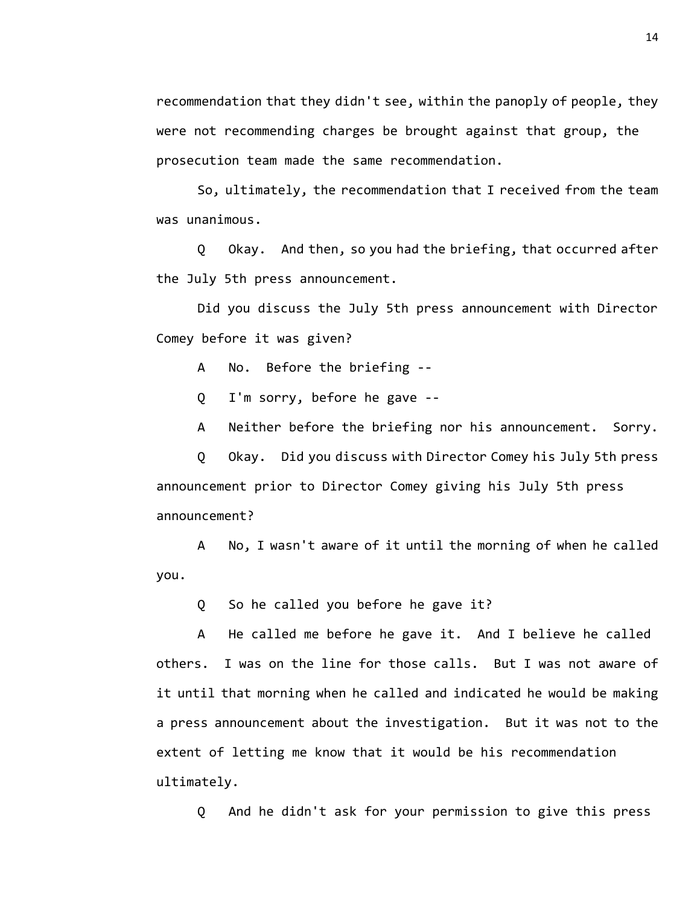recommendation that they didn't see, within the panoply of people, they were not recommending charges be brought against that group, the prosecution team made the same recommendation.

So, ultimately, the recommendation that I received from the team was unanimous.

Q Okay. And then, so you had the briefing, that occurred after the July 5th press announcement.

Did you discuss the July 5th press announcement with Director Comey before it was given?

A No. Before the briefing --

Q I'm sorry, before he gave --

A Neither before the briefing nor his announcement. Sorry.

Q Okay. Did you discuss with Director Comey his July 5th press announcement prior to Director Comey giving his July 5th press announcement?

A No, I wasn't aware of it until the morning of when he called you.

Q So he called you before he gave it?

A He called me before he gave it. And I believe he called others. I was on the line for those calls. But I was not aware of it until that morning when he called and indicated he would be making a press announcement about the investigation. But it was not to the extent of letting me know that it would be his recommendation ultimately.

Q And he didn't ask for your permission to give this press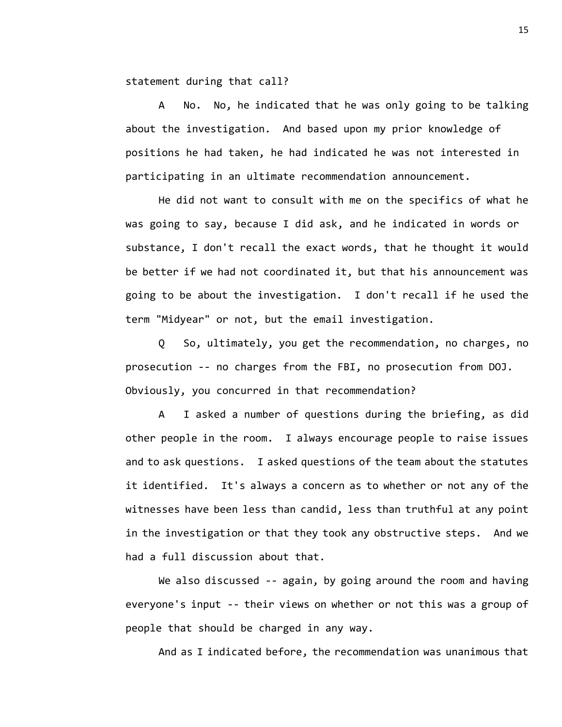statement during that call?

A No. No, he indicated that he was only going to be talking about the investigation. And based upon my prior knowledge of positions he had taken, he had indicated he was not interested in participating in an ultimate recommendation announcement.

He did not want to consult with me on the specifics of what he was going to say, because I did ask, and he indicated in words or substance, I don't recall the exact words, that he thought it would be better if we had not coordinated it, but that his announcement was going to be about the investigation. I don't recall if he used the term "Midyear" or not, but the email investigation.

Q So, ultimately, you get the recommendation, no charges, no prosecution -- no charges from the FBI, no prosecution from DOJ. Obviously, you concurred in that recommendation?

A I asked a number of questions during the briefing, as did other people in the room. I always encourage people to raise issues and to ask questions. I asked questions of the team about the statutes it identified. It's always a concern as to whether or not any of the witnesses have been less than candid, less than truthful at any point in the investigation or that they took any obstructive steps. And we had a full discussion about that.

We also discussed -- again, by going around the room and having everyone's input -- their views on whether or not this was a group of people that should be charged in any way.

And as I indicated before, the recommendation was unanimous that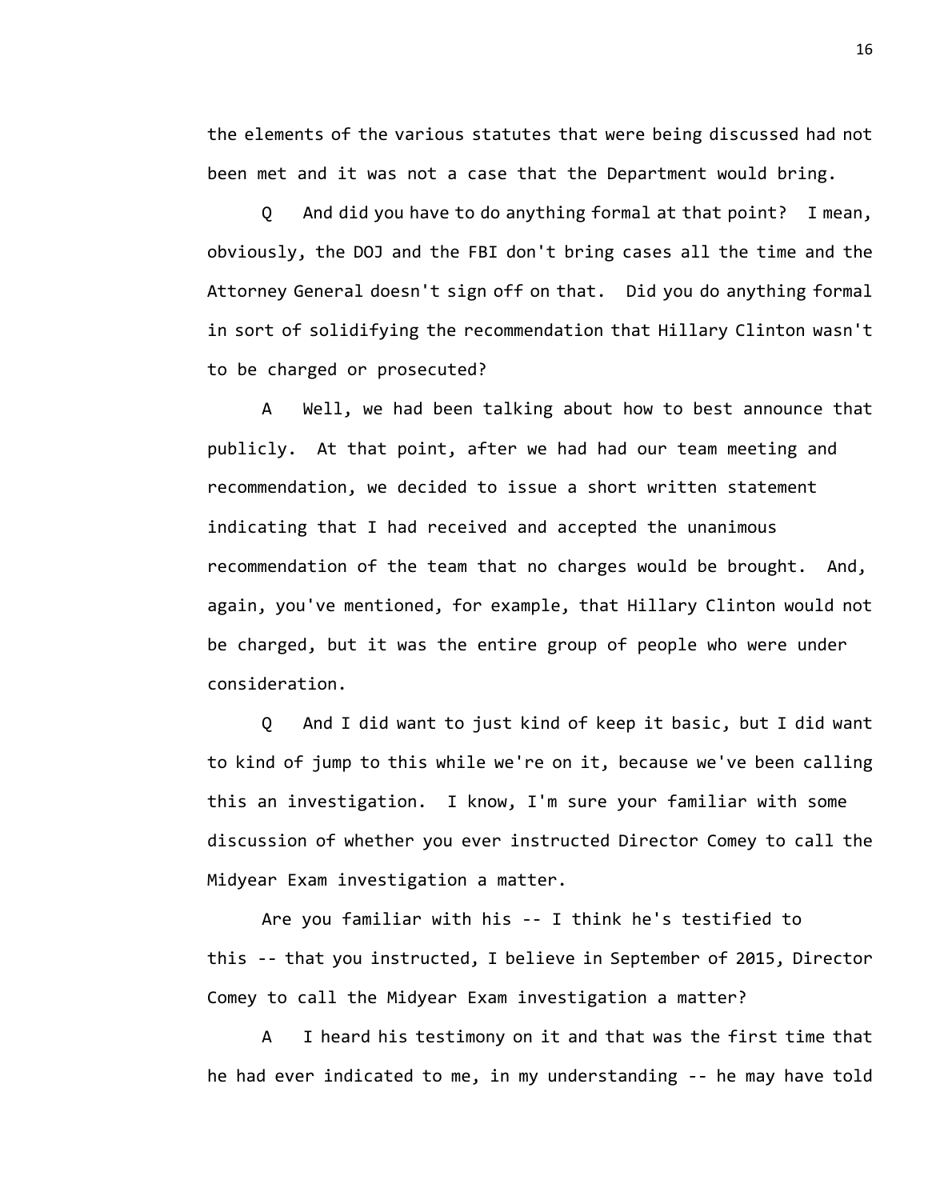the elements of the various statutes that were being discussed had not been met and it was not a case that the Department would bring.

Q And did you have to do anything formal at that point? I mean, obviously, the DOJ and the FBI don't bring cases all the time and the Attorney General doesn't sign off on that. Did you do anything formal in sort of solidifying the recommendation that Hillary Clinton wasn't to be charged or prosecuted?

A Well, we had been talking about how to best announce that publicly. At that point, after we had had our team meeting and recommendation, we decided to issue a short written statement indicating that I had received and accepted the unanimous recommendation of the team that no charges would be brought. And, again, you've mentioned, for example, that Hillary Clinton would not be charged, but it was the entire group of people who were under consideration.

Q And I did want to just kind of keep it basic, but I did want to kind of jump to this while we're on it, because we've been calling this an investigation. I know, I'm sure your familiar with some discussion of whether you ever instructed Director Comey to call the Midyear Exam investigation a matter.

Are you familiar with his -- I think he's testified to this -- that you instructed, I believe in September of 2015, Director Comey to call the Midyear Exam investigation a matter?

A I heard his testimony on it and that was the first time that he had ever indicated to me, in my understanding -- he may have told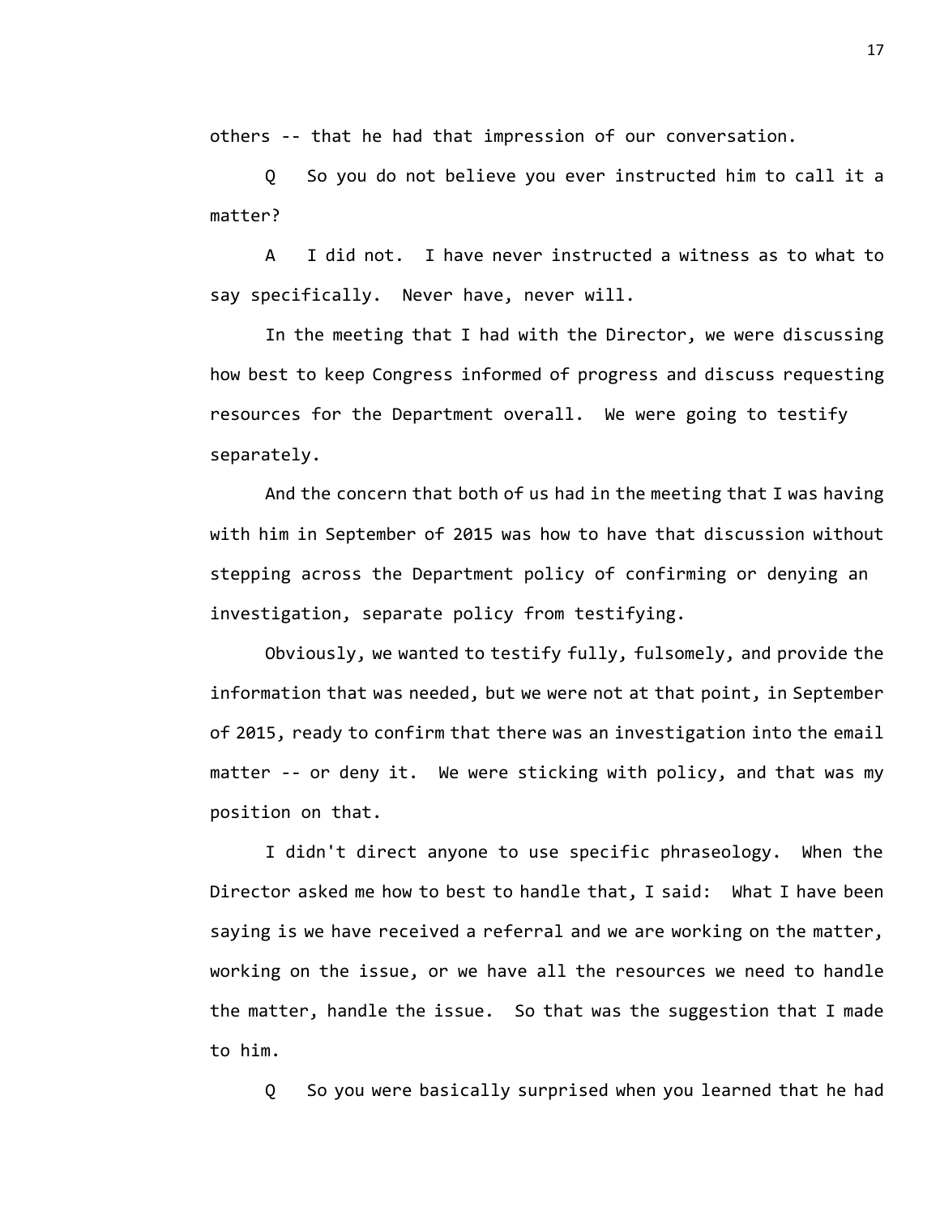others -- that he had that impression of our conversation.

Q So you do not believe you ever instructed him to call it a matter?

A I did not. I have never instructed a witness as to what to say specifically. Never have, never will.

In the meeting that I had with the Director, we were discussing how best to keep Congress informed of progress and discuss requesting resources for the Department overall. We were going to testify separately.

And the concern that both of us had in the meeting that I was having with him in September of 2015 was how to have that discussion without stepping across the Department policy of confirming or denying an investigation, separate policy from testifying.

Obviously, we wanted to testify fully, fulsomely, and provide the information that was needed, but we were not at that point, in September of 2015, ready to confirm that there was an investigation into the email matter -- or deny it. We were sticking with policy, and that was my position on that.

I didn't direct anyone to use specific phraseology. When the Director asked me how to best to handle that, I said: What I have been saying is we have received a referral and we are working on the matter, working on the issue, or we have all the resources we need to handle the matter, handle the issue. So that was the suggestion that I made to him.

Q So you were basically surprised when you learned that he had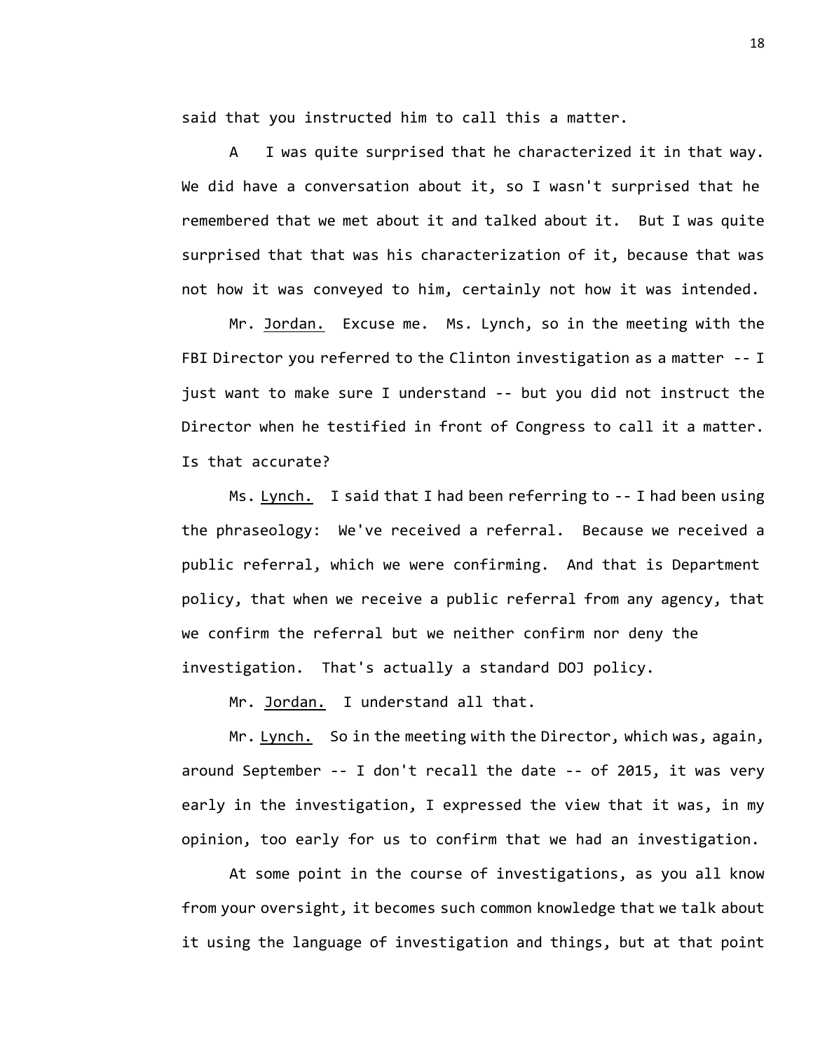said that you instructed him to call this a matter.

A I was quite surprised that he characterized it in that way. We did have a conversation about it, so I wasn't surprised that he remembered that we met about it and talked about it. But I was quite surprised that that was his characterization of it, because that was not how it was conveyed to him, certainly not how it was intended.

Mr. Jordan. Excuse me. Ms. Lynch, so in the meeting with the FBI Director you referred to the Clinton investigation as a matter -- I just want to make sure I understand -- but you did not instruct the Director when he testified in front of Congress to call it a matter. Is that accurate?

Ms. Lynch. I said that I had been referring to -- I had been using the phraseology: We've received a referral. Because we received a public referral, which we were confirming. And that is Department policy, that when we receive a public referral from any agency, that we confirm the referral but we neither confirm nor deny the investigation. That's actually a standard DOJ policy.

Mr. Jordan. I understand all that.

Mr. Lynch. So in the meeting with the Director, which was, again, around September -- I don't recall the date -- of 2015, it was very early in the investigation, I expressed the view that it was, in my opinion, too early for us to confirm that we had an investigation.

At some point in the course of investigations, as you all know from your oversight, it becomes such common knowledge that we talk about it using the language of investigation and things, but at that point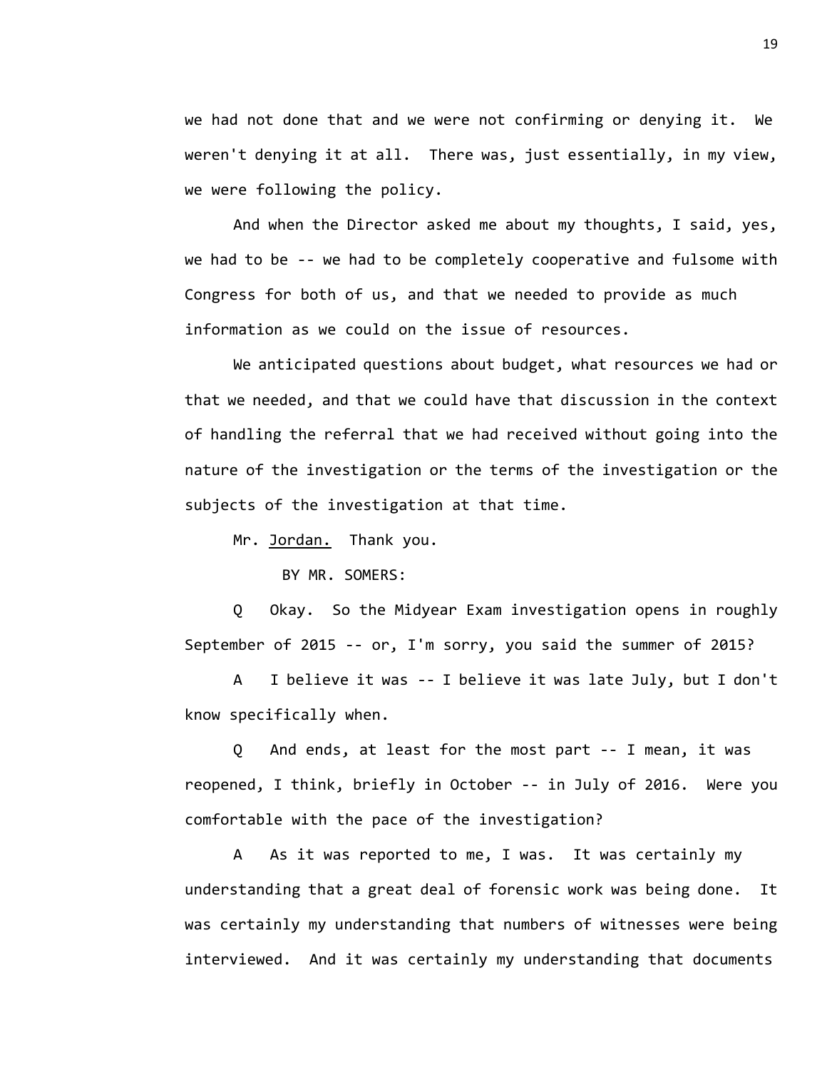we had not done that and we were not confirming or denying it. We weren't denying it at all. There was, just essentially, in my view, we were following the policy.

And when the Director asked me about my thoughts, I said, yes, we had to be -- we had to be completely cooperative and fulsome with Congress for both of us, and that we needed to provide as much information as we could on the issue of resources.

We anticipated questions about budget, what resources we had or that we needed, and that we could have that discussion in the context of handling the referral that we had received without going into the nature of the investigation or the terms of the investigation or the subjects of the investigation at that time.

Mr. Jordan. Thank you.

BY MR. SOMERS:

Q Okay. So the Midyear Exam investigation opens in roughly September of 2015 -- or, I'm sorry, you said the summer of 2015?

A I believe it was -- I believe it was late July, but I don't know specifically when.

Q And ends, at least for the most part -- I mean, it was reopened, I think, briefly in October -- in July of 2016. Were you comfortable with the pace of the investigation?

A As it was reported to me, I was. It was certainly my understanding that a great deal of forensic work was being done. It was certainly my understanding that numbers of witnesses were being interviewed. And it was certainly my understanding that documents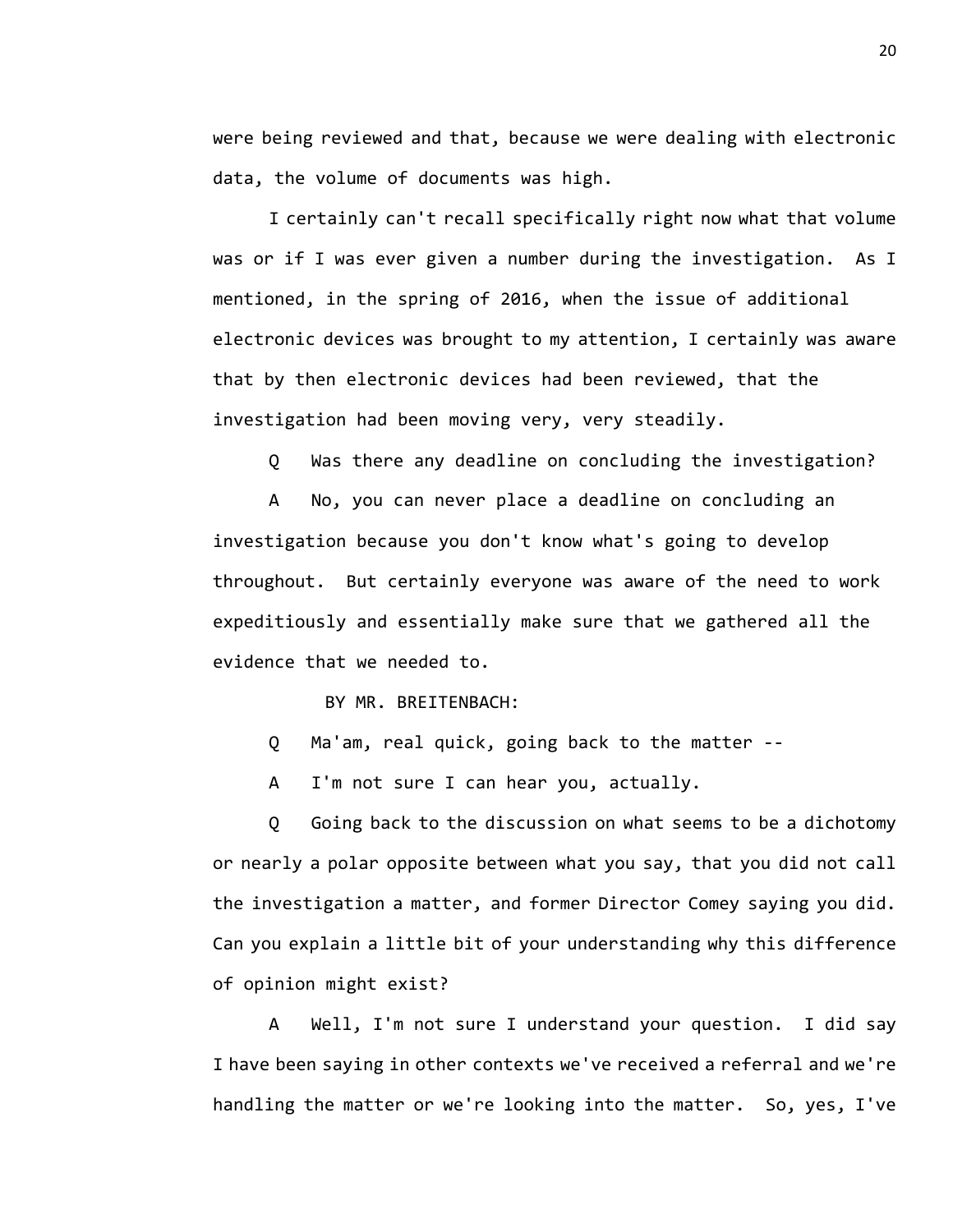were being reviewed and that, because we were dealing with electronic data, the volume of documents was high.

I certainly can't recall specifically right now what that volume was or if I was ever given a number during the investigation. As I mentioned, in the spring of 2016, when the issue of additional electronic devices was brought to my attention, I certainly was aware that by then electronic devices had been reviewed, that the investigation had been moving very, very steadily.

Q Was there any deadline on concluding the investigation?

A No, you can never place a deadline on concluding an investigation because you don't know what's going to develop throughout. But certainly everyone was aware of the need to work expeditiously and essentially make sure that we gathered all the evidence that we needed to.

BY MR. BREITENBACH:

Q Ma'am, real quick, going back to the matter --

A I'm not sure I can hear you, actually.

Q Going back to the discussion on what seems to be a dichotomy or nearly a polar opposite between what you say, that you did not call the investigation a matter, and former Director Comey saying you did. Can you explain a little bit of your understanding why this difference of opinion might exist?

A Well, I'm not sure I understand your question. I did say I have been saying in other contexts we've received a referral and we're handling the matter or we're looking into the matter. So, yes, I've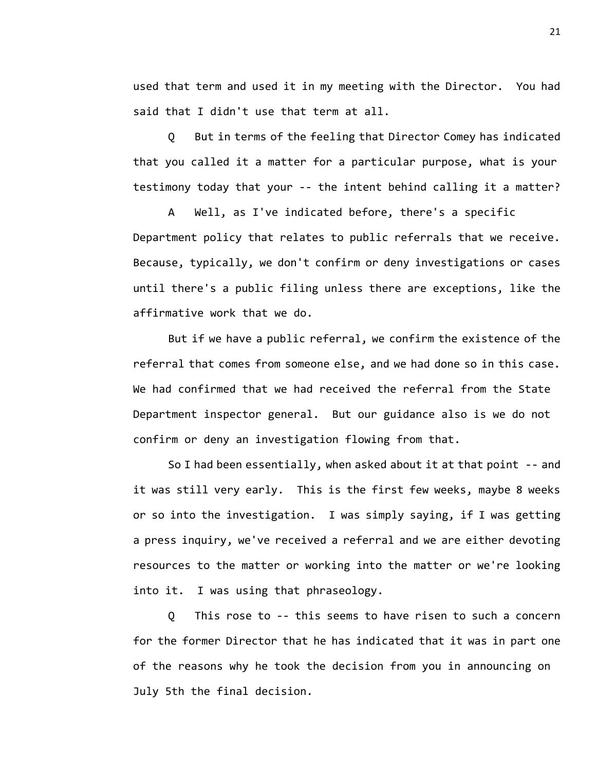used that term and used it in my meeting with the Director. You had said that I didn't use that term at all.

Q But in terms of the feeling that Director Comey has indicated that you called it a matter for a particular purpose, what is your testimony today that your -- the intent behind calling it a matter?

A Well, as I've indicated before, there's a specific Department policy that relates to public referrals that we receive. Because, typically, we don't confirm or deny investigations or cases until there's a public filing unless there are exceptions, like the affirmative work that we do.

But if we have a public referral, we confirm the existence of the referral that comes from someone else, and we had done so in this case. We had confirmed that we had received the referral from the State Department inspector general. But our guidance also is we do not confirm or deny an investigation flowing from that.

So I had been essentially, when asked about it at that point -- and it was still very early. This is the first few weeks, maybe 8 weeks or so into the investigation. I was simply saying, if I was getting a press inquiry, we've received a referral and we are either devoting resources to the matter or working into the matter or we're looking into it. I was using that phraseology.

Q This rose to -- this seems to have risen to such a concern for the former Director that he has indicated that it was in part one of the reasons why he took the decision from you in announcing on July 5th the final decision.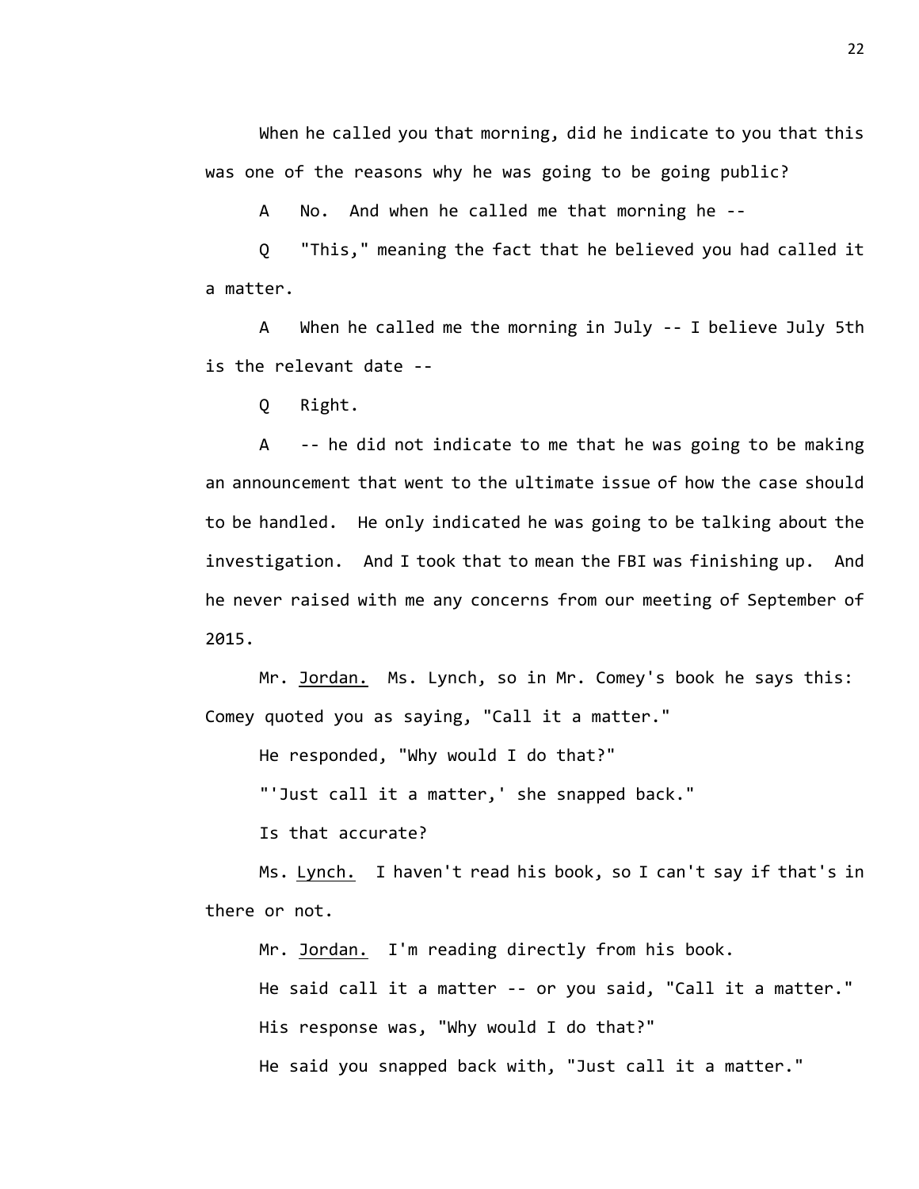When he called you that morning, did he indicate to you that this was one of the reasons why he was going to be going public?

A No. And when he called me that morning he --

Q "This," meaning the fact that he believed you had called it a matter.

A When he called me the morning in July -- I believe July 5th is the relevant date --

Q Right.

A -- he did not indicate to me that he was going to be making an announcement that went to the ultimate issue of how the case should to be handled. He only indicated he was going to be talking about the investigation. And I took that to mean the FBI was finishing up. And he never raised with me any concerns from our meeting of September of 2015.

Mr. Jordan. Ms. Lynch, so in Mr. Comey's book he says this: Comey quoted you as saying, "Call it a matter."

He responded, "Why would I do that?"

"'Just call it a matter,' she snapped back."

Is that accurate?

Ms. Lynch. I haven't read his book, so I can't say if that's in there or not.

Mr. Jordan. I'm reading directly from his book.

He said call it a matter -- or you said, "Call it a matter."

His response was, "Why would I do that?"

He said you snapped back with, "Just call it a matter."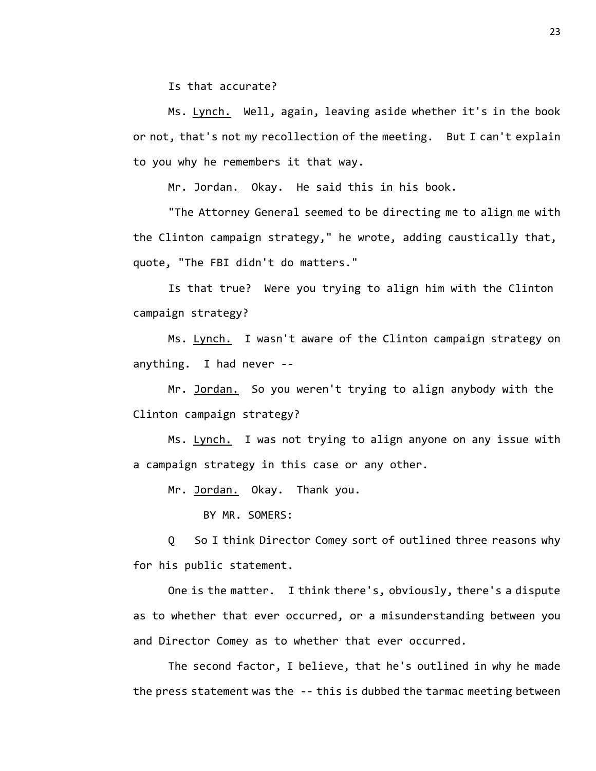Is that accurate?

Ms. Lynch. Well, again, leaving aside whether it's in the book or not, that's not my recollection of the meeting. But I can't explain to you why he remembers it that way.

Mr. Jordan. Okay. He said this in his book.

"The Attorney General seemed to be directing me to align me with the Clinton campaign strategy," he wrote, adding caustically that, quote, "The FBI didn't do matters."

Is that true? Were you trying to align him with the Clinton campaign strategy?

Ms. Lynch. I wasn't aware of the Clinton campaign strategy on anything. I had never --

Mr. Jordan. So you weren't trying to align anybody with the Clinton campaign strategy?

Ms. Lynch. I was not trying to align anyone on any issue with a campaign strategy in this case or any other.

Mr. Jordan. Okay. Thank you.

BY MR. SOMERS:

Q So I think Director Comey sort of outlined three reasons why for his public statement.

One is the matter. I think there's, obviously, there's a dispute as to whether that ever occurred, or a misunderstanding between you and Director Comey as to whether that ever occurred.

The second factor, I believe, that he's outlined in why he made the press statement was the -- this is dubbed the tarmac meeting between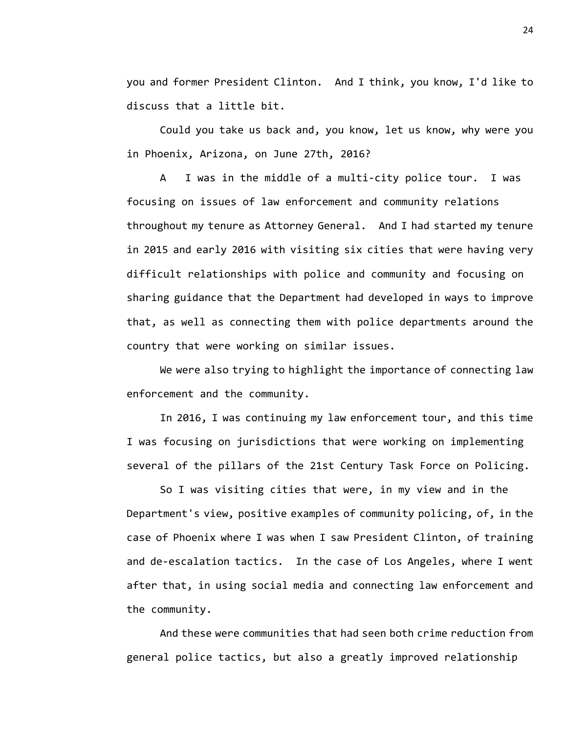you and former President Clinton. And I think, you know, I'd like to discuss that a little bit.

Could you take us back and, you know, let us know, why were you in Phoenix, Arizona, on June 27th, 2016?

A I was in the middle of a multi-city police tour. I was focusing on issues of law enforcement and community relations throughout my tenure as Attorney General. And I had started my tenure in 2015 and early 2016 with visiting six cities that were having very difficult relationships with police and community and focusing on sharing guidance that the Department had developed in ways to improve that, as well as connecting them with police departments around the country that were working on similar issues.

We were also trying to highlight the importance of connecting law enforcement and the community.

In 2016, I was continuing my law enforcement tour, and this time I was focusing on jurisdictions that were working on implementing several of the pillars of the 21st Century Task Force on Policing.

So I was visiting cities that were, in my view and in the Department's view, positive examples of community policing, of, in the case of Phoenix where I was when I saw President Clinton, of training and de-escalation tactics. In the case of Los Angeles, where I went after that, in using social media and connecting law enforcement and the community.

And these were communities that had seen both crime reduction from general police tactics, but also a greatly improved relationship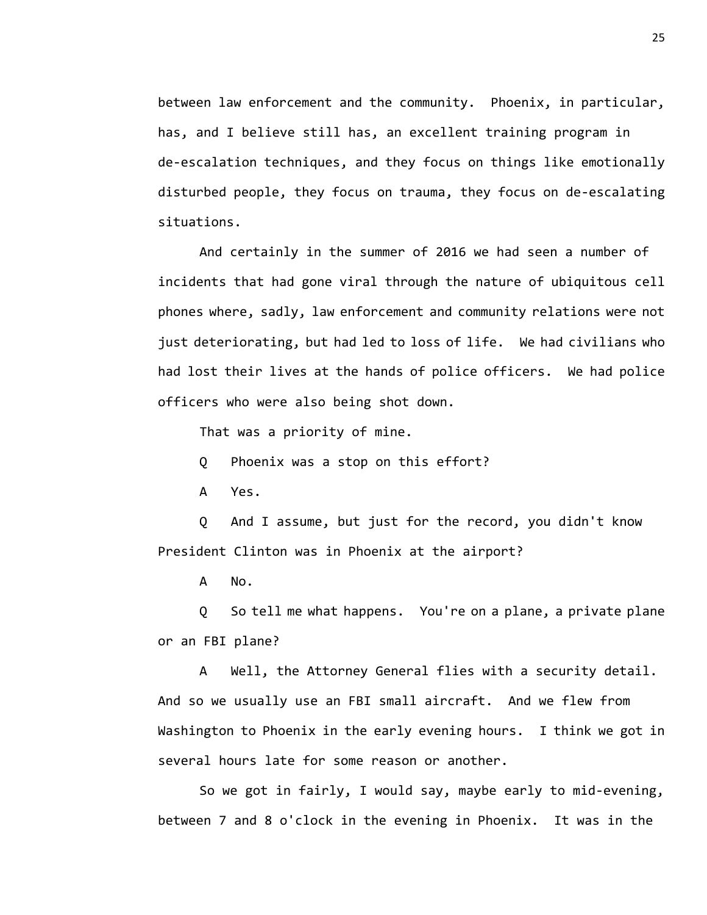between law enforcement and the community. Phoenix, in particular, has, and I believe still has, an excellent training program in de-escalation techniques, and they focus on things like emotionally disturbed people, they focus on trauma, they focus on de-escalating situations.

And certainly in the summer of 2016 we had seen a number of incidents that had gone viral through the nature of ubiquitous cell phones where, sadly, law enforcement and community relations were not just deteriorating, but had led to loss of life. We had civilians who had lost their lives at the hands of police officers. We had police officers who were also being shot down.

That was a priority of mine.

Q Phoenix was a stop on this effort?

A Yes.

Q And I assume, but just for the record, you didn't know President Clinton was in Phoenix at the airport?

A No.

Q So tell me what happens. You're on a plane, a private plane or an FBI plane?

A Well, the Attorney General flies with a security detail. And so we usually use an FBI small aircraft. And we flew from Washington to Phoenix in the early evening hours. I think we got in several hours late for some reason or another.

So we got in fairly, I would say, maybe early to mid-evening, between 7 and 8 o'clock in the evening in Phoenix. It was in the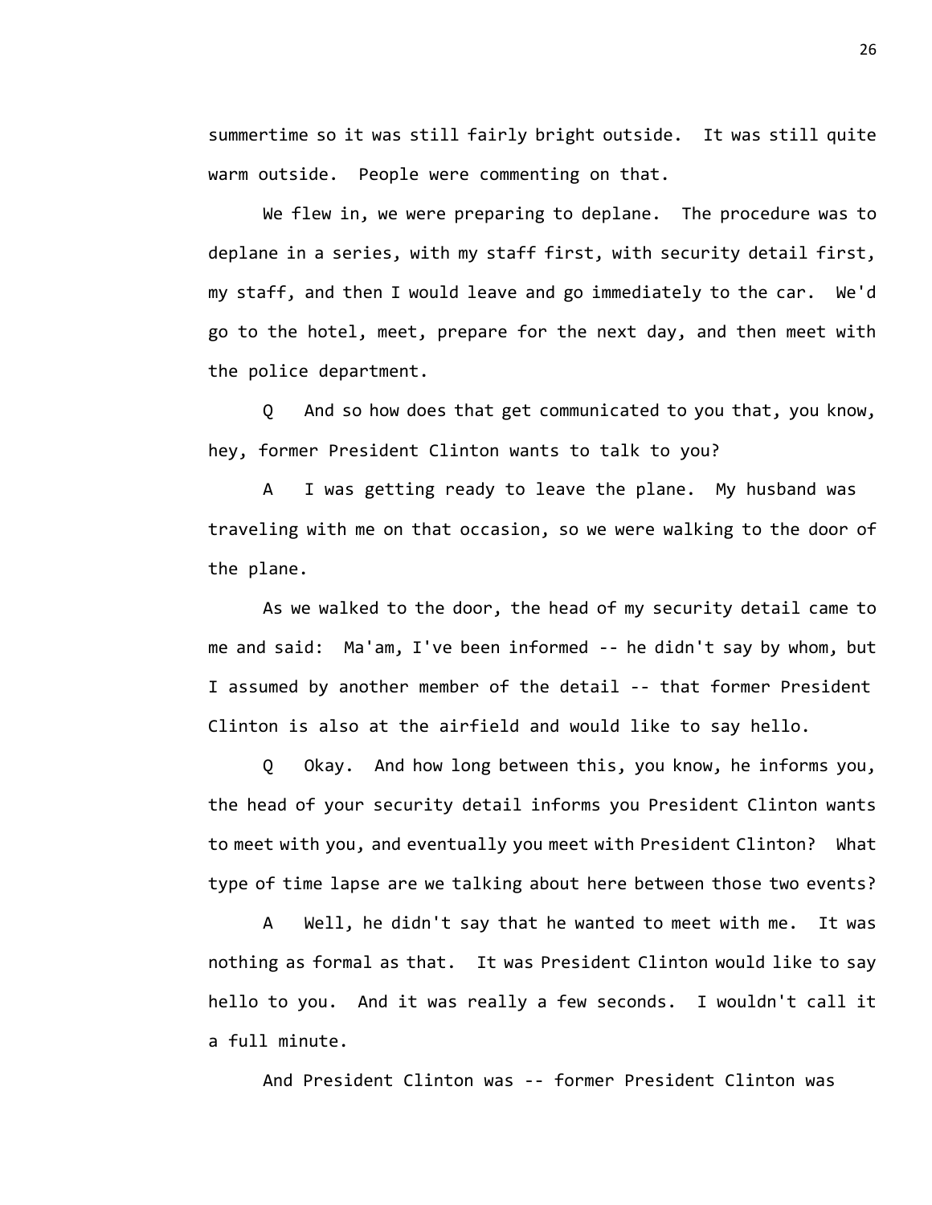summertime so it was still fairly bright outside. It was still quite warm outside. People were commenting on that.

We flew in, we were preparing to deplane. The procedure was to deplane in a series, with my staff first, with security detail first, my staff, and then I would leave and go immediately to the car. We'd go to the hotel, meet, prepare for the next day, and then meet with the police department.

Q And so how does that get communicated to you that, you know, hey, former President Clinton wants to talk to you?

A I was getting ready to leave the plane. My husband was traveling with me on that occasion, so we were walking to the door of the plane.

As we walked to the door, the head of my security detail came to me and said: Ma'am, I've been informed -- he didn't say by whom, but I assumed by another member of the detail -- that former President Clinton is also at the airfield and would like to say hello.

Q Okay. And how long between this, you know, he informs you, the head of your security detail informs you President Clinton wants to meet with you, and eventually you meet with President Clinton? What type of time lapse are we talking about here between those two events?

A Well, he didn't say that he wanted to meet with me. It was nothing as formal as that. It was President Clinton would like to say hello to you. And it was really a few seconds. I wouldn't call it a full minute.

And President Clinton was -- former President Clinton was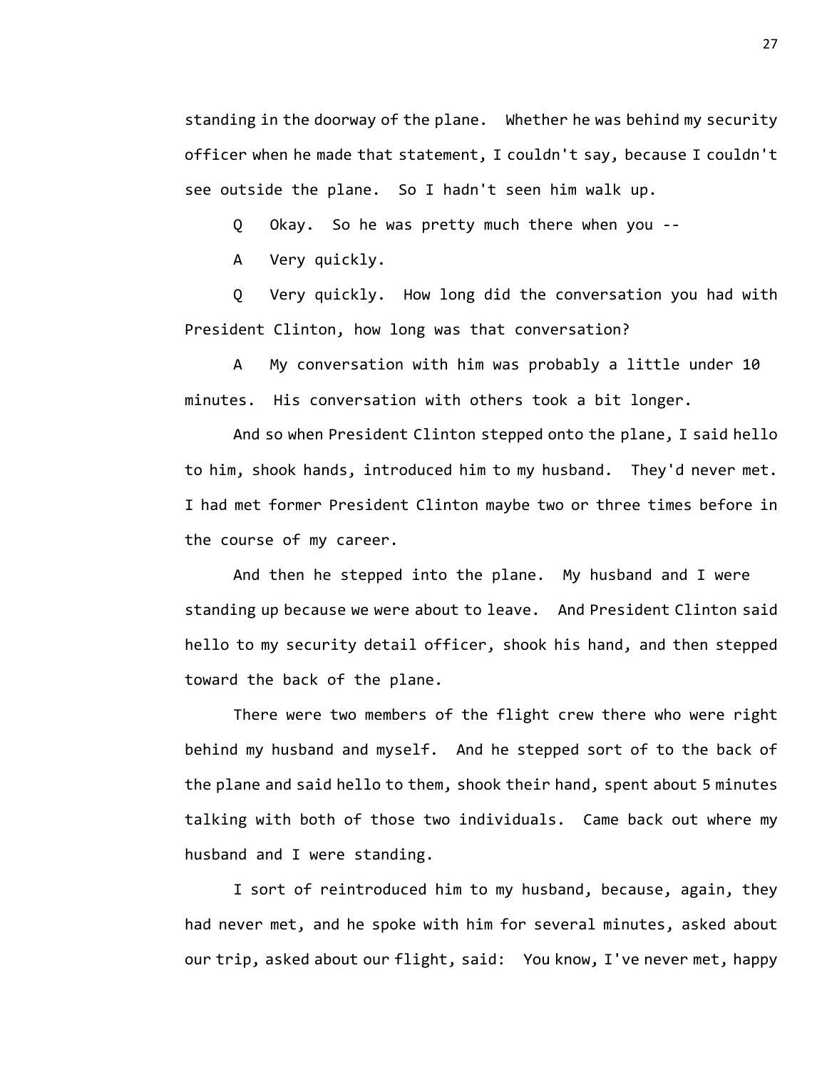standing in the doorway of the plane. Whether he was behind my security officer when he made that statement, I couldn't say, because I couldn't see outside the plane. So I hadn't seen him walk up.

Q Okay. So he was pretty much there when you --

A Very quickly.

Q Very quickly. How long did the conversation you had with President Clinton, how long was that conversation?

A My conversation with him was probably a little under 10 minutes. His conversation with others took a bit longer.

And so when President Clinton stepped onto the plane, I said hello to him, shook hands, introduced him to my husband. They'd never met. I had met former President Clinton maybe two or three times before in the course of my career.

And then he stepped into the plane. My husband and I were standing up because we were about to leave. And President Clinton said hello to my security detail officer, shook his hand, and then stepped toward the back of the plane.

There were two members of the flight crew there who were right behind my husband and myself. And he stepped sort of to the back of the plane and said hello to them, shook their hand, spent about 5 minutes talking with both of those two individuals. Came back out where my husband and I were standing.

I sort of reintroduced him to my husband, because, again, they had never met, and he spoke with him for several minutes, asked about our trip, asked about our flight, said: You know, I've never met, happy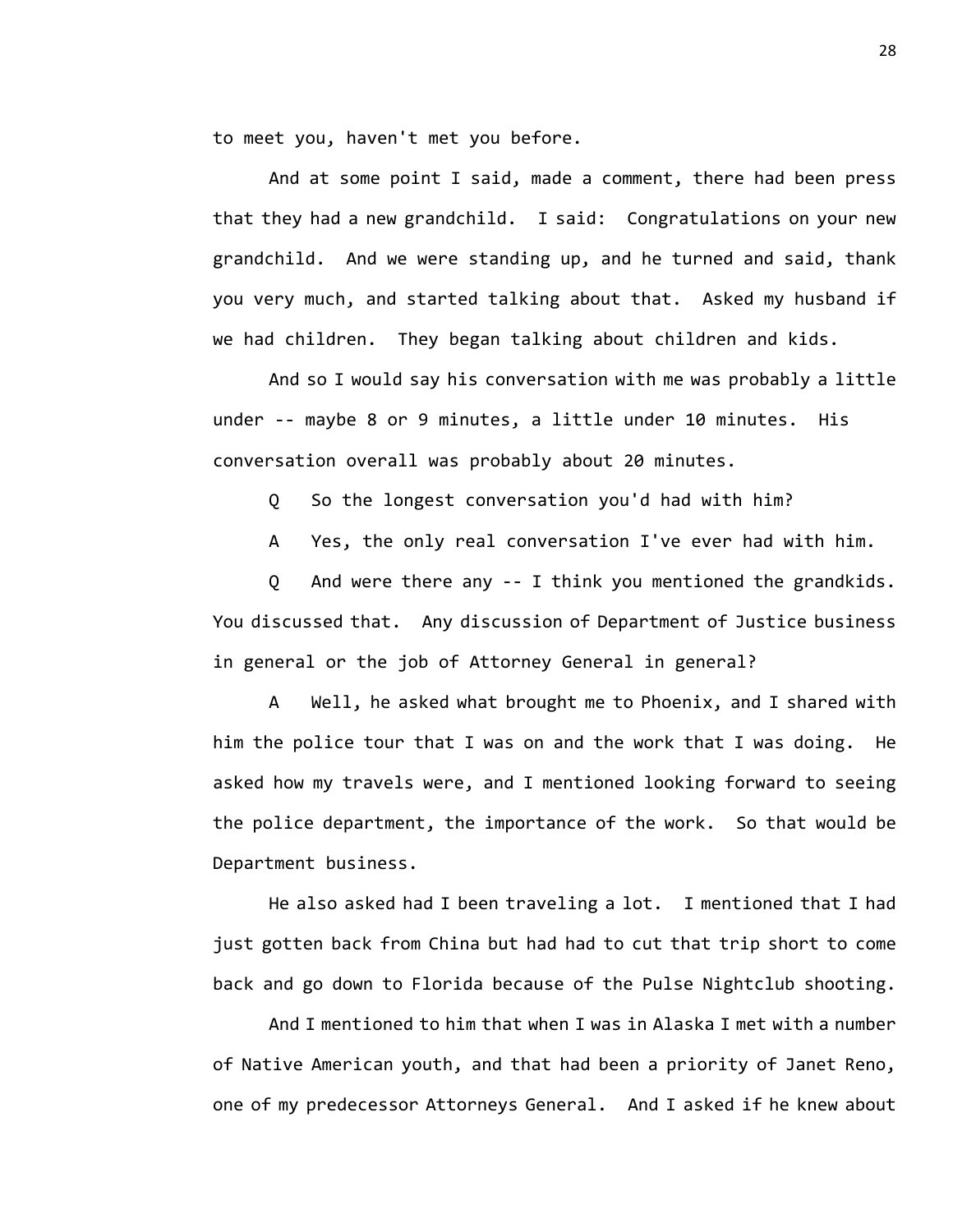to meet you, haven't met you before.

And at some point I said, made a comment, there had been press that they had a new grandchild. I said: Congratulations on your new grandchild. And we were standing up, and he turned and said, thank you very much, and started talking about that. Asked my husband if we had children. They began talking about children and kids.

And so I would say his conversation with me was probably a little under -- maybe 8 or 9 minutes, a little under 10 minutes. His conversation overall was probably about 20 minutes.

Q So the longest conversation you'd had with him?

A Yes, the only real conversation I've ever had with him.

Q And were there any -- I think you mentioned the grandkids. You discussed that. Any discussion of Department of Justice business in general or the job of Attorney General in general?

A Well, he asked what brought me to Phoenix, and I shared with him the police tour that I was on and the work that I was doing. He asked how my travels were, and I mentioned looking forward to seeing the police department, the importance of the work. So that would be Department business.

He also asked had I been traveling a lot. I mentioned that I had just gotten back from China but had had to cut that trip short to come back and go down to Florida because of the Pulse Nightclub shooting.

And I mentioned to him that when I was in Alaska I met with a number of Native American youth, and that had been a priority of Janet Reno, one of my predecessor Attorneys General. And I asked if he knew about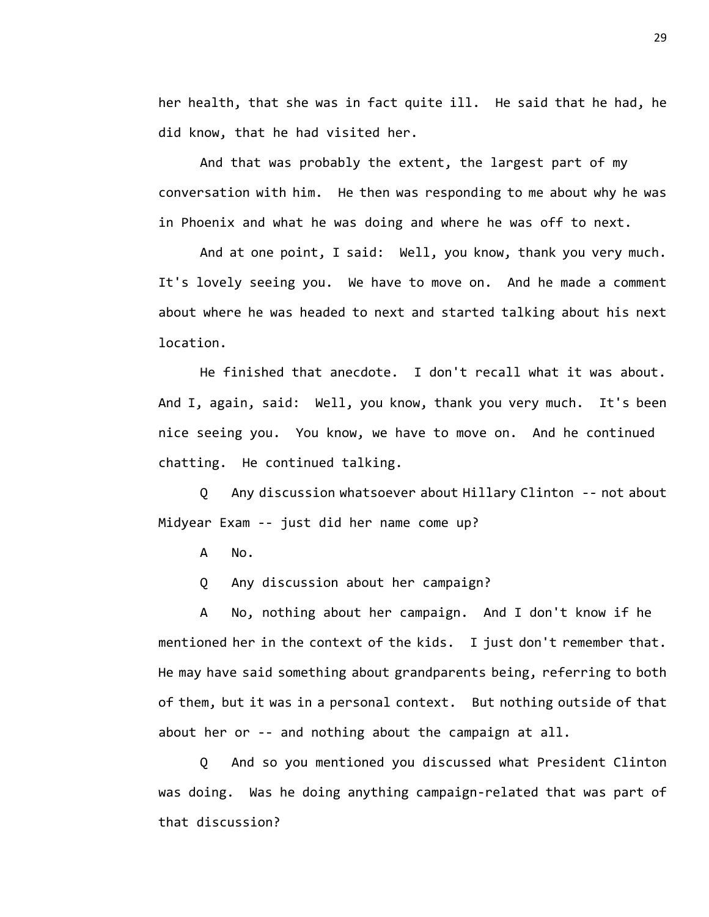her health, that she was in fact quite ill. He said that he had, he did know, that he had visited her.

And that was probably the extent, the largest part of my conversation with him. He then was responding to me about why he was in Phoenix and what he was doing and where he was off to next.

And at one point, I said: Well, you know, thank you very much. It's lovely seeing you. We have to move on. And he made a comment about where he was headed to next and started talking about his next location.

He finished that anecdote. I don't recall what it was about. And I, again, said: Well, you know, thank you very much. It's been nice seeing you. You know, we have to move on. And he continued chatting. He continued talking.

Q Any discussion whatsoever about Hillary Clinton -- not about Midyear Exam -- just did her name come up?

A No.

Q Any discussion about her campaign?

A No, nothing about her campaign. And I don't know if he mentioned her in the context of the kids. I just don't remember that. He may have said something about grandparents being, referring to both of them, but it was in a personal context. But nothing outside of that about her or -- and nothing about the campaign at all.

Q And so you mentioned you discussed what President Clinton was doing. Was he doing anything campaign-related that was part of that discussion?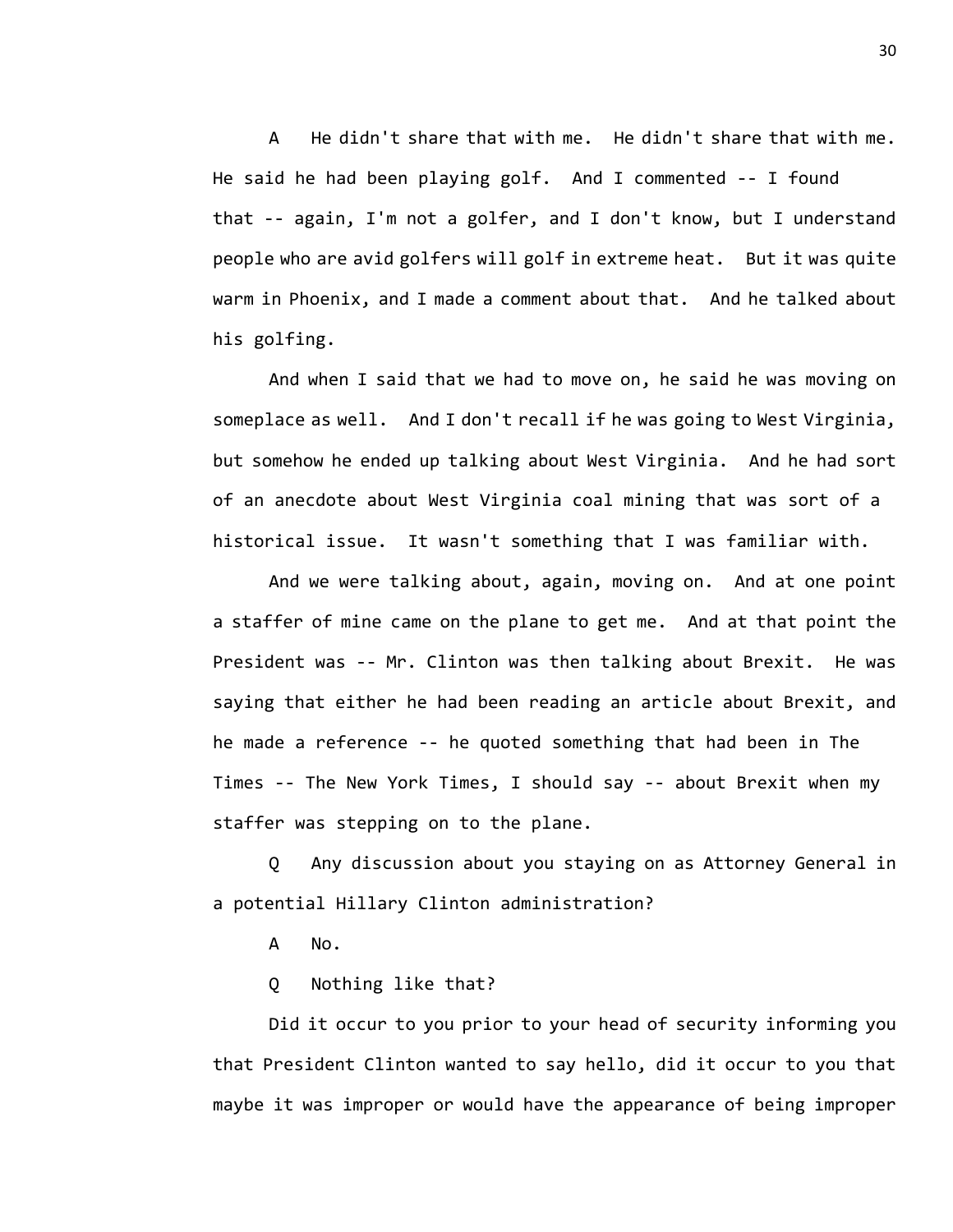A He didn't share that with me. He didn't share that with me. He said he had been playing golf. And I commented -- I found that -- again, I'm not a golfer, and I don't know, but I understand people who are avid golfers will golf in extreme heat. But it was quite warm in Phoenix, and I made a comment about that. And he talked about his golfing.

And when I said that we had to move on, he said he was moving on someplace as well. And I don't recall if he was going to West Virginia, but somehow he ended up talking about West Virginia. And he had sort of an anecdote about West Virginia coal mining that was sort of a historical issue. It wasn't something that I was familiar with.

And we were talking about, again, moving on. And at one point a staffer of mine came on the plane to get me. And at that point the President was -- Mr. Clinton was then talking about Brexit. He was saying that either he had been reading an article about Brexit, and he made a reference -- he quoted something that had been in The Times -- The New York Times, I should say -- about Brexit when my staffer was stepping on to the plane.

Q Any discussion about you staying on as Attorney General in a potential Hillary Clinton administration?

A No.

Q Nothing like that?

Did it occur to you prior to your head of security informing you that President Clinton wanted to say hello, did it occur to you that maybe it was improper or would have the appearance of being improper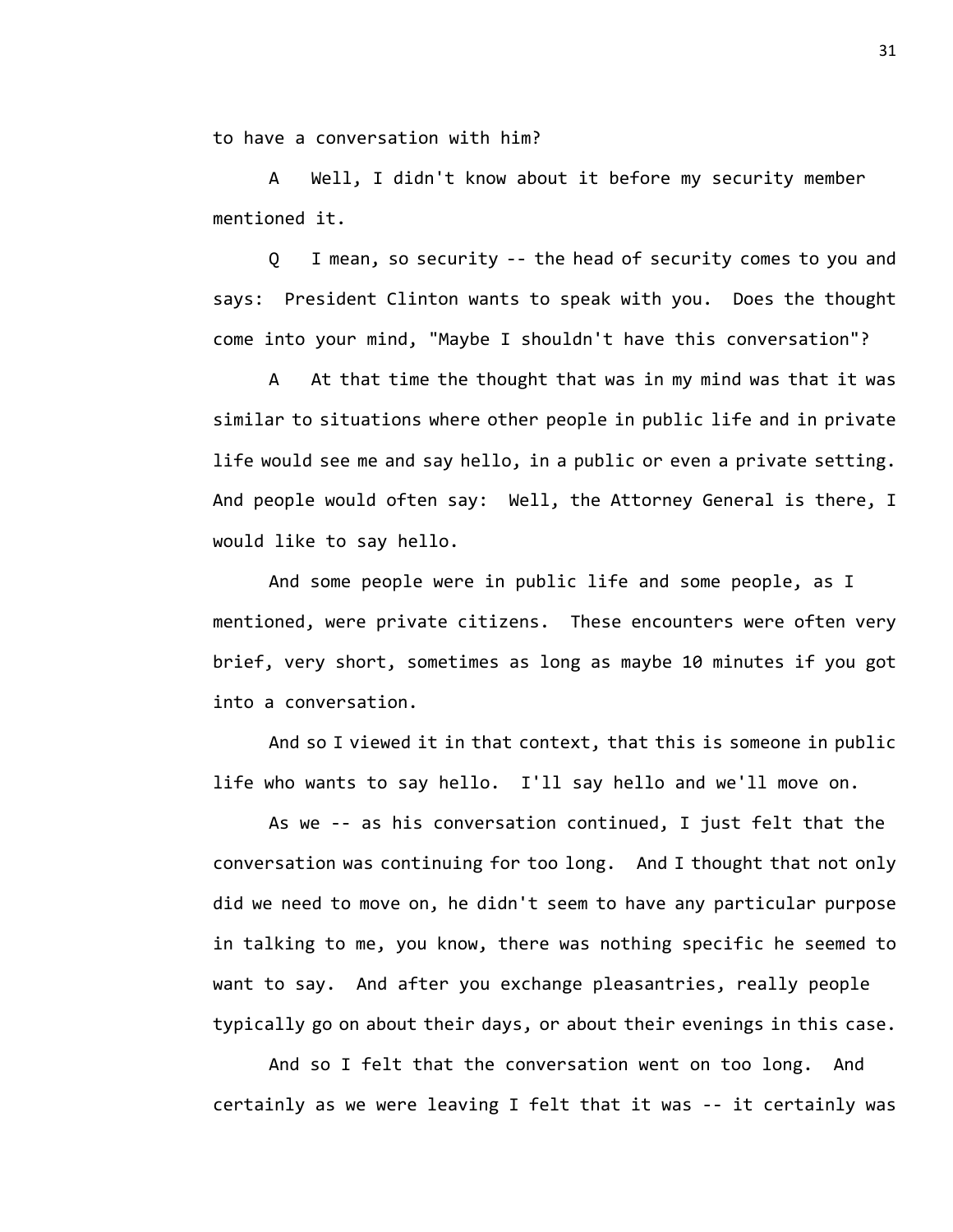to have a conversation with him?

A Well, I didn't know about it before my security member mentioned it.

Q I mean, so security -- the head of security comes to you and says: President Clinton wants to speak with you. Does the thought come into your mind, "Maybe I shouldn't have this conversation"?

A At that time the thought that was in my mind was that it was similar to situations where other people in public life and in private life would see me and say hello, in a public or even a private setting. And people would often say: Well, the Attorney General is there, I would like to say hello.

And some people were in public life and some people, as I mentioned, were private citizens. These encounters were often very brief, very short, sometimes as long as maybe 10 minutes if you got into a conversation.

And so I viewed it in that context, that this is someone in public life who wants to say hello. I'll say hello and we'll move on.

As we -- as his conversation continued, I just felt that the conversation was continuing for too long. And I thought that not only did we need to move on, he didn't seem to have any particular purpose in talking to me, you know, there was nothing specific he seemed to want to say. And after you exchange pleasantries, really people typically go on about their days, or about their evenings in this case.

And so I felt that the conversation went on too long. And certainly as we were leaving I felt that it was -- it certainly was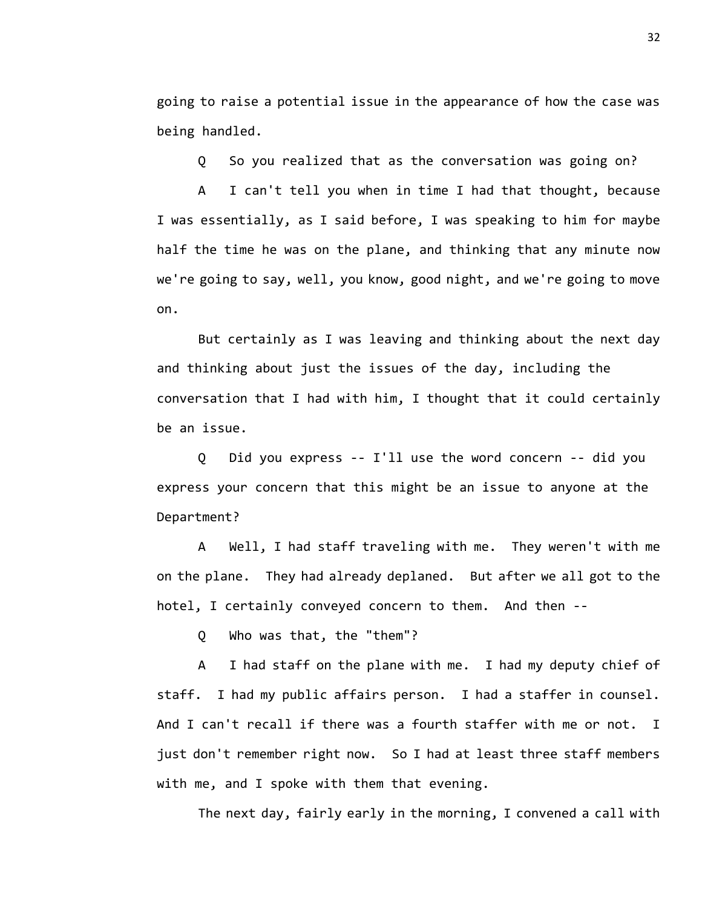going to raise a potential issue in the appearance of how the case was being handled.

Q So you realized that as the conversation was going on?

A I can't tell you when in time I had that thought, because I was essentially, as I said before, I was speaking to him for maybe half the time he was on the plane, and thinking that any minute now we're going to say, well, you know, good night, and we're going to move on.

But certainly as I was leaving and thinking about the next day and thinking about just the issues of the day, including the conversation that I had with him, I thought that it could certainly be an issue.

Q Did you express -- I'll use the word concern -- did you express your concern that this might be an issue to anyone at the Department?

A Well, I had staff traveling with me. They weren't with me on the plane. They had already deplaned. But after we all got to the hotel, I certainly conveyed concern to them. And then --

Q Who was that, the "them"?

A I had staff on the plane with me. I had my deputy chief of staff. I had my public affairs person. I had a staffer in counsel. And I can't recall if there was a fourth staffer with me or not. I just don't remember right now. So I had at least three staff members with me, and I spoke with them that evening.

The next day, fairly early in the morning, I convened a call with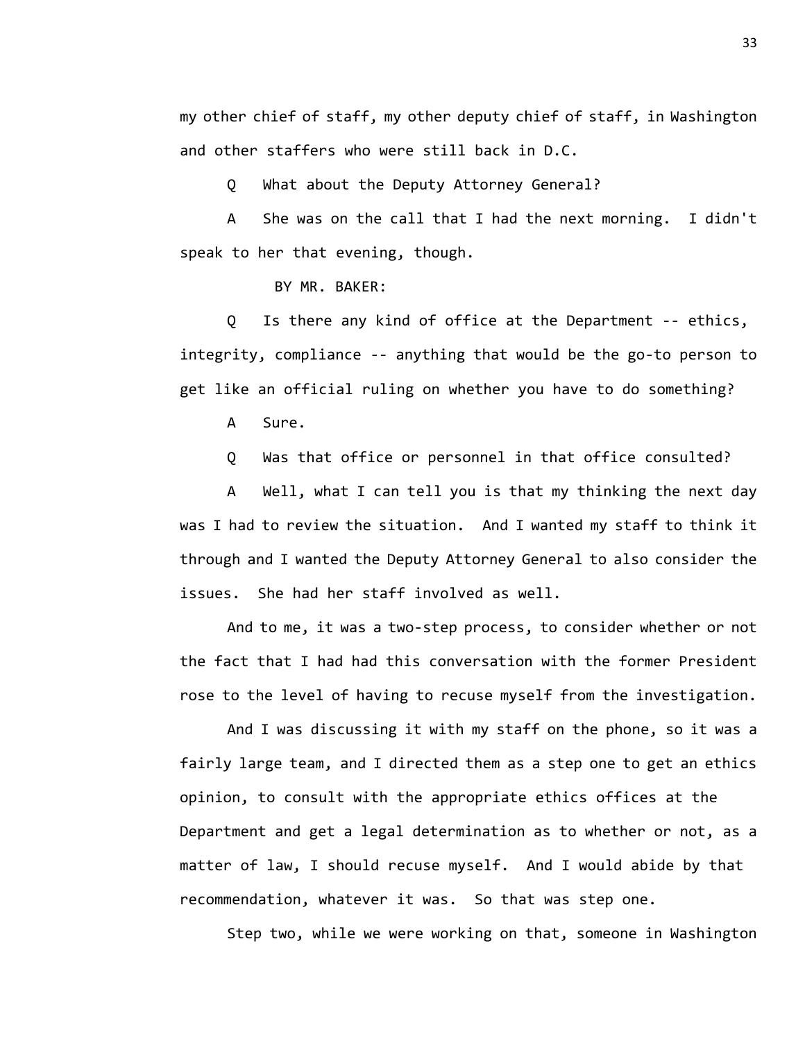my other chief of staff, my other deputy chief of staff, in Washington and other staffers who were still back in D.C.

Q What about the Deputy Attorney General?

A She was on the call that I had the next morning. I didn't speak to her that evening, though.

BY MR. BAKER:

Q Is there any kind of office at the Department -- ethics, integrity, compliance -- anything that would be the go-to person to get like an official ruling on whether you have to do something?

A Sure.

Q Was that office or personnel in that office consulted?

A Well, what I can tell you is that my thinking the next day was I had to review the situation. And I wanted my staff to think it through and I wanted the Deputy Attorney General to also consider the issues. She had her staff involved as well.

And to me, it was a two-step process, to consider whether or not the fact that I had had this conversation with the former President rose to the level of having to recuse myself from the investigation.

And I was discussing it with my staff on the phone, so it was a fairly large team, and I directed them as a step one to get an ethics opinion, to consult with the appropriate ethics offices at the Department and get a legal determination as to whether or not, as a matter of law, I should recuse myself. And I would abide by that recommendation, whatever it was. So that was step one.

Step two, while we were working on that, someone in Washington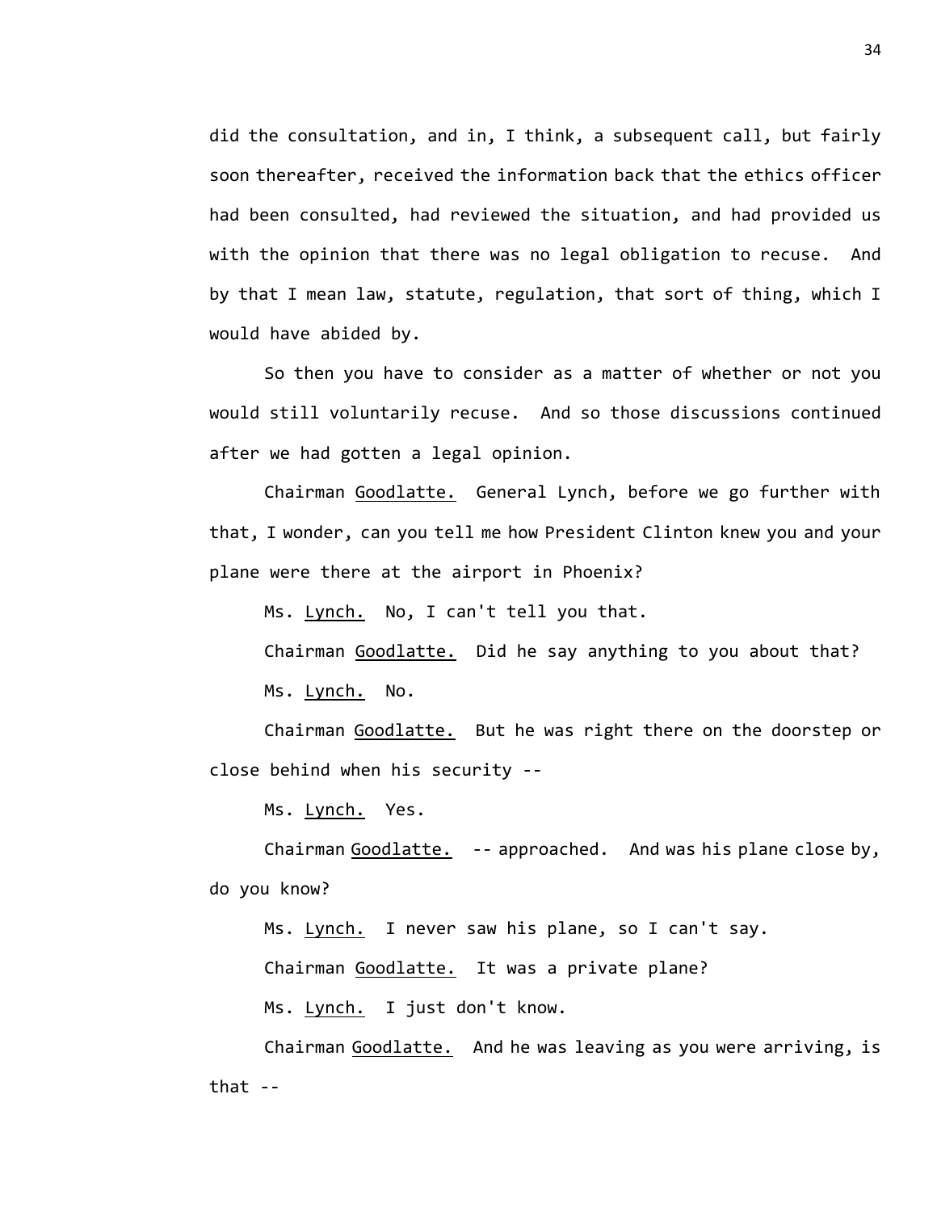did the consultation, and in, I think, a subsequent call, but fairly soon thereafter, received the information back that the ethics officer had been consulted, had reviewed the situation, and had provided us with the opinion that there was no legal obligation to recuse. And by that I mean law, statute, regulation, that sort of thing, which I would have abided by.

So then you have to consider as a matter of whether or not you would still voluntarily recuse. And so those discussions continued after we had gotten a legal opinion.

Chairman Goodlatte. General Lynch, before we go further with that, I wonder, can you tell me how President Clinton knew you and your plane were there at the airport in Phoenix?

Ms. Lynch. No, I can't tell you that.

Chairman Goodlatte. Did he say anything to you about that?

Ms. Lynch. No.

Chairman Goodlatte. But he was right there on the doorstep or close behind when his security --

Ms. Lynch. Yes.

Chairman Goodlatte. -- approached. And was his plane close by, do you know?

Ms. Lynch. I never saw his plane, so I can't say.

Chairman Goodlatte. It was a private plane?

Ms. Lynch. I just don't know.

Chairman Goodlatte. And he was leaving as you were arriving, is that --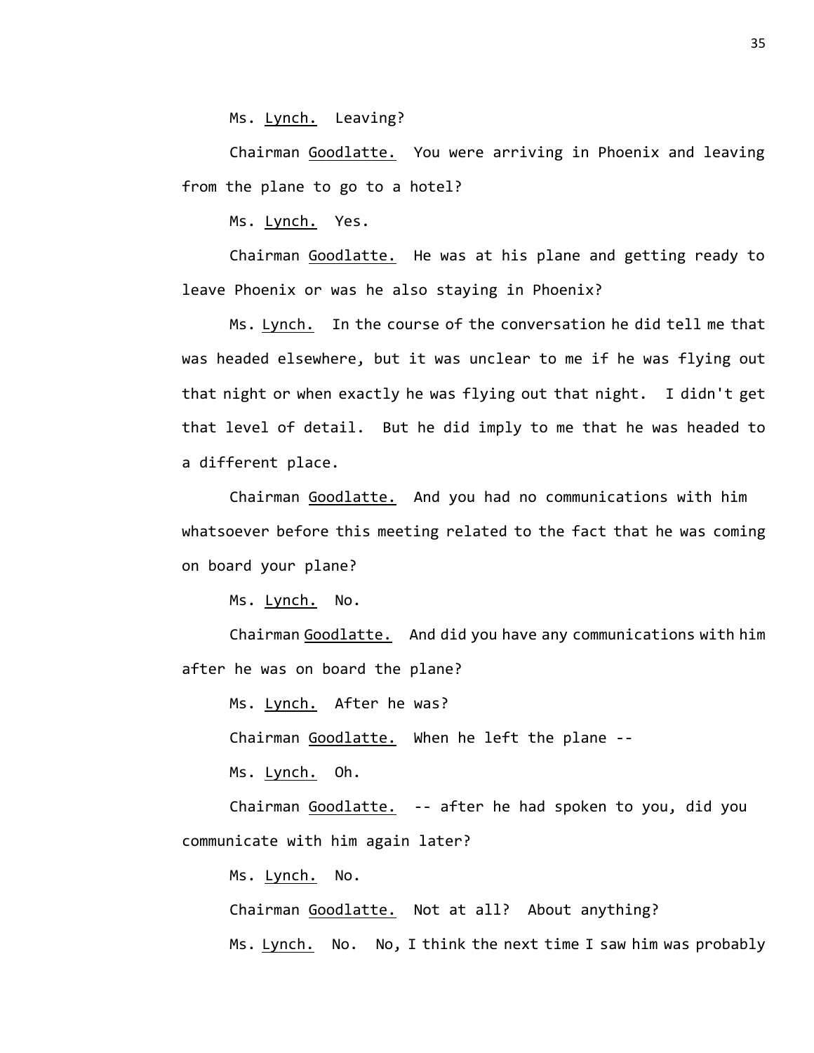Ms. Lynch. Leaving?

Chairman Goodlatte. You were arriving in Phoenix and leaving from the plane to go to a hotel?

Ms. Lynch. Yes.

Chairman Goodlatte. He was at his plane and getting ready to leave Phoenix or was he also staying in Phoenix?

Ms. Lynch. In the course of the conversation he did tell me that was headed elsewhere, but it was unclear to me if he was flying out that night or when exactly he was flying out that night. I didn't get that level of detail. But he did imply to me that he was headed to a different place.

Chairman Goodlatte. And you had no communications with him whatsoever before this meeting related to the fact that he was coming on board your plane?

Ms. Lynch. No.

Chairman Goodlatte. And did you have any communications with him after he was on board the plane?

Ms. Lynch. After he was?

Chairman Goodlatte. When he left the plane --

Ms. Lynch. Oh.

Chairman Goodlatte. -- after he had spoken to you, did you communicate with him again later?

Ms. Lynch. No.

Chairman Goodlatte. Not at all? About anything?

Ms. Lynch. No. No, I think the next time I saw him was probably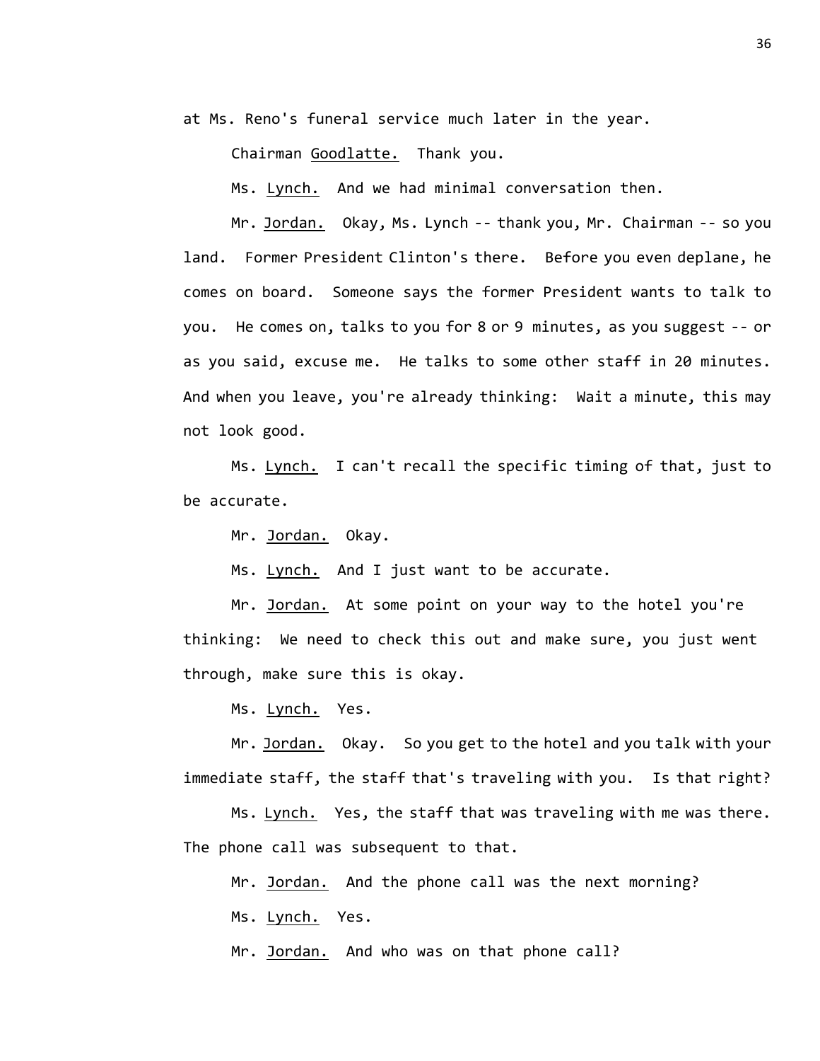at Ms. Reno's funeral service much later in the year.

Chairman Goodlatte. Thank you.

Ms. Lynch. And we had minimal conversation then.

Mr. Jordan. Okay, Ms. Lynch -- thank you, Mr. Chairman -- so you land. Former President Clinton's there. Before you even deplane, he comes on board. Someone says the former President wants to talk to you. He comes on, talks to you for 8 or 9 minutes, as you suggest -- or as you said, excuse me. He talks to some other staff in 20 minutes. And when you leave, you're already thinking: Wait a minute, this may not look good.

Ms. Lynch. I can't recall the specific timing of that, just to be accurate.

Mr. Jordan. Okay.

Ms. Lynch. And I just want to be accurate.

Mr. Jordan. At some point on your way to the hotel you're thinking: We need to check this out and make sure, you just went through, make sure this is okay.

Ms. Lynch. Yes.

Mr. Jordan. Okay. So you get to the hotel and you talk with your immediate staff, the staff that's traveling with you. Is that right?

Ms. Lynch. Yes, the staff that was traveling with me was there. The phone call was subsequent to that.

Mr. Jordan. And the phone call was the next morning?

Ms. Lynch. Yes.

Mr. Jordan. And who was on that phone call?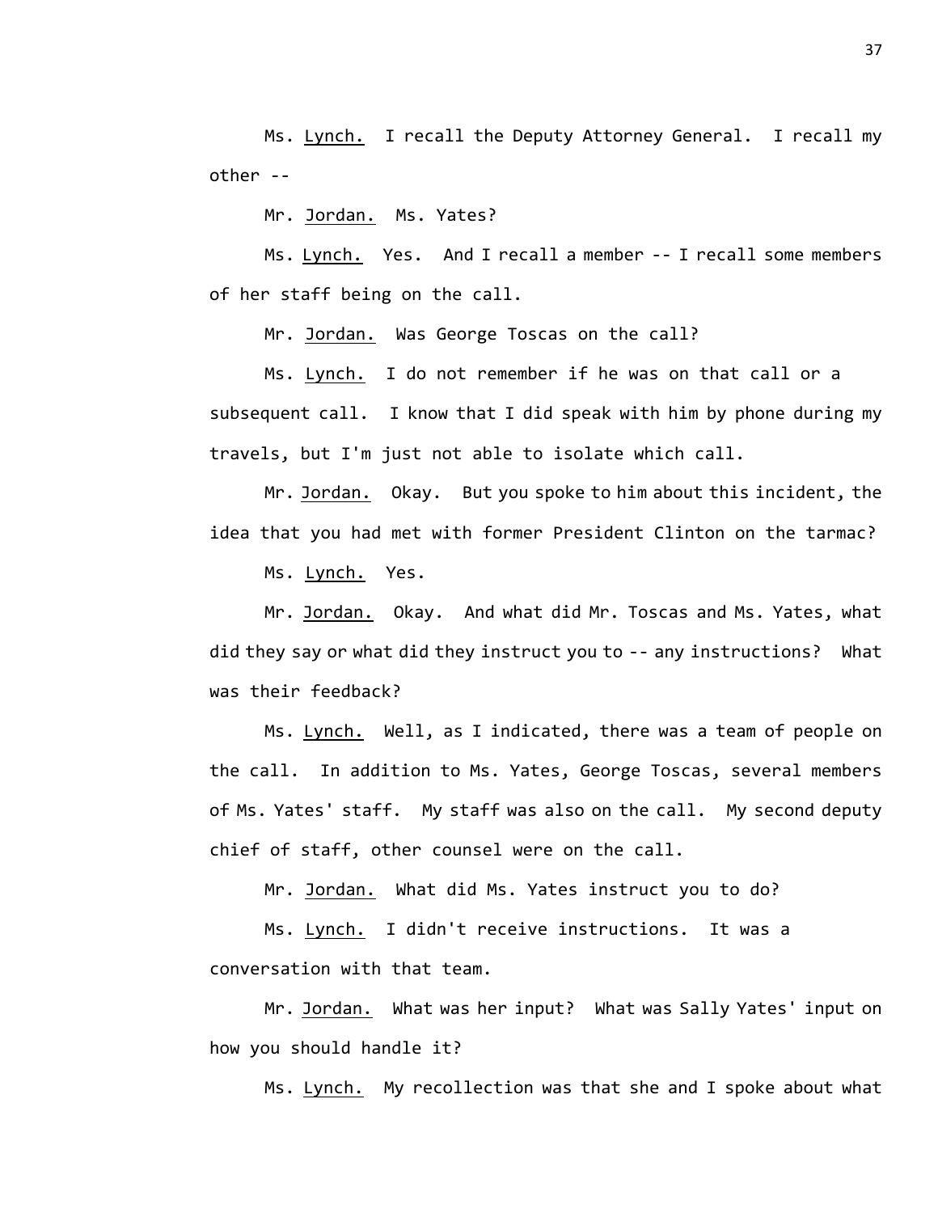Ms. Lynch. I recall the Deputy Attorney General. I recall my other --

Mr. Jordan. Ms. Yates?

Ms. Lynch. Yes. And I recall a member -- I recall some members of her staff being on the call.

Mr. Jordan. Was George Toscas on the call?

Ms. Lynch. I do not remember if he was on that call or a subsequent call. I know that I did speak with him by phone during my travels, but I'm just not able to isolate which call.

Mr. Jordan. Okay. But you spoke to him about this incident, the idea that you had met with former President Clinton on the tarmac?

Ms. Lynch. Yes.

Mr. Jordan. Okay. And what did Mr. Toscas and Ms. Yates, what did they say or what did they instruct you to -- any instructions? What was their feedback?

Ms. Lynch. Well, as I indicated, there was a team of people on the call. In addition to Ms. Yates, George Toscas, several members of Ms. Yates' staff. My staff was also on the call. My second deputy chief of staff, other counsel were on the call.

Mr. Jordan. What did Ms. Yates instruct you to do?

Ms. Lynch. I didn't receive instructions. It was a conversation with that team.

Mr. Jordan. What was her input? What was Sally Yates' input on how you should handle it?

Ms. Lynch. My recollection was that she and I spoke about what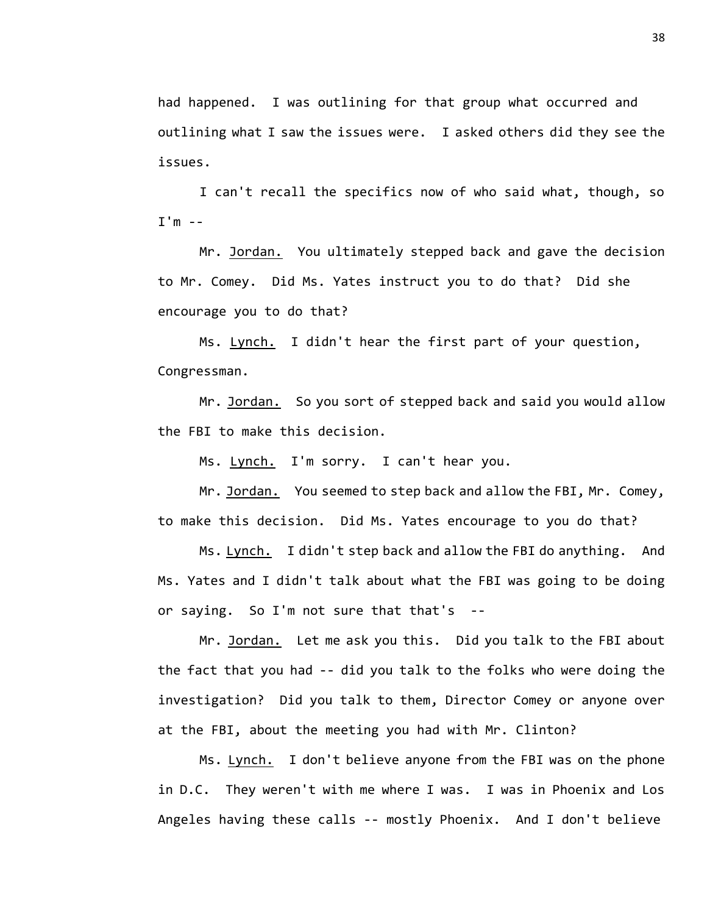had happened. I was outlining for that group what occurred and outlining what I saw the issues were. I asked others did they see the issues.

I can't recall the specifics now of who said what, though, so I'm --

Mr. Jordan. You ultimately stepped back and gave the decision to Mr. Comey. Did Ms. Yates instruct you to do that? Did she encourage you to do that?

Ms. Lynch. I didn't hear the first part of your question, Congressman.

Mr. Jordan. So you sort of stepped back and said you would allow the FBI to make this decision.

Ms. Lynch. I'm sorry. I can't hear you.

Mr. Jordan. You seemed to step back and allow the FBI, Mr. Comey, to make this decision. Did Ms. Yates encourage to you do that?

Ms. Lynch. I didn't step back and allow the FBI do anything. And Ms. Yates and I didn't talk about what the FBI was going to be doing or saying. So I'm not sure that that's --

Mr. Jordan. Let me ask you this. Did you talk to the FBI about the fact that you had -- did you talk to the folks who were doing the investigation? Did you talk to them, Director Comey or anyone over at the FBI, about the meeting you had with Mr. Clinton?

Ms. Lynch. I don't believe anyone from the FBI was on the phone in D.C. They weren't with me where I was. I was in Phoenix and Los Angeles having these calls -- mostly Phoenix. And I don't believe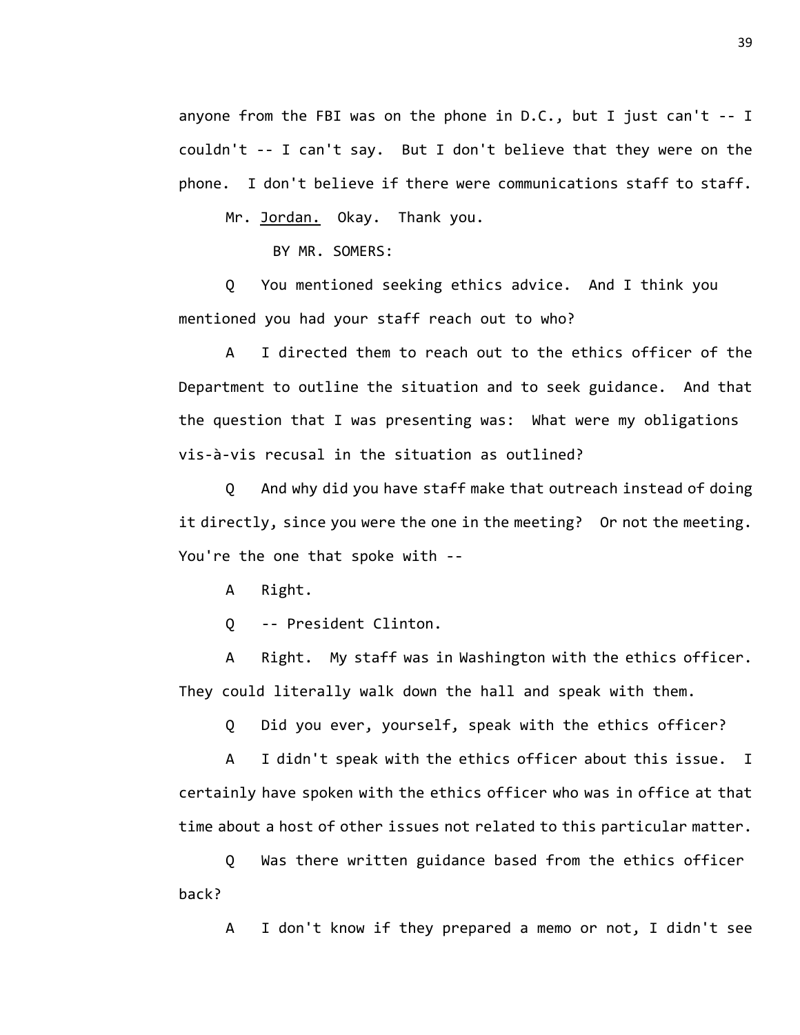anyone from the FBI was on the phone in D.C., but I just can't -- I couldn't -- I can't say. But I don't believe that they were on the phone. I don't believe if there were communications staff to staff.

Mr. Jordan. Okay. Thank you.

BY MR. SOMERS:

Q You mentioned seeking ethics advice. And I think you mentioned you had your staff reach out to who?

A I directed them to reach out to the ethics officer of the Department to outline the situation and to seek guidance. And that the question that I was presenting was: What were my obligations vis-à-vis recusal in the situation as outlined?

Q And why did you have staff make that outreach instead of doing it directly, since you were the one in the meeting? Or not the meeting. You're the one that spoke with --

A Right.

Q -- President Clinton.

A Right. My staff was in Washington with the ethics officer. They could literally walk down the hall and speak with them.

Q Did you ever, yourself, speak with the ethics officer?

A I didn't speak with the ethics officer about this issue. I certainly have spoken with the ethics officer who was in office at that time about a host of other issues not related to this particular matter.

Q Was there written guidance based from the ethics officer back?

A I don't know if they prepared a memo or not, I didn't see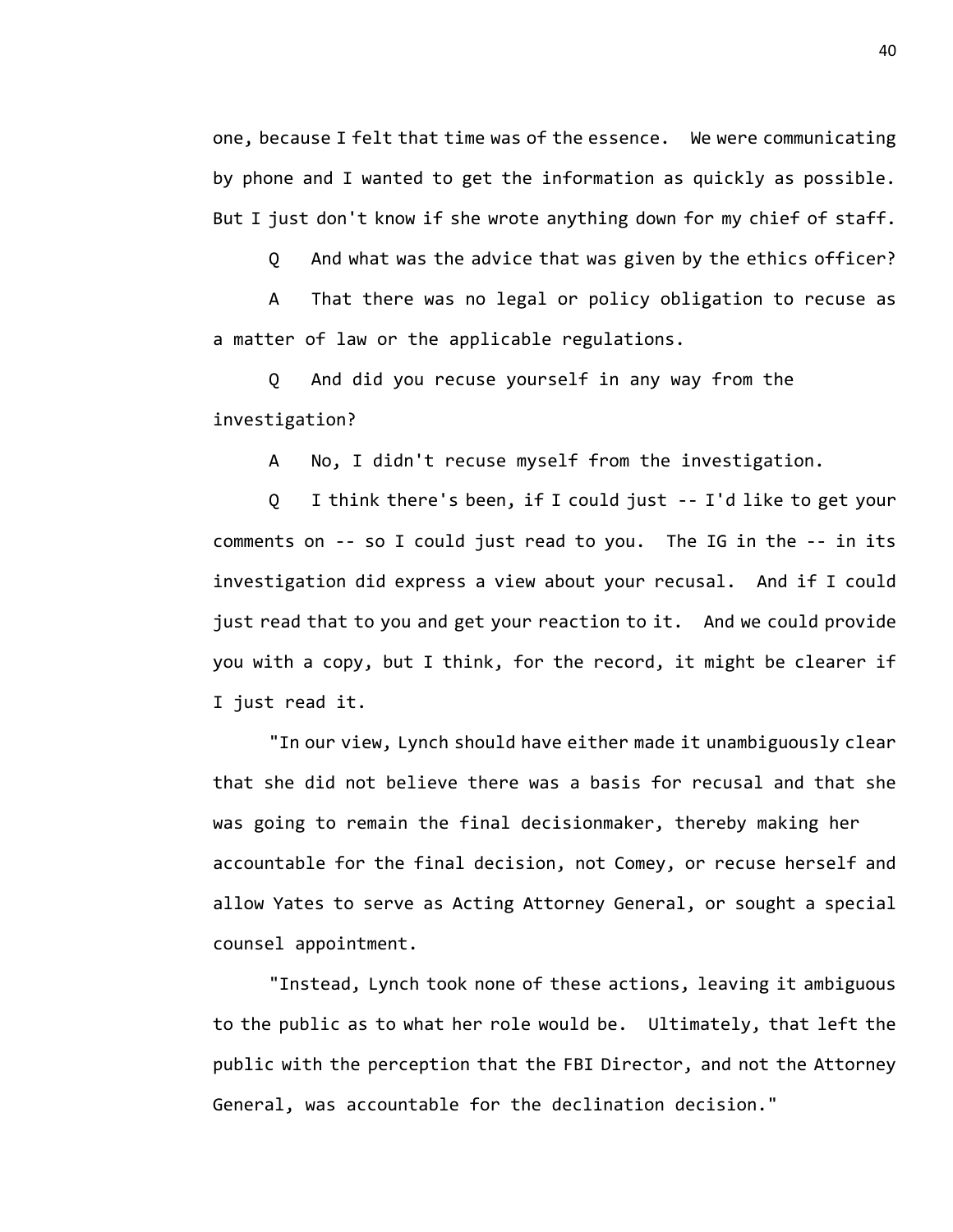one, because I felt that time was of the essence. We were communicating by phone and I wanted to get the information as quickly as possible. But I just don't know if she wrote anything down for my chief of staff.

Q And what was the advice that was given by the ethics officer?

A That there was no legal or policy obligation to recuse as a matter of law or the applicable regulations.

Q And did you recuse yourself in any way from the investigation?

A No, I didn't recuse myself from the investigation.

Q I think there's been, if I could just -- I'd like to get your comments on -- so I could just read to you. The IG in the -- in its investigation did express a view about your recusal. And if I could just read that to you and get your reaction to it. And we could provide you with a copy, but I think, for the record, it might be clearer if I just read it.

"In our view, Lynch should have either made it unambiguously clear that she did not believe there was a basis for recusal and that she was going to remain the final decisionmaker, thereby making her accountable for the final decision, not Comey, or recuse herself and allow Yates to serve as Acting Attorney General, or sought a special counsel appointment.

"Instead, Lynch took none of these actions, leaving it ambiguous to the public as to what her role would be. Ultimately, that left the public with the perception that the FBI Director, and not the Attorney General, was accountable for the declination decision."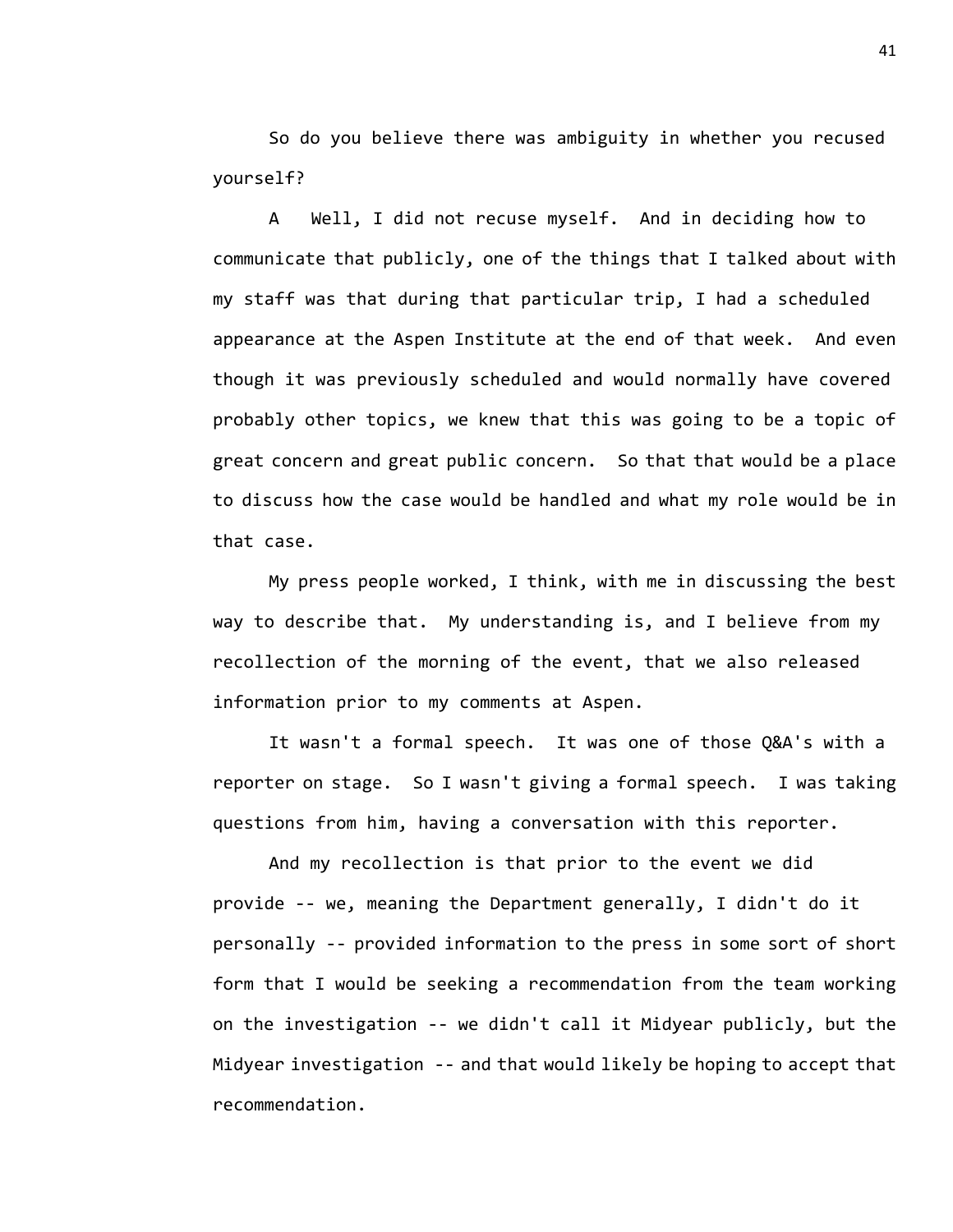So do you believe there was ambiguity in whether you recused yourself?

A Well, I did not recuse myself. And in deciding how to communicate that publicly, one of the things that I talked about with my staff was that during that particular trip, I had a scheduled appearance at the Aspen Institute at the end of that week. And even though it was previously scheduled and would normally have covered probably other topics, we knew that this was going to be a topic of great concern and great public concern. So that that would be a place to discuss how the case would be handled and what my role would be in that case.

My press people worked, I think, with me in discussing the best way to describe that. My understanding is, and I believe from my recollection of the morning of the event, that we also released information prior to my comments at Aspen.

It wasn't a formal speech. It was one of those Q&A's with a reporter on stage. So I wasn't giving a formal speech. I was taking questions from him, having a conversation with this reporter.

And my recollection is that prior to the event we did provide -- we, meaning the Department generally, I didn't do it personally -- provided information to the press in some sort of short form that I would be seeking a recommendation from the team working on the investigation -- we didn't call it Midyear publicly, but the Midyear investigation -- and that would likely be hoping to accept that recommendation.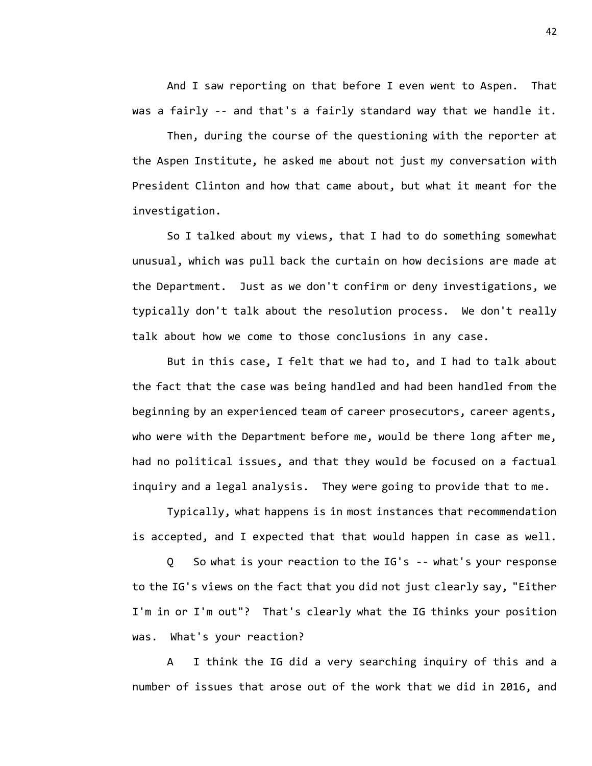And I saw reporting on that before I even went to Aspen. That was a fairly -- and that's a fairly standard way that we handle it.

Then, during the course of the questioning with the reporter at the Aspen Institute, he asked me about not just my conversation with President Clinton and how that came about, but what it meant for the investigation.

So I talked about my views, that I had to do something somewhat unusual, which was pull back the curtain on how decisions are made at the Department. Just as we don't confirm or deny investigations, we typically don't talk about the resolution process. We don't really talk about how we come to those conclusions in any case.

But in this case, I felt that we had to, and I had to talk about the fact that the case was being handled and had been handled from the beginning by an experienced team of career prosecutors, career agents, who were with the Department before me, would be there long after me, had no political issues, and that they would be focused on a factual inquiry and a legal analysis. They were going to provide that to me.

Typically, what happens is in most instances that recommendation is accepted, and I expected that that would happen in case as well.

Q So what is your reaction to the IG's -- what's your response to the IG's views on the fact that you did not just clearly say, "Either I'm in or I'm out"? That's clearly what the IG thinks your position was. What's your reaction?

A I think the IG did a very searching inquiry of this and a number of issues that arose out of the work that we did in 2016, and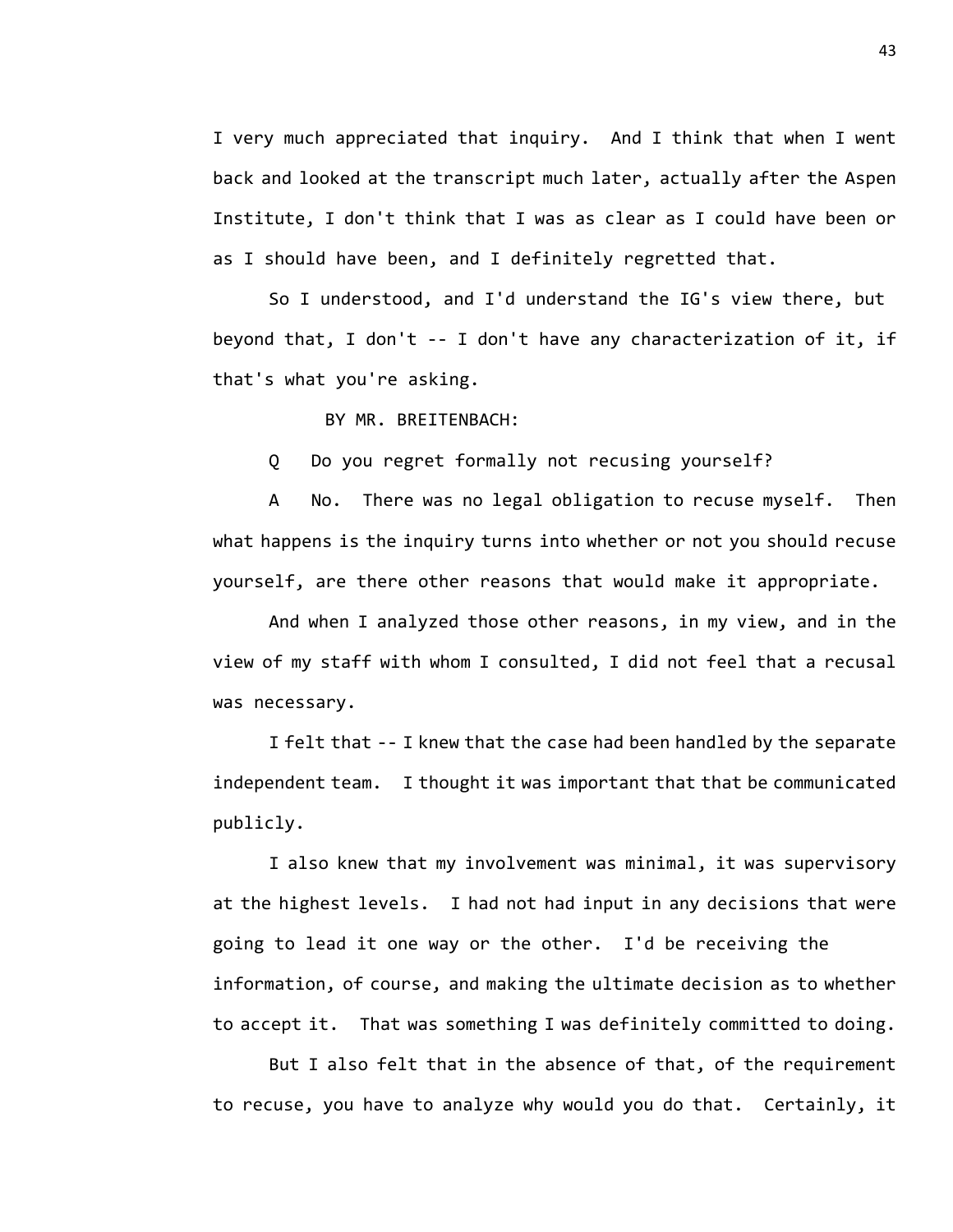I very much appreciated that inquiry. And I think that when I went back and looked at the transcript much later, actually after the Aspen Institute, I don't think that I was as clear as I could have been or as I should have been, and I definitely regretted that.

So I understood, and I'd understand the IG's view there, but beyond that, I don't -- I don't have any characterization of it, if that's what you're asking.

BY MR. BREITENBACH:

Q Do you regret formally not recusing yourself?

A No. There was no legal obligation to recuse myself. Then what happens is the inquiry turns into whether or not you should recuse yourself, are there other reasons that would make it appropriate.

And when I analyzed those other reasons, in my view, and in the view of my staff with whom I consulted, I did not feel that a recusal was necessary.

I felt that -- I knew that the case had been handled by the separate independent team. I thought it was important that that be communicated publicly.

I also knew that my involvement was minimal, it was supervisory at the highest levels. I had not had input in any decisions that were going to lead it one way or the other. I'd be receiving the information, of course, and making the ultimate decision as to whether to accept it. That was something I was definitely committed to doing.

But I also felt that in the absence of that, of the requirement to recuse, you have to analyze why would you do that. Certainly, it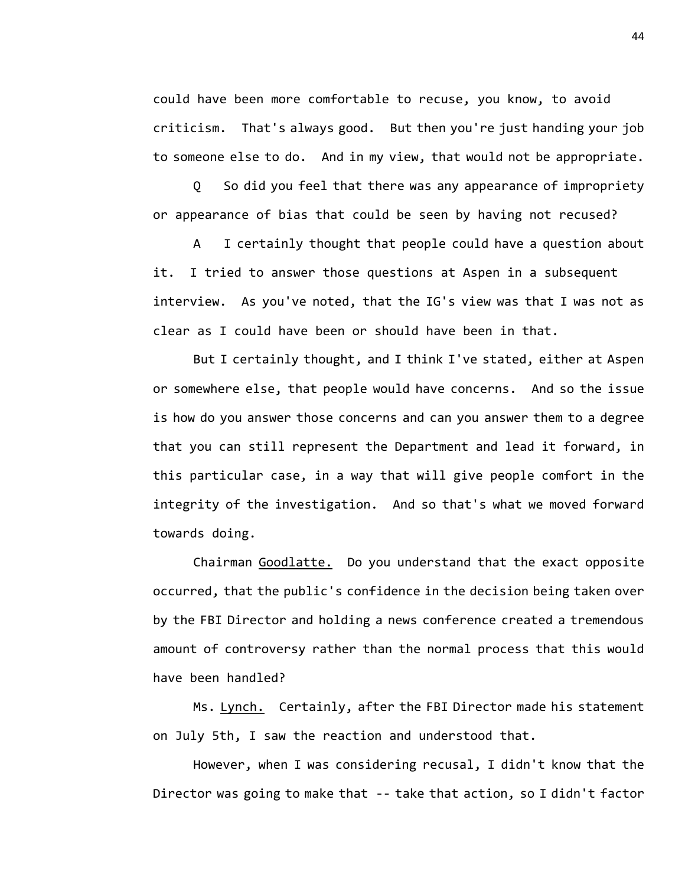could have been more comfortable to recuse, you know, to avoid criticism. That's always good. But then you're just handing your job to someone else to do. And in my view, that would not be appropriate.

Q So did you feel that there was any appearance of impropriety or appearance of bias that could be seen by having not recused?

A I certainly thought that people could have a question about it. I tried to answer those questions at Aspen in a subsequent interview. As you've noted, that the IG's view was that I was not as clear as I could have been or should have been in that.

But I certainly thought, and I think I've stated, either at Aspen or somewhere else, that people would have concerns. And so the issue is how do you answer those concerns and can you answer them to a degree that you can still represent the Department and lead it forward, in this particular case, in a way that will give people comfort in the integrity of the investigation. And so that's what we moved forward towards doing.

Chairman Goodlatte. Do you understand that the exact opposite occurred, that the public's confidence in the decision being taken over by the FBI Director and holding a news conference created a tremendous amount of controversy rather than the normal process that this would have been handled?

Ms. Lynch. Certainly, after the FBI Director made his statement on July 5th, I saw the reaction and understood that.

However, when I was considering recusal, I didn't know that the Director was going to make that -- take that action, so I didn't factor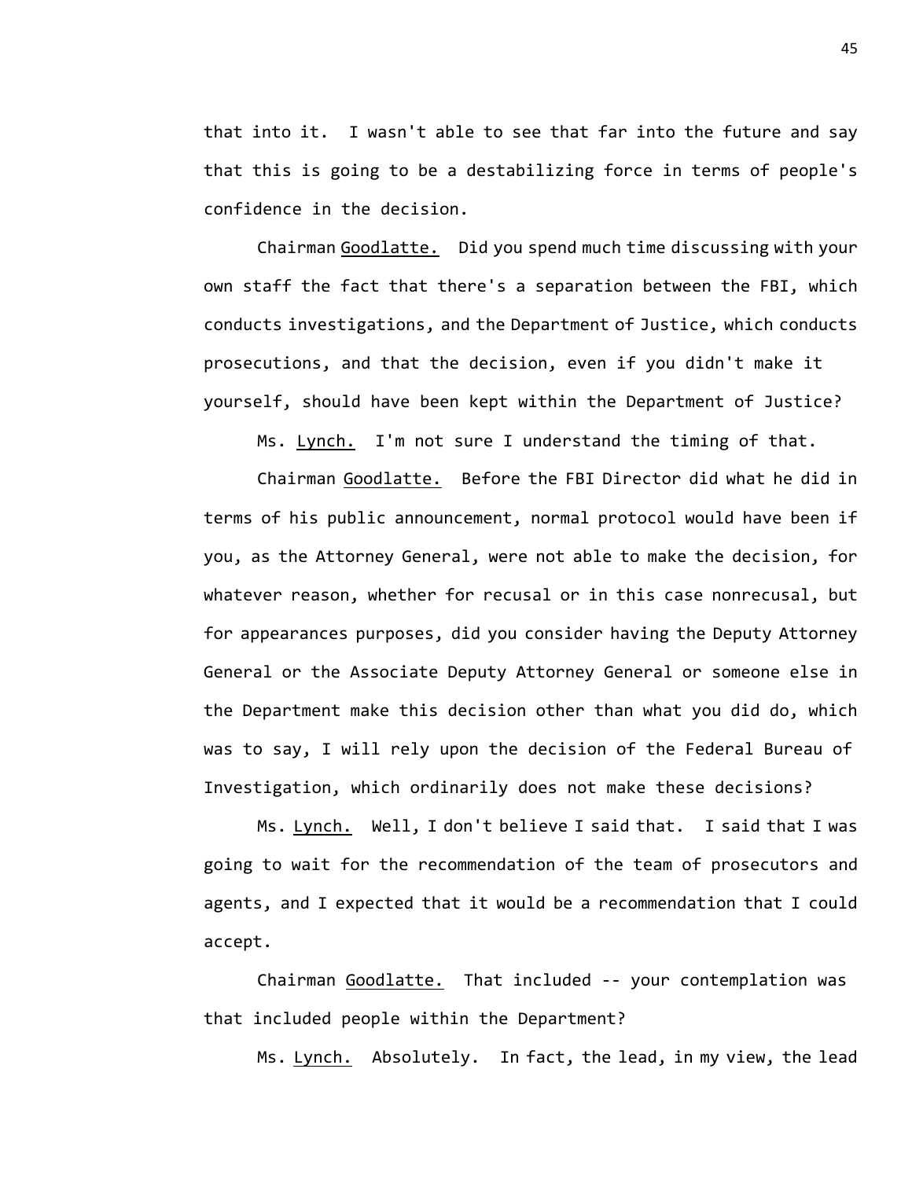that into it. I wasn't able to see that far into the future and say that this is going to be a destabilizing force in terms of people's confidence in the decision.

Chairman Goodlatte. Did you spend much time discussing with your own staff the fact that there's a separation between the FBI, which conducts investigations, and the Department of Justice, which conducts prosecutions, and that the decision, even if you didn't make it yourself, should have been kept within the Department of Justice?

Ms. Lynch. I'm not sure I understand the timing of that.

Chairman Goodlatte. Before the FBI Director did what he did in terms of his public announcement, normal protocol would have been if you, as the Attorney General, were not able to make the decision, for whatever reason, whether for recusal or in this case nonrecusal, but for appearances purposes, did you consider having the Deputy Attorney General or the Associate Deputy Attorney General or someone else in the Department make this decision other than what you did do, which was to say, I will rely upon the decision of the Federal Bureau of Investigation, which ordinarily does not make these decisions?

Ms. Lynch. Well, I don't believe I said that. I said that I was going to wait for the recommendation of the team of prosecutors and agents, and I expected that it would be a recommendation that I could accept.

Chairman Goodlatte. That included -- your contemplation was that included people within the Department?

Ms. Lynch. Absolutely. In fact, the lead, in my view, the lead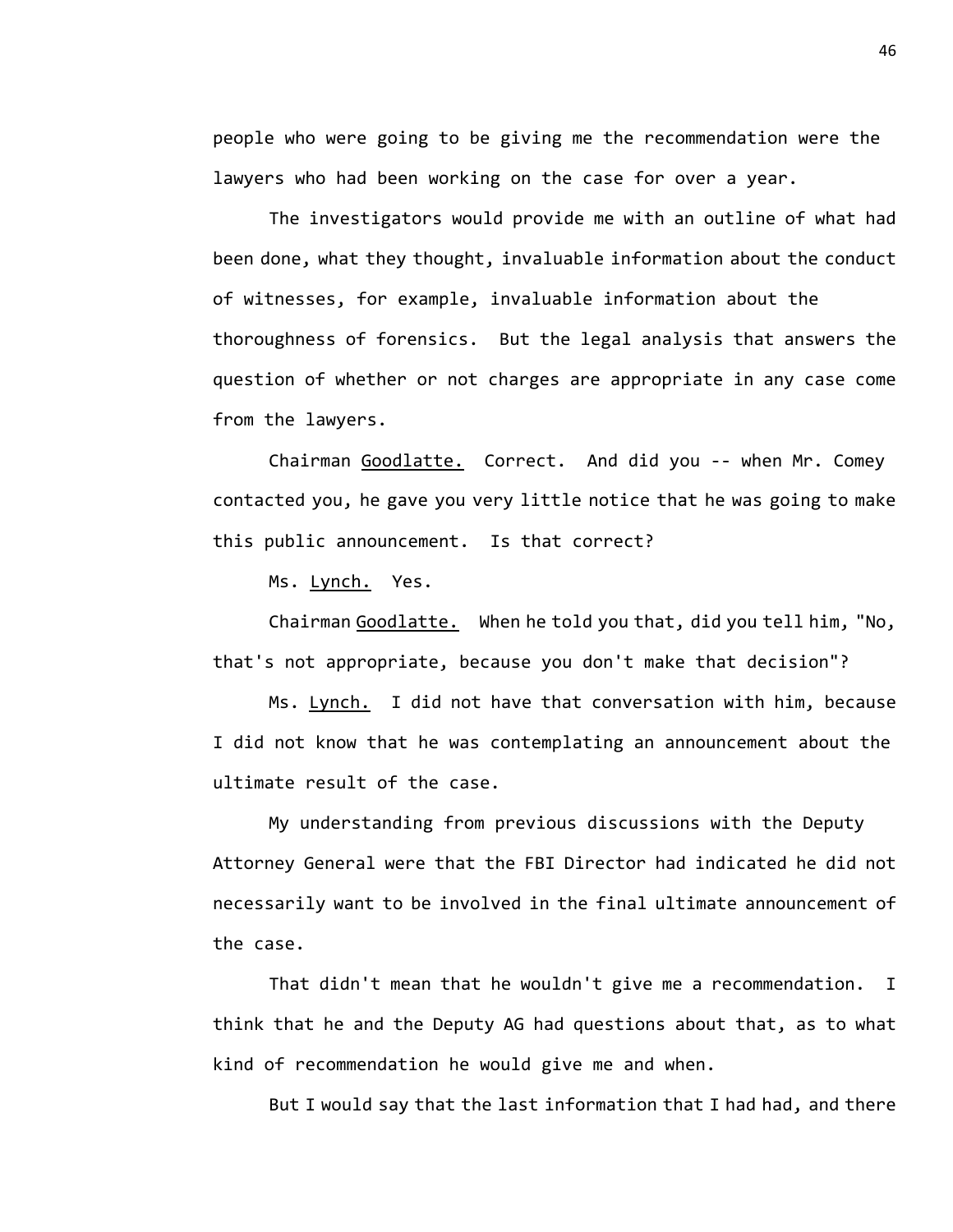people who were going to be giving me the recommendation were the lawyers who had been working on the case for over a year.

The investigators would provide me with an outline of what had been done, what they thought, invaluable information about the conduct of witnesses, for example, invaluable information about the thoroughness of forensics. But the legal analysis that answers the question of whether or not charges are appropriate in any case come from the lawyers.

Chairman Goodlatte. Correct. And did you -- when Mr. Comey contacted you, he gave you very little notice that he was going to make this public announcement. Is that correct?

Ms. Lynch. Yes.

Chairman Goodlatte. When he told you that, did you tell him, "No, that's not appropriate, because you don't make that decision"?

Ms. Lynch. I did not have that conversation with him, because I did not know that he was contemplating an announcement about the ultimate result of the case.

My understanding from previous discussions with the Deputy Attorney General were that the FBI Director had indicated he did not necessarily want to be involved in the final ultimate announcement of the case.

That didn't mean that he wouldn't give me a recommendation. I think that he and the Deputy AG had questions about that, as to what kind of recommendation he would give me and when.

But I would say that the last information that I had had, and there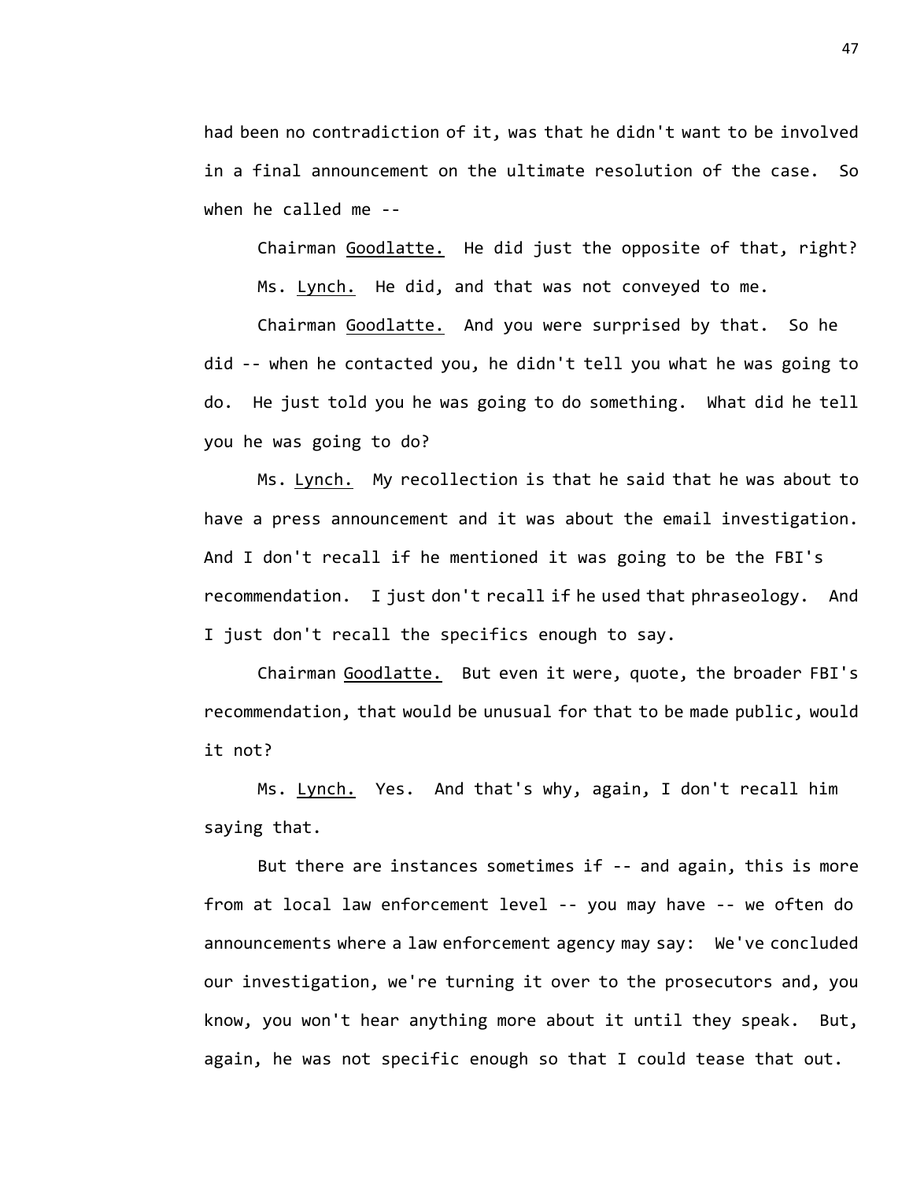had been no contradiction of it, was that he didn't want to be involved in a final announcement on the ultimate resolution of the case. So when he called me --

Chairman Goodlatte. He did just the opposite of that, right?

Ms. Lynch. He did, and that was not conveyed to me.

Chairman Goodlatte. And you were surprised by that. So he did -- when he contacted you, he didn't tell you what he was going to do. He just told you he was going to do something. What did he tell you he was going to do?

Ms. Lynch. My recollection is that he said that he was about to have a press announcement and it was about the email investigation. And I don't recall if he mentioned it was going to be the FBI's recommendation. I just don't recall if he used that phraseology. And I just don't recall the specifics enough to say.

Chairman Goodlatte. But even it were, quote, the broader FBI's recommendation, that would be unusual for that to be made public, would it not?

Ms. Lynch. Yes. And that's why, again, I don't recall him saying that.

But there are instances sometimes if -- and again, this is more from at local law enforcement level -- you may have -- we often do announcements where a law enforcement agency may say: We've concluded our investigation, we're turning it over to the prosecutors and, you know, you won't hear anything more about it until they speak. But, again, he was not specific enough so that I could tease that out.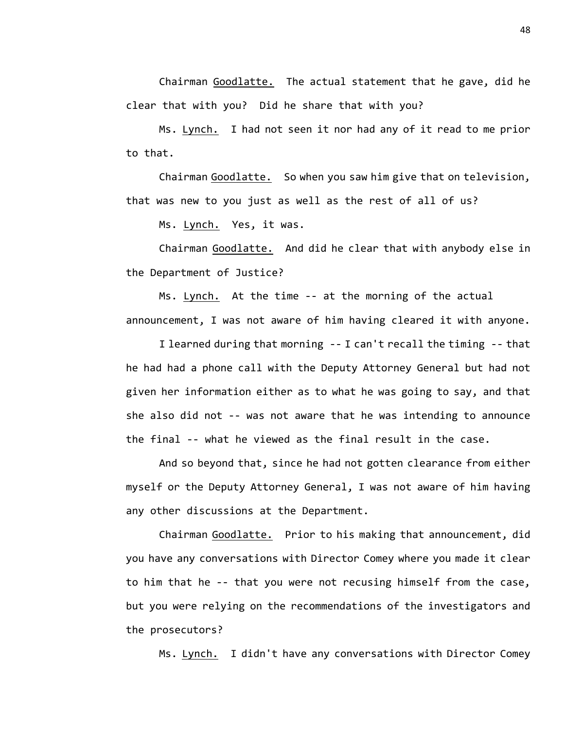Chairman Goodlatte. The actual statement that he gave, did he clear that with you? Did he share that with you?

Ms. Lynch. I had not seen it nor had any of it read to me prior to that.

Chairman Goodlatte. So when you saw him give that on television, that was new to you just as well as the rest of all of us?

Ms. Lynch. Yes, it was.

Chairman Goodlatte. And did he clear that with anybody else in the Department of Justice?

Ms. Lynch. At the time -- at the morning of the actual announcement, I was not aware of him having cleared it with anyone.

I learned during that morning -- I can't recall the timing -- that he had had a phone call with the Deputy Attorney General but had not given her information either as to what he was going to say, and that she also did not -- was not aware that he was intending to announce the final -- what he viewed as the final result in the case.

And so beyond that, since he had not gotten clearance from either myself or the Deputy Attorney General, I was not aware of him having any other discussions at the Department.

Chairman Goodlatte. Prior to his making that announcement, did you have any conversations with Director Comey where you made it clear to him that he -- that you were not recusing himself from the case, but you were relying on the recommendations of the investigators and the prosecutors?

Ms. Lynch. I didn't have any conversations with Director Comey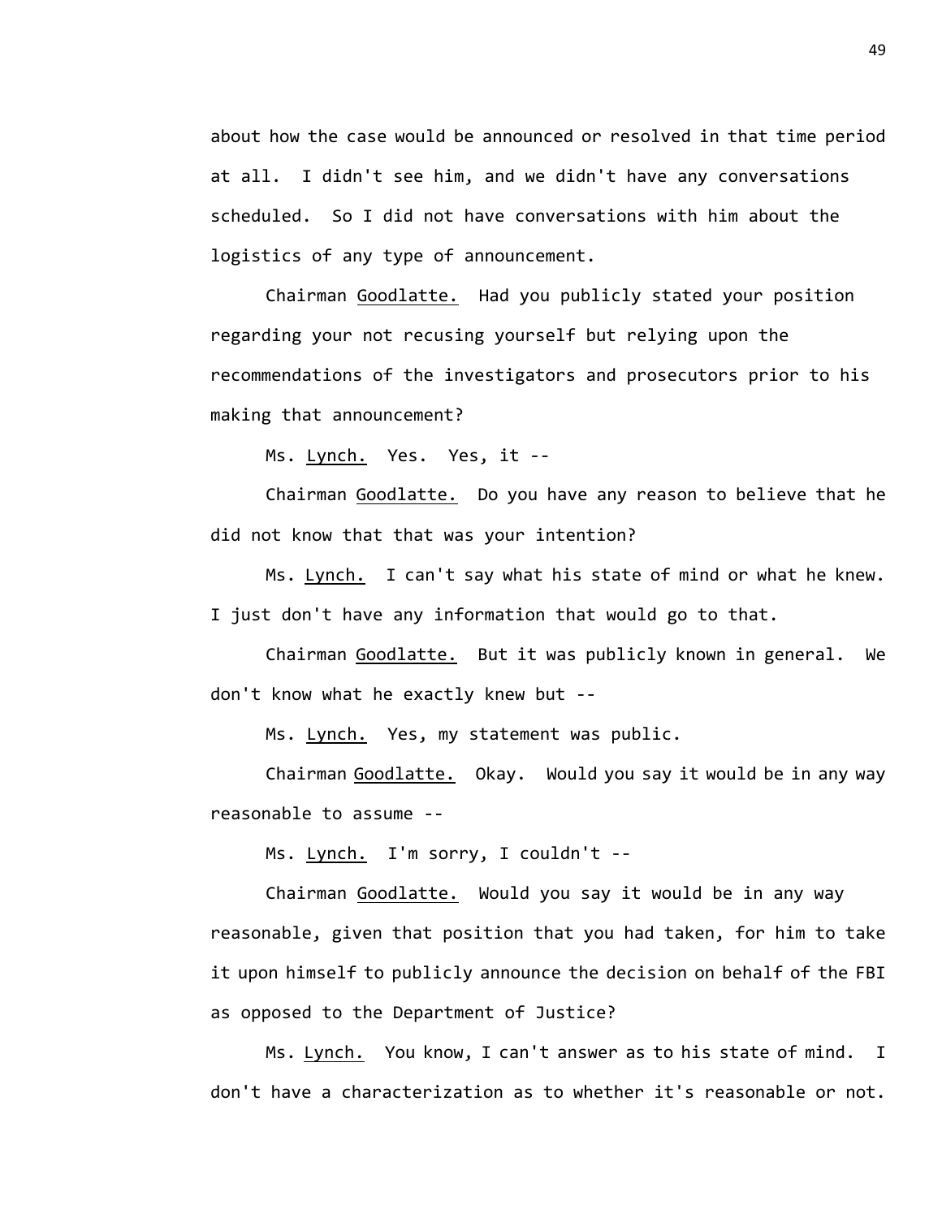about how the case would be announced or resolved in that time period at all. I didn't see him, and we didn't have any conversations scheduled. So I did not have conversations with him about the logistics of any type of announcement.

Chairman Goodlatte. Had you publicly stated your position regarding your not recusing yourself but relying upon the recommendations of the investigators and prosecutors prior to his making that announcement?

Ms. Lynch. Yes. Yes, it --

Chairman Goodlatte. Do you have any reason to believe that he did not know that that was your intention?

Ms. Lynch. I can't say what his state of mind or what he knew. I just don't have any information that would go to that.

Chairman Goodlatte. But it was publicly known in general. We don't know what he exactly knew but --

Ms. Lynch. Yes, my statement was public.

Chairman Goodlatte. Okay. Would you say it would be in any way reasonable to assume --

Ms. Lynch. I'm sorry, I couldn't --

Chairman Goodlatte. Would you say it would be in any way reasonable, given that position that you had taken, for him to take it upon himself to publicly announce the decision on behalf of the FBI as opposed to the Department of Justice?

Ms. Lynch. You know, I can't answer as to his state of mind. I don't have a characterization as to whether it's reasonable or not.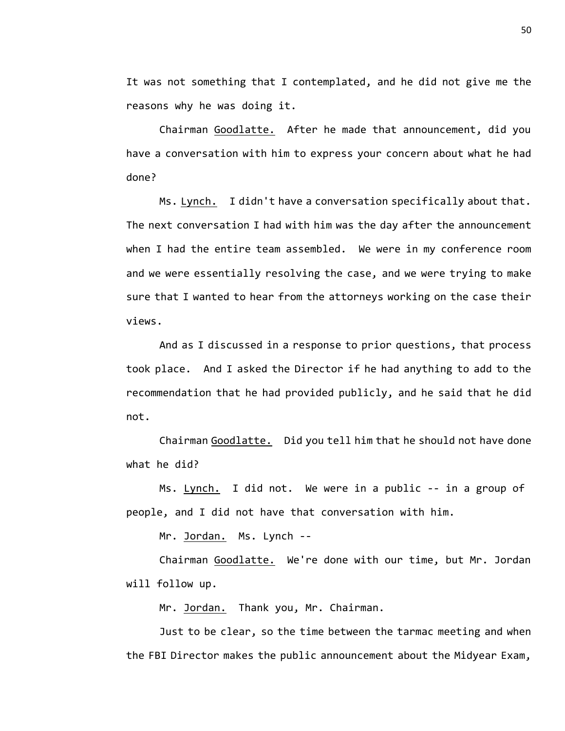It was not something that I contemplated, and he did not give me the reasons why he was doing it.

Chairman Goodlatte. After he made that announcement, did you have a conversation with him to express your concern about what he had done?

Ms. Lynch. I didn't have a conversation specifically about that. The next conversation I had with him was the day after the announcement when I had the entire team assembled. We were in my conference room and we were essentially resolving the case, and we were trying to make sure that I wanted to hear from the attorneys working on the case their views.

And as I discussed in a response to prior questions, that process took place. And I asked the Director if he had anything to add to the recommendation that he had provided publicly, and he said that he did not.

Chairman Goodlatte. Did you tell him that he should not have done what he did?

Ms. Lynch. I did not. We were in a public -- in a group of people, and I did not have that conversation with him.

Mr. Jordan. Ms. Lynch --

Chairman Goodlatte. We're done with our time, but Mr. Jordan will follow up.

Mr. Jordan. Thank you, Mr. Chairman.

Just to be clear, so the time between the tarmac meeting and when the FBI Director makes the public announcement about the Midyear Exam,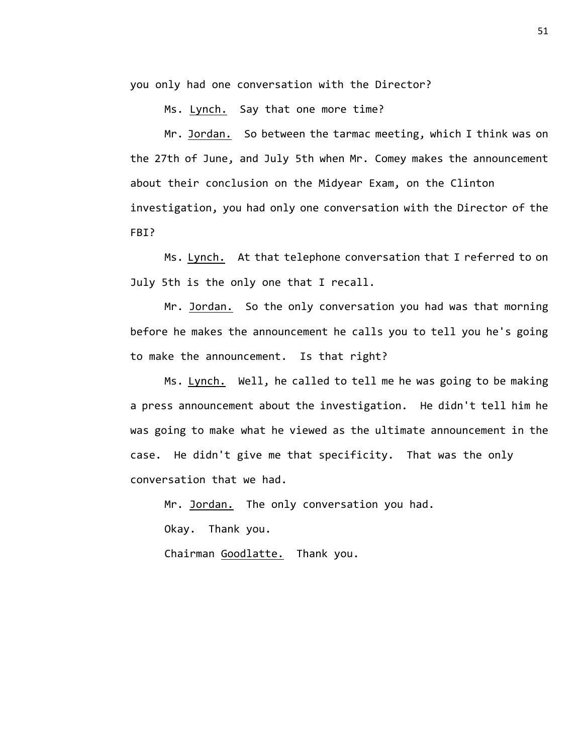you only had one conversation with the Director?

Ms. Lynch. Say that one more time?

Mr. Jordan. So between the tarmac meeting, which I think was on the 27th of June, and July 5th when Mr. Comey makes the announcement about their conclusion on the Midyear Exam, on the Clinton investigation, you had only one conversation with the Director of the FBI?

Ms. Lynch. At that telephone conversation that I referred to on July 5th is the only one that I recall.

Mr. Jordan. So the only conversation you had was that morning before he makes the announcement he calls you to tell you he's going to make the announcement. Is that right?

Ms. Lynch. Well, he called to tell me he was going to be making a press announcement about the investigation. He didn't tell him he was going to make what he viewed as the ultimate announcement in the case. He didn't give me that specificity. That was the only conversation that we had.

Mr. Jordan. The only conversation you had.

Okay. Thank you.

Chairman Goodlatte. Thank you.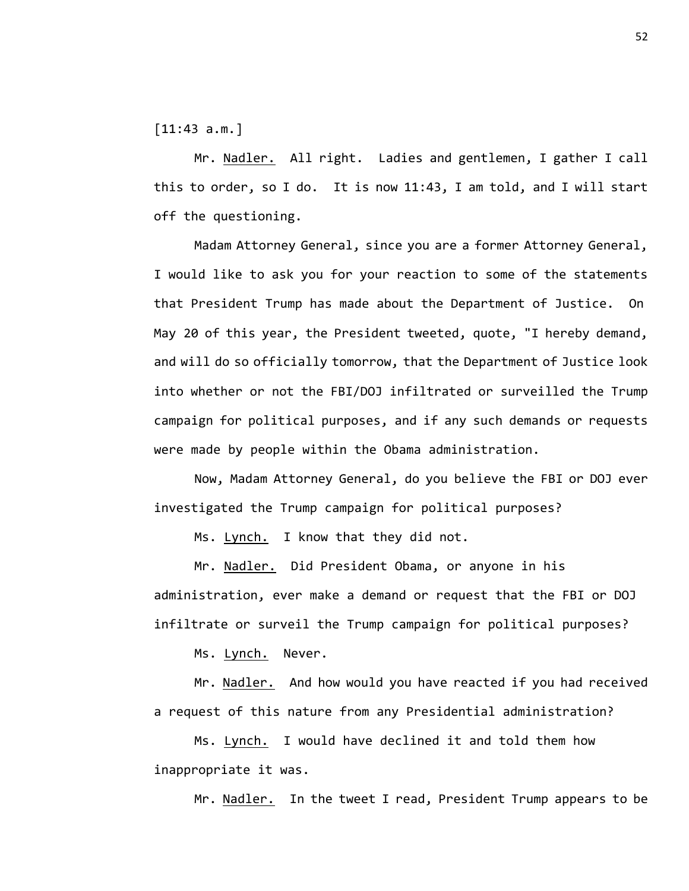[11:43 a.m.]

Mr. Nadler. All right. Ladies and gentlemen, I gather I call this to order, so I do. It is now 11:43, I am told, and I will start off the questioning.

Madam Attorney General, since you are a former Attorney General, I would like to ask you for your reaction to some of the statements that President Trump has made about the Department of Justice. On May 20 of this year, the President tweeted, quote, "I hereby demand, and will do so officially tomorrow, that the Department of Justice look into whether or not the FBI/DOJ infiltrated or surveilled the Trump campaign for political purposes, and if any such demands or requests were made by people within the Obama administration.

Now, Madam Attorney General, do you believe the FBI or DOJ ever investigated the Trump campaign for political purposes?

Ms. Lynch. I know that they did not.

Mr. Nadler. Did President Obama, or anyone in his administration, ever make a demand or request that the FBI or DOJ infiltrate or surveil the Trump campaign for political purposes?

Ms. Lynch. Never.

Mr. Nadler. And how would you have reacted if you had received a request of this nature from any Presidential administration?

Ms. Lynch. I would have declined it and told them how inappropriate it was.

Mr. Nadler. In the tweet I read, President Trump appears to be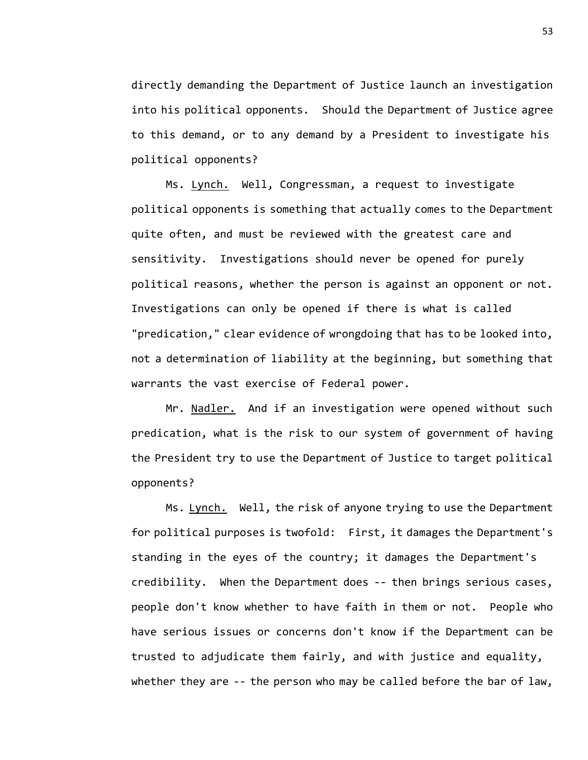directly demanding the Department of Justice launch an investigation into his political opponents. Should the Department of Justice agree to this demand, or to any demand by a President to investigate his political opponents?

Ms. Lynch. Well, Congressman, a request to investigate political opponents is something that actually comes to the Department quite often, and must be reviewed with the greatest care and sensitivity. Investigations should never be opened for purely political reasons, whether the person is against an opponent or not. Investigations can only be opened if there is what is called "predication," clear evidence of wrongdoing that has to be looked into, not a determination of liability at the beginning, but something that warrants the vast exercise of Federal power.

Mr. Nadler. And if an investigation were opened without such predication, what is the risk to our system of government of having the President try to use the Department of Justice to target political opponents?

Ms. Lynch. Well, the risk of anyone trying to use the Department for political purposes is twofold: First, it damages the Department's standing in the eyes of the country; it damages the Department's credibility. When the Department does -- then brings serious cases, people don't know whether to have faith in them or not. People who have serious issues or concerns don't know if the Department can be trusted to adjudicate them fairly, and with justice and equality, whether they are -- the person who may be called before the bar of law,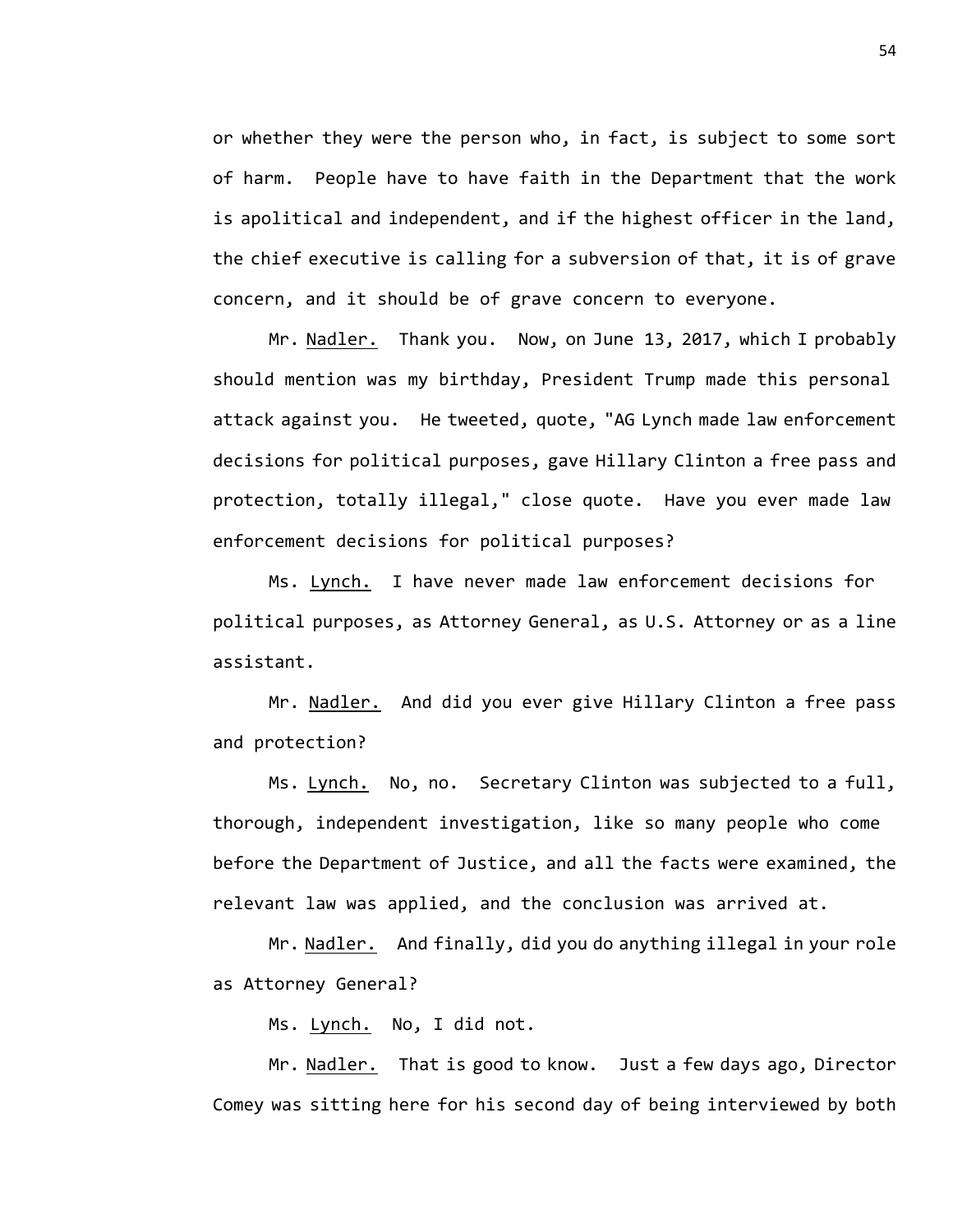or whether they were the person who, in fact, is subject to some sort of harm. People have to have faith in the Department that the work is apolitical and independent, and if the highest officer in the land, the chief executive is calling for a subversion of that, it is of grave concern, and it should be of grave concern to everyone.

Mr. Nadler. Thank you. Now, on June 13, 2017, which I probably should mention was my birthday, President Trump made this personal attack against you. He tweeted, quote, "AG Lynch made law enforcement decisions for political purposes, gave Hillary Clinton a free pass and protection, totally illegal," close quote. Have you ever made law enforcement decisions for political purposes?

Ms. Lynch. I have never made law enforcement decisions for political purposes, as Attorney General, as U.S. Attorney or as a line assistant.

Mr. Nadler. And did you ever give Hillary Clinton a free pass and protection?

Ms. Lynch. No, no. Secretary Clinton was subjected to a full, thorough, independent investigation, like so many people who come before the Department of Justice, and all the facts were examined, the relevant law was applied, and the conclusion was arrived at.

Mr. Nadler. And finally, did you do anything illegal in your role as Attorney General?

Ms. Lynch. No, I did not.

Mr. Nadler. That is good to know. Just a few days ago, Director Comey was sitting here for his second day of being interviewed by both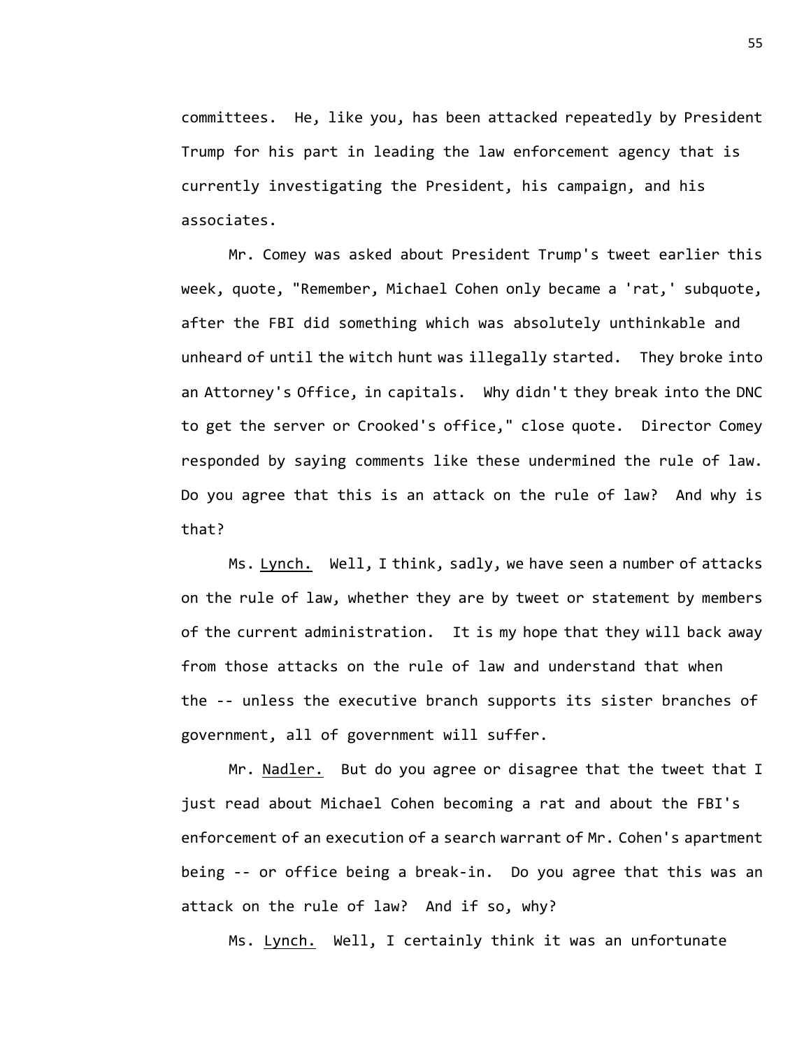committees. He, like you, has been attacked repeatedly by President Trump for his part in leading the law enforcement agency that is currently investigating the President, his campaign, and his associates.

Mr. Comey was asked about President Trump's tweet earlier this week, quote, "Remember, Michael Cohen only became a 'rat,' subquote, after the FBI did something which was absolutely unthinkable and unheard of until the witch hunt was illegally started. They broke into an Attorney's Office, in capitals. Why didn't they break into the DNC to get the server or Crooked's office," close quote. Director Comey responded by saying comments like these undermined the rule of law. Do you agree that this is an attack on the rule of law? And why is that?

Ms. Lynch. Well, I think, sadly, we have seen a number of attacks on the rule of law, whether they are by tweet or statement by members of the current administration. It is my hope that they will back away from those attacks on the rule of law and understand that when the -- unless the executive branch supports its sister branches of government, all of government will suffer.

Mr. Nadler. But do you agree or disagree that the tweet that I just read about Michael Cohen becoming a rat and about the FBI's enforcement of an execution of a search warrant of Mr. Cohen's apartment being -- or office being a break-in. Do you agree that this was an attack on the rule of law? And if so, why?

Ms. Lynch. Well, I certainly think it was an unfortunate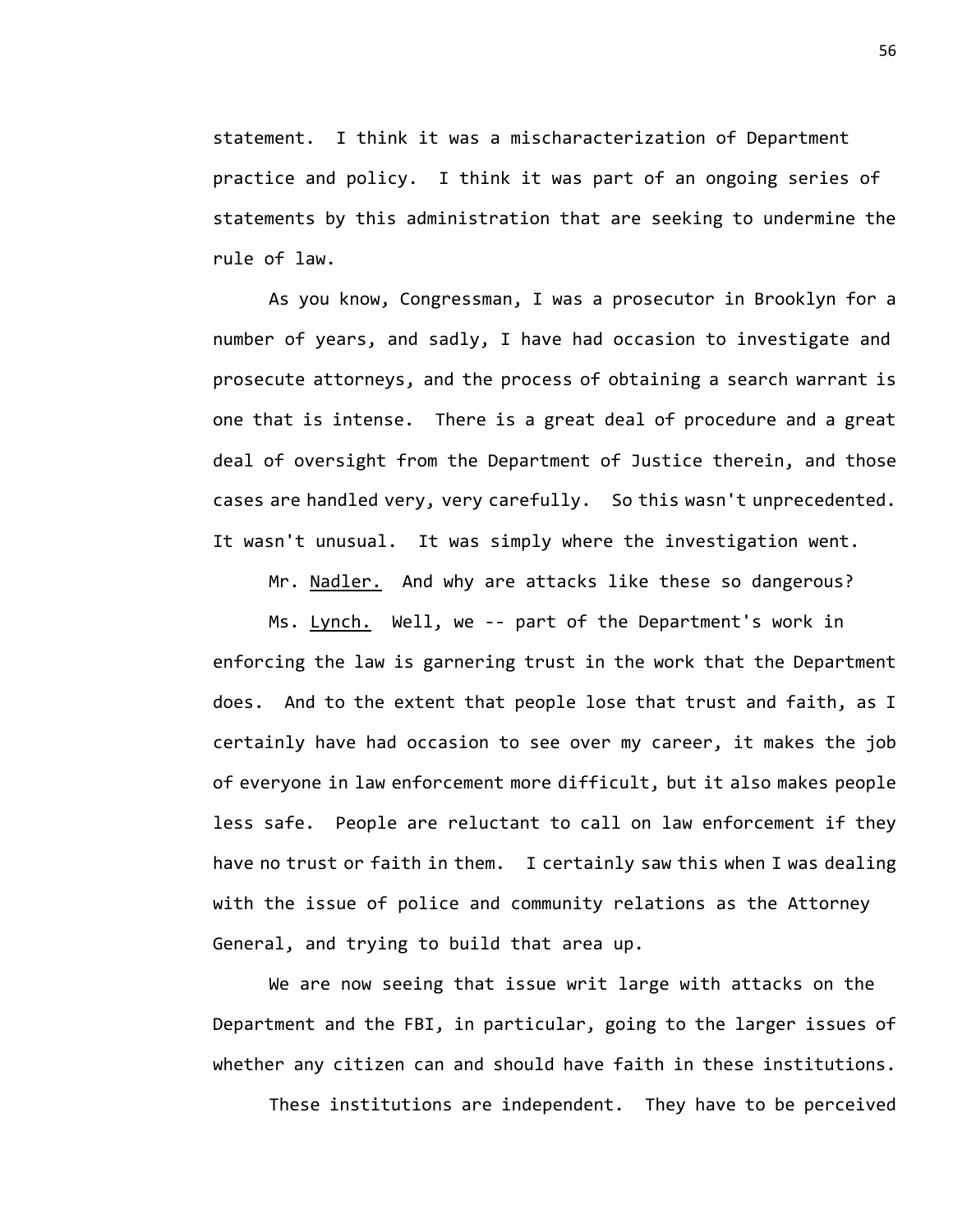statement. I think it was a mischaracterization of Department practice and policy. I think it was part of an ongoing series of statements by this administration that are seeking to undermine the rule of law.

As you know, Congressman, I was a prosecutor in Brooklyn for a number of years, and sadly, I have had occasion to investigate and prosecute attorneys, and the process of obtaining a search warrant is one that is intense. There is a great deal of procedure and a great deal of oversight from the Department of Justice therein, and those cases are handled very, very carefully. So this wasn't unprecedented. It wasn't unusual. It was simply where the investigation went.

Mr. Nadler. And why are attacks like these so dangerous?

Ms. Lynch. Well, we -- part of the Department's work in enforcing the law is garnering trust in the work that the Department does. And to the extent that people lose that trust and faith, as I certainly have had occasion to see over my career, it makes the job of everyone in law enforcement more difficult, but it also makes people less safe. People are reluctant to call on law enforcement if they have no trust or faith in them. I certainly saw this when I was dealing with the issue of police and community relations as the Attorney General, and trying to build that area up.

We are now seeing that issue writ large with attacks on the Department and the FBI, in particular, going to the larger issues of whether any citizen can and should have faith in these institutions.

These institutions are independent. They have to be perceived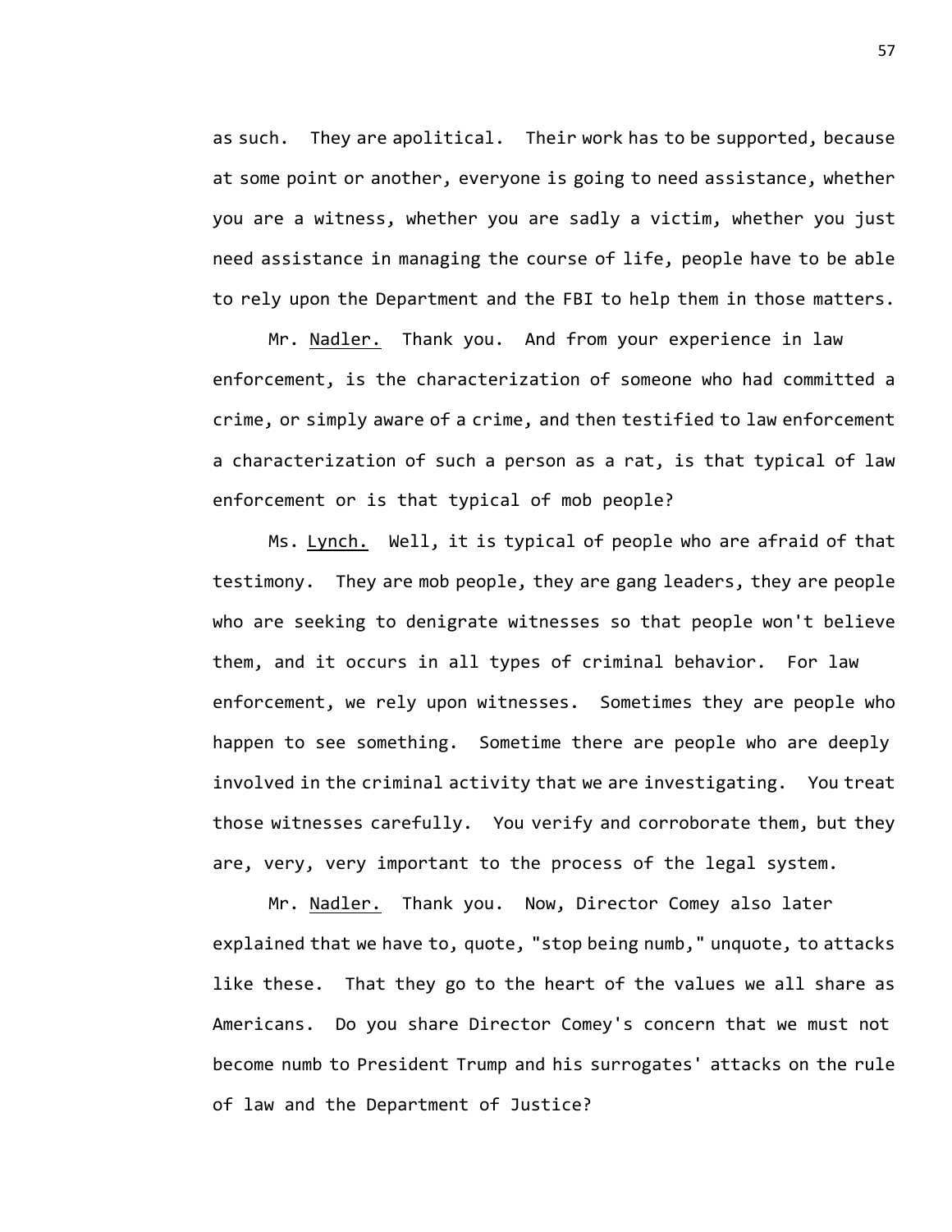as such. They are apolitical. Their work has to be supported, because at some point or another, everyone is going to need assistance, whether you are a witness, whether you are sadly a victim, whether you just need assistance in managing the course of life, people have to be able to rely upon the Department and the FBI to help them in those matters.

Mr. Nadler. Thank you. And from your experience in law enforcement, is the characterization of someone who had committed a crime, or simply aware of a crime, and then testified to law enforcement a characterization of such a person as a rat, is that typical of law enforcement or is that typical of mob people?

Ms. Lynch. Well, it is typical of people who are afraid of that testimony. They are mob people, they are gang leaders, they are people who are seeking to denigrate witnesses so that people won't believe them, and it occurs in all types of criminal behavior. For law enforcement, we rely upon witnesses. Sometimes they are people who happen to see something. Sometime there are people who are deeply involved in the criminal activity that we are investigating. You treat those witnesses carefully. You verify and corroborate them, but they are, very, very important to the process of the legal system.

Mr. Nadler. Thank you. Now, Director Comey also later explained that we have to, quote, "stop being numb," unquote, to attacks like these. That they go to the heart of the values we all share as Americans. Do you share Director Comey's concern that we must not become numb to President Trump and his surrogates' attacks on the rule of law and the Department of Justice?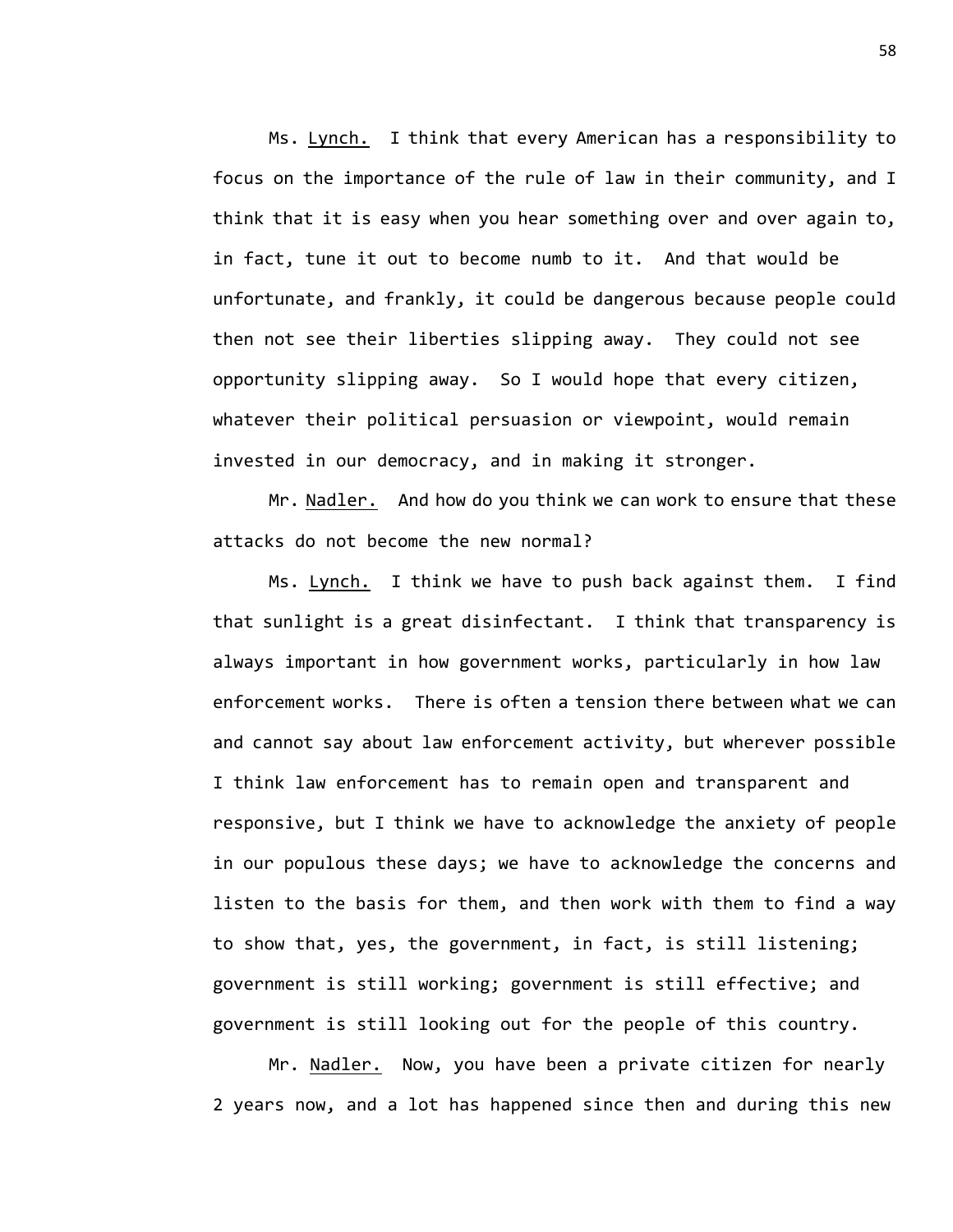Ms. Lynch. I think that every American has a responsibility to focus on the importance of the rule of law in their community, and I think that it is easy when you hear something over and over again to, in fact, tune it out to become numb to it. And that would be unfortunate, and frankly, it could be dangerous because people could then not see their liberties slipping away. They could not see opportunity slipping away. So I would hope that every citizen, whatever their political persuasion or viewpoint, would remain invested in our democracy, and in making it stronger.

Mr. Nadler. And how do you think we can work to ensure that these attacks do not become the new normal?

Ms. Lynch. I think we have to push back against them. I find that sunlight is a great disinfectant. I think that transparency is always important in how government works, particularly in how law enforcement works. There is often a tension there between what we can and cannot say about law enforcement activity, but wherever possible I think law enforcement has to remain open and transparent and responsive, but I think we have to acknowledge the anxiety of people in our populous these days; we have to acknowledge the concerns and listen to the basis for them, and then work with them to find a way to show that, yes, the government, in fact, is still listening; government is still working; government is still effective; and government is still looking out for the people of this country.

Mr. Nadler. Now, you have been a private citizen for nearly 2 years now, and a lot has happened since then and during this new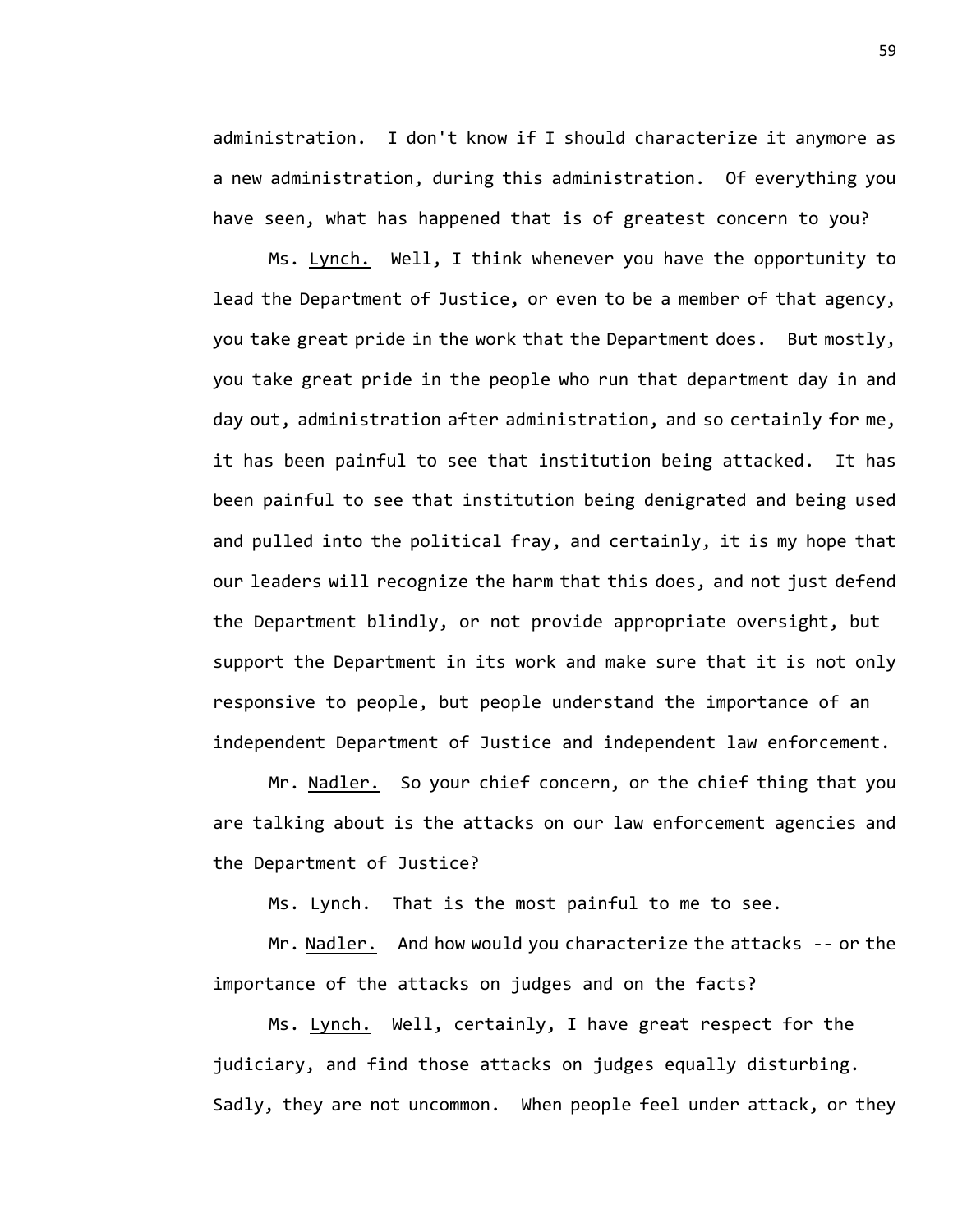administration. I don't know if I should characterize it anymore as a new administration, during this administration. Of everything you have seen, what has happened that is of greatest concern to you?

Ms. <u>Lynch.</u> Well, I think whenever you have the opportunity to lead the Department of Justice, or even to be a member of that agency, you take great pride in the work that the Department does. But mostly, you take great pride in the people who run that department day in and day out, administration after administration, and so certainly for me, it has been painful to see that institution being attacked. It has been painful to see that institution being denigrated and being used and pulled into the political fray, and certainly, it is my hope that our leaders will recognize the harm that this does, and not just defend the Department blindly, or not provide appropriate oversight, but support the Department in its work and make sure that it is not only responsive to people, but people understand the importance of an independent Department of Justice and independent law enforcement.

Mr. <u>Nadler.</u> So your chief concern, or the chief thing that you are talking about is the attacks on our law enforcement agencies and the Department of Justice?

Ms. <u>Lynch.</u> That is the most painful to me to see.

Mr. <u>Nadler.</u> And how would you characterize the attacks -- or the importance of the attacks on judges and on the facts?

Ms. <u>Lynch.</u> Well, certainly, I have great respect for the judiciary, and find those attacks on judges equally disturbing. Sadly, they are not uncommon. When people feel under attack, or they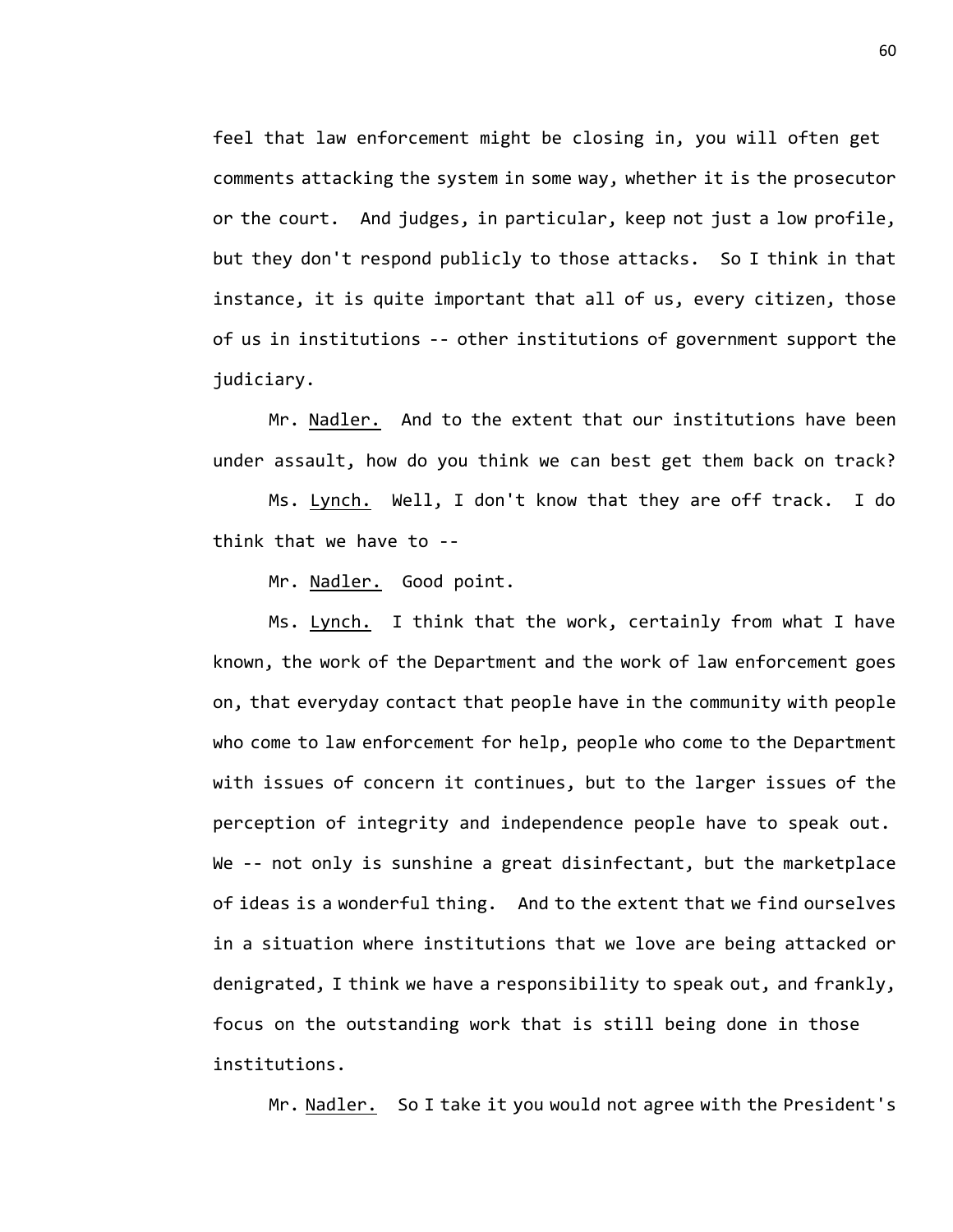feel that law enforcement might be closing in, you will often get comments attacking the system in some way, whether it is the prosecutor or the court. And judges, in particular, keep not just a low profile, but they don't respond publicly to those attacks. So I think in that instance, it is quite important that all of us, every citizen, those of us in institutions -- other institutions of government support the judiciary.

Mr. Nadler. And to the extent that our institutions have been under assault, how do you think we can best get them back on track?

Ms. Lynch. Well, I don't know that they are off track. I do think that we have to --

Mr. Nadler. Good point.

Ms. Lynch. I think that the work, certainly from what I have known, the work of the Department and the work of law enforcement goes on, that everyday contact that people have in the community with people who come to law enforcement for help, people who come to the Department with issues of concern it continues, but to the larger issues of the perception of integrity and independence people have to speak out. We -- not only is sunshine a great disinfectant, but the marketplace of ideas is a wonderful thing. And to the extent that we find ourselves in a situation where institutions that we love are being attacked or denigrated, I think we have a responsibility to speak out, and frankly, focus on the outstanding work that is still being done in those institutions.

Mr. Nadler. So I take it you would not agree with the President's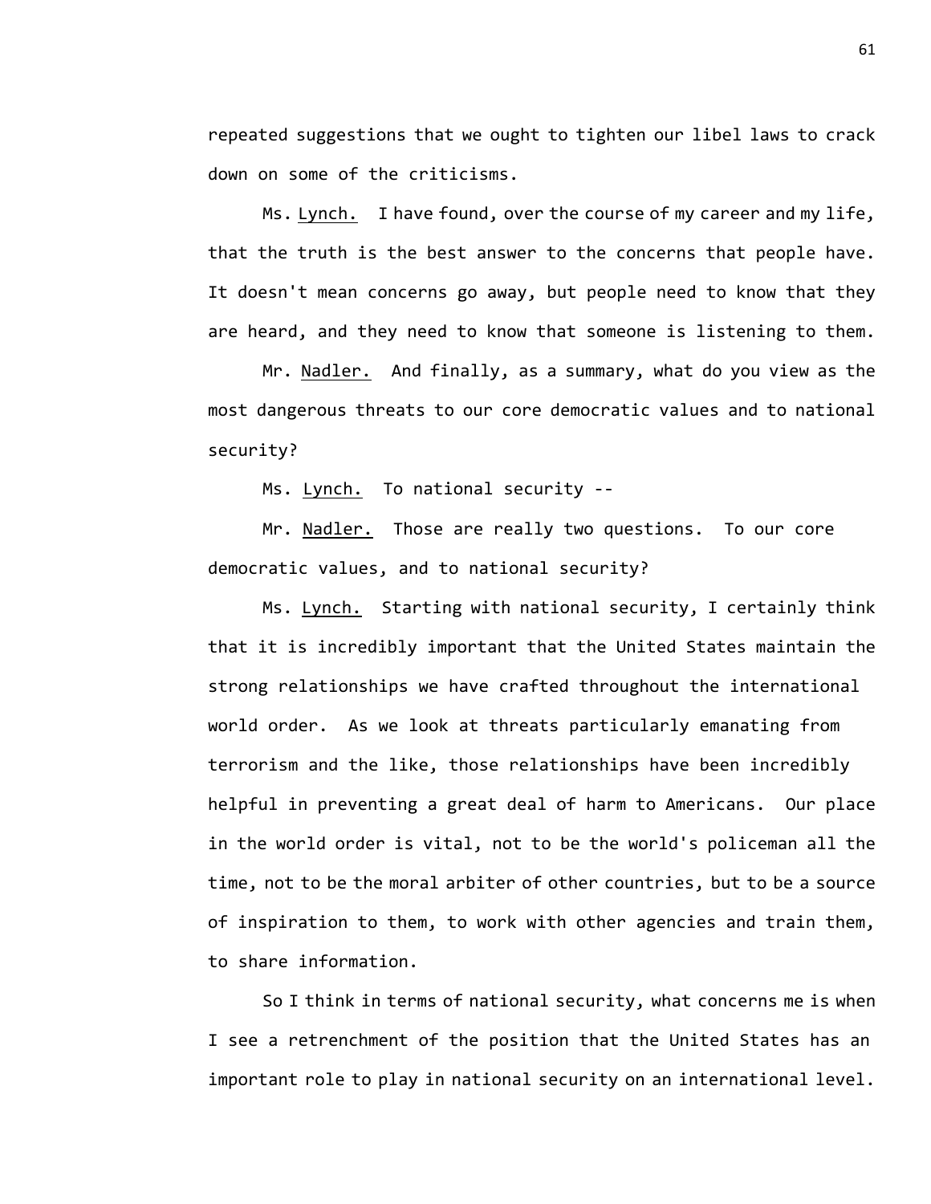repeated suggestions that we ought to tighten our libel laws to crack down on some of the criticisms.

Ms. Lynch. I have found, over the course of my career and my life, that the truth is the best answer to the concerns that people have. It doesn't mean concerns go away, but people need to know that they are heard, and they need to know that someone is listening to them.

Mr. Nadler. And finally, as a summary, what do you view as the most dangerous threats to our core democratic values and to national security?

Ms. Lynch. To national security --

Mr. Nadler. Those are really two questions. To our core democratic values, and to national security?

Ms. Lynch. Starting with national security, I certainly think that it is incredibly important that the United States maintain the strong relationships we have crafted throughout the international world order. As we look at threats particularly emanating from terrorism and the like, those relationships have been incredibly helpful in preventing a great deal of harm to Americans. Our place in the world order is vital, not to be the world's policeman all the time, not to be the moral arbiter of other countries, but to be a source of inspiration to them, to work with other agencies and train them, to share information.

So I think in terms of national security, what concerns me is when I see a retrenchment of the position that the United States has an important role to play in national security on an international level.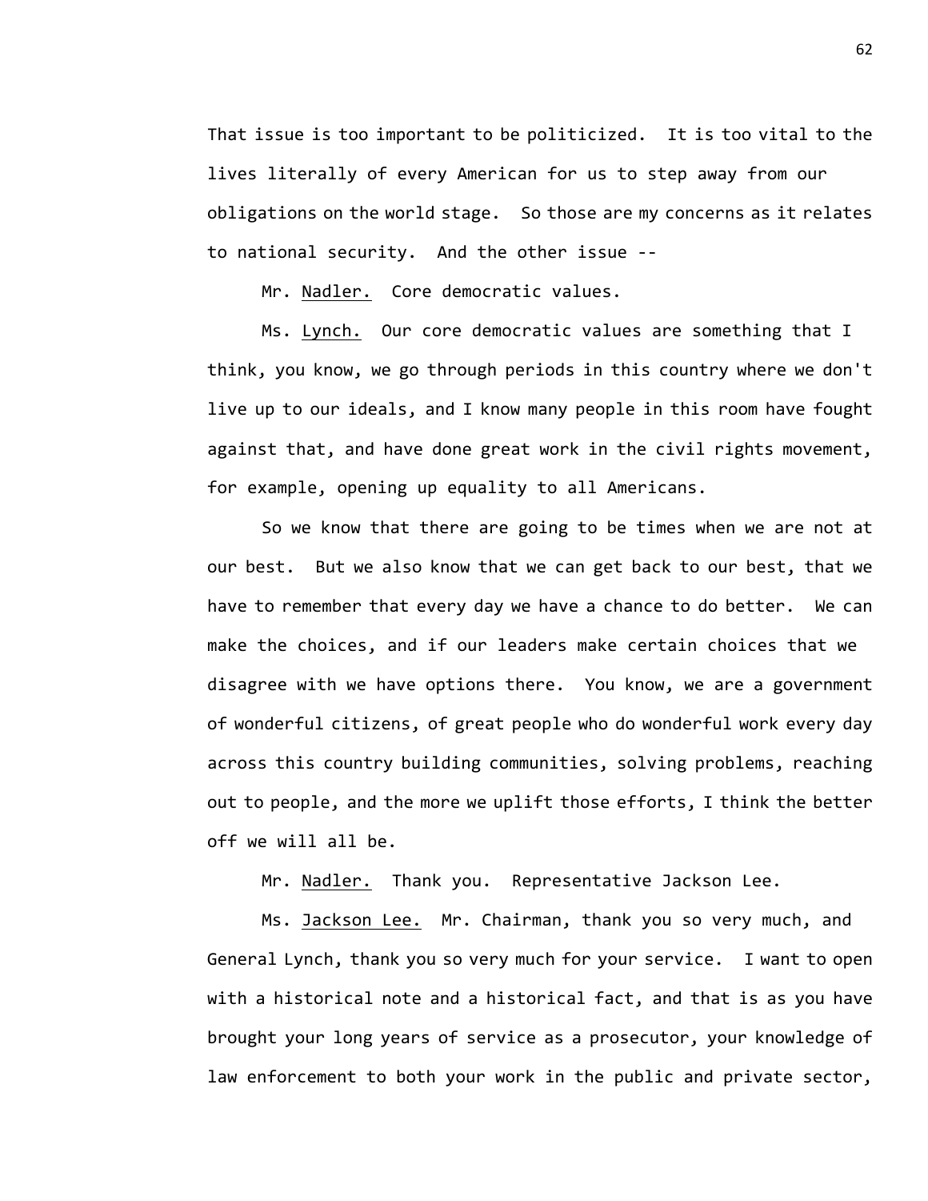That issue is too important to be politicized. It is too vital to the lives literally of every American for us to step away from our obligations on the world stage. So those are my concerns as it relates to national security. And the other issue --

Mr. Nadler. Core democratic values.

Ms. Lynch. Our core democratic values are something that I think, you know, we go through periods in this country where we don't live up to our ideals, and I know many people in this room have fought against that, and have done great work in the civil rights movement, for example, opening up equality to all Americans.

So we know that there are going to be times when we are not at our best. But we also know that we can get back to our best, that we have to remember that every day we have a chance to do better. We can make the choices, and if our leaders make certain choices that we disagree with we have options there. You know, we are a government of wonderful citizens, of great people who do wonderful work every day across this country building communities, solving problems, reaching out to people, and the more we uplift those efforts, I think the better off we will all be.

Mr. Nadler. Thank you. Representative Jackson Lee.

Ms. Jackson Lee. Mr. Chairman, thank you so very much, and General Lynch, thank you so very much for your service. I want to open with a historical note and a historical fact, and that is as you have brought your long years of service as a prosecutor, your knowledge of law enforcement to both your work in the public and private sector,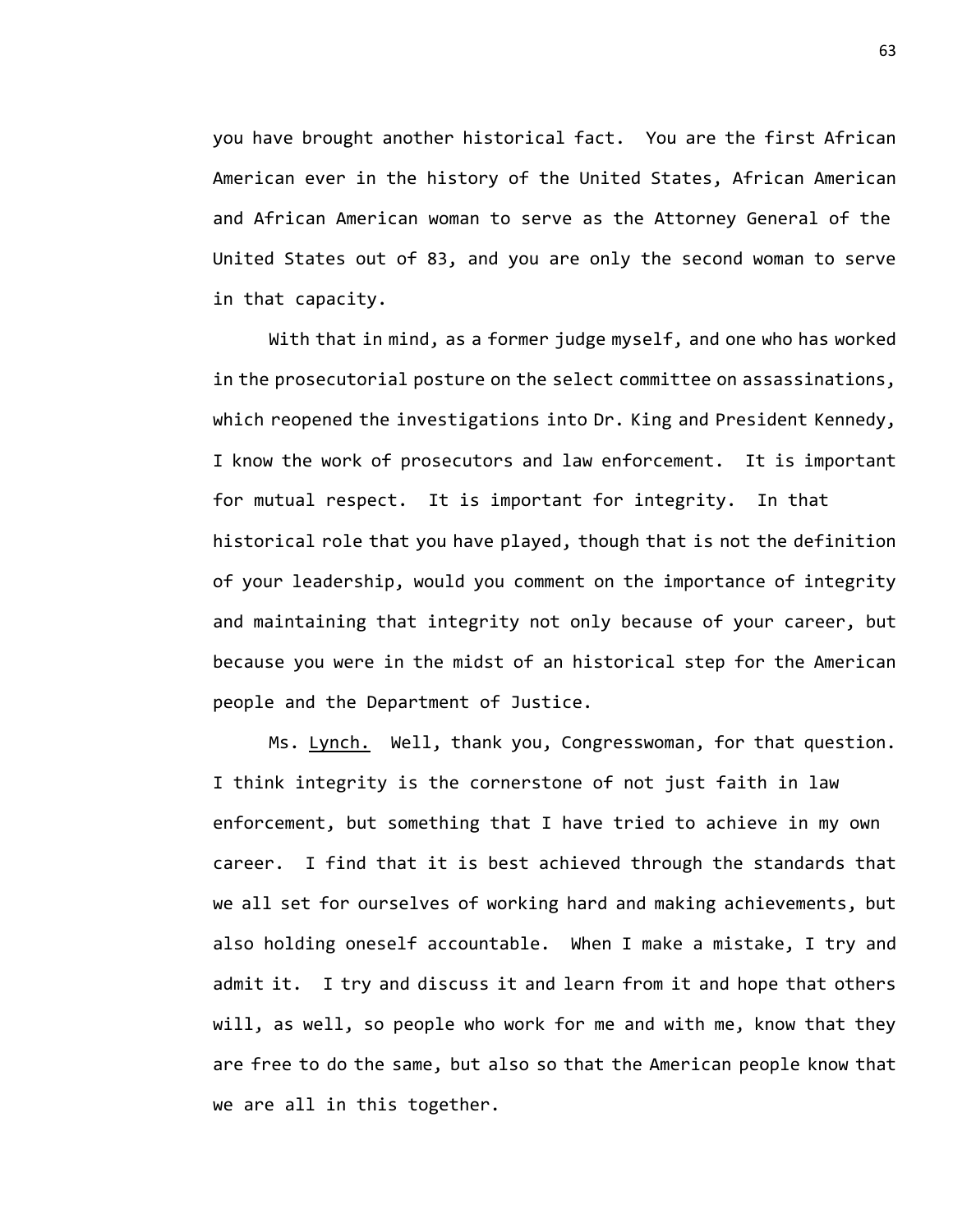you have brought another historical fact. You are the first African American ever in the history of the United States, African American and African American woman to serve as the Attorney General of the United States out of 83, and you are only the second woman to serve in that capacity.

With that in mind, as a former judge myself, and one who has worked in the prosecutorial posture on the select committee on assassinations, which reopened the investigations into Dr. King and President Kennedy, I know the work of prosecutors and law enforcement. It is important for mutual respect. It is important for integrity. In that historical role that you have played, though that is not the definition of your leadership, would you comment on the importance of integrity and maintaining that integrity not only because of your career, but because you were in the midst of an historical step for the American people and the Department of Justice.

Ms. Lynch. Well, thank you, Congresswoman, for that question. I think integrity is the cornerstone of not just faith in law enforcement, but something that I have tried to achieve in my own career. I find that it is best achieved through the standards that we all set for ourselves of working hard and making achievements, but also holding oneself accountable. When I make a mistake, I try and admit it. I try and discuss it and learn from it and hope that others will, as well, so people who work for me and with me, know that they are free to do the same, but also so that the American people know that we are all in this together.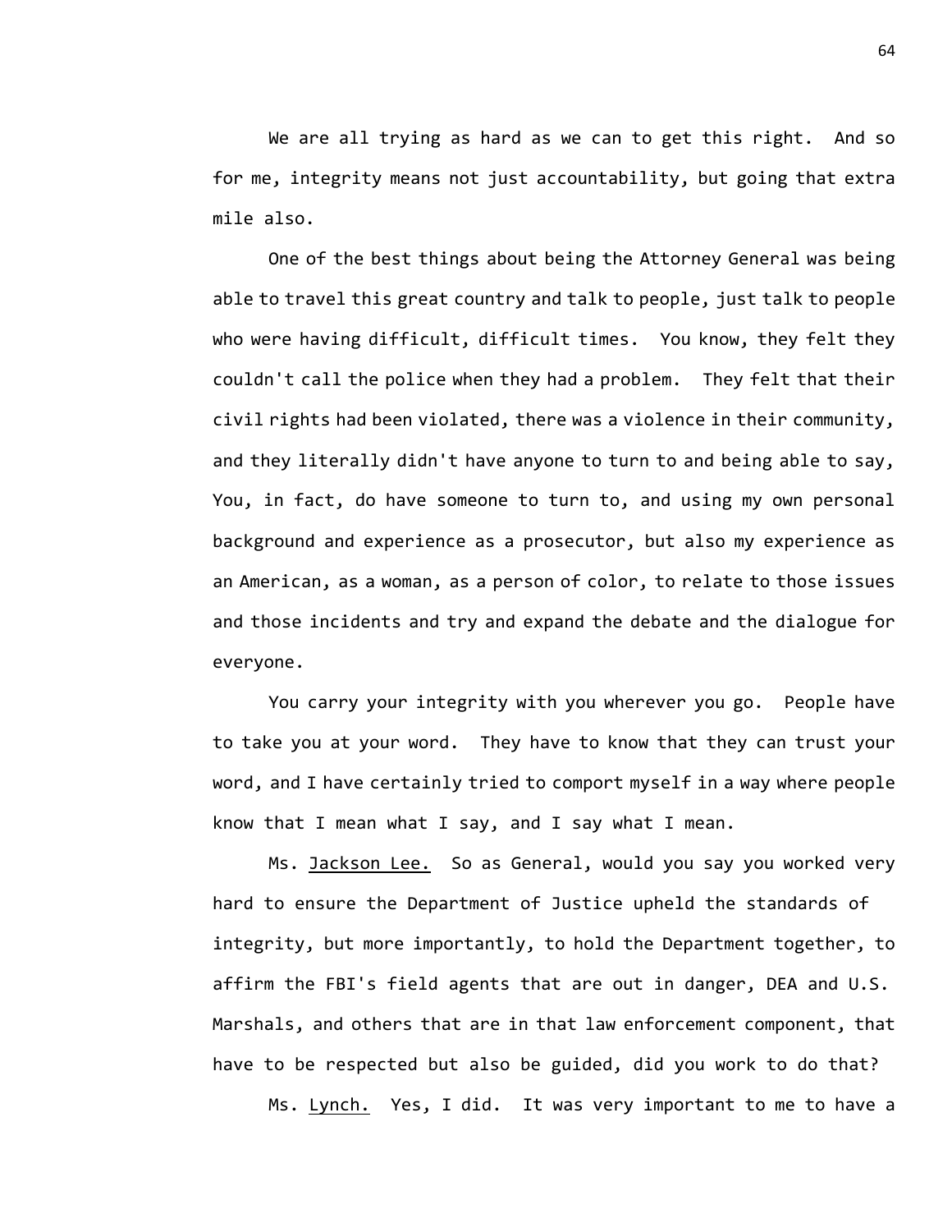We are all trying as hard as we can to get this right. And so for me, integrity means not just accountability, but going that extra mile also.

One of the best things about being the Attorney General was being able to travel this great country and talk to people, just talk to people who were having difficult, difficult times. You know, they felt they couldn't call the police when they had a problem. They felt that their civil rights had been violated, there was a violence in their community, and they literally didn't have anyone to turn to and being able to say, You, in fact, do have someone to turn to, and using my own personal background and experience as a prosecutor, but also my experience as an American, as a woman, as a person of color, to relate to those issues and those incidents and try and expand the debate and the dialogue for everyone.

You carry your integrity with you wherever you go. People have to take you at your word. They have to know that they can trust your word, and I have certainly tried to comport myself in a way where people know that I mean what I say, and I say what I mean.

Ms. Jackson Lee. So as General, would you say you worked very hard to ensure the Department of Justice upheld the standards of integrity, but more importantly, to hold the Department together, to affirm the FBI's field agents that are out in danger, DEA and U.S. Marshals, and others that are in that law enforcement component, that have to be respected but also be guided, did you work to do that?

Ms. Lynch. Yes, I did. It was very important to me to have a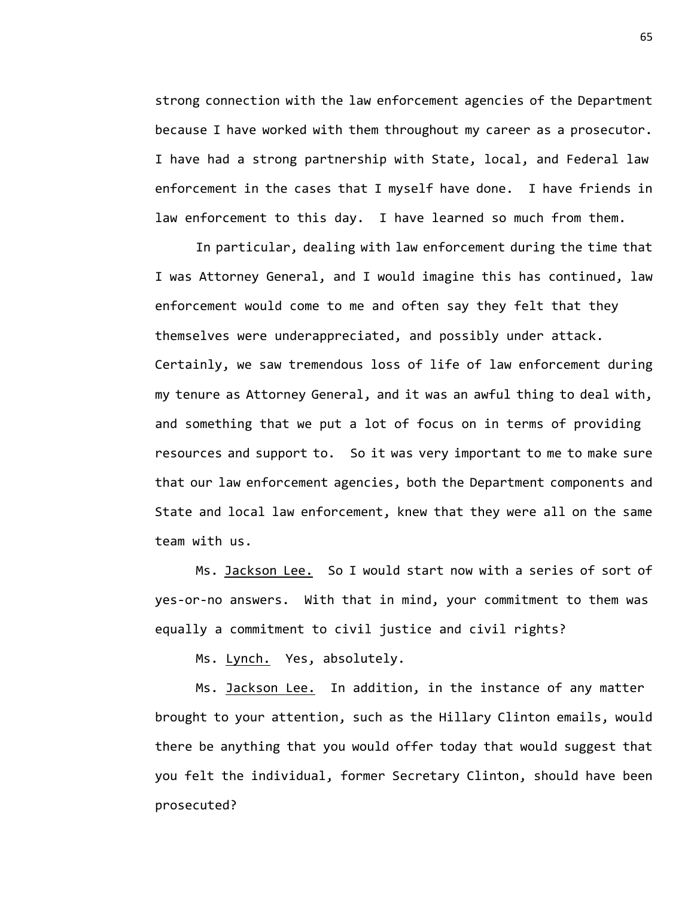strong connection with the law enforcement agencies of the Department because I have worked with them throughout my career as a prosecutor. I have had a strong partnership with State, local, and Federal law enforcement in the cases that I myself have done. I have friends in law enforcement to this day. I have learned so much from them.

In particular, dealing with law enforcement during the time that I was Attorney General, and I would imagine this has continued, law enforcement would come to me and often say they felt that they themselves were underappreciated, and possibly under attack. Certainly, we saw tremendous loss of life of law enforcement during my tenure as Attorney General, and it was an awful thing to deal with, and something that we put a lot of focus on in terms of providing resources and support to. So it was very important to me to make sure that our law enforcement agencies, both the Department components and State and local law enforcement, knew that they were all on the same team with us.

Ms. Jackson Lee. So I would start now with a series of sort of yes-or-no answers. With that in mind, your commitment to them was equally a commitment to civil justice and civil rights?

Ms. Lynch. Yes, absolutely.

Ms. Jackson Lee. In addition, in the instance of any matter brought to your attention, such as the Hillary Clinton emails, would there be anything that you would offer today that would suggest that you felt the individual, former Secretary Clinton, should have been prosecuted?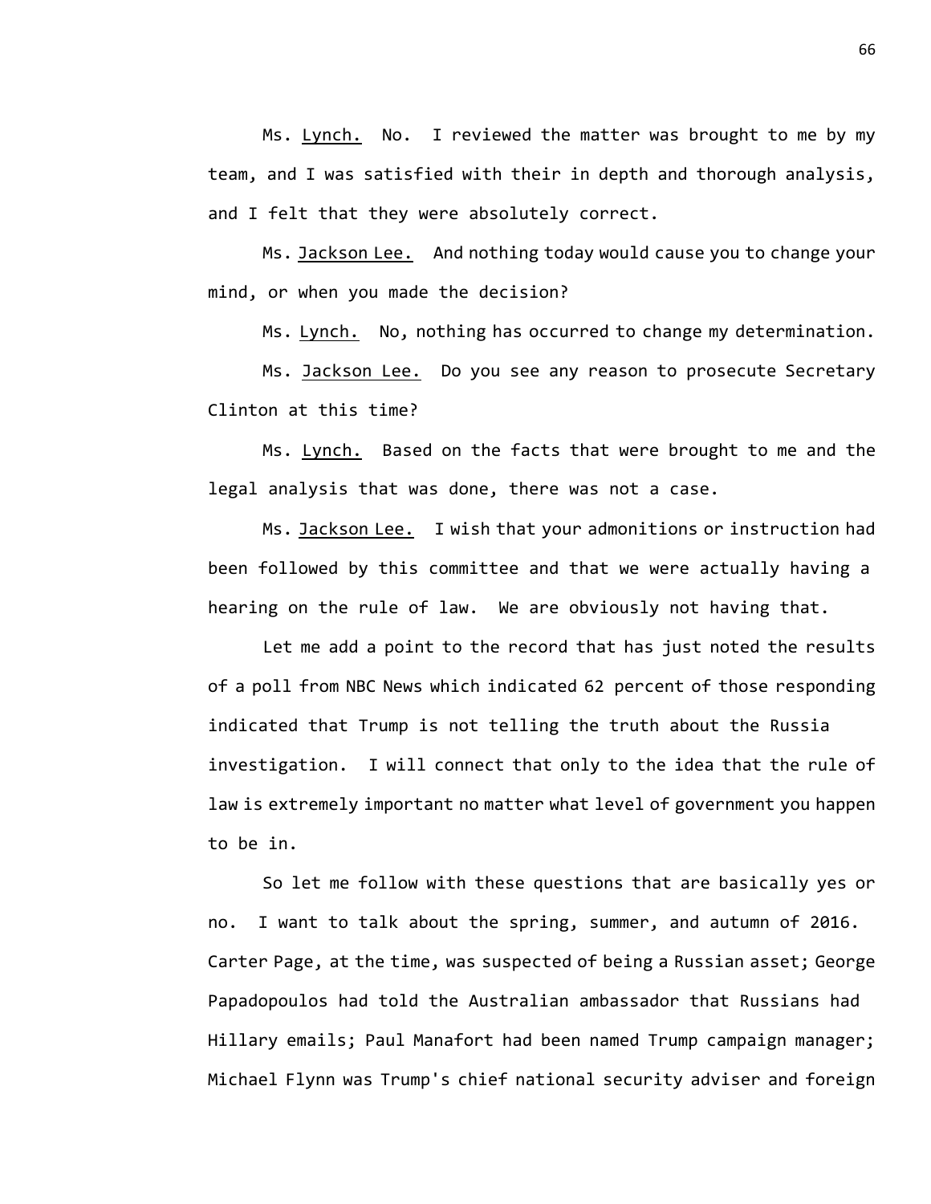Ms. Lynch. No. I reviewed the matter was brought to me by my team, and I was satisfied with their in depth and thorough analysis, and I felt that they were absolutely correct.

Ms. Jackson Lee. And nothing today would cause you to change your mind, or when you made the decision?

Ms. Lynch. No, nothing has occurred to change my determination.

Ms. Jackson Lee. Do you see any reason to prosecute Secretary Clinton at this time?

Ms. Lynch. Based on the facts that were brought to me and the legal analysis that was done, there was not a case.

Ms. Jackson Lee. I wish that your admonitions or instruction had been followed by this committee and that we were actually having a hearing on the rule of law. We are obviously not having that.

Let me add a point to the record that has just noted the results of a poll from NBC News which indicated 62 percent of those responding indicated that Trump is not telling the truth about the Russia investigation. I will connect that only to the idea that the rule of law is extremely important no matter what level of government you happen to be in.

So let me follow with these questions that are basically yes or no. I want to talk about the spring, summer, and autumn of 2016. Carter Page, at the time, was suspected of being a Russian asset; George Papadopoulos had told the Australian ambassador that Russians had Hillary emails; Paul Manafort had been named Trump campaign manager; Michael Flynn was Trump's chief national security adviser and foreign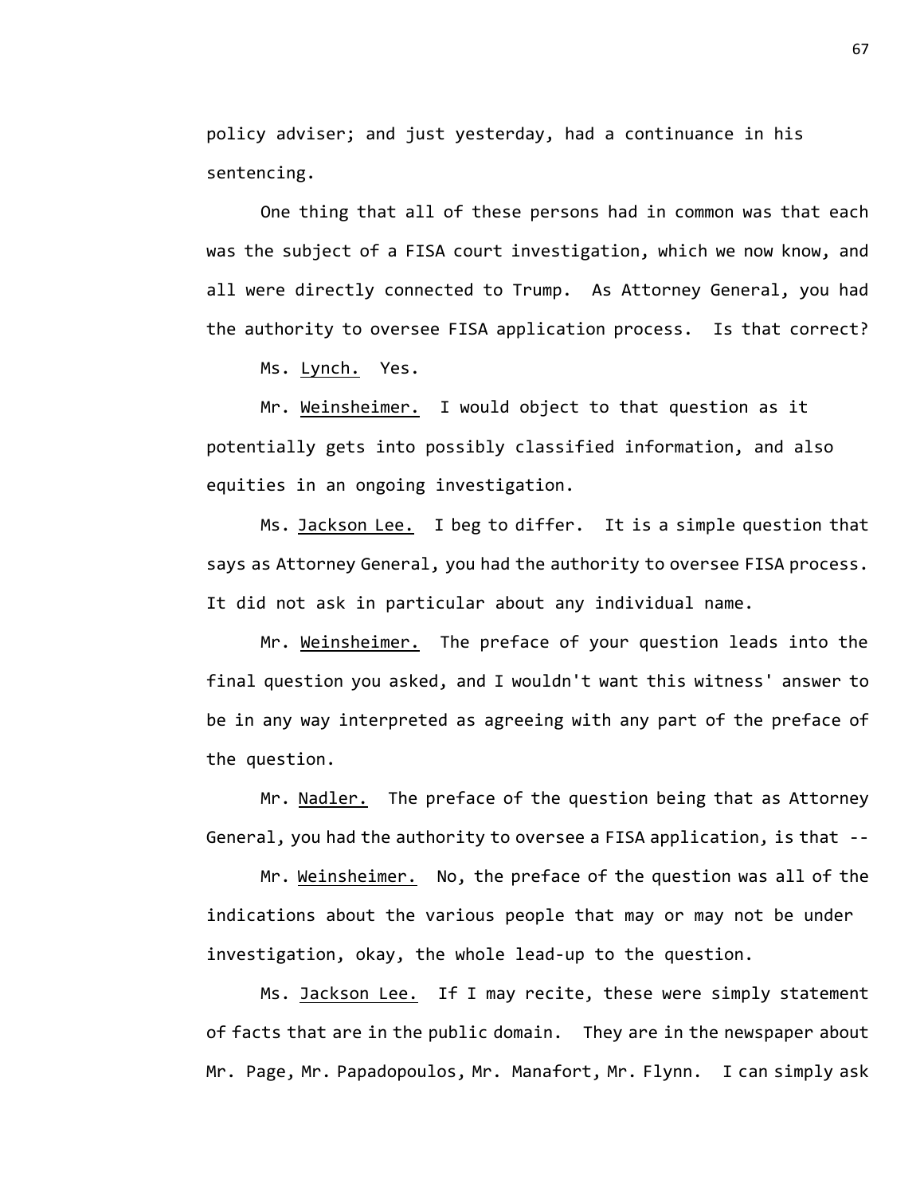policy adviser; and just yesterday, had a continuance in his sentencing.

One thing that all of these persons had in common was that each was the subject of a FISA court investigation, which we now know, and all were directly connected to Trump. As Attorney General, you had the authority to oversee FISA application process. Is that correct?

Ms. Lynch. Yes.

Mr. Weinsheimer. I would object to that question as it potentially gets into possibly classified information, and also equities in an ongoing investigation.

Ms. Jackson Lee. I beg to differ. It is a simple question that says as Attorney General, you had the authority to oversee FISA process. It did not ask in particular about any individual name.

Mr. Weinsheimer. The preface of your question leads into the final question you asked, and I wouldn't want this witness' answer to be in any way interpreted as agreeing with any part of the preface of the question.

Mr. Nadler. The preface of the question being that as Attorney General, you had the authority to oversee a FISA application, is that --

Mr. Weinsheimer. No, the preface of the question was all of the indications about the various people that may or may not be under investigation, okay, the whole lead-up to the question.

Ms. Jackson Lee. If I may recite, these were simply statement of facts that are in the public domain. They are in the newspaper about Mr. Page, Mr. Papadopoulos, Mr. Manafort, Mr. Flynn. I can simply ask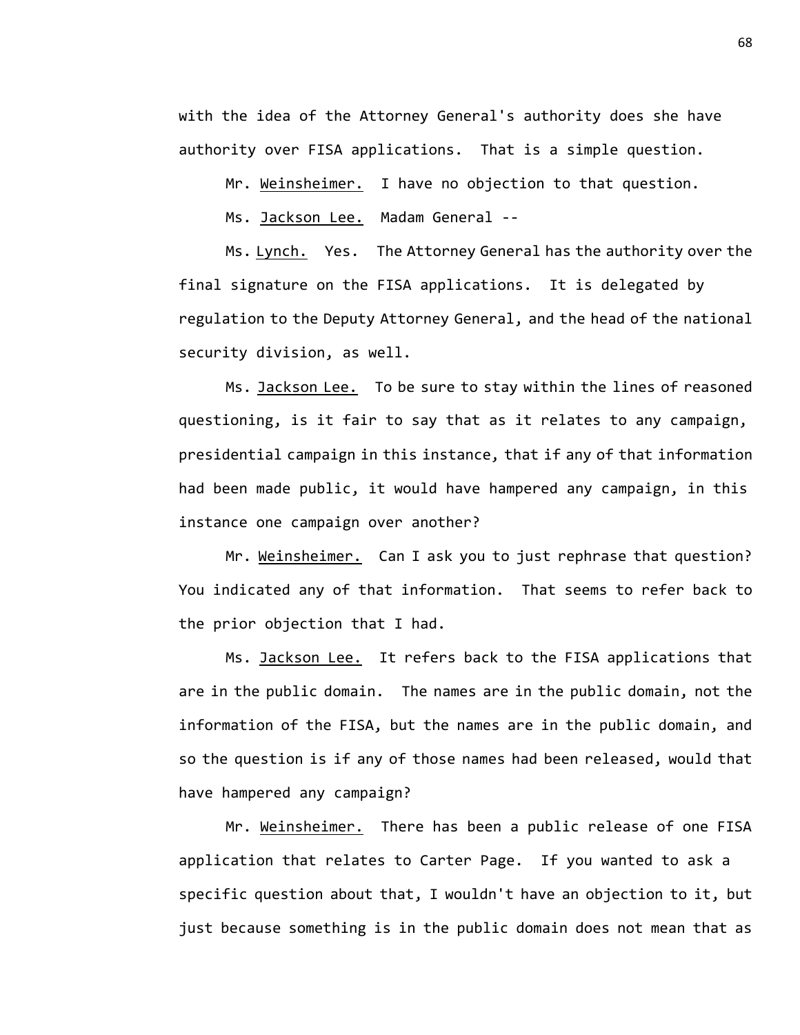with the idea of the Attorney General's authority does she have authority over FISA applications. That is a simple question.

Mr. Weinsheimer. I have no objection to that question.

Ms. Jackson Lee. Madam General --

Ms. Lynch. Yes. The Attorney General has the authority over the final signature on the FISA applications. It is delegated by regulation to the Deputy Attorney General, and the head of the national security division, as well.

Ms. Jackson Lee. To be sure to stay within the lines of reasoned questioning, is it fair to say that as it relates to any campaign, presidential campaign in this instance, that if any of that information had been made public, it would have hampered any campaign, in this instance one campaign over another?

Mr. Weinsheimer. Can I ask you to just rephrase that question? You indicated any of that information. That seems to refer back to the prior objection that I had.

Ms. Jackson Lee. It refers back to the FISA applications that are in the public domain. The names are in the public domain, not the information of the FISA, but the names are in the public domain, and so the question is if any of those names had been released, would that have hampered any campaign?

Mr. Weinsheimer. There has been a public release of one FISA application that relates to Carter Page. If you wanted to ask a specific question about that, I wouldn't have an objection to it, but just because something is in the public domain does not mean that as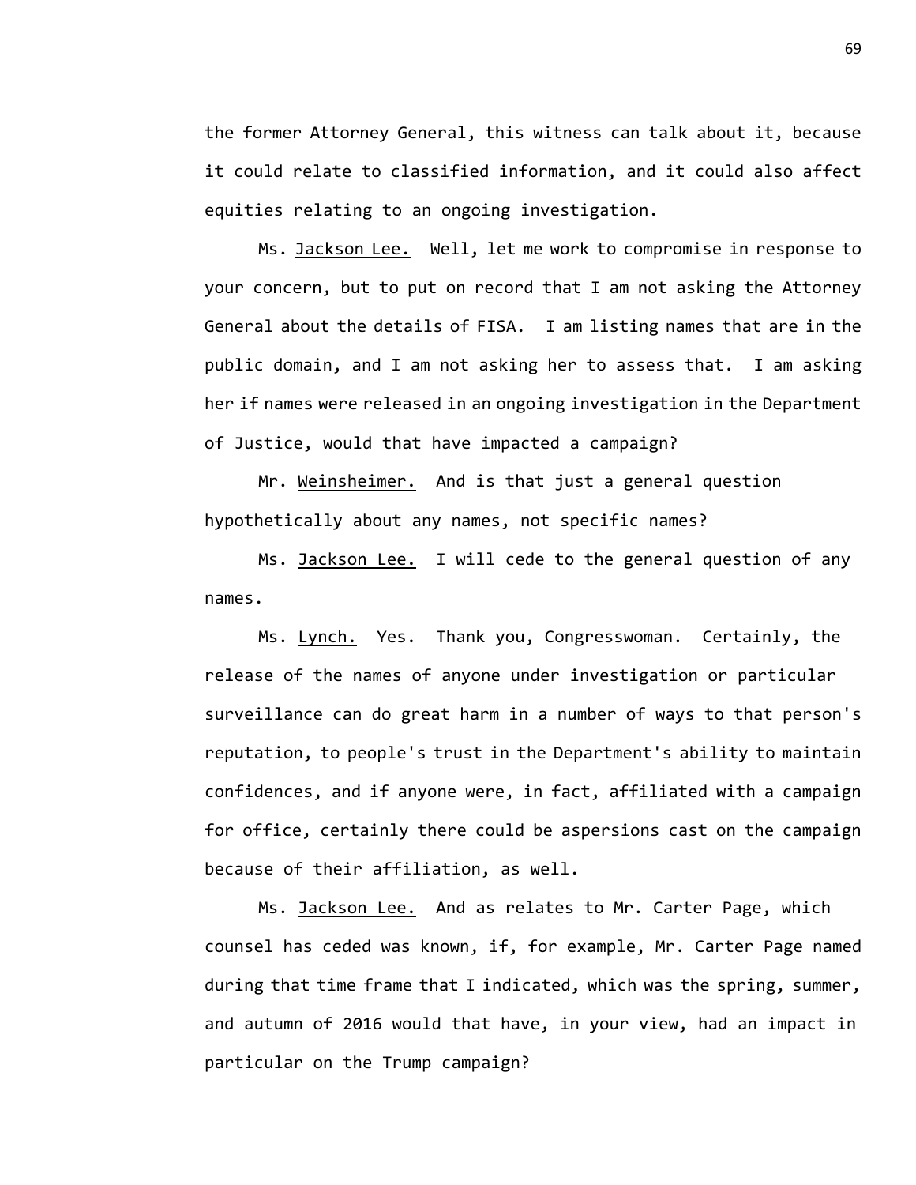the former Attorney General, this witness can talk about it, because it could relate to classified information, and it could also affect equities relating to an ongoing investigation.

Ms. Jackson Lee. Well, let me work to compromise in response to your concern, but to put on record that I am not asking the Attorney General about the details of FISA. I am listing names that are in the public domain, and I am not asking her to assess that. I am asking her if names were released in an ongoing investigation in the Department of Justice, would that have impacted a campaign?

Mr. Weinsheimer. And is that just a general question hypothetically about any names, not specific names?

Ms. Jackson Lee. I will cede to the general question of any names.

Ms. Lynch. Yes. Thank you, Congresswoman. Certainly, the release of the names of anyone under investigation or particular surveillance can do great harm in a number of ways to that person's reputation, to people's trust in the Department's ability to maintain confidences, and if anyone were, in fact, affiliated with a campaign for office, certainly there could be aspersions cast on the campaign because of their affiliation, as well.

Ms. Jackson Lee. And as relates to Mr. Carter Page, which counsel has ceded was known, if, for example, Mr. Carter Page named during that time frame that I indicated, which was the spring, summer, and autumn of 2016 would that have, in your view, had an impact in particular on the Trump campaign?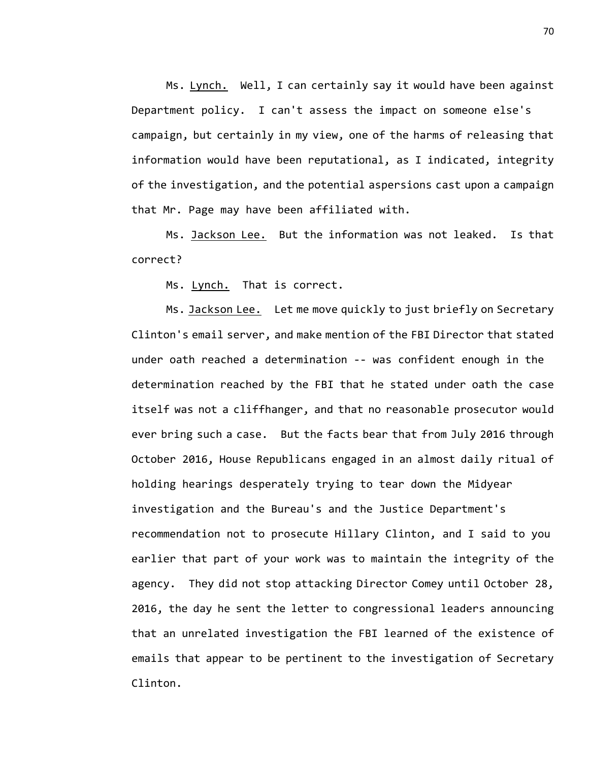Ms. Lynch. Well, I can certainly say it would have been against Department policy. I can't assess the impact on someone else's campaign, but certainly in my view, one of the harms of releasing that information would have been reputational, as I indicated, integrity of the investigation, and the potential aspersions cast upon a campaign that Mr. Page may have been affiliated with.

Ms. Jackson Lee. But the information was not leaked. Is that correct?

Ms. Lynch. That is correct.

Ms. Jackson Lee. Let me move quickly to just briefly on Secretary Clinton's email server, and make mention of the FBI Director that stated under oath reached a determination -- was confident enough in the determination reached by the FBI that he stated under oath the case itself was not a cliffhanger, and that no reasonable prosecutor would ever bring such a case. But the facts bear that from July 2016 through October 2016, House Republicans engaged in an almost daily ritual of holding hearings desperately trying to tear down the Midyear investigation and the Bureau's and the Justice Department's recommendation not to prosecute Hillary Clinton, and I said to you earlier that part of your work was to maintain the integrity of the agency. They did not stop attacking Director Comey until October 28, 2016, the day he sent the letter to congressional leaders announcing that an unrelated investigation the FBI learned of the existence of emails that appear to be pertinent to the investigation of Secretary Clinton.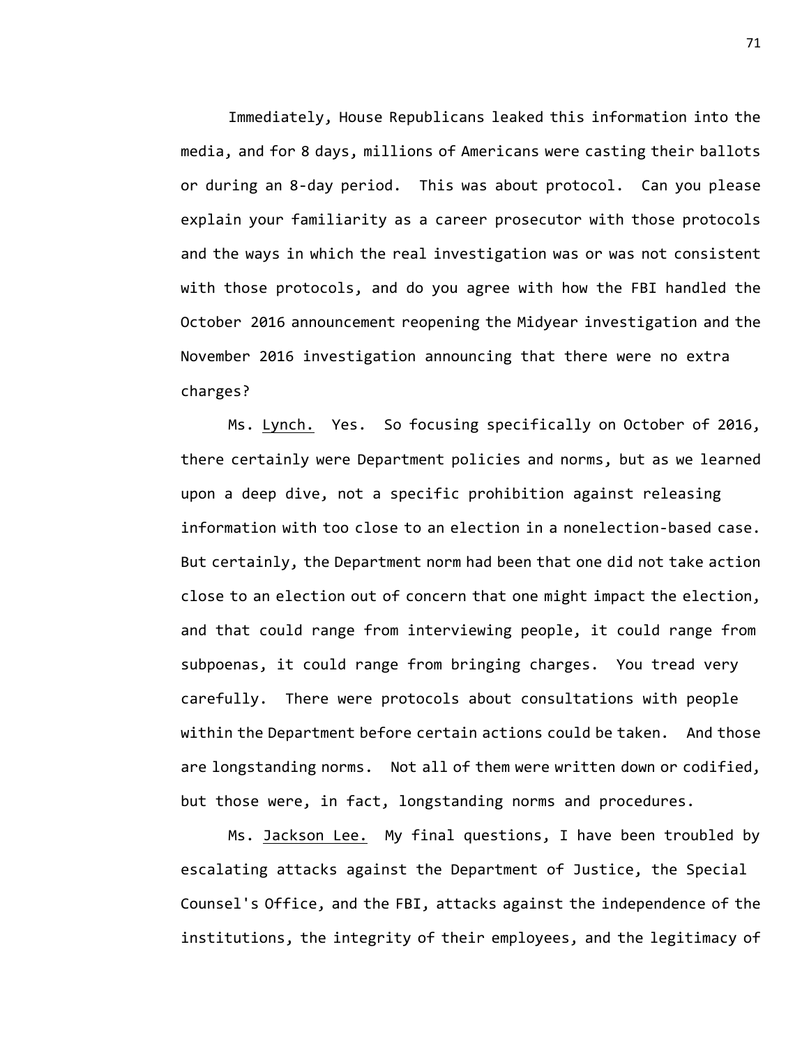Immediately, House Republicans leaked this information into the media, and for 8 days, millions of Americans were casting their ballots or during an 8-day period. This was about protocol. Can you please explain your familiarity as a career prosecutor with those protocols and the ways in which the real investigation was or was not consistent with those protocols, and do you agree with how the FBI handled the October 2016 announcement reopening the Midyear investigation and the November 2016 investigation announcing that there were no extra charges?

Ms. Lynch. Yes. So focusing specifically on October of 2016, there certainly were Department policies and norms, but as we learned upon a deep dive, not a specific prohibition against releasing information with too close to an election in a nonelection-based case. But certainly, the Department norm had been that one did not take action close to an election out of concern that one might impact the election, and that could range from interviewing people, it could range from subpoenas, it could range from bringing charges. You tread very carefully. There were protocols about consultations with people within the Department before certain actions could be taken. And those are longstanding norms. Not all of them were written down or codified, but those were, in fact, longstanding norms and procedures.

Ms. Jackson Lee. My final questions, I have been troubled by escalating attacks against the Department of Justice, the Special Counsel's Office, and the FBI, attacks against the independence of the institutions, the integrity of their employees, and the legitimacy of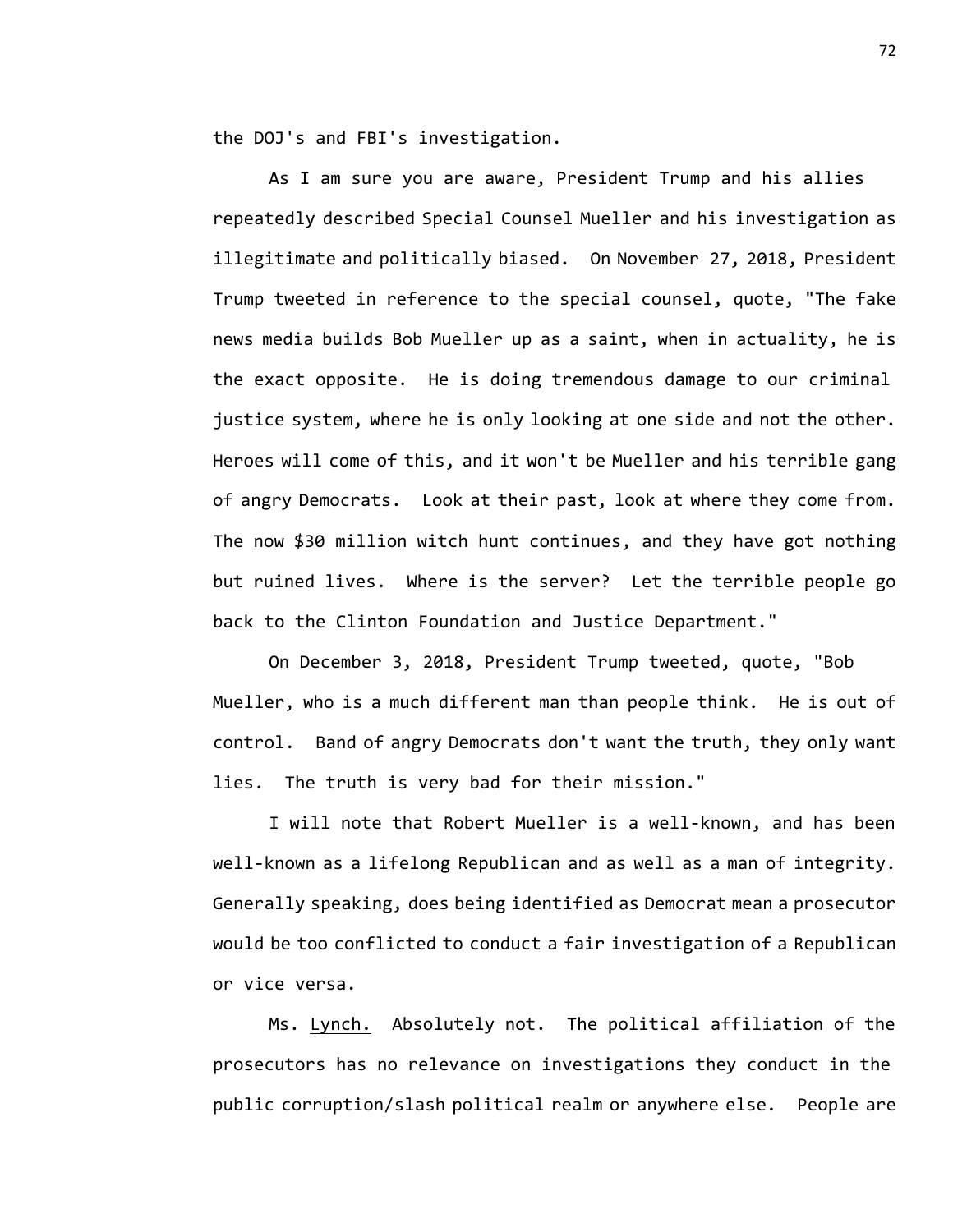the DOJ's and FBI's investigation.

As I am sure you are aware, President Trump and his allies repeatedly described Special Counsel Mueller and his investigation as illegitimate and politically biased. On November 27, 2018, President Trump tweeted in reference to the special counsel, quote, "The fake news media builds Bob Mueller up as a saint, when in actuality, he is the exact opposite. He is doing tremendous damage to our criminal justice system, where he is only looking at one side and not the other. Heroes will come of this, and it won't be Mueller and his terrible gang of angry Democrats. Look at their past, look at where they come from. The now $30 million witch hunt continues, and they have got nothing but ruined lives. Where is the server? Let the terrible people go back to the Clinton Foundation and Justice Department."

On December 3, 2018, President Trump tweeted, quote, "Bob Mueller, who is a much different man than people think. He is out of control. Band of angry Democrats don't want the truth, they only want lies. The truth is very bad for their mission."

I will note that Robert Mueller is a well-known, and has been well-known as a lifelong Republican and as well as a man of integrity. Generally speaking, does being identified as Democrat mean a prosecutor would be too conflicted to conduct a fair investigation of a Republican or vice versa.

Ms. Lynch. Absolutely not. The political affiliation of the prosecutors has no relevance on investigations they conduct in the public corruption/slash political realm or anywhere else. People are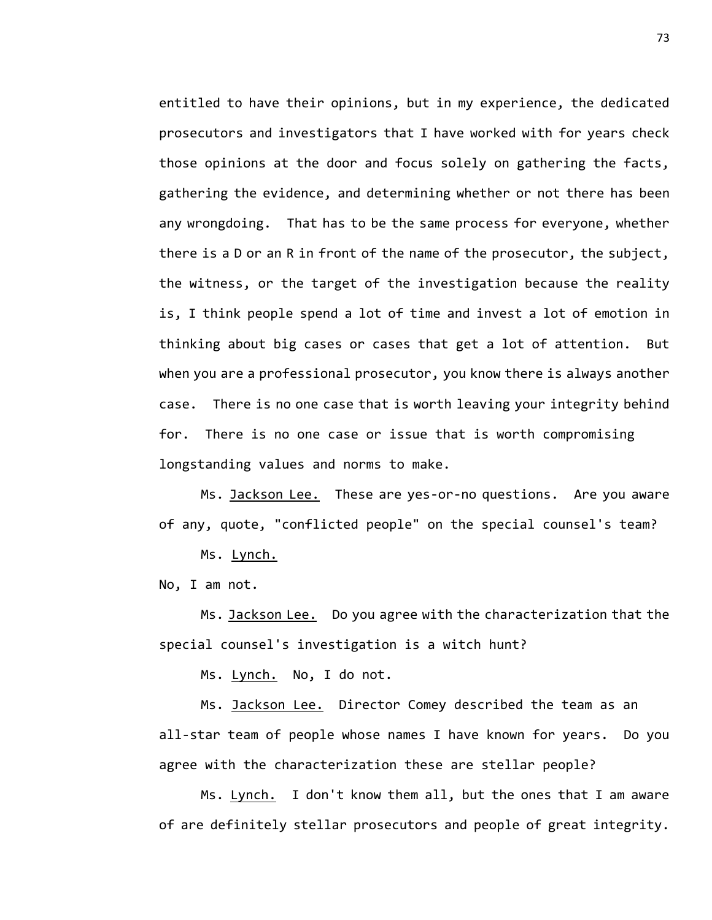entitled to have their opinions, but in my experience, the dedicated prosecutors and investigators that I have worked with for years check those opinions at the door and focus solely on gathering the facts, gathering the evidence, and determining whether or not there has been any wrongdoing. That has to be the same process for everyone, whether there is a D or an R in front of the name of the prosecutor, the subject, the witness, or the target of the investigation because the reality is, I think people spend a lot of time and invest a lot of emotion in thinking about big cases or cases that get a lot of attention. But when you are a professional prosecutor, you know there is always another case. There is no one case that is worth leaving your integrity behind for. There is no one case or issue that is worth compromising longstanding values and norms to make.

Ms. Jackson Lee. These are yes-or-no questions. Are you aware of any, quote, "conflicted people" on the special counsel's team?

Ms. Lynch.

No, I am not.

Ms. Jackson Lee. Do you agree with the characterization that the special counsel's investigation is a witch hunt?

Ms. Lynch. No, I do not.

Ms. Jackson Lee. Director Comey described the team as an all-star team of people whose names I have known for years. Do you agree with the characterization these are stellar people?

Ms. Lynch. I don't know them all, but the ones that I am aware of are definitely stellar prosecutors and people of great integrity.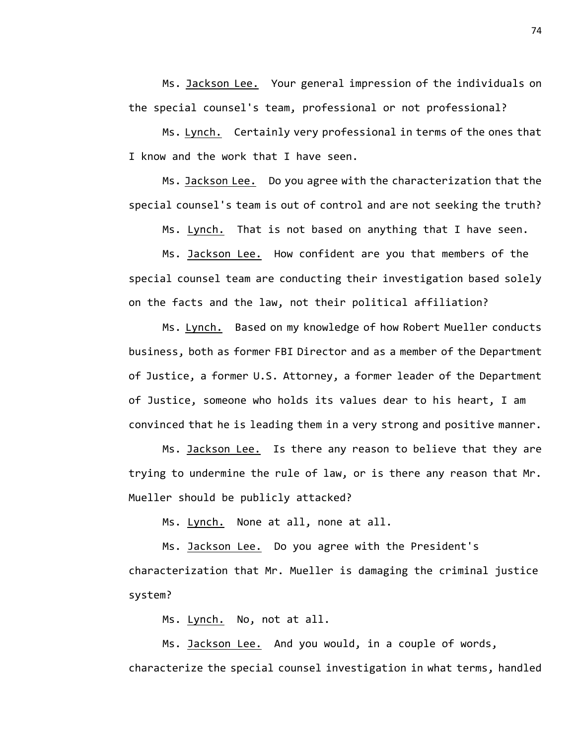Ms. Jackson Lee. Your general impression of the individuals on the special counsel's team, professional or not professional?

Ms. Lynch. Certainly very professional in terms of the ones that I know and the work that I have seen.

Ms. Jackson Lee. Do you agree with the characterization that the special counsel's team is out of control and are not seeking the truth?

Ms. Lynch. That is not based on anything that I have seen.

Ms. Jackson Lee. How confident are you that members of the special counsel team are conducting their investigation based solely on the facts and the law, not their political affiliation?

Ms. Lynch. Based on my knowledge of how Robert Mueller conducts business, both as former FBI Director and as a member of the Department of Justice, a former U.S. Attorney, a former leader of the Department of Justice, someone who holds its values dear to his heart, I am convinced that he is leading them in a very strong and positive manner.

Ms. Jackson Lee. Is there any reason to believe that they are trying to undermine the rule of law, or is there any reason that Mr. Mueller should be publicly attacked?

Ms. Lynch. None at all, none at all.

Ms. Jackson Lee. Do you agree with the President's characterization that Mr. Mueller is damaging the criminal justice system?

Ms. Lynch. No, not at all.

Ms. Jackson Lee. And you would, in a couple of words, characterize the special counsel investigation in what terms, handled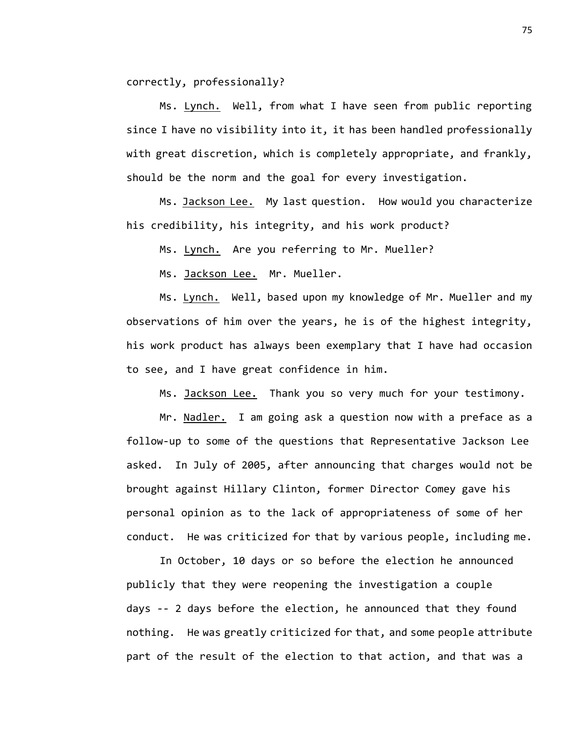correctly, professionally?

Ms. Lynch. Well, from what I have seen from public reporting since I have no visibility into it, it has been handled professionally with great discretion, which is completely appropriate, and frankly, should be the norm and the goal for every investigation.

Ms. Jackson Lee. My last question. How would you characterize his credibility, his integrity, and his work product?

Ms. Lynch. Are you referring to Mr. Mueller?

Ms. Jackson Lee. Mr. Mueller.

Ms. Lynch. Well, based upon my knowledge of Mr. Mueller and my observations of him over the years, he is of the highest integrity, his work product has always been exemplary that I have had occasion to see, and I have great confidence in him.

Ms. Jackson Lee. Thank you so very much for your testimony.

Mr. Nadler. I am going ask a question now with a preface as a follow-up to some of the questions that Representative Jackson Lee asked. In July of 2005, after announcing that charges would not be brought against Hillary Clinton, former Director Comey gave his personal opinion as to the lack of appropriateness of some of her conduct. He was criticized for that by various people, including me.

In October, 10 days or so before the election he announced publicly that they were reopening the investigation a couple days -- 2 days before the election, he announced that they found nothing. He was greatly criticized for that, and some people attribute part of the result of the election to that action, and that was a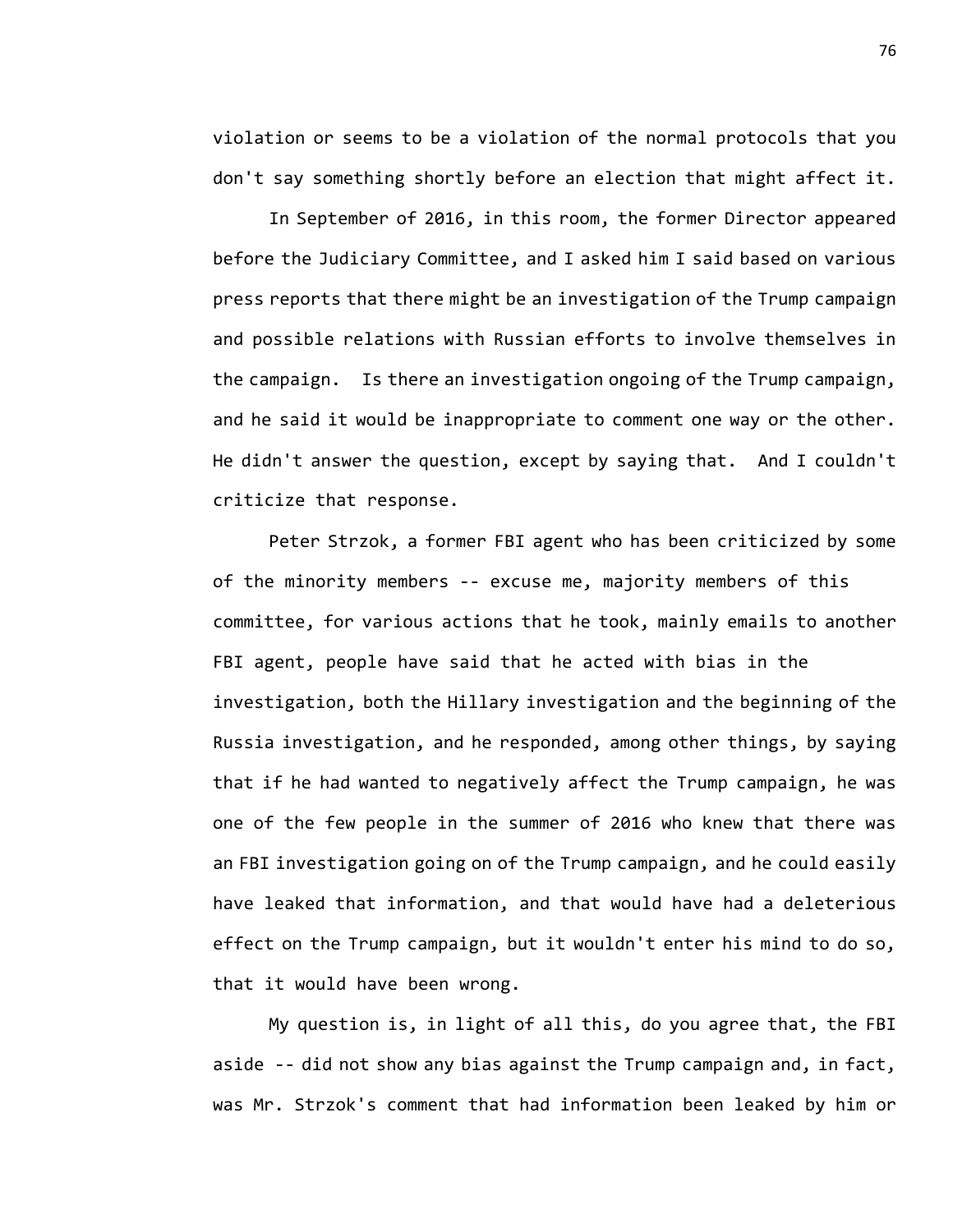violation or seems to be a violation of the normal protocols that you don't say something shortly before an election that might affect it.

In September of 2016, in this room, the former Director appeared before the Judiciary Committee, and I asked him I said based on various press reports that there might be an investigation of the Trump campaign and possible relations with Russian efforts to involve themselves in the campaign. Is there an investigation ongoing of the Trump campaign, and he said it would be inappropriate to comment one way or the other. He didn't answer the question, except by saying that. And I couldn't criticize that response.

Peter Strzok, a former FBI agent who has been criticized by some of the minority members -- excuse me, majority members of this committee, for various actions that he took, mainly emails to another FBI agent, people have said that he acted with bias in the investigation, both the Hillary investigation and the beginning of the Russia investigation, and he responded, among other things, by saying that if he had wanted to negatively affect the Trump campaign, he was one of the few people in the summer of 2016 who knew that there was an FBI investigation going on of the Trump campaign, and he could easily have leaked that information, and that would have had a deleterious effect on the Trump campaign, but it wouldn't enter his mind to do so, that it would have been wrong.

My question is, in light of all this, do you agree that, the FBI aside -- did not show any bias against the Trump campaign and, in fact, was Mr. Strzok's comment that had information been leaked by him or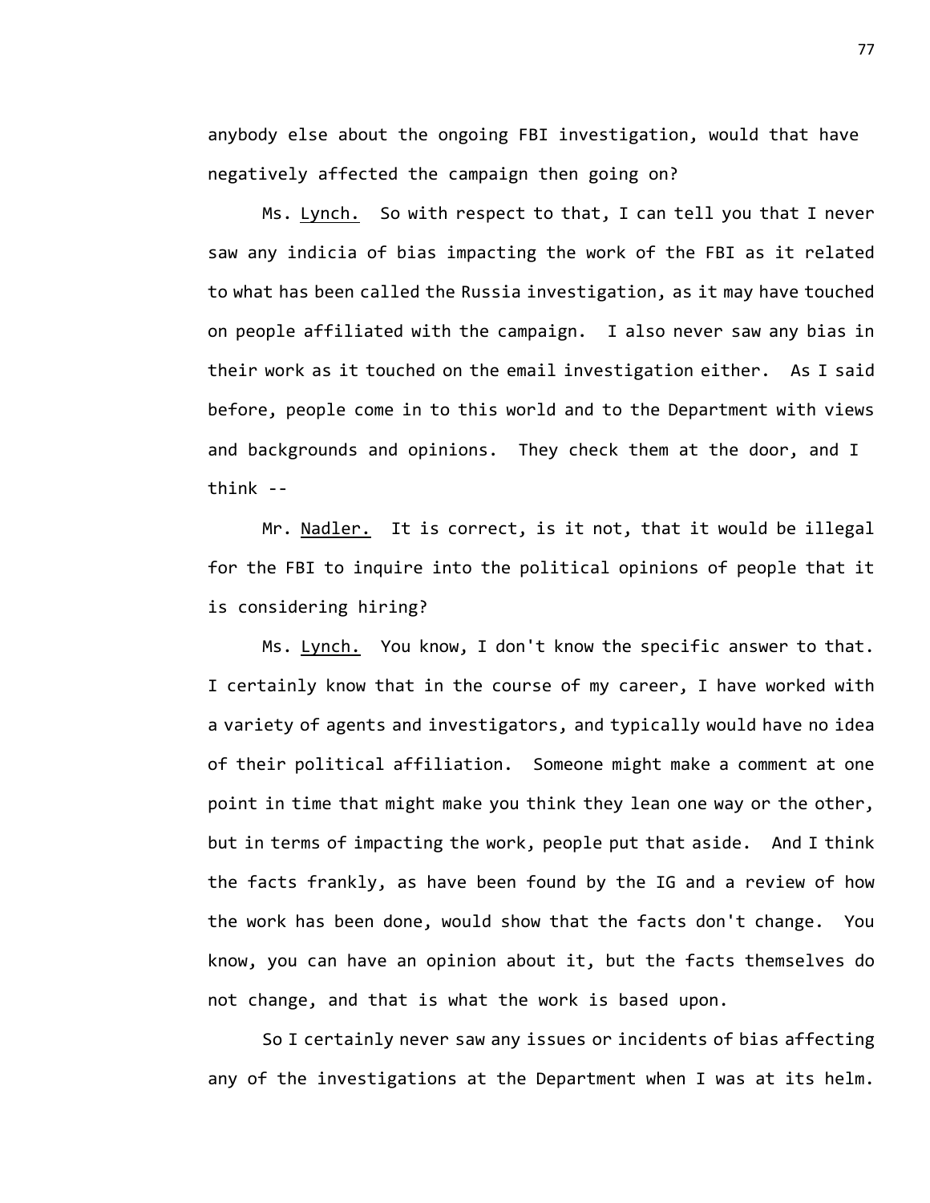anybody else about the ongoing FBI investigation, would that have negatively affected the campaign then going on?

Ms. Lynch. So with respect to that, I can tell you that I never saw any indicia of bias impacting the work of the FBI as it related to what has been called the Russia investigation, as it may have touched on people affiliated with the campaign. I also never saw any bias in their work as it touched on the email investigation either. As I said before, people come in to this world and to the Department with views and backgrounds and opinions. They check them at the door, and I think --

Mr. Nadler. It is correct, is it not, that it would be illegal for the FBI to inquire into the political opinions of people that it is considering hiring?

Ms. Lynch. You know, I don't know the specific answer to that. I certainly know that in the course of my career, I have worked with a variety of agents and investigators, and typically would have no idea of their political affiliation. Someone might make a comment at one point in time that might make you think they lean one way or the other, but in terms of impacting the work, people put that aside. And I think the facts frankly, as have been found by the IG and a review of how the work has been done, would show that the facts don't change. You know, you can have an opinion about it, but the facts themselves do not change, and that is what the work is based upon.

So I certainly never saw any issues or incidents of bias affecting any of the investigations at the Department when I was at its helm.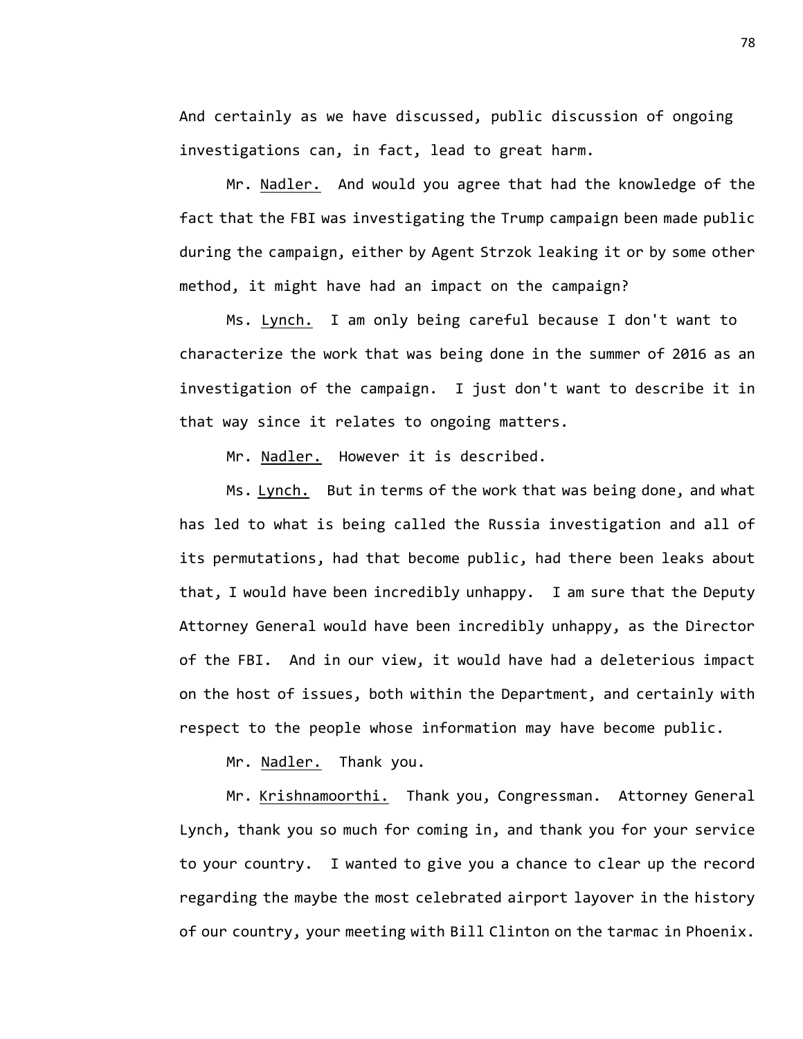And certainly as we have discussed, public discussion of ongoing investigations can, in fact, lead to great harm.

Mr. Nadler. And would you agree that had the knowledge of the fact that the FBI was investigating the Trump campaign been made public during the campaign, either by Agent Strzok leaking it or by some other method, it might have had an impact on the campaign?

Ms. Lynch. I am only being careful because I don't want to characterize the work that was being done in the summer of 2016 as an investigation of the campaign. I just don't want to describe it in that way since it relates to ongoing matters.

Mr. Nadler. However it is described.

Ms. Lynch. But in terms of the work that was being done, and what has led to what is being called the Russia investigation and all of its permutations, had that become public, had there been leaks about that, I would have been incredibly unhappy. I am sure that the Deputy Attorney General would have been incredibly unhappy, as the Director of the FBI. And in our view, it would have had a deleterious impact on the host of issues, both within the Department, and certainly with respect to the people whose information may have become public.

Mr. Nadler. Thank you.

Mr. Krishnamoorthi. Thank you, Congressman. Attorney General Lynch, thank you so much for coming in, and thank you for your service to your country. I wanted to give you a chance to clear up the record regarding the maybe the most celebrated airport layover in the history of our country, your meeting with Bill Clinton on the tarmac in Phoenix.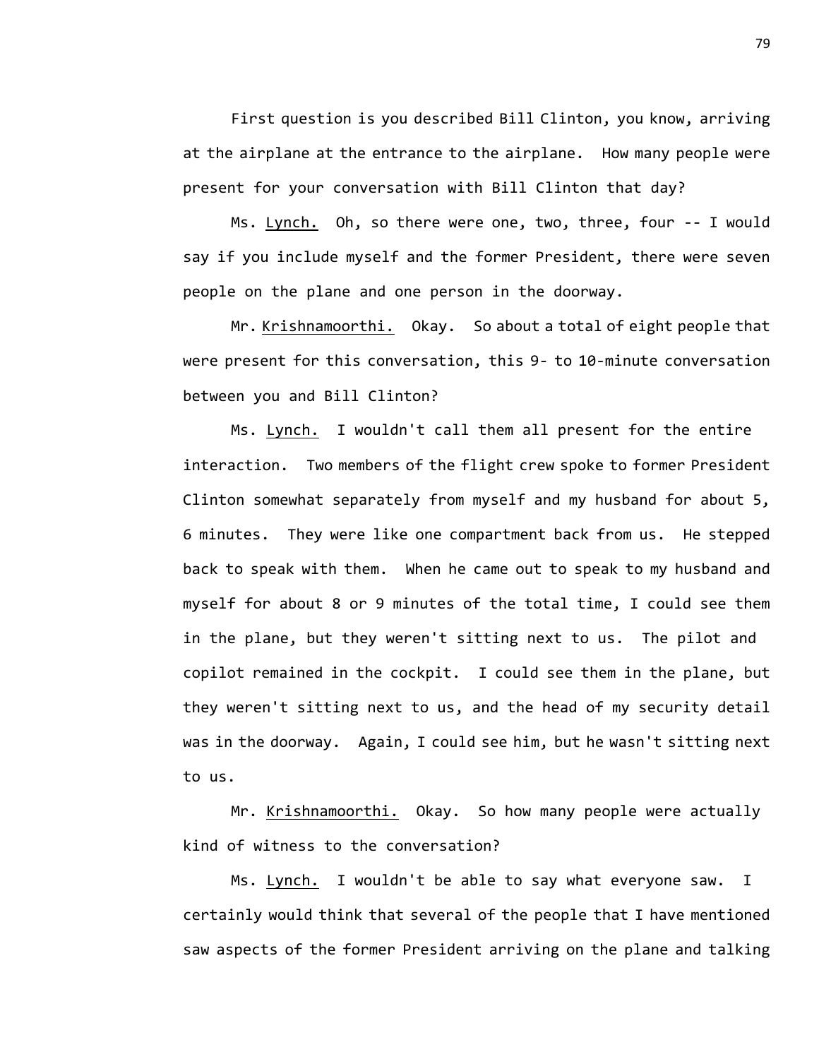First question is you described Bill Clinton, you know, arriving at the airplane at the entrance to the airplane. How many people were present for your conversation with Bill Clinton that day?

Ms. Lynch. Oh, so there were one, two, three, four -- I would say if you include myself and the former President, there were seven people on the plane and one person in the doorway.

Mr. Krishnamoorthi. Okay. So about a total of eight people that were present for this conversation, this 9- to 10-minute conversation between you and Bill Clinton?

Ms. Lynch. I wouldn't call them all present for the entire interaction. Two members of the flight crew spoke to former President Clinton somewhat separately from myself and my husband for about 5, 6 minutes. They were like one compartment back from us. He stepped back to speak with them. When he came out to speak to my husband and myself for about 8 or 9 minutes of the total time, I could see them in the plane, but they weren't sitting next to us. The pilot and copilot remained in the cockpit. I could see them in the plane, but they weren't sitting next to us, and the head of my security detail was in the doorway. Again, I could see him, but he wasn't sitting next to us.

Mr. Krishnamoorthi. Okay. So how many people were actually kind of witness to the conversation?

Ms. Lynch. I wouldn't be able to say what everyone saw. I certainly would think that several of the people that I have mentioned saw aspects of the former President arriving on the plane and talking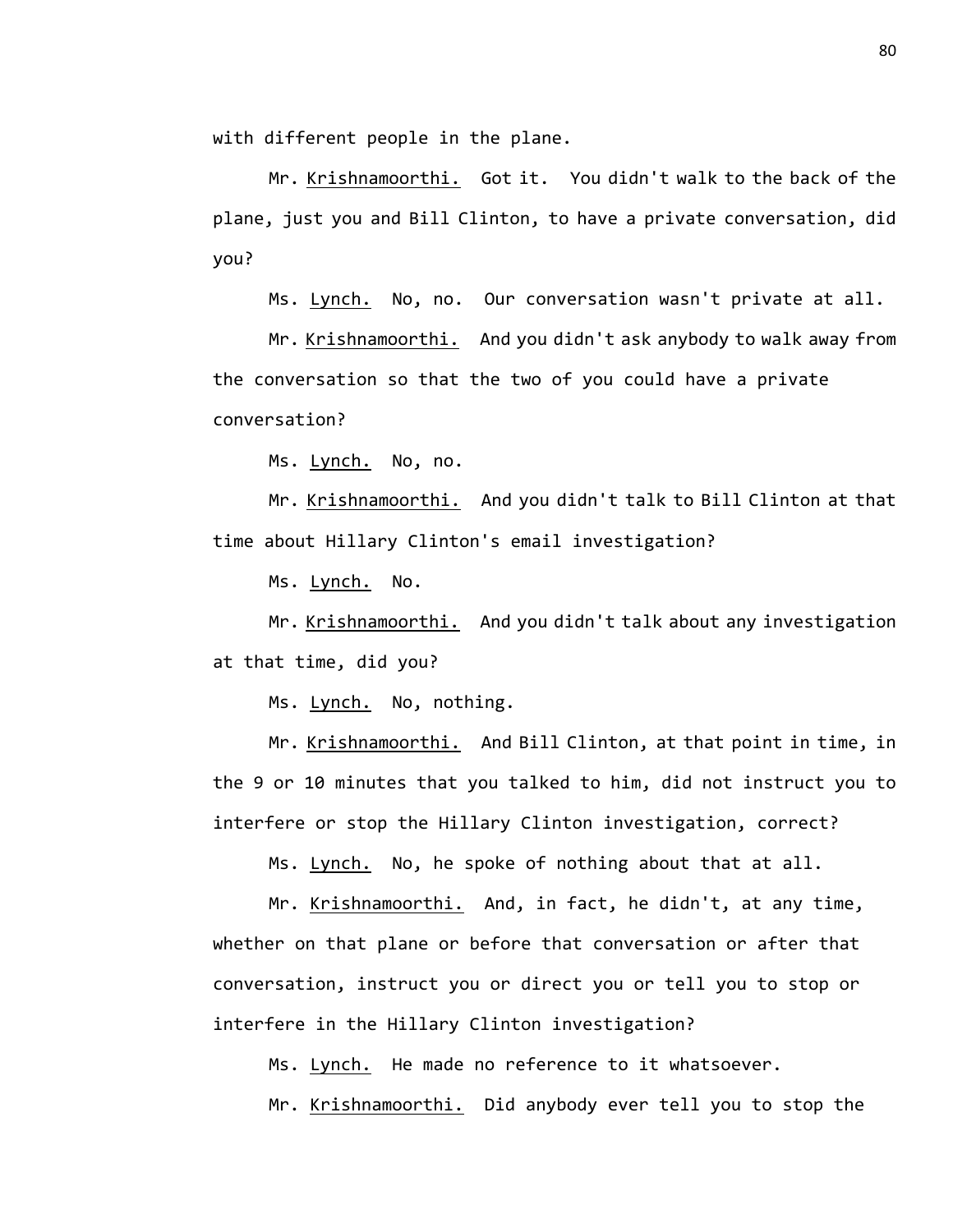with different people in the plane.

Mr. Krishnamoorthi. Got it. You didn't walk to the back of the plane, just you and Bill Clinton, to have a private conversation, did you?

Ms. Lynch. No, no. Our conversation wasn't private at all.

Mr. Krishnamoorthi. And you didn't ask anybody to walk away from the conversation so that the two of you could have a private conversation?

Ms. Lynch. No, no.

Mr. Krishnamoorthi. And you didn't talk to Bill Clinton at that time about Hillary Clinton's email investigation?

Ms. Lynch. No.

Mr. Krishnamoorthi. And you didn't talk about any investigation at that time, did you?

Ms. Lynch. No, nothing.

Mr. Krishnamoorthi. And Bill Clinton, at that point in time, in the 9 or 10 minutes that you talked to him, did not instruct you to interfere or stop the Hillary Clinton investigation, correct?

Ms. Lynch. No, he spoke of nothing about that at all.

Mr. Krishnamoorthi. And, in fact, he didn't, at any time, whether on that plane or before that conversation or after that conversation, instruct you or direct you or tell you to stop or interfere in the Hillary Clinton investigation?

Ms. Lynch. He made no reference to it whatsoever.

Mr. Krishnamoorthi. Did anybody ever tell you to stop the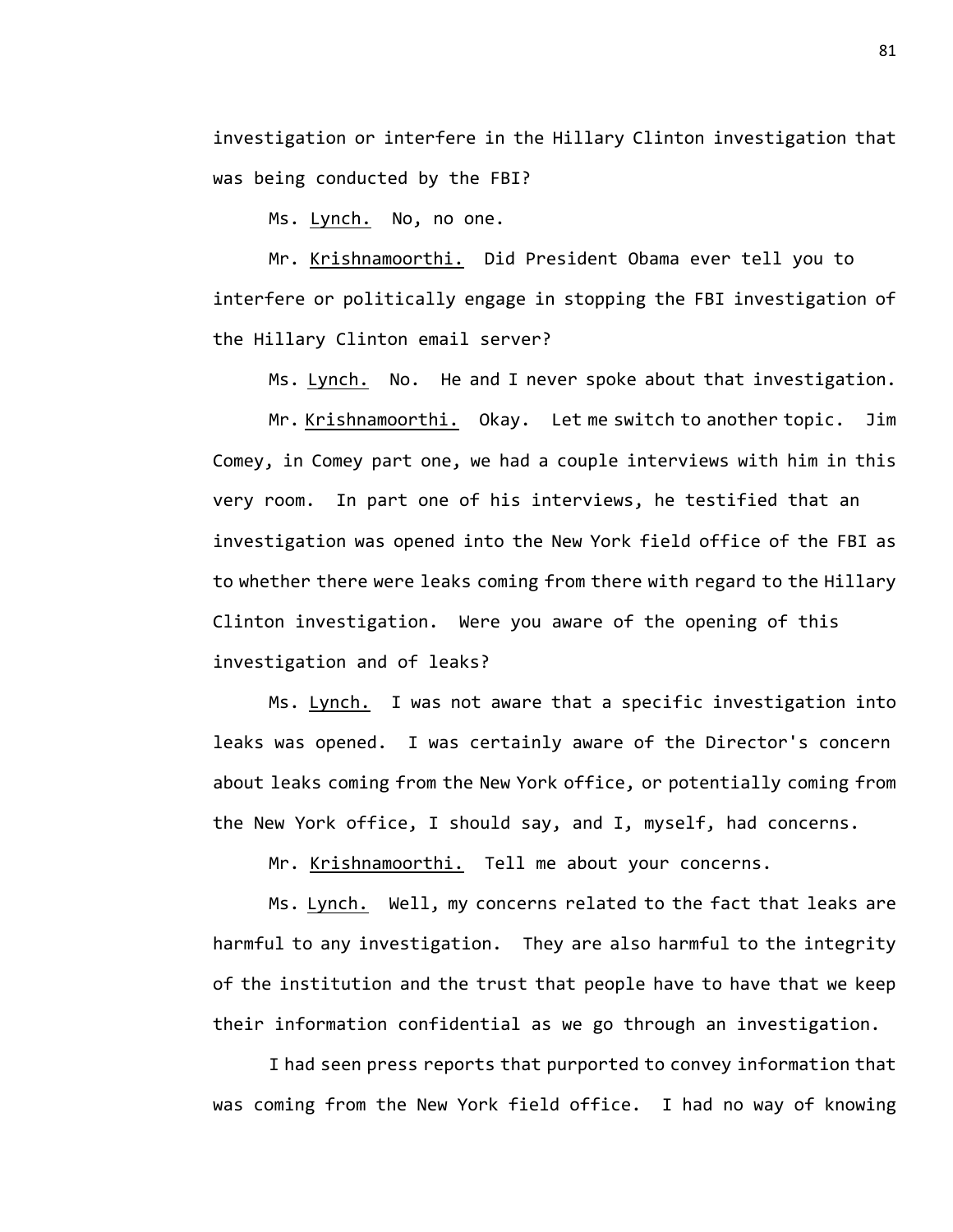investigation or interfere in the Hillary Clinton investigation that was being conducted by the FBI?

Ms. Lynch. No, no one.

Mr. Krishnamoorthi. Did President Obama ever tell you to interfere or politically engage in stopping the FBI investigation of the Hillary Clinton email server?

Ms. Lynch. No. He and I never spoke about that investigation.

Mr. Krishnamoorthi. Okay. Let me switch to another topic. Jim Comey, in Comey part one, we had a couple interviews with him in this very room. In part one of his interviews, he testified that an investigation was opened into the New York field office of the FBI as to whether there were leaks coming from there with regard to the Hillary Clinton investigation. Were you aware of the opening of this investigation and of leaks?

Ms. Lynch. I was not aware that a specific investigation into leaks was opened. I was certainly aware of the Director's concern about leaks coming from the New York office, or potentially coming from the New York office, I should say, and I, myself, had concerns.

Mr. Krishnamoorthi. Tell me about your concerns.

Ms. Lynch. Well, my concerns related to the fact that leaks are harmful to any investigation. They are also harmful to the integrity of the institution and the trust that people have to have that we keep their information confidential as we go through an investigation.

I had seen press reports that purported to convey information that was coming from the New York field office. I had no way of knowing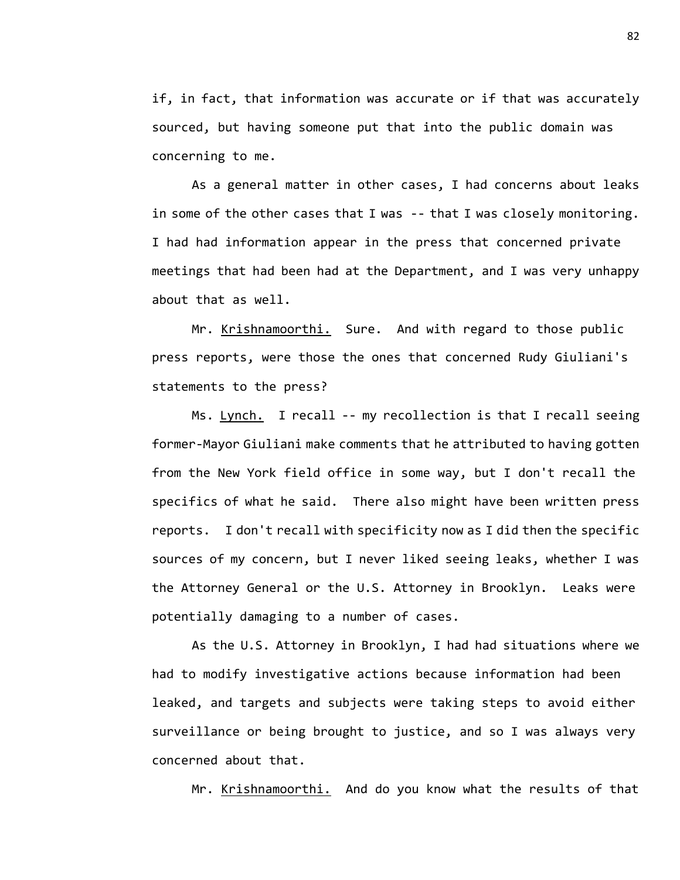if, in fact, that information was accurate or if that was accurately sourced, but having someone put that into the public domain was concerning to me.

As a general matter in other cases, I had concerns about leaks in some of the other cases that I was -- that I was closely monitoring. I had had information appear in the press that concerned private meetings that had been had at the Department, and I was very unhappy about that as well.

Mr. Krishnamoorthi. Sure. And with regard to those public press reports, were those the ones that concerned Rudy Giuliani's statements to the press?

Ms. Lynch. I recall -- my recollection is that I recall seeing former-Mayor Giuliani make comments that he attributed to having gotten from the New York field office in some way, but I don't recall the specifics of what he said. There also might have been written press reports. I don't recall with specificity now as I did then the specific sources of my concern, but I never liked seeing leaks, whether I was the Attorney General or the U.S. Attorney in Brooklyn. Leaks were potentially damaging to a number of cases.

As the U.S. Attorney in Brooklyn, I had had situations where we had to modify investigative actions because information had been leaked, and targets and subjects were taking steps to avoid either surveillance or being brought to justice, and so I was always very concerned about that.

Mr. Krishnamoorthi. And do you know what the results of that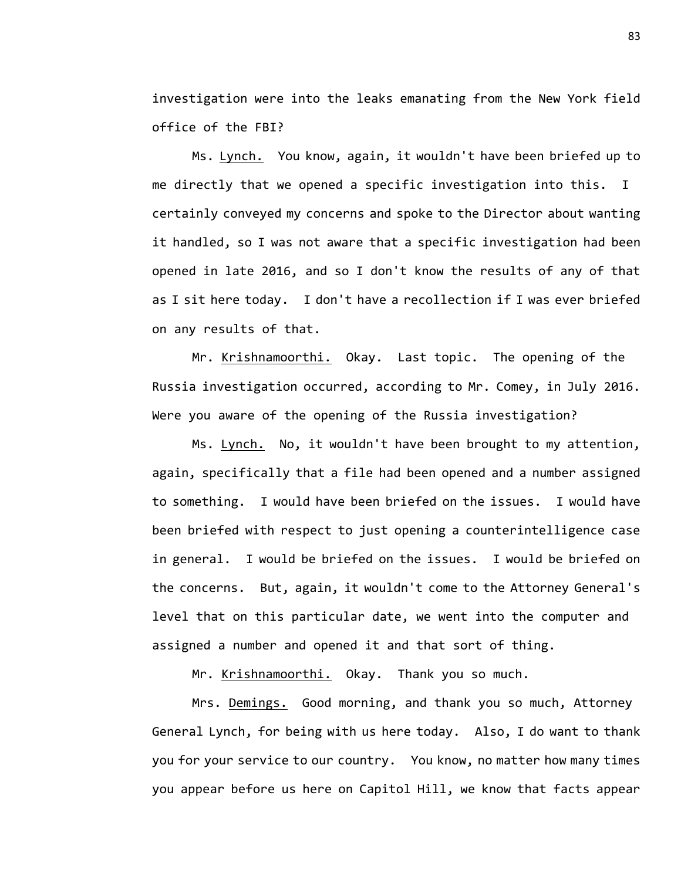investigation were into the leaks emanating from the New York field office of the FBI?

Ms. Lynch. You know, again, it wouldn't have been briefed up to me directly that we opened a specific investigation into this. I certainly conveyed my concerns and spoke to the Director about wanting it handled, so I was not aware that a specific investigation had been opened in late 2016, and so I don't know the results of any of that as I sit here today. I don't have a recollection if I was ever briefed on any results of that.

Mr. Krishnamoorthi. Okay. Last topic. The opening of the Russia investigation occurred, according to Mr. Comey, in July 2016. Were you aware of the opening of the Russia investigation?

Ms. Lynch. No, it wouldn't have been brought to my attention, again, specifically that a file had been opened and a number assigned to something. I would have been briefed on the issues. I would have been briefed with respect to just opening a counterintelligence case in general. I would be briefed on the issues. I would be briefed on the concerns. But, again, it wouldn't come to the Attorney General's level that on this particular date, we went into the computer and assigned a number and opened it and that sort of thing.

Mr. Krishnamoorthi. Okay. Thank you so much.

Mrs. Demings. Good morning, and thank you so much, Attorney General Lynch, for being with us here today. Also, I do want to thank you for your service to our country. You know, no matter how many times you appear before us here on Capitol Hill, we know that facts appear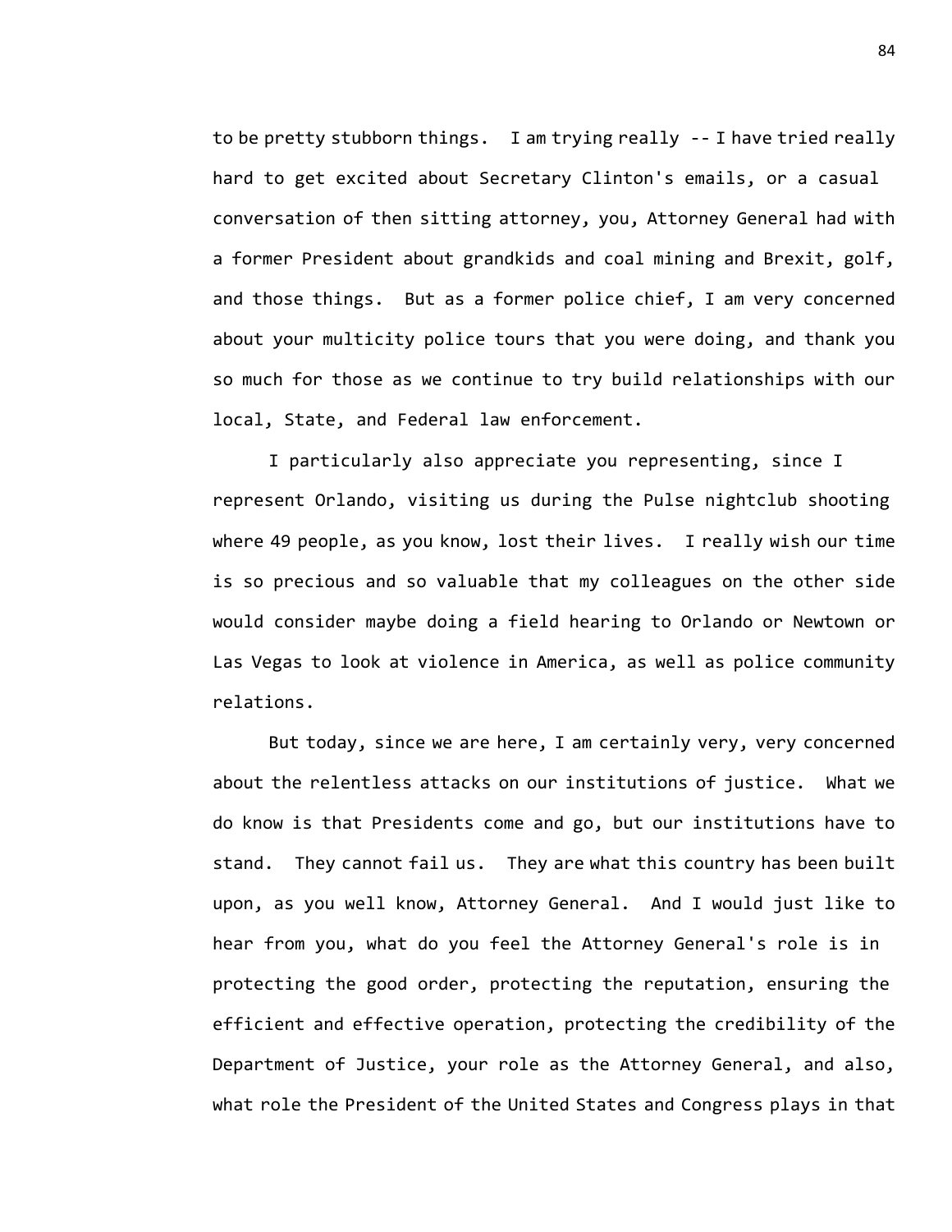to be pretty stubborn things. I am trying really -- I have tried really hard to get excited about Secretary Clinton's emails, or a casual conversation of then sitting attorney, you, Attorney General had with a former President about grandkids and coal mining and Brexit, golf, and those things. But as a former police chief, I am very concerned about your multicity police tours that you were doing, and thank you so much for those as we continue to try build relationships with our local, State, and Federal law enforcement.

I particularly also appreciate you representing, since I represent Orlando, visiting us during the Pulse nightclub shooting where 49 people, as you know, lost their lives. I really wish our time is so precious and so valuable that my colleagues on the other side would consider maybe doing a field hearing to Orlando or Newtown or Las Vegas to look at violence in America, as well as police community relations.

But today, since we are here, I am certainly very, very concerned about the relentless attacks on our institutions of justice. What we do know is that Presidents come and go, but our institutions have to stand. They cannot fail us. They are what this country has been built upon, as you well know, Attorney General. And I would just like to hear from you, what do you feel the Attorney General's role is in protecting the good order, protecting the reputation, ensuring the efficient and effective operation, protecting the credibility of the Department of Justice, your role as the Attorney General, and also, what role the President of the United States and Congress plays in that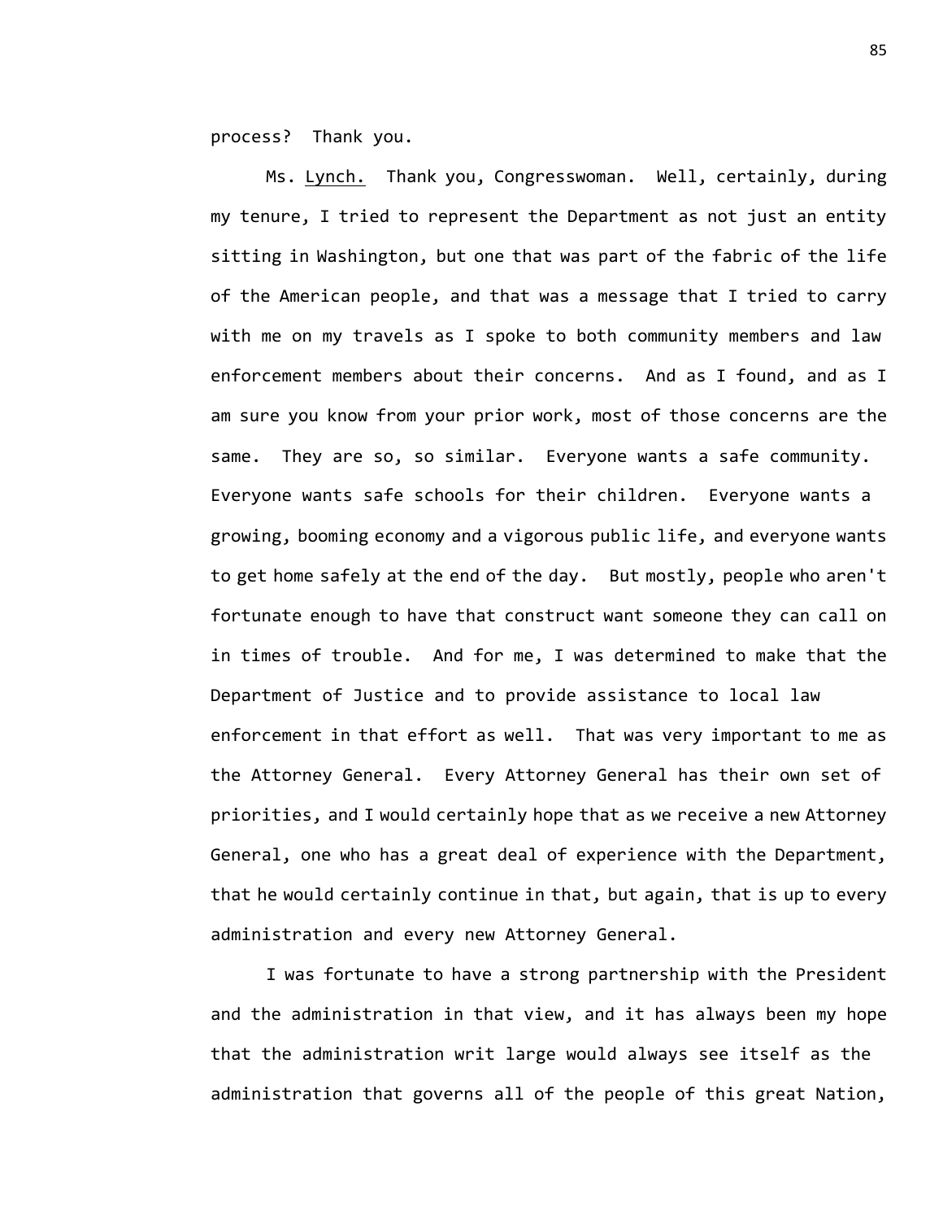process? Thank you.

Ms. Lynch. Thank you, Congresswoman. Well, certainly, during my tenure, I tried to represent the Department as not just an entity sitting in Washington, but one that was part of the fabric of the life of the American people, and that was a message that I tried to carry with me on my travels as I spoke to both community members and law enforcement members about their concerns. And as I found, and as I am sure you know from your prior work, most of those concerns are the same. They are so, so similar. Everyone wants a safe community. Everyone wants safe schools for their children. Everyone wants a growing, booming economy and a vigorous public life, and everyone wants to get home safely at the end of the day. But mostly, people who aren't fortunate enough to have that construct want someone they can call on in times of trouble. And for me, I was determined to make that the Department of Justice and to provide assistance to local law enforcement in that effort as well. That was very important to me as the Attorney General. Every Attorney General has their own set of priorities, and I would certainly hope that as we receive a new Attorney General, one who has a great deal of experience with the Department, that he would certainly continue in that, but again, that is up to every administration and every new Attorney General.

I was fortunate to have a strong partnership with the President and the administration in that view, and it has always been my hope that the administration writ large would always see itself as the administration that governs all of the people of this great Nation,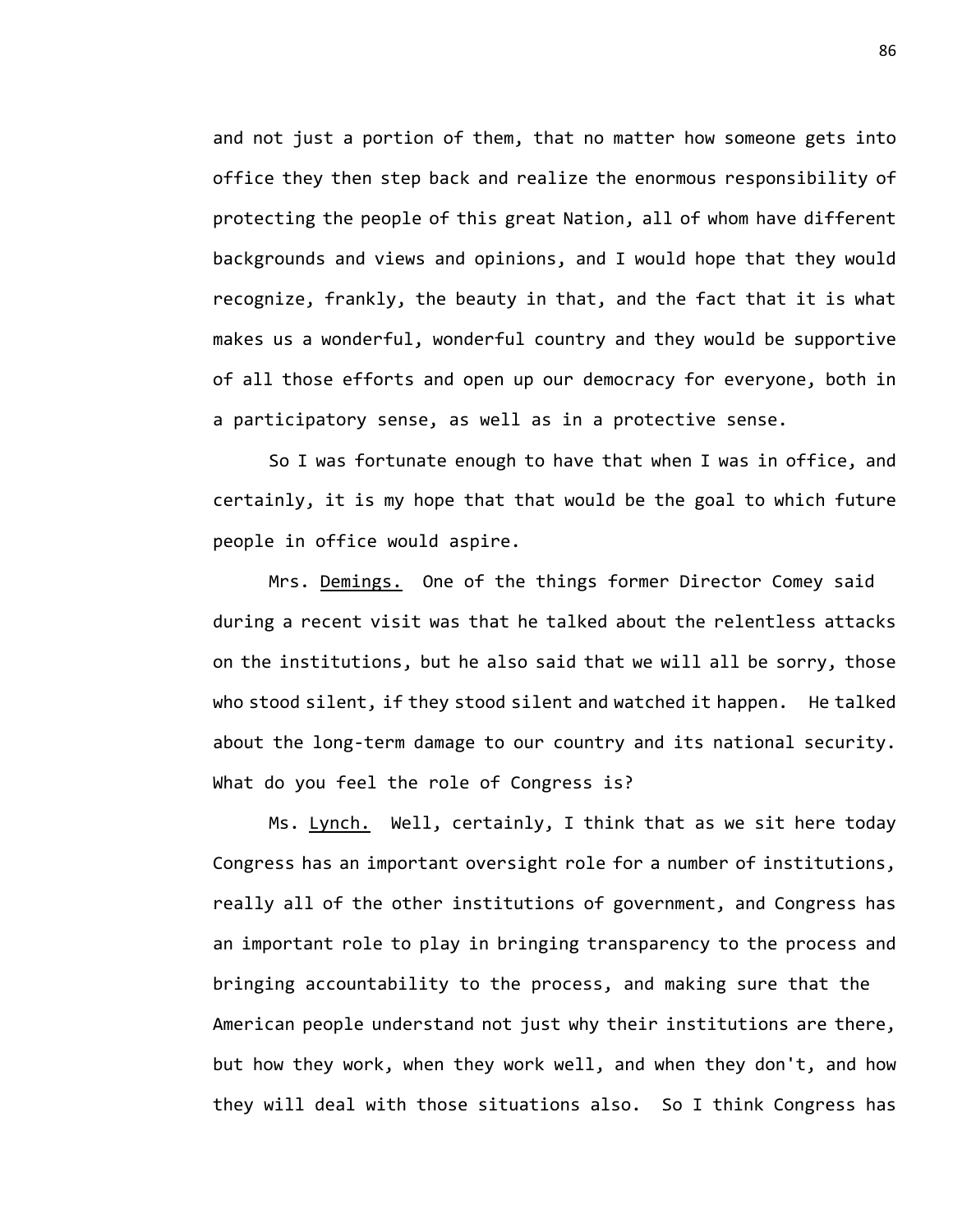and not just a portion of them, that no matter how someone gets into office they then step back and realize the enormous responsibility of protecting the people of this great Nation, all of whom have different backgrounds and views and opinions, and I would hope that they would recognize, frankly, the beauty in that, and the fact that it is what makes us a wonderful, wonderful country and they would be supportive of all those efforts and open up our democracy for everyone, both in a participatory sense, as well as in a protective sense.

So I was fortunate enough to have that when I was in office, and certainly, it is my hope that that would be the goal to which future people in office would aspire.

Mrs. Demings. One of the things former Director Comey said during a recent visit was that he talked about the relentless attacks on the institutions, but he also said that we will all be sorry, those who stood silent, if they stood silent and watched it happen. He talked about the long-term damage to our country and its national security. What do you feel the role of Congress is?

Ms. Lynch. Well, certainly, I think that as we sit here today Congress has an important oversight role for a number of institutions, really all of the other institutions of government, and Congress has an important role to play in bringing transparency to the process and bringing accountability to the process, and making sure that the American people understand not just why their institutions are there, but how they work, when they work well, and when they don't, and how they will deal with those situations also. So I think Congress has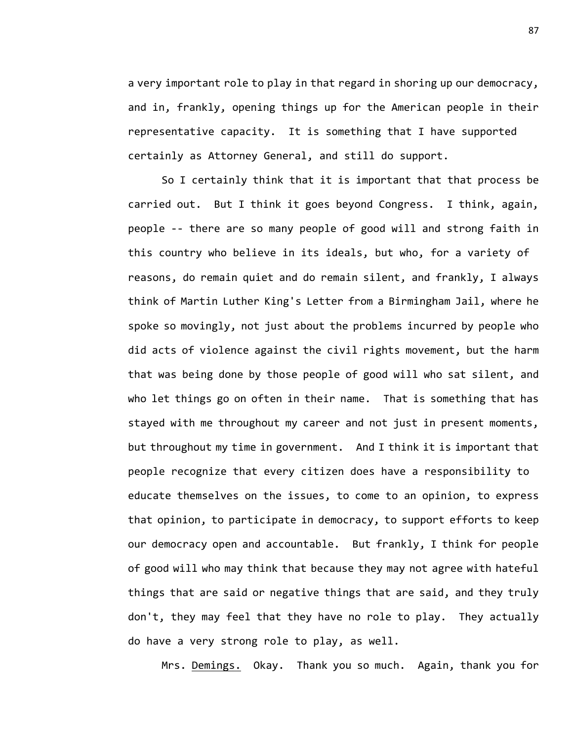a very important role to play in that regard in shoring up our democracy, and in, frankly, opening things up for the American people in their representative capacity. It is something that I have supported certainly as Attorney General, and still do support.

So I certainly think that it is important that that process be carried out. But I think it goes beyond Congress. I think, again, people -- there are so many people of good will and strong faith in this country who believe in its ideals, but who, for a variety of reasons, do remain quiet and do remain silent, and frankly, I always think of Martin Luther King's Letter from a Birmingham Jail, where he spoke so movingly, not just about the problems incurred by people who did acts of violence against the civil rights movement, but the harm that was being done by those people of good will who sat silent, and who let things go on often in their name. That is something that has stayed with me throughout my career and not just in present moments, but throughout my time in government. And I think it is important that people recognize that every citizen does have a responsibility to educate themselves on the issues, to come to an opinion, to express that opinion, to participate in democracy, to support efforts to keep our democracy open and accountable. But frankly, I think for people of good will who may think that because they may not agree with hateful things that are said or negative things that are said, and they truly don't, they may feel that they have no role to play. They actually do have a very strong role to play, as well.

Mrs. Demings. Okay. Thank you so much. Again, thank you for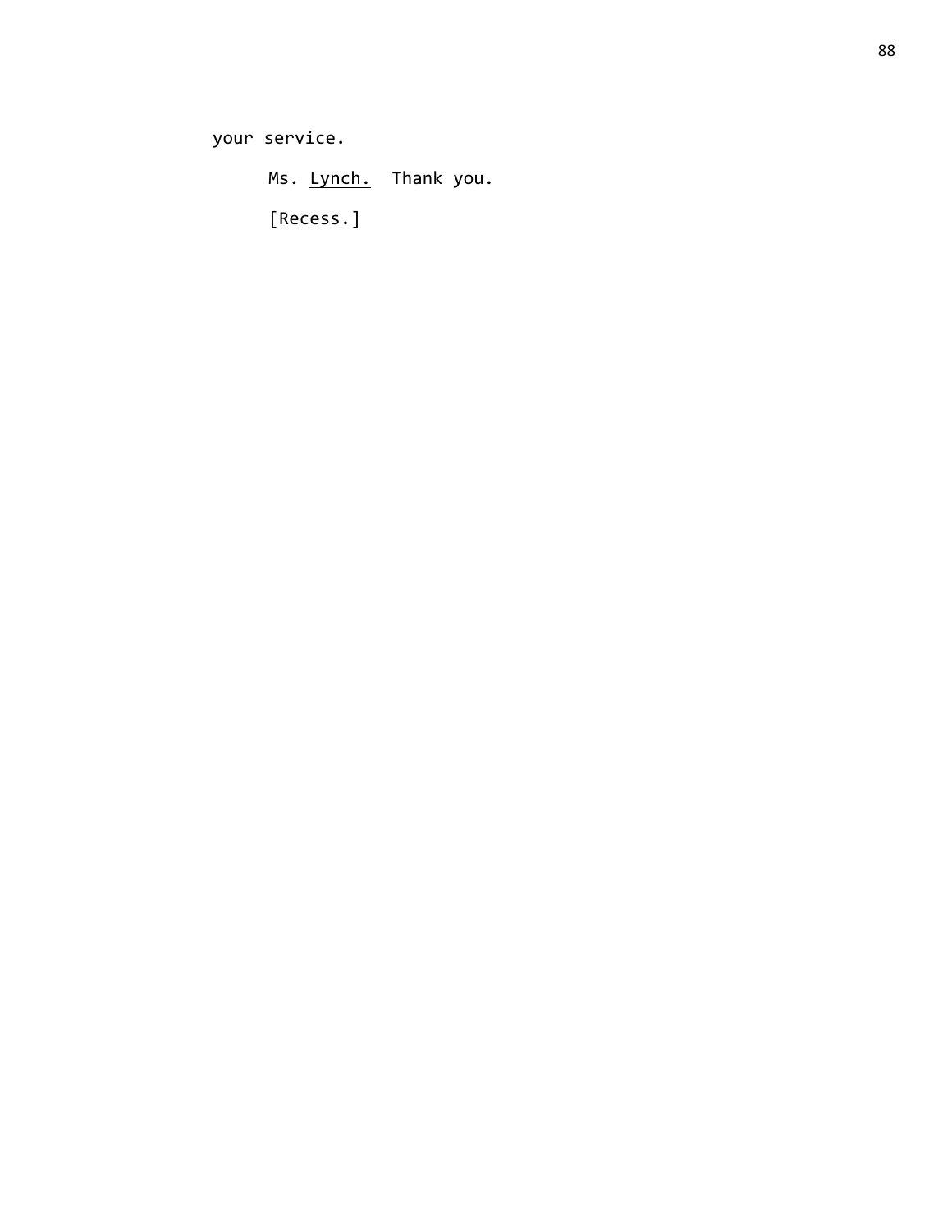your service.

Ms. Lynch. Thank you.

[Recess.]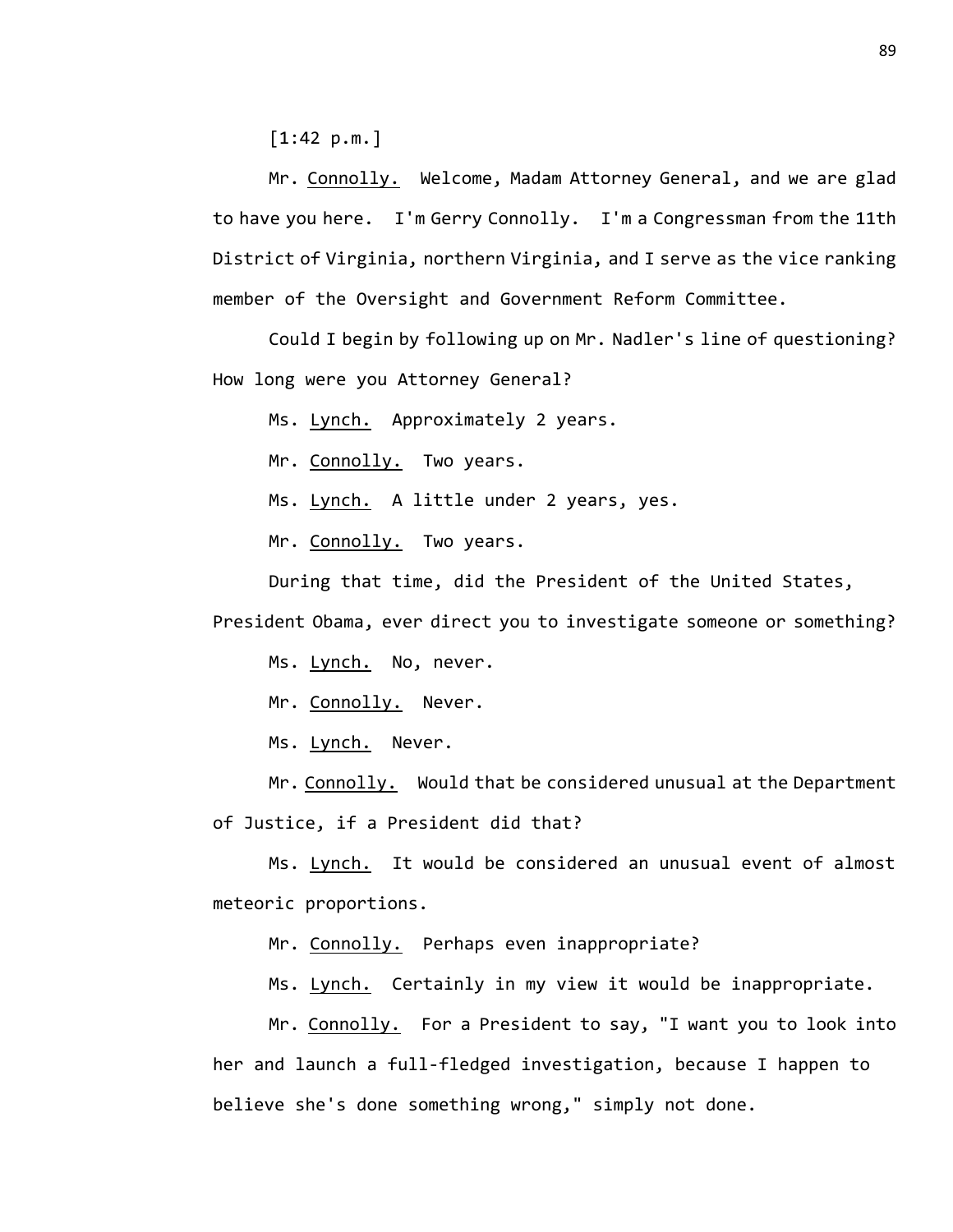[1:42 p.m.]

Mr. Connolly. Welcome, Madam Attorney General, and we are glad to have you here. I'm Gerry Connolly. I'm a Congressman from the 11th District of Virginia, northern Virginia, and I serve as the vice ranking member of the Oversight and Government Reform Committee.

Could I begin by following up on Mr. Nadler's line of questioning? How long were you Attorney General?

Ms. Lynch. Approximately 2 years.

Mr. Connolly. Two years.

Ms. Lynch. A little under 2 years, yes.

Mr. Connolly. Two years.

During that time, did the President of the United States, President Obama, ever direct you to investigate someone or something?

Ms. Lynch. No, never.

Mr. Connolly. Never.

Ms. Lynch. Never.

Mr. Connolly. Would that be considered unusual at the Department of Justice, if a President did that?

Ms. Lynch. It would be considered an unusual event of almost meteoric proportions.

Mr. Connolly. Perhaps even inappropriate?

Ms. Lynch. Certainly in my view it would be inappropriate.

Mr. Connolly. For a President to say, "I want you to look into her and launch a full-fledged investigation, because I happen to believe she's done something wrong," simply not done.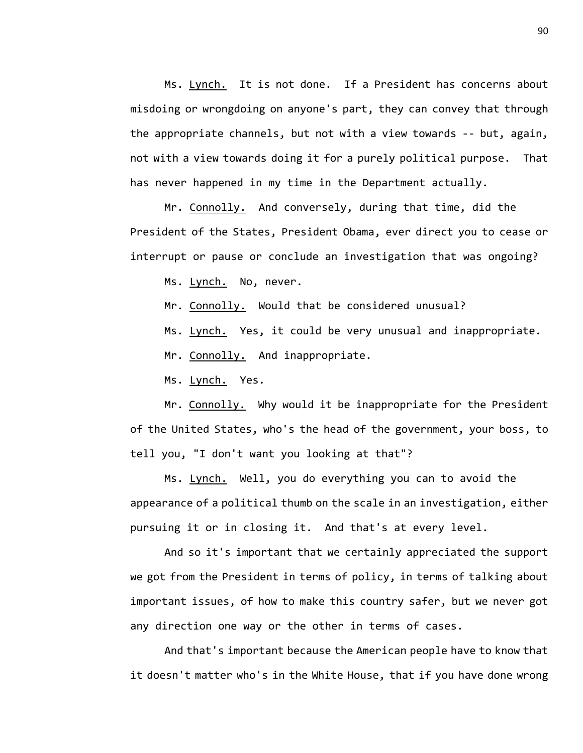Ms. Lynch. It is not done. If a President has concerns about misdoing or wrongdoing on anyone's part, they can convey that through the appropriate channels, but not with a view towards -- but, again, not with a view towards doing it for a purely political purpose. That has never happened in my time in the Department actually.

Mr. Connolly. And conversely, during that time, did the President of the States, President Obama, ever direct you to cease or interrupt or pause or conclude an investigation that was ongoing?

Ms. Lynch. No, never.

Mr. Connolly. Would that be considered unusual?

Ms. Lynch. Yes, it could be very unusual and inappropriate.

Mr. Connolly. And inappropriate.

Ms. Lynch. Yes.

Mr. Connolly. Why would it be inappropriate for the President of the United States, who's the head of the government, your boss, to tell you, "I don't want you looking at that"?

Ms. Lynch. Well, you do everything you can to avoid the appearance of a political thumb on the scale in an investigation, either pursuing it or in closing it. And that's at every level.

And so it's important that we certainly appreciated the support we got from the President in terms of policy, in terms of talking about important issues, of how to make this country safer, but we never got any direction one way or the other in terms of cases.

And that's important because the American people have to know that it doesn't matter who's in the White House, that if you have done wrong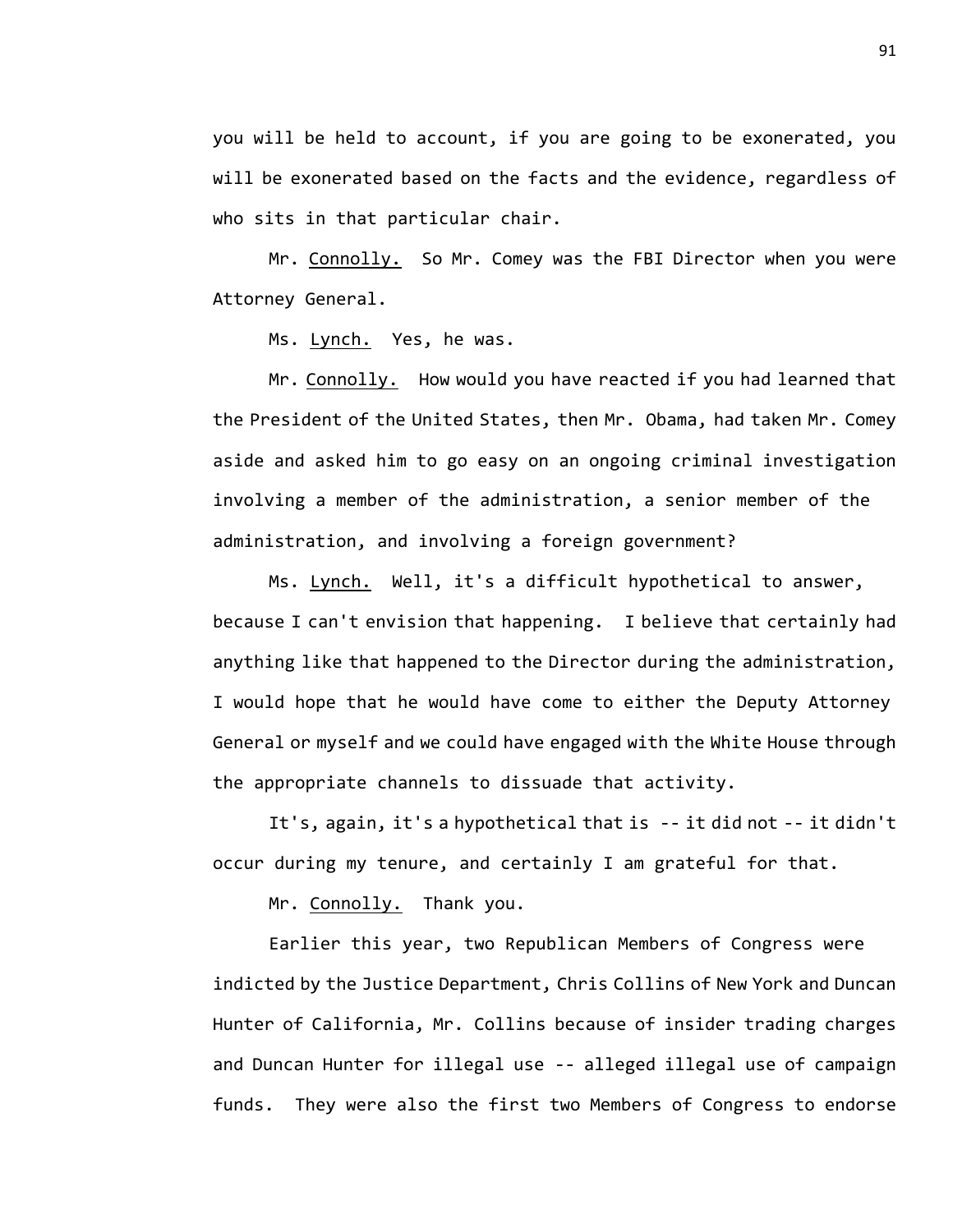you will be held to account, if you are going to be exonerated, you will be exonerated based on the facts and the evidence, regardless of who sits in that particular chair.

Mr. Connolly. So Mr. Comey was the FBI Director when you were Attorney General.

Ms. Lynch. Yes, he was.

Mr. Connolly. How would you have reacted if you had learned that the President of the United States, then Mr. Obama, had taken Mr. Comey aside and asked him to go easy on an ongoing criminal investigation involving a member of the administration, a senior member of the administration, and involving a foreign government?

Ms. Lynch. Well, it's a difficult hypothetical to answer, because I can't envision that happening. I believe that certainly had anything like that happened to the Director during the administration, I would hope that he would have come to either the Deputy Attorney General or myself and we could have engaged with the White House through the appropriate channels to dissuade that activity.

It's, again, it's a hypothetical that is -- it did not -- it didn't occur during my tenure, and certainly I am grateful for that.

Mr. Connolly. Thank you.

Earlier this year, two Republican Members of Congress were indicted by the Justice Department, Chris Collins of New York and Duncan Hunter of California, Mr. Collins because of insider trading charges and Duncan Hunter for illegal use -- alleged illegal use of campaign funds. They were also the first two Members of Congress to endorse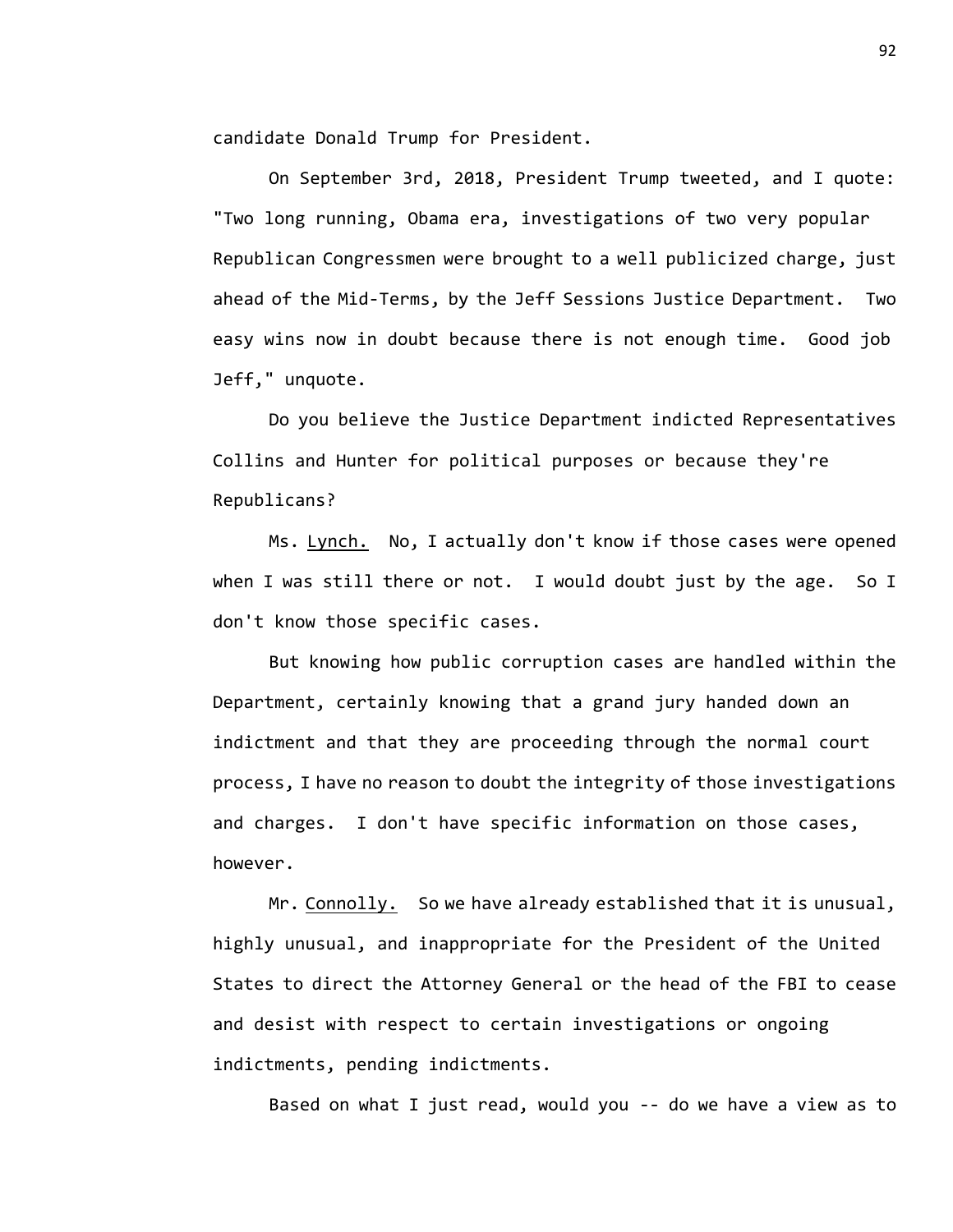candidate Donald Trump for President.

On September 3rd, 2018, President Trump tweeted, and I quote: "Two long running, Obama era, investigations of two very popular Republican Congressmen were brought to a well publicized charge, just ahead of the Mid-Terms, by the Jeff Sessions Justice Department. Two easy wins now in doubt because there is not enough time. Good job Jeff," unquote.

Do you believe the Justice Department indicted Representatives Collins and Hunter for political purposes or because they're Republicans?

Ms. Lynch. No, I actually don't know if those cases were opened when I was still there or not. I would doubt just by the age. So I don't know those specific cases.

But knowing how public corruption cases are handled within the Department, certainly knowing that a grand jury handed down an indictment and that they are proceeding through the normal court process, I have no reason to doubt the integrity of those investigations and charges. I don't have specific information on those cases, however.

Mr. Connolly. So we have already established that it is unusual, highly unusual, and inappropriate for the President of the United States to direct the Attorney General or the head of the FBI to cease and desist with respect to certain investigations or ongoing indictments, pending indictments.

Based on what I just read, would you -- do we have a view as to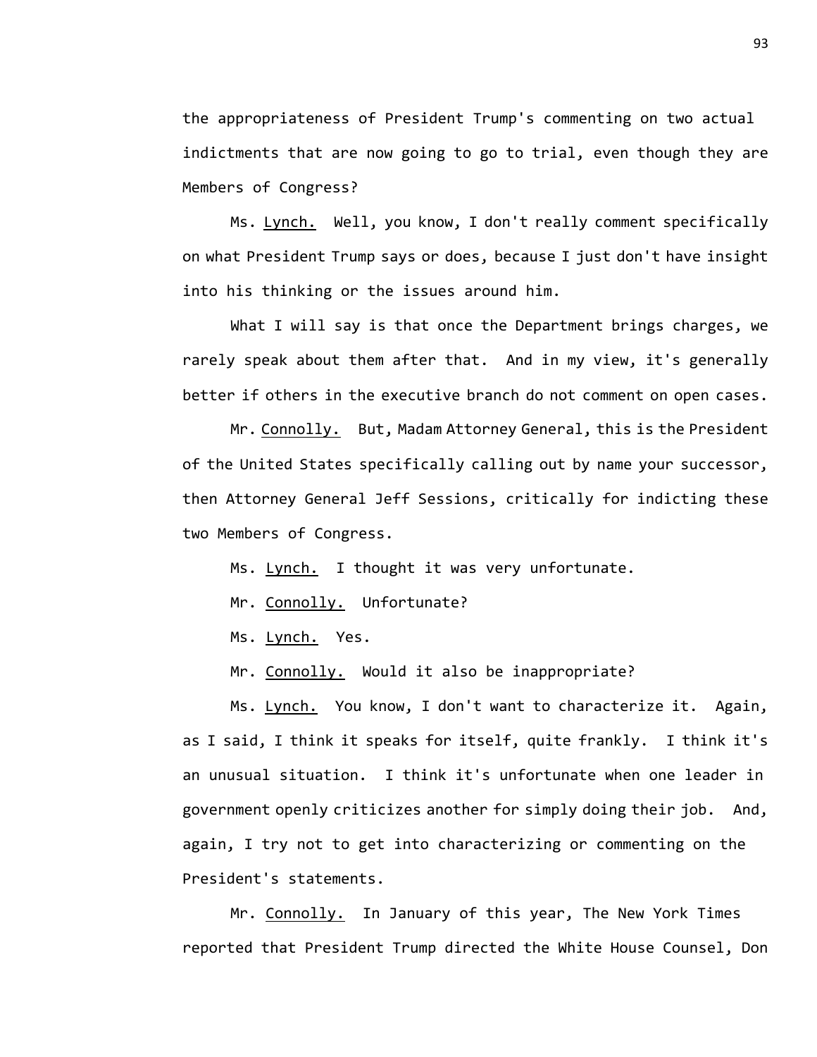the appropriateness of President Trump's commenting on two actual indictments that are now going to go to trial, even though they are Members of Congress?

Ms. Lynch. Well, you know, I don't really comment specifically on what President Trump says or does, because I just don't have insight into his thinking or the issues around him.

What I will say is that once the Department brings charges, we rarely speak about them after that. And in my view, it's generally better if others in the executive branch do not comment on open cases.

Mr. Connolly. But, Madam Attorney General, this is the President of the United States specifically calling out by name your successor, then Attorney General Jeff Sessions, critically for indicting these two Members of Congress.

Ms. Lynch. I thought it was very unfortunate.

Mr. Connolly. Unfortunate?

Ms. Lynch. Yes.

Mr. Connolly. Would it also be inappropriate?

Ms. Lynch. You know, I don't want to characterize it. Again, as I said, I think it speaks for itself, quite frankly. I think it's an unusual situation. I think it's unfortunate when one leader in government openly criticizes another for simply doing their job. And, again, I try not to get into characterizing or commenting on the President's statements.

Mr. Connolly. In January of this year, The New York Times reported that President Trump directed the White House Counsel, Don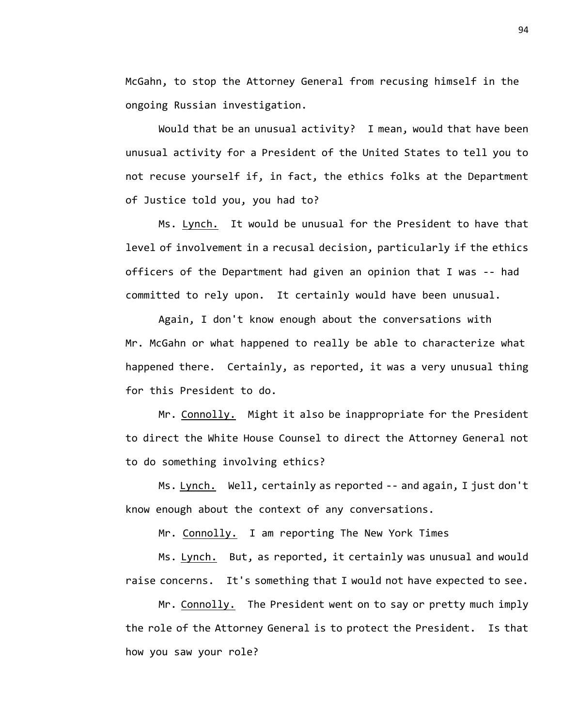McGahn, to stop the Attorney General from recusing himself in the ongoing Russian investigation.

Would that be an unusual activity? I mean, would that have been unusual activity for a President of the United States to tell you to not recuse yourself if, in fact, the ethics folks at the Department of Justice told you, you had to?

Ms. Lynch. It would be unusual for the President to have that level of involvement in a recusal decision, particularly if the ethics officers of the Department had given an opinion that I was -- had committed to rely upon. It certainly would have been unusual.

Again, I don't know enough about the conversations with Mr. McGahn or what happened to really be able to characterize what happened there. Certainly, as reported, it was a very unusual thing for this President to do.

Mr. Connolly. Might it also be inappropriate for the President to direct the White House Counsel to direct the Attorney General not to do something involving ethics?

Ms. Lynch. Well, certainly as reported -- and again, I just don't know enough about the context of any conversations.

Mr. Connolly. I am reporting The New York Times

Ms. Lynch. But, as reported, it certainly was unusual and would raise concerns. It's something that I would not have expected to see.

Mr. Connolly. The President went on to say or pretty much imply the role of the Attorney General is to protect the President. Is that how you saw your role?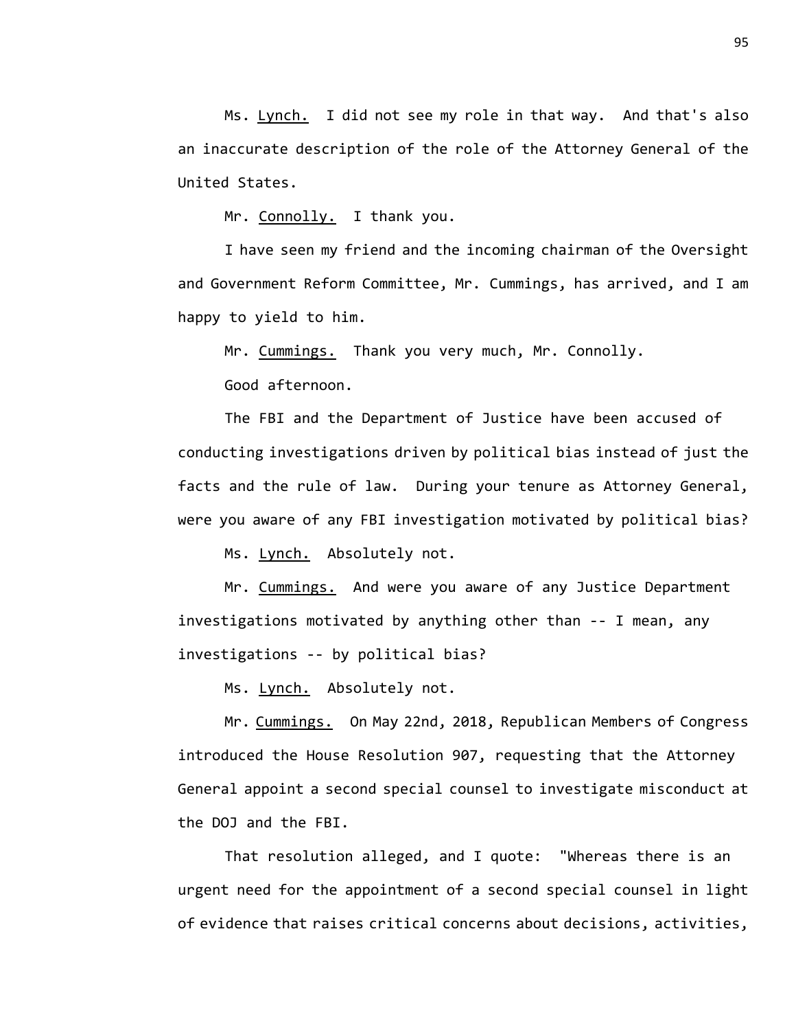Ms. Lynch. I did not see my role in that way. And that's also an inaccurate description of the role of the Attorney General of the United States.

Mr. Connolly. I thank you.

I have seen my friend and the incoming chairman of the Oversight and Government Reform Committee, Mr. Cummings, has arrived, and I am happy to yield to him.

Mr. Cummings. Thank you very much, Mr. Connolly.

Good afternoon.

The FBI and the Department of Justice have been accused of conducting investigations driven by political bias instead of just the facts and the rule of law. During your tenure as Attorney General, were you aware of any FBI investigation motivated by political bias?

Ms. Lynch. Absolutely not.

Mr. Cummings. And were you aware of any Justice Department investigations motivated by anything other than -- I mean, any investigations -- by political bias?

Ms. Lynch. Absolutely not.

Mr. Cummings. On May 22nd, 2018, Republican Members of Congress introduced the House Resolution 907, requesting that the Attorney General appoint a second special counsel to investigate misconduct at the DOJ and the FBI.

That resolution alleged, and I quote: "Whereas there is an urgent need for the appointment of a second special counsel in light of evidence that raises critical concerns about decisions, activities,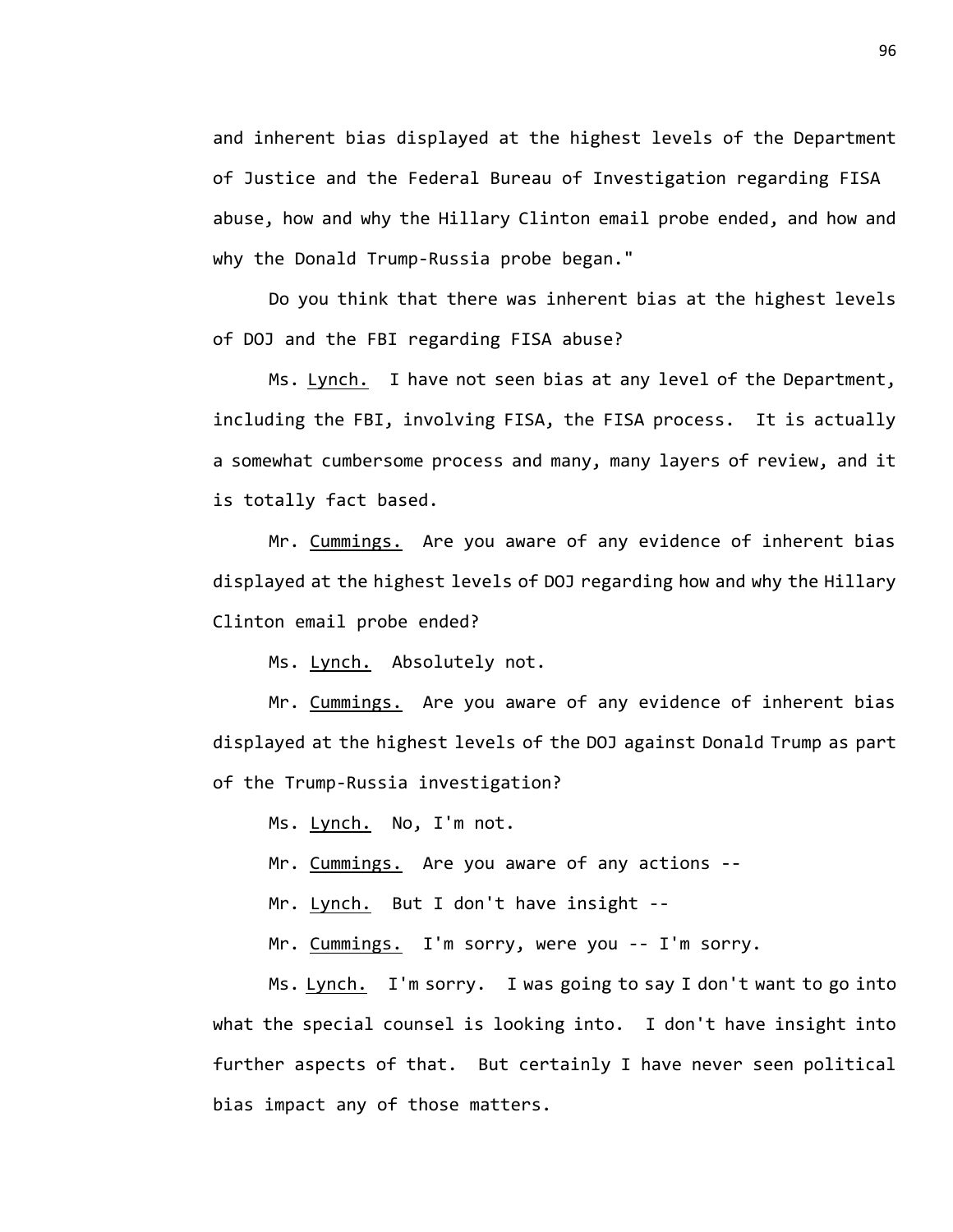and inherent bias displayed at the highest levels of the Department of Justice and the Federal Bureau of Investigation regarding FISA abuse, how and why the Hillary Clinton email probe ended, and how and why the Donald Trump-Russia probe began."

Do you think that there was inherent bias at the highest levels of DOJ and the FBI regarding FISA abuse?

Ms. Lynch. I have not seen bias at any level of the Department, including the FBI, involving FISA, the FISA process. It is actually a somewhat cumbersome process and many, many layers of review, and it is totally fact based.

Mr. Cummings. Are you aware of any evidence of inherent bias displayed at the highest levels of DOJ regarding how and why the Hillary Clinton email probe ended?

Ms. Lynch. Absolutely not.

Mr. Cummings. Are you aware of any evidence of inherent bias displayed at the highest levels of the DOJ against Donald Trump as part of the Trump-Russia investigation?

Ms. Lynch. No, I'm not.

Mr. Cummings. Are you aware of any actions --

Mr. Lynch. But I don't have insight --

Mr. Cummings. I'm sorry, were you -- I'm sorry.

Ms. Lynch. I'm sorry. I was going to say I don't want to go into what the special counsel is looking into. I don't have insight into further aspects of that. But certainly I have never seen political bias impact any of those matters.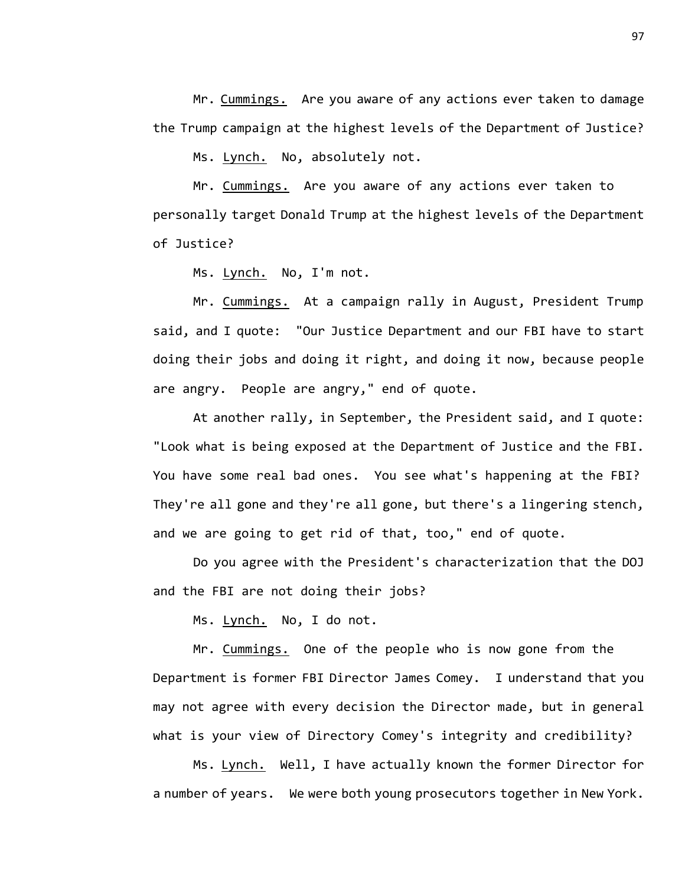Mr. Cummings. Are you aware of any actions ever taken to damage the Trump campaign at the highest levels of the Department of Justice?

Ms. Lynch. No, absolutely not.

Mr. Cummings. Are you aware of any actions ever taken to personally target Donald Trump at the highest levels of the Department of Justice?

Ms. Lynch. No, I'm not.

Mr. Cummings. At a campaign rally in August, President Trump said, and I quote: "Our Justice Department and our FBI have to start doing their jobs and doing it right, and doing it now, because people are angry. People are angry," end of quote.

At another rally, in September, the President said, and I quote: "Look what is being exposed at the Department of Justice and the FBI. You have some real bad ones. You see what's happening at the FBI? They're all gone and they're all gone, but there's a lingering stench, and we are going to get rid of that, too," end of quote.

Do you agree with the President's characterization that the DOJ and the FBI are not doing their jobs?

Ms. Lynch. No, I do not.

Mr. Cummings. One of the people who is now gone from the Department is former FBI Director James Comey. I understand that you may not agree with every decision the Director made, but in general what is your view of Directory Comey's integrity and credibility?

Ms. Lynch. Well, I have actually known the former Director for a number of years. We were both young prosecutors together in New York.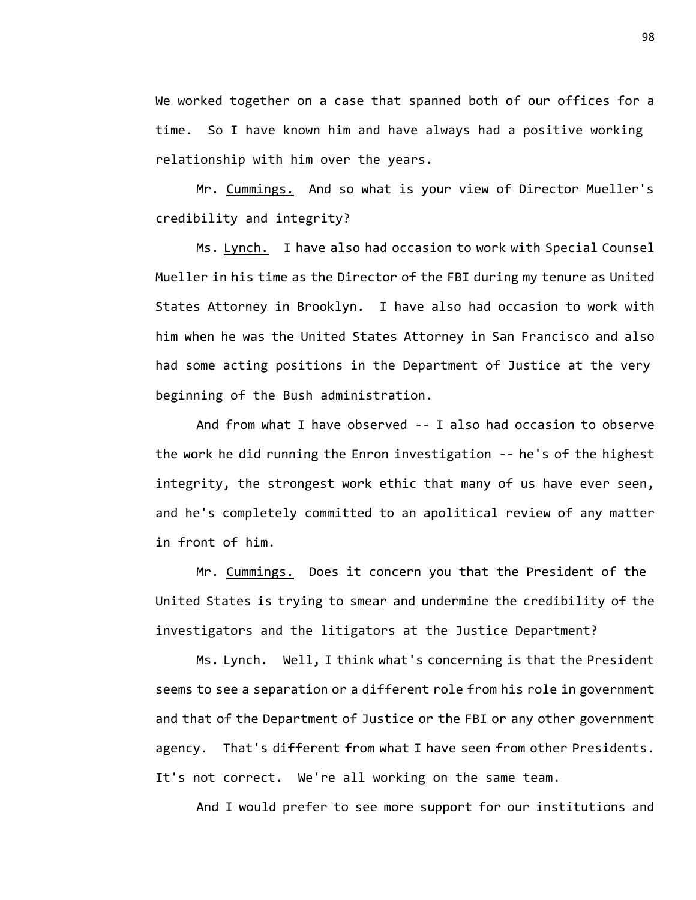We worked together on a case that spanned both of our offices for a time. So I have known him and have always had a positive working relationship with him over the years.

Mr. Cummings. And so what is your view of Director Mueller's credibility and integrity?

Ms. Lynch. I have also had occasion to work with Special Counsel Mueller in his time as the Director of the FBI during my tenure as United States Attorney in Brooklyn. I have also had occasion to work with him when he was the United States Attorney in San Francisco and also had some acting positions in the Department of Justice at the very beginning of the Bush administration.

And from what I have observed -- I also had occasion to observe the work he did running the Enron investigation -- he's of the highest integrity, the strongest work ethic that many of us have ever seen, and he's completely committed to an apolitical review of any matter in front of him.

Mr. Cummings. Does it concern you that the President of the United States is trying to smear and undermine the credibility of the investigators and the litigators at the Justice Department?

Ms. Lynch. Well, I think what's concerning is that the President seems to see a separation or a different role from his role in government and that of the Department of Justice or the FBI or any other government agency. That's different from what I have seen from other Presidents. It's not correct. We're all working on the same team.

And I would prefer to see more support for our institutions and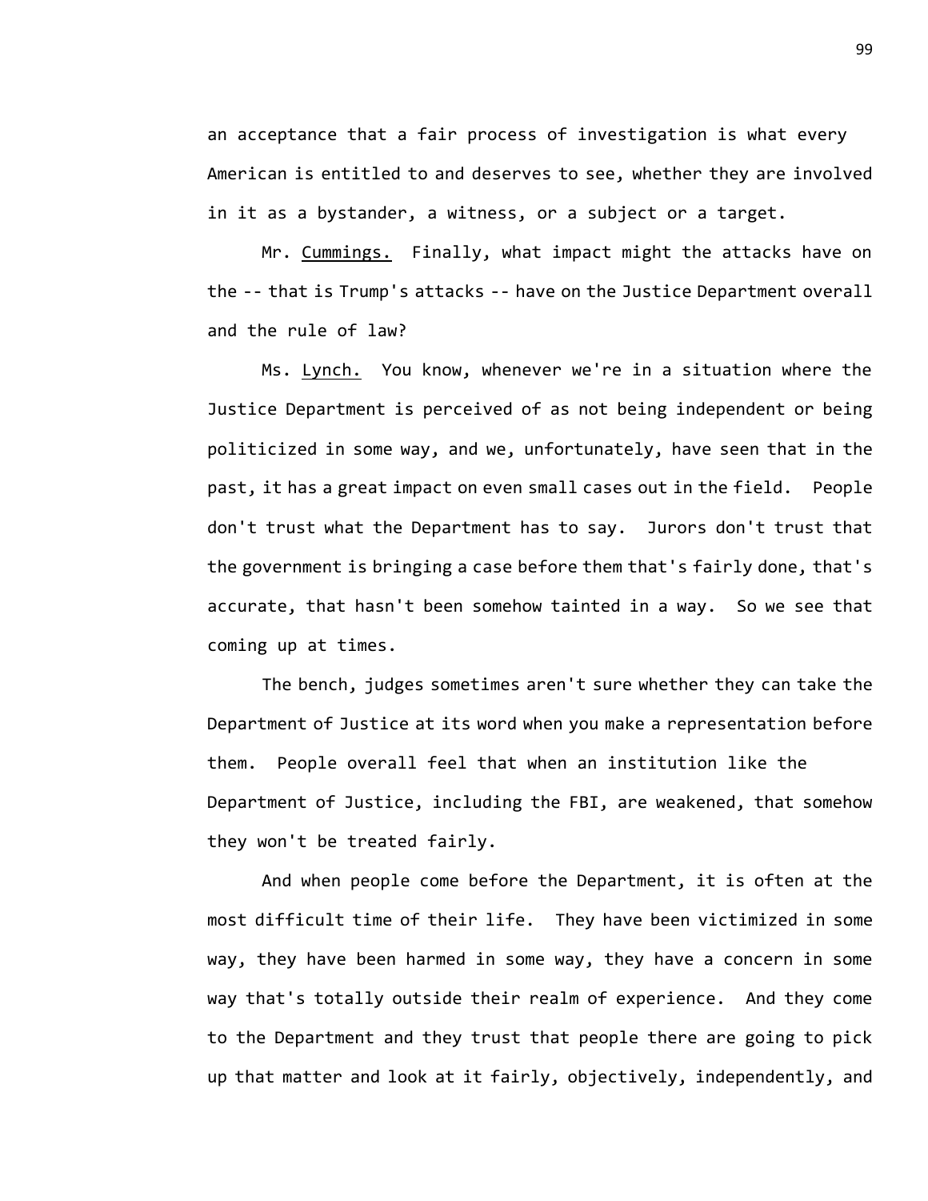an acceptance that a fair process of investigation is what every American is entitled to and deserves to see, whether they are involved in it as a bystander, a witness, or a subject or a target.

Mr. Cummings. Finally, what impact might the attacks have on the -- that is Trump's attacks -- have on the Justice Department overall and the rule of law?

Ms. Lynch. You know, whenever we're in a situation where the Justice Department is perceived of as not being independent or being politicized in some way, and we, unfortunately, have seen that in the past, it has a great impact on even small cases out in the field. People don't trust what the Department has to say. Jurors don't trust that the government is bringing a case before them that's fairly done, that's accurate, that hasn't been somehow tainted in a way. So we see that coming up at times.

The bench, judges sometimes aren't sure whether they can take the Department of Justice at its word when you make a representation before them. People overall feel that when an institution like the Department of Justice, including the FBI, are weakened, that somehow they won't be treated fairly.

And when people come before the Department, it is often at the most difficult time of their life. They have been victimized in some way, they have been harmed in some way, they have a concern in some way that's totally outside their realm of experience. And they come to the Department and they trust that people there are going to pick up that matter and look at it fairly, objectively, independently, and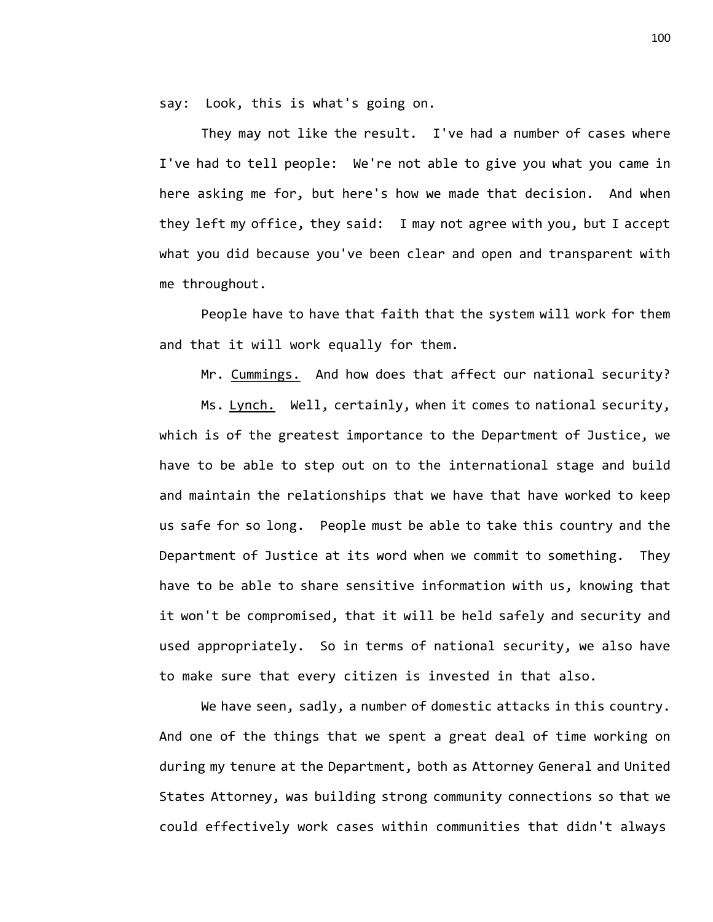say: Look, this is what's going on.

They may not like the result. I've had a number of cases where I've had to tell people: We're not able to give you what you came in here asking me for, but here's how we made that decision. And when they left my office, they said: I may not agree with you, but I accept what you did because you've been clear and open and transparent with me throughout.

People have to have that faith that the system will work for them and that it will work equally for them.

Mr. Cummings. And how does that affect our national security?

Ms. Lynch. Well, certainly, when it comes to national security, which is of the greatest importance to the Department of Justice, we have to be able to step out on to the international stage and build and maintain the relationships that we have that have worked to keep us safe for so long. People must be able to take this country and the Department of Justice at its word when we commit to something. They have to be able to share sensitive information with us, knowing that it won't be compromised, that it will be held safely and security and used appropriately. So in terms of national security, we also have to make sure that every citizen is invested in that also.

We have seen, sadly, a number of domestic attacks in this country. And one of the things that we spent a great deal of time working on during my tenure at the Department, both as Attorney General and United States Attorney, was building strong community connections so that we could effectively work cases within communities that didn't always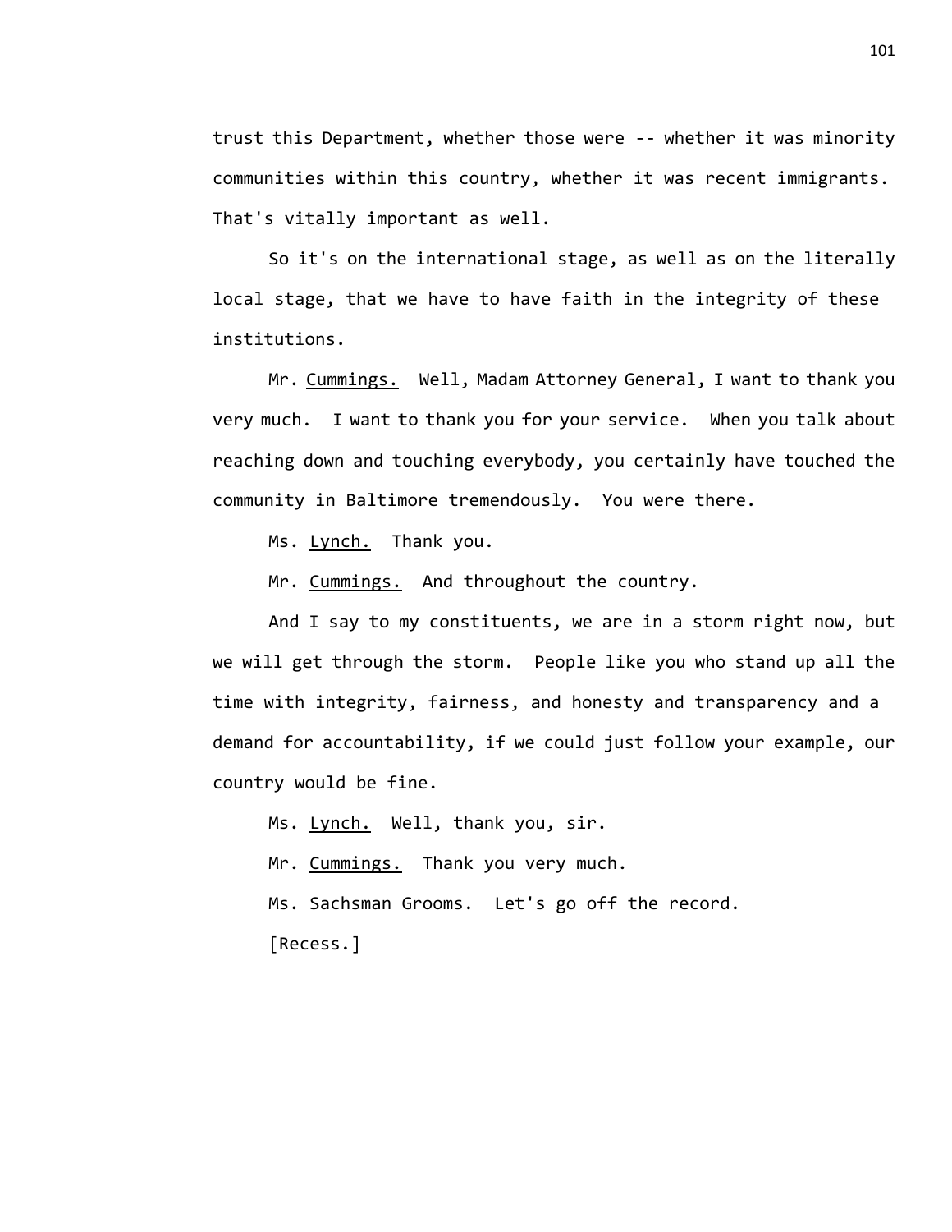trust this Department, whether those were -- whether it was minority communities within this country, whether it was recent immigrants. That's vitally important as well.

So it's on the international stage, as well as on the literally local stage, that we have to have faith in the integrity of these institutions.

Mr. Cummings. Well, Madam Attorney General, I want to thank you very much. I want to thank you for your service. When you talk about reaching down and touching everybody, you certainly have touched the community in Baltimore tremendously. You were there.

Ms. Lynch. Thank you.

Mr. Cummings. And throughout the country.

And I say to my constituents, we are in a storm right now, but we will get through the storm. People like you who stand up all the time with integrity, fairness, and honesty and transparency and a demand for accountability, if we could just follow your example, our country would be fine.

Ms. Lynch. Well, thank you, sir.

Mr. Cummings. Thank you very much.

Ms. Sachsman Grooms. Let's go off the record.

[Recess.]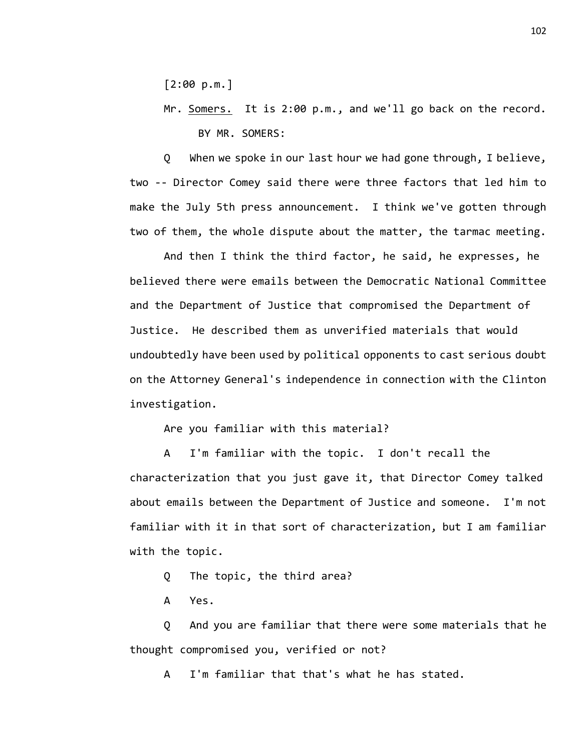[2:00 p.m.]

Mr. Somers. It is 2:00 p.m., and we'll go back on the record.

BY MR. SOMERS:

Q When we spoke in our last hour we had gone through, I believe, two -- Director Comey said there were three factors that led him to make the July 5th press announcement. I think we've gotten through two of them, the whole dispute about the matter, the tarmac meeting.

And then I think the third factor, he said, he expresses, he believed there were emails between the Democratic National Committee and the Department of Justice that compromised the Department of Justice. He described them as unverified materials that would undoubtedly have been used by political opponents to cast serious doubt on the Attorney General's independence in connection with the Clinton investigation.

Are you familiar with this material?

A I'm familiar with the topic. I don't recall the characterization that you just gave it, that Director Comey talked about emails between the Department of Justice and someone. I'm not familiar with it in that sort of characterization, but I am familiar with the topic.

Q The topic, the third area?

A Yes.

Q And you are familiar that there were some materials that he thought compromised you, verified or not?

A I'm familiar that that's what he has stated.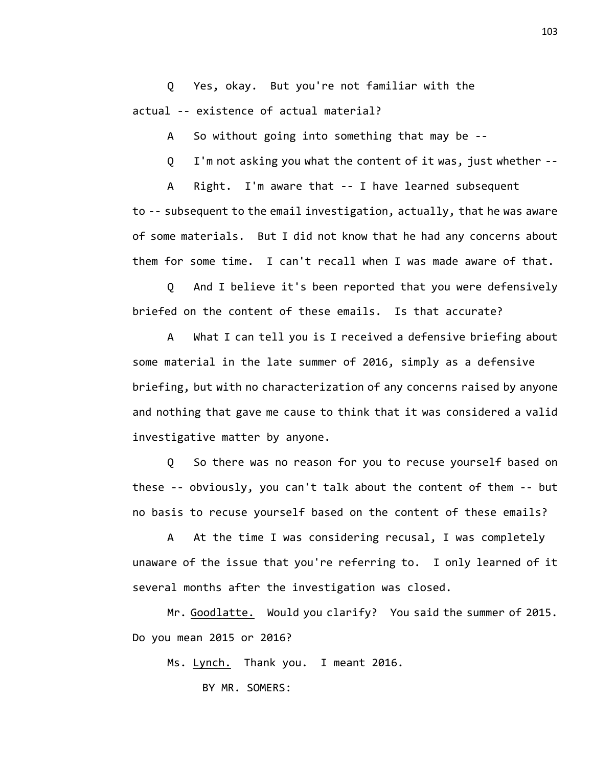Q Yes, okay. But you're not familiar with the actual -- existence of actual material?

A So without going into something that may be --

Q I'm not asking you what the content of it was, just whether --

A Right. I'm aware that -- I have learned subsequent to -- subsequent to the email investigation, actually, that he was aware of some materials. But I did not know that he had any concerns about them for some time. I can't recall when I was made aware of that.

Q And I believe it's been reported that you were defensively briefed on the content of these emails. Is that accurate?

A What I can tell you is I received a defensive briefing about some material in the late summer of 2016, simply as a defensive briefing, but with no characterization of any concerns raised by anyone and nothing that gave me cause to think that it was considered a valid investigative matter by anyone.

Q So there was no reason for you to recuse yourself based on these -- obviously, you can't talk about the content of them -- but no basis to recuse yourself based on the content of these emails?

A At the time I was considering recusal, I was completely unaware of the issue that you're referring to. I only learned of it several months after the investigation was closed.

Mr. Goodlatte. Would you clarify? You said the summer of 2015. Do you mean 2015 or 2016?

Ms. Lynch. Thank you. I meant 2016.

BY MR. SOMERS: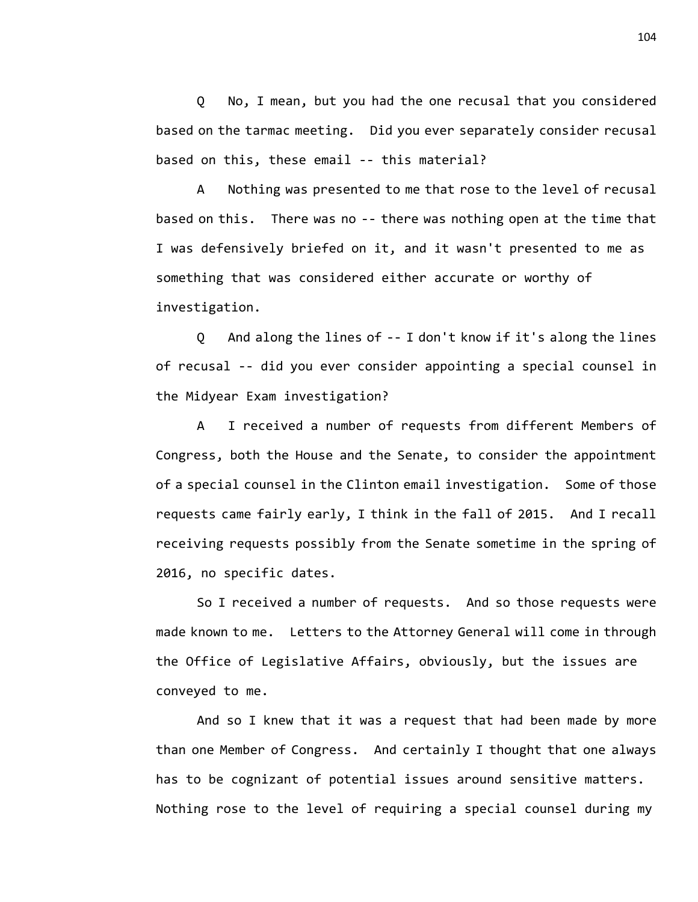Q No, I mean, but you had the one recusal that you considered based on the tarmac meeting. Did you ever separately consider recusal based on this, these email -- this material?

A Nothing was presented to me that rose to the level of recusal based on this. There was no -- there was nothing open at the time that I was defensively briefed on it, and it wasn't presented to me as something that was considered either accurate or worthy of investigation.

Q And along the lines of -- I don't know if it's along the lines of recusal -- did you ever consider appointing a special counsel in the Midyear Exam investigation?

A I received a number of requests from different Members of Congress, both the House and the Senate, to consider the appointment of a special counsel in the Clinton email investigation. Some of those requests came fairly early, I think in the fall of 2015. And I recall receiving requests possibly from the Senate sometime in the spring of 2016, no specific dates.

So I received a number of requests. And so those requests were made known to me. Letters to the Attorney General will come in through the Office of Legislative Affairs, obviously, but the issues are conveyed to me.

And so I knew that it was a request that had been made by more than one Member of Congress. And certainly I thought that one always has to be cognizant of potential issues around sensitive matters. Nothing rose to the level of requiring a special counsel during my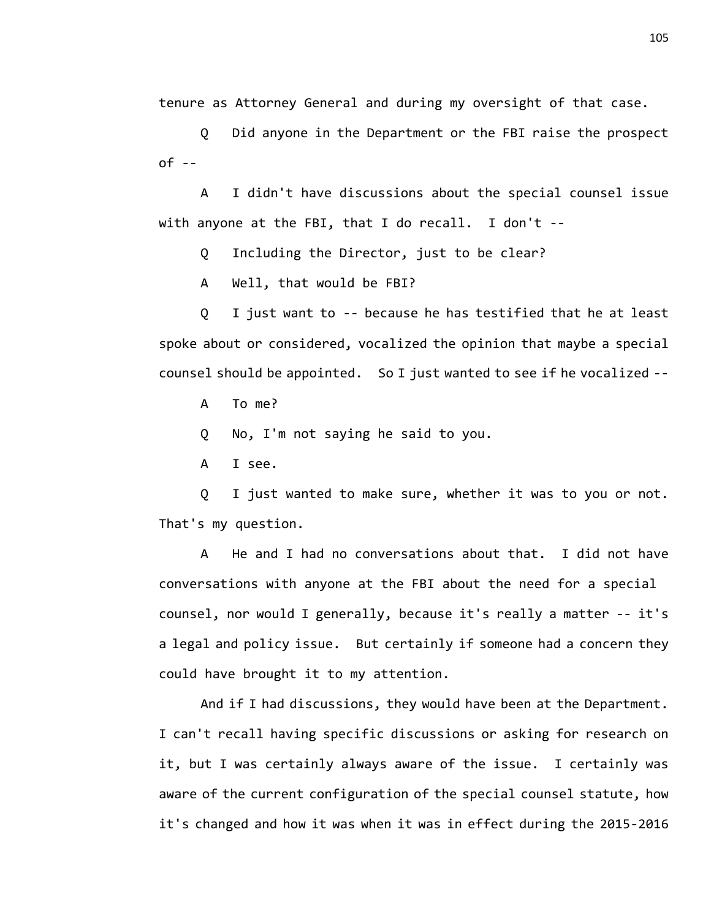tenure as Attorney General and during my oversight of that case.

Q Did anyone in the Department or the FBI raise the prospect of --

A I didn't have discussions about the special counsel issue with anyone at the FBI, that I do recall. I don't --

Q Including the Director, just to be clear?

A Well, that would be FBI?

Q I just want to -- because he has testified that he at least spoke about or considered, vocalized the opinion that maybe a special counsel should be appointed. So I just wanted to see if he vocalized --

A To me?

Q No, I'm not saying he said to you.

A I see.

Q I just wanted to make sure, whether it was to you or not. That's my question.

A He and I had no conversations about that. I did not have conversations with anyone at the FBI about the need for a special counsel, nor would I generally, because it's really a matter -- it's a legal and policy issue. But certainly if someone had a concern they could have brought it to my attention.

And if I had discussions, they would have been at the Department. I can't recall having specific discussions or asking for research on it, but I was certainly always aware of the issue. I certainly was aware of the current configuration of the special counsel statute, how it's changed and how it was when it was in effect during the 2015-2016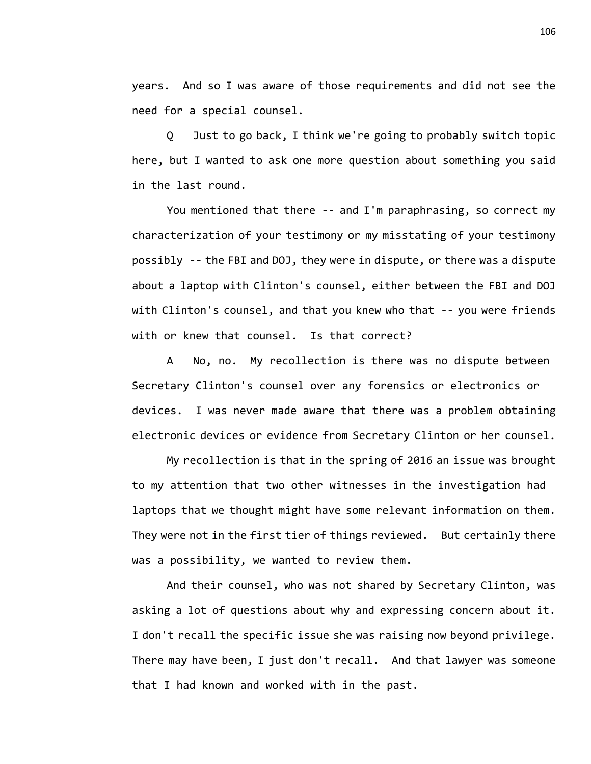years. And so I was aware of those requirements and did not see the need for a special counsel.

Q Just to go back, I think we're going to probably switch topic here, but I wanted to ask one more question about something you said in the last round.

You mentioned that there -- and I'm paraphrasing, so correct my characterization of your testimony or my misstating of your testimony possibly -- the FBI and DOJ, they were in dispute, or there was a dispute about a laptop with Clinton's counsel, either between the FBI and DOJ with Clinton's counsel, and that you knew who that -- you were friends with or knew that counsel. Is that correct?

A No, no. My recollection is there was no dispute between Secretary Clinton's counsel over any forensics or electronics or devices. I was never made aware that there was a problem obtaining electronic devices or evidence from Secretary Clinton or her counsel.

My recollection is that in the spring of 2016 an issue was brought to my attention that two other witnesses in the investigation had laptops that we thought might have some relevant information on them. They were not in the first tier of things reviewed. But certainly there was a possibility, we wanted to review them.

And their counsel, who was not shared by Secretary Clinton, was asking a lot of questions about why and expressing concern about it. I don't recall the specific issue she was raising now beyond privilege. There may have been, I just don't recall. And that lawyer was someone that I had known and worked with in the past.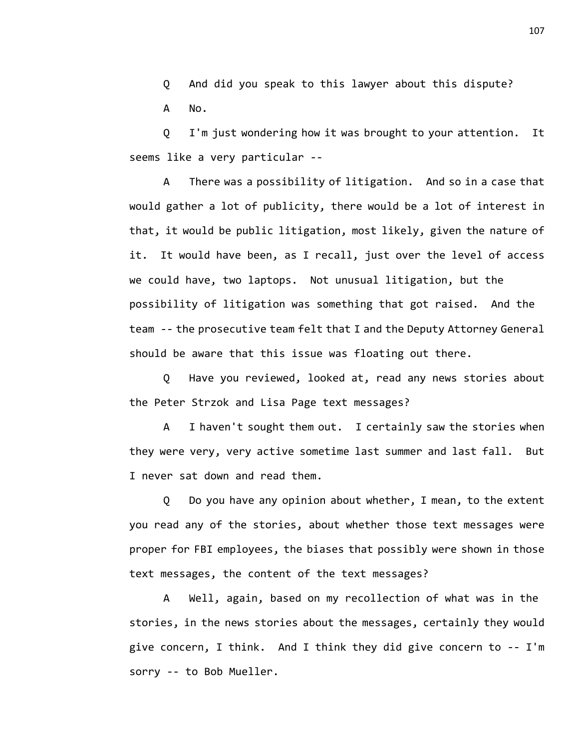Q And did you speak to this lawyer about this dispute?

A No.

Q I'm just wondering how it was brought to your attention. It seems like a very particular --

A There was a possibility of litigation. And so in a case that would gather a lot of publicity, there would be a lot of interest in that, it would be public litigation, most likely, given the nature of it. It would have been, as I recall, just over the level of access we could have, two laptops. Not unusual litigation, but the possibility of litigation was something that got raised. And the team -- the prosecutive team felt that I and the Deputy Attorney General should be aware that this issue was floating out there.

Q Have you reviewed, looked at, read any news stories about the Peter Strzok and Lisa Page text messages?

A I haven't sought them out. I certainly saw the stories when they were very, very active sometime last summer and last fall. But I never sat down and read them.

Q Do you have any opinion about whether, I mean, to the extent you read any of the stories, about whether those text messages were proper for FBI employees, the biases that possibly were shown in those text messages, the content of the text messages?

A Well, again, based on my recollection of what was in the stories, in the news stories about the messages, certainly they would give concern, I think. And I think they did give concern to -- I'm sorry -- to Bob Mueller.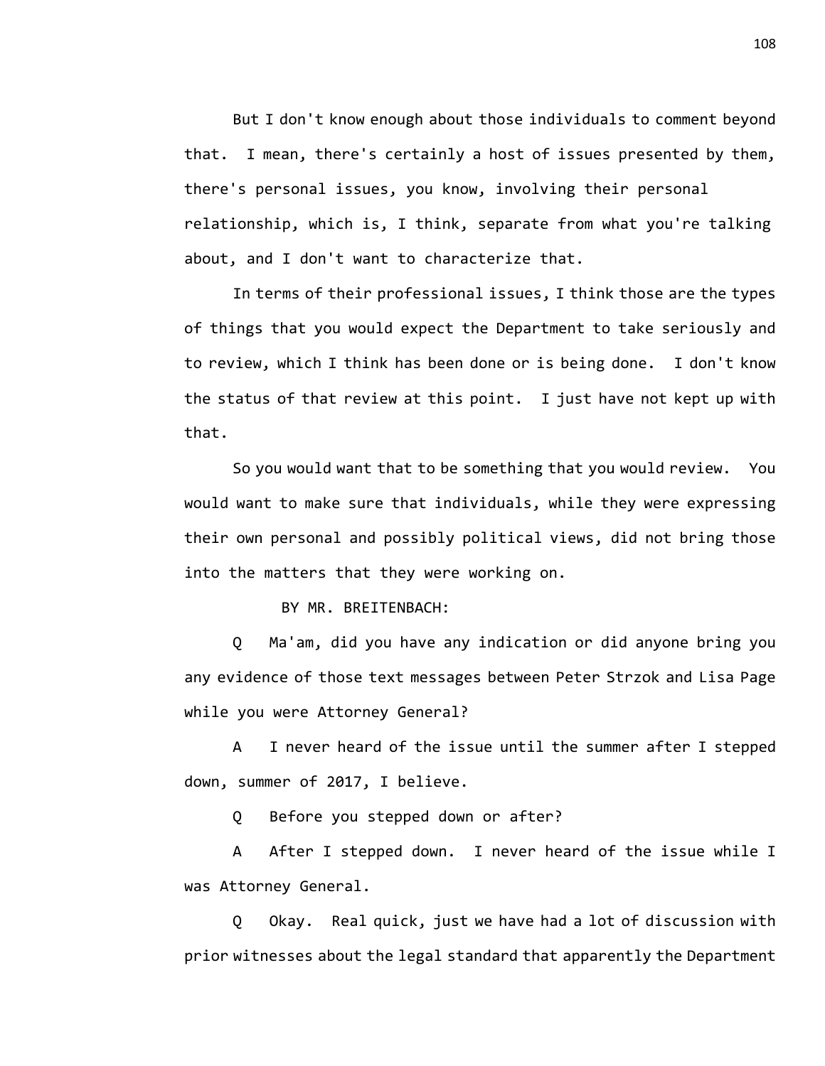But I don't know enough about those individuals to comment beyond that. I mean, there's certainly a host of issues presented by them, there's personal issues, you know, involving their personal relationship, which is, I think, separate from what you're talking about, and I don't want to characterize that.

In terms of their professional issues, I think those are the types of things that you would expect the Department to take seriously and to review, which I think has been done or is being done. I don't know the status of that review at this point. I just have not kept up with that.

So you would want that to be something that you would review. You would want to make sure that individuals, while they were expressing their own personal and possibly political views, did not bring those into the matters that they were working on.

BY MR. BREITENBACH:

Q Ma'am, did you have any indication or did anyone bring you any evidence of those text messages between Peter Strzok and Lisa Page while you were Attorney General?

A I never heard of the issue until the summer after I stepped down, summer of 2017, I believe.

Q Before you stepped down or after?

A After I stepped down. I never heard of the issue while I was Attorney General.

Q Okay. Real quick, just we have had a lot of discussion with prior witnesses about the legal standard that apparently the Department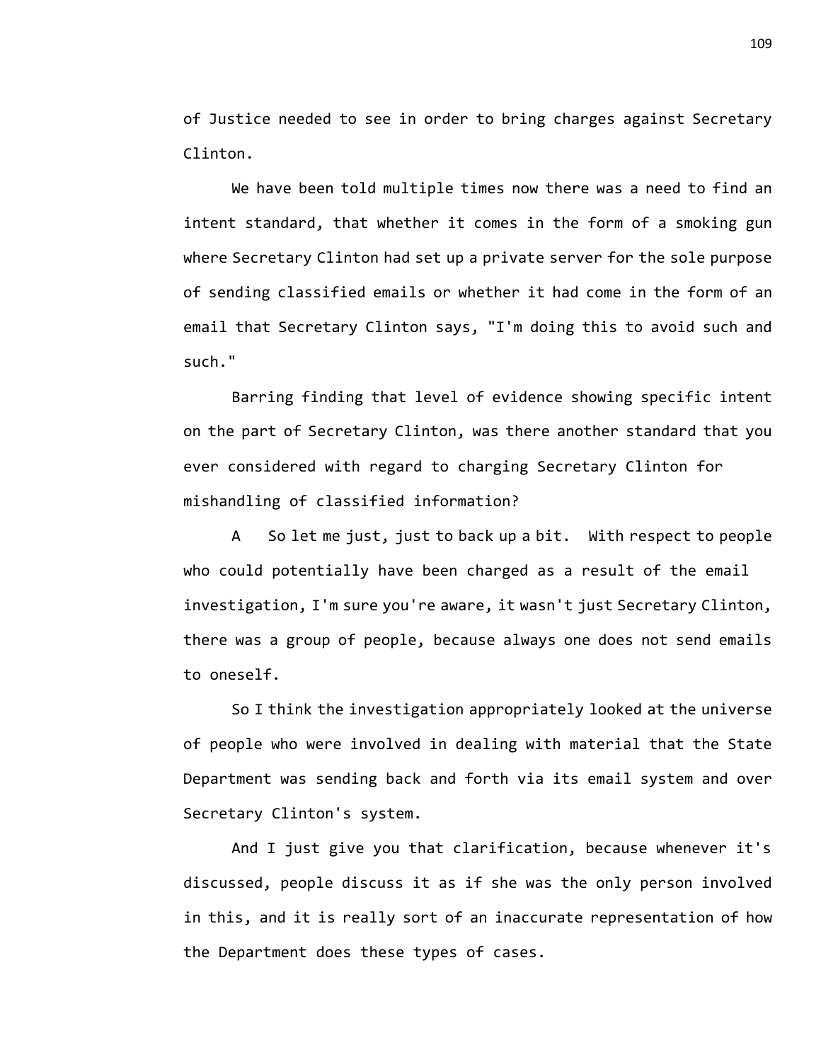of Justice needed to see in order to bring charges against Secretary Clinton.

We have been told multiple times now there was a need to find an intent standard, that whether it comes in the form of a smoking gun where Secretary Clinton had set up a private server for the sole purpose of sending classified emails or whether it had come in the form of an email that Secretary Clinton says, "I'm doing this to avoid such and such."

Barring finding that level of evidence showing specific intent on the part of Secretary Clinton, was there another standard that you ever considered with regard to charging Secretary Clinton for mishandling of classified information?

A So let me just, just to back up a bit. With respect to people who could potentially have been charged as a result of the email investigation, I'm sure you're aware, it wasn't just Secretary Clinton, there was a group of people, because always one does not send emails to oneself.

So I think the investigation appropriately looked at the universe of people who were involved in dealing with material that the State Department was sending back and forth via its email system and over Secretary Clinton's system.

And I just give you that clarification, because whenever it's discussed, people discuss it as if she was the only person involved in this, and it is really sort of an inaccurate representation of how the Department does these types of cases.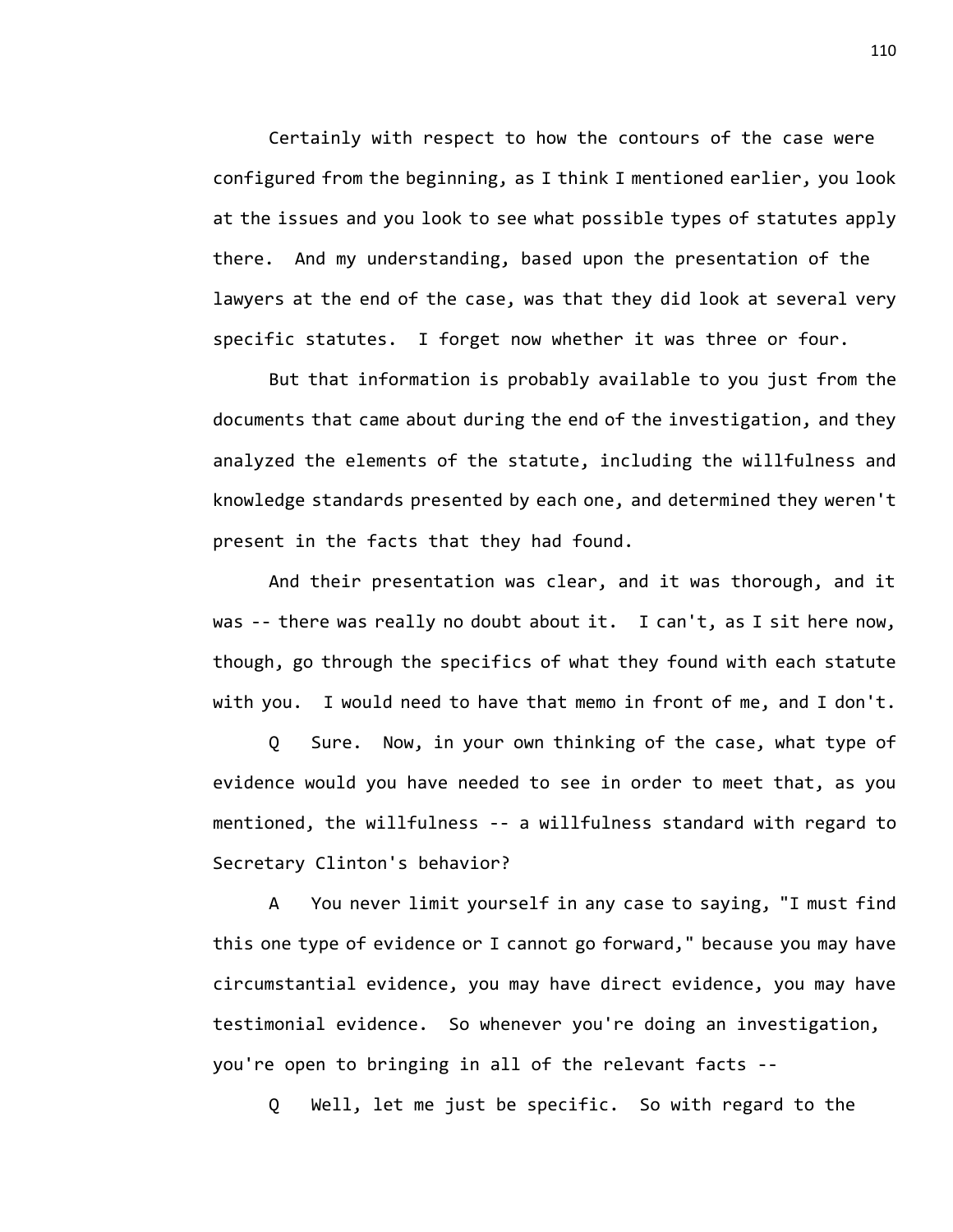Certainly with respect to how the contours of the case were configured from the beginning, as I think I mentioned earlier, you look at the issues and you look to see what possible types of statutes apply there. And my understanding, based upon the presentation of the lawyers at the end of the case, was that they did look at several very specific statutes. I forget now whether it was three or four.

But that information is probably available to you just from the documents that came about during the end of the investigation, and they analyzed the elements of the statute, including the willfulness and knowledge standards presented by each one, and determined they weren't present in the facts that they had found.

And their presentation was clear, and it was thorough, and it was -- there was really no doubt about it. I can't, as I sit here now, though, go through the specifics of what they found with each statute with you. I would need to have that memo in front of me, and I don't.

Q Sure. Now, in your own thinking of the case, what type of evidence would you have needed to see in order to meet that, as you mentioned, the willfulness -- a willfulness standard with regard to Secretary Clinton's behavior?

A You never limit yourself in any case to saying, "I must find this one type of evidence or I cannot go forward," because you may have circumstantial evidence, you may have direct evidence, you may have testimonial evidence. So whenever you're doing an investigation, you're open to bringing in all of the relevant facts --

Q Well, let me just be specific. So with regard to the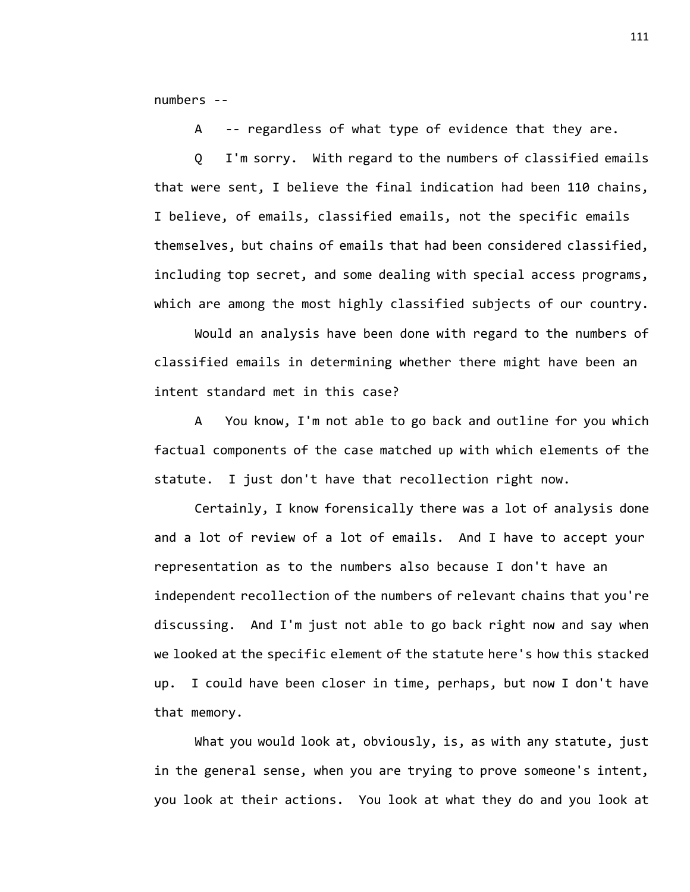numbers --

A -- regardless of what type of evidence that they are.

Q I'm sorry. With regard to the numbers of classified emails that were sent, I believe the final indication had been 110 chains, I believe, of emails, classified emails, not the specific emails themselves, but chains of emails that had been considered classified, including top secret, and some dealing with special access programs, which are among the most highly classified subjects of our country.

Would an analysis have been done with regard to the numbers of classified emails in determining whether there might have been an intent standard met in this case?

A You know, I'm not able to go back and outline for you which factual components of the case matched up with which elements of the statute. I just don't have that recollection right now.

Certainly, I know forensically there was a lot of analysis done and a lot of review of a lot of emails. And I have to accept your representation as to the numbers also because I don't have an independent recollection of the numbers of relevant chains that you're discussing. And I'm just not able to go back right now and say when we looked at the specific element of the statute here's how this stacked up. I could have been closer in time, perhaps, but now I don't have that memory.

What you would look at, obviously, is, as with any statute, just in the general sense, when you are trying to prove someone's intent, you look at their actions. You look at what they do and you look at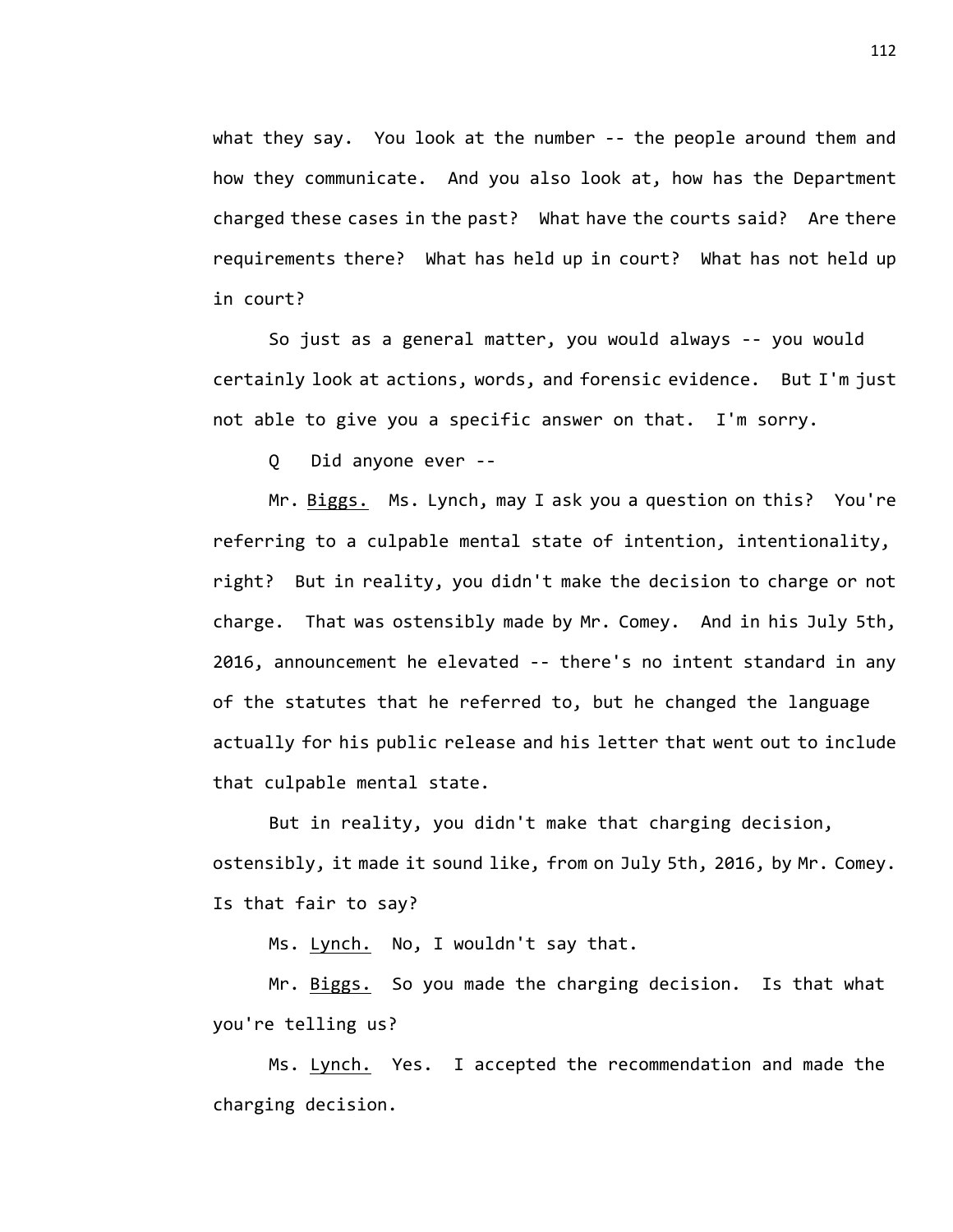what they say. You look at the number -- the people around them and how they communicate. And you also look at, how has the Department charged these cases in the past? What have the courts said? Are there requirements there? What has held up in court? What has not held up in court?

So just as a general matter, you would always -- you would certainly look at actions, words, and forensic evidence. But I'm just not able to give you a specific answer on that. I'm sorry.

Q Did anyone ever --

Mr. Biggs. Ms. Lynch, may I ask you a question on this? You're referring to a culpable mental state of intention, intentionality, right? But in reality, you didn't make the decision to charge or not charge. That was ostensibly made by Mr. Comey. And in his July 5th, 2016, announcement he elevated -- there's no intent standard in any of the statutes that he referred to, but he changed the language actually for his public release and his letter that went out to include that culpable mental state.

But in reality, you didn't make that charging decision, ostensibly, it made it sound like, from on July 5th, 2016, by Mr. Comey. Is that fair to say?

Ms. Lynch. No, I wouldn't say that.

Mr. Biggs. So you made the charging decision. Is that what you're telling us?

Ms. Lynch. Yes. I accepted the recommendation and made the charging decision.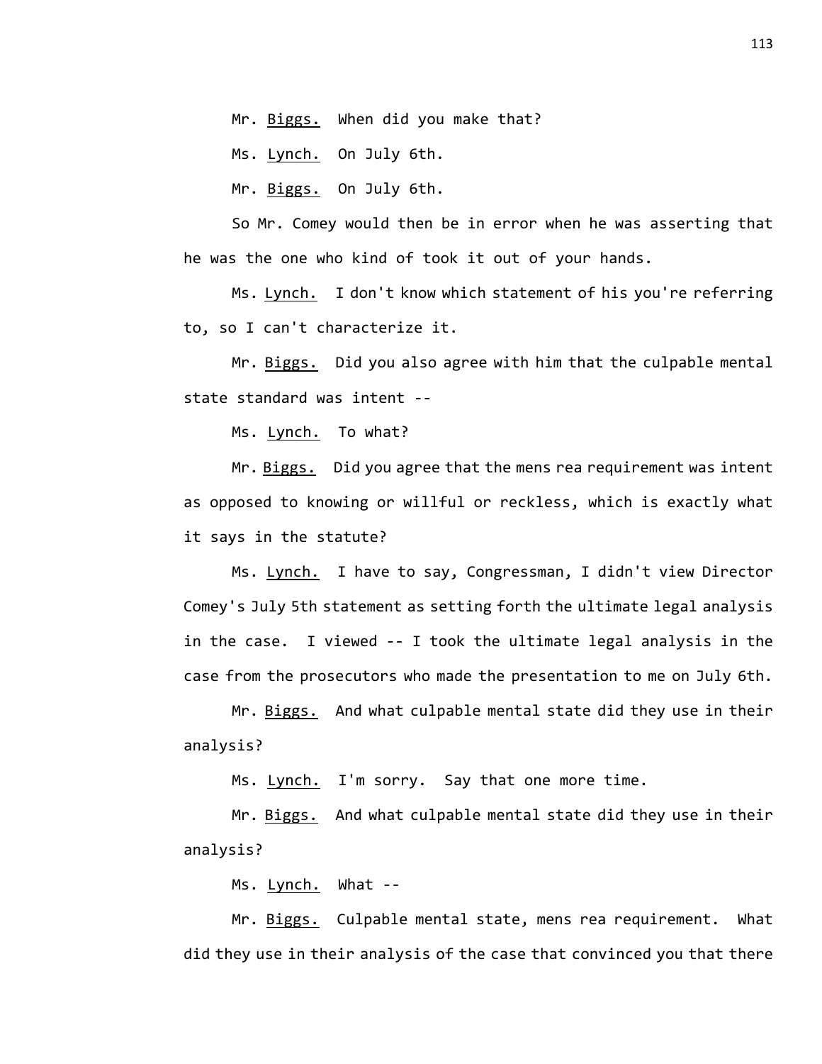Mr. Biggs. When did you make that?

Ms. Lynch. On July 6th.

Mr. Biggs. On July 6th.

So Mr. Comey would then be in error when he was asserting that he was the one who kind of took it out of your hands.

Ms. Lynch. I don't know which statement of his you're referring to, so I can't characterize it.

Mr. Biggs. Did you also agree with him that the culpable mental state standard was intent --

Ms. Lynch. To what?

Mr. Biggs. Did you agree that the mens rea requirement was intent as opposed to knowing or willful or reckless, which is exactly what it says in the statute?

Ms. Lynch. I have to say, Congressman, I didn't view Director Comey's July 5th statement as setting forth the ultimate legal analysis in the case. I viewed -- I took the ultimate legal analysis in the case from the prosecutors who made the presentation to me on July 6th.

Mr. Biggs. And what culpable mental state did they use in their analysis?

Ms. Lynch. I'm sorry. Say that one more time.

Mr. Biggs. And what culpable mental state did they use in their analysis?

Ms. Lynch. What --

Mr. Biggs. Culpable mental state, mens rea requirement. What did they use in their analysis of the case that convinced you that there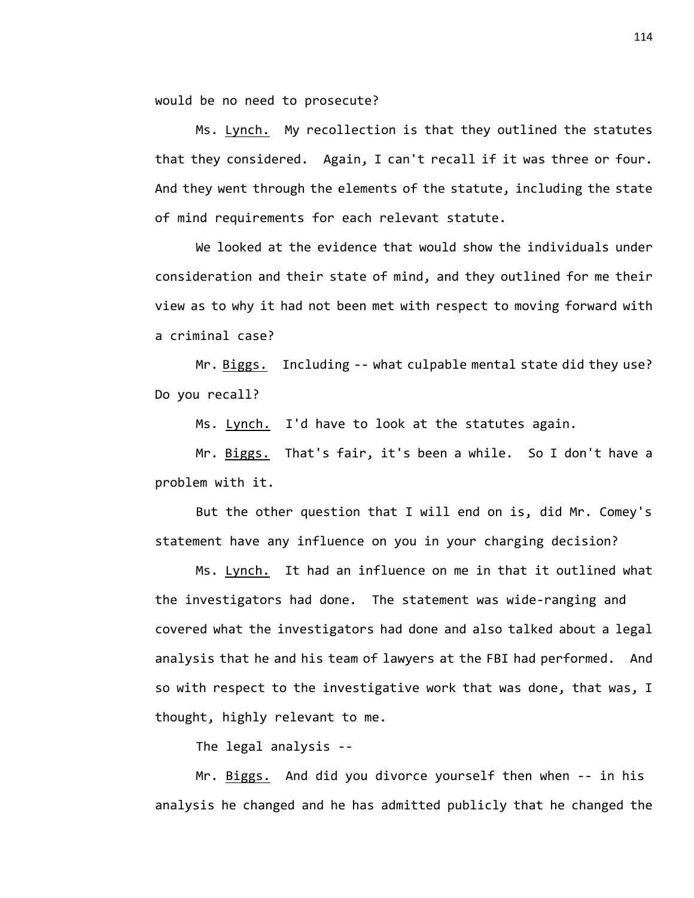would be no need to prosecute?

Ms. Lynch. My recollection is that they outlined the statutes that they considered. Again, I can't recall if it was three or four. And they went through the elements of the statute, including the state of mind requirements for each relevant statute.

We looked at the evidence that would show the individuals under consideration and their state of mind, and they outlined for me their view as to why it had not been met with respect to moving forward with a criminal case?

Mr. Biggs. Including -- what culpable mental state did they use? Do you recall?

Ms. Lynch. I'd have to look at the statutes again.

Mr. Biggs. That's fair, it's been a while. So I don't have a problem with it.

But the other question that I will end on is, did Mr. Comey's statement have any influence on you in your charging decision?

Ms. Lynch. It had an influence on me in that it outlined what the investigators had done. The statement was wide-ranging and covered what the investigators had done and also talked about a legal analysis that he and his team of lawyers at the FBI had performed. And so with respect to the investigative work that was done, that was, I thought, highly relevant to me.

The legal analysis --

Mr. Biggs. And did you divorce yourself then when -- in his analysis he changed and he has admitted publicly that he changed the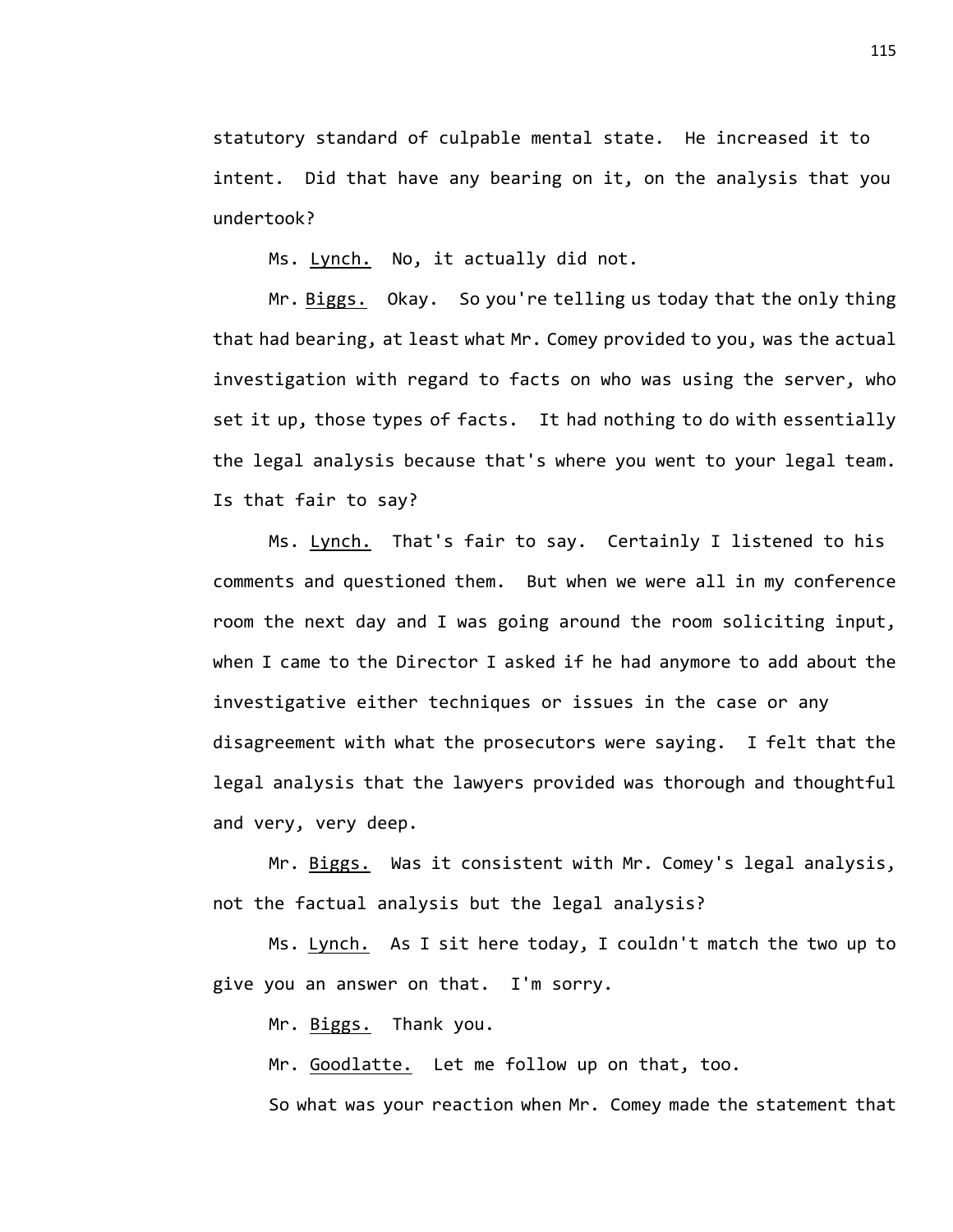statutory standard of culpable mental state. He increased it to intent. Did that have any bearing on it, on the analysis that you undertook?

Ms. Lynch. No, it actually did not.

Mr. Biggs. Okay. So you're telling us today that the only thing that had bearing, at least what Mr. Comey provided to you, was the actual investigation with regard to facts on who was using the server, who set it up, those types of facts. It had nothing to do with essentially the legal analysis because that's where you went to your legal team. Is that fair to say?

Ms. Lynch. That's fair to say. Certainly I listened to his comments and questioned them. But when we were all in my conference room the next day and I was going around the room soliciting input, when I came to the Director I asked if he had anymore to add about the investigative either techniques or issues in the case or any disagreement with what the prosecutors were saying. I felt that the legal analysis that the lawyers provided was thorough and thoughtful and very, very deep.

Mr. Biggs. Was it consistent with Mr. Comey's legal analysis, not the factual analysis but the legal analysis?

Ms. Lynch. As I sit here today, I couldn't match the two up to give you an answer on that. I'm sorry.

Mr. Biggs. Thank you.

Mr. Goodlatte. Let me follow up on that, too.

So what was your reaction when Mr. Comey made the statement that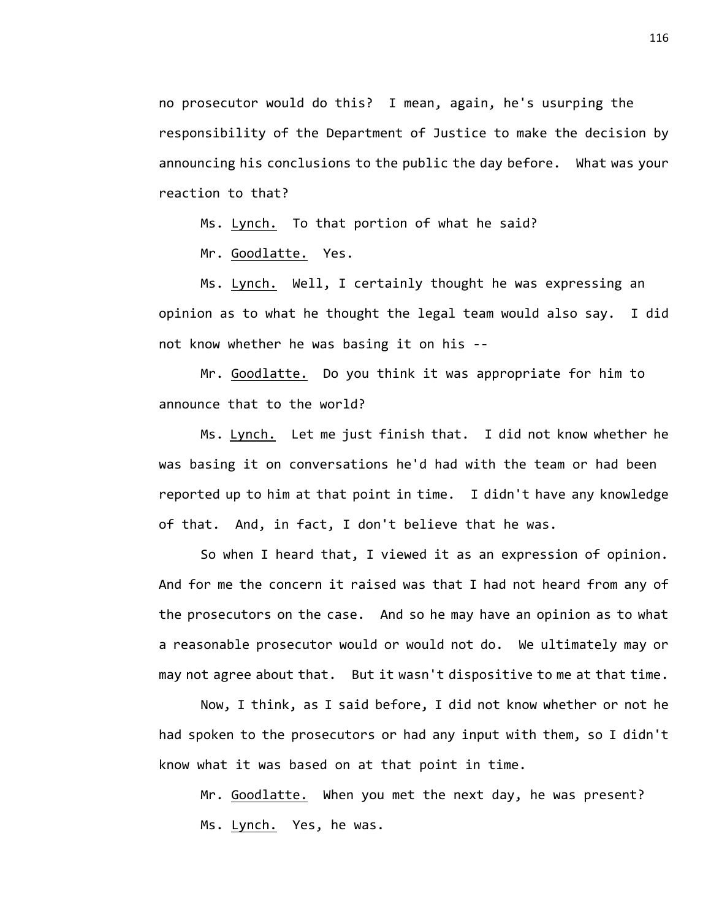no prosecutor would do this? I mean, again, he's usurping the responsibility of the Department of Justice to make the decision by announcing his conclusions to the public the day before. What was your reaction to that?

Ms. Lynch. To that portion of what he said?

Mr. Goodlatte. Yes.

Ms. Lynch. Well, I certainly thought he was expressing an opinion as to what he thought the legal team would also say. I did not know whether he was basing it on his --

Mr. Goodlatte. Do you think it was appropriate for him to announce that to the world?

Ms. Lynch. Let me just finish that. I did not know whether he was basing it on conversations he'd had with the team or had been reported up to him at that point in time. I didn't have any knowledge of that. And, in fact, I don't believe that he was.

So when I heard that, I viewed it as an expression of opinion. And for me the concern it raised was that I had not heard from any of the prosecutors on the case. And so he may have an opinion as to what a reasonable prosecutor would or would not do. We ultimately may or may not agree about that. But it wasn't dispositive to me at that time.

Now, I think, as I said before, I did not know whether or not he had spoken to the prosecutors or had any input with them, so I didn't know what it was based on at that point in time.

Mr. Goodlatte. When you met the next day, he was present?

Ms. Lynch. Yes, he was.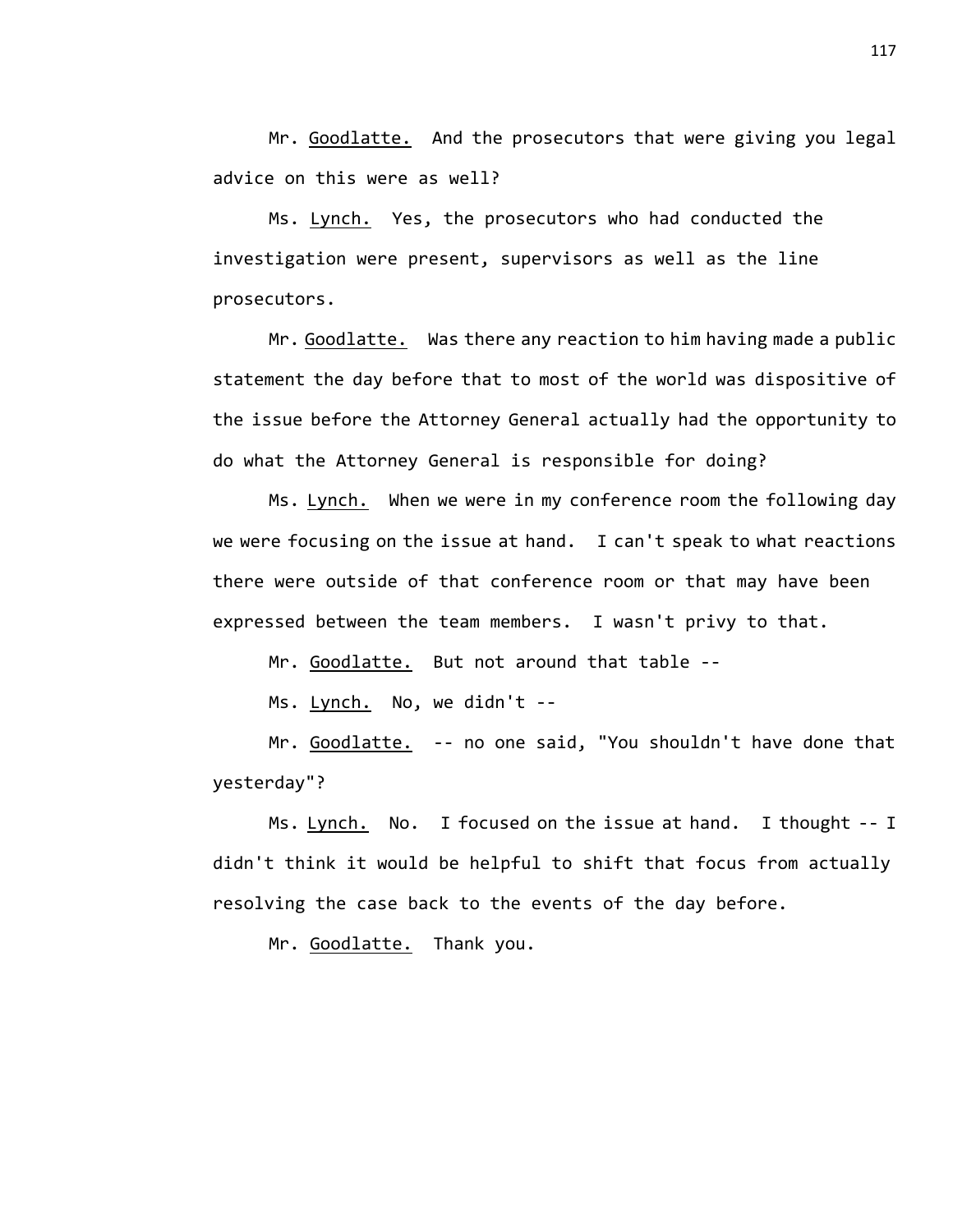Mr. <u>Goodlatte.</u> And the prosecutors that were giving you legal advice on this were as well?

Ms. <u>Lynch.</u> Yes, the prosecutors who had conducted the investigation were present, supervisors as well as the line prosecutors.

Mr. <u>Goodlatte.</u> Was there any reaction to him having made a public statement the day before that to most of the world was dispositive of the issue before the Attorney General actually had the opportunity to do what the Attorney General is responsible for doing?

Ms. <u>Lynch.</u> When we were in my conference room the following day we were focusing on the issue at hand. I can't speak to what reactions there were outside of that conference room or that may have been expressed between the team members. I wasn't privy to that.

Mr. <u>Goodlatte.</u> But not around that table --

Ms. <u>Lynch.</u> No, we didn't --

Mr. <u>Goodlatte.</u> -- no one said, "You shouldn't have done that yesterday"?

Ms. <u>Lynch.</u> No. I focused on the issue at hand. I thought -- I didn't think it would be helpful to shift that focus from actually resolving the case back to the events of the day before.

Mr. <u>Goodlatte.</u> Thank you.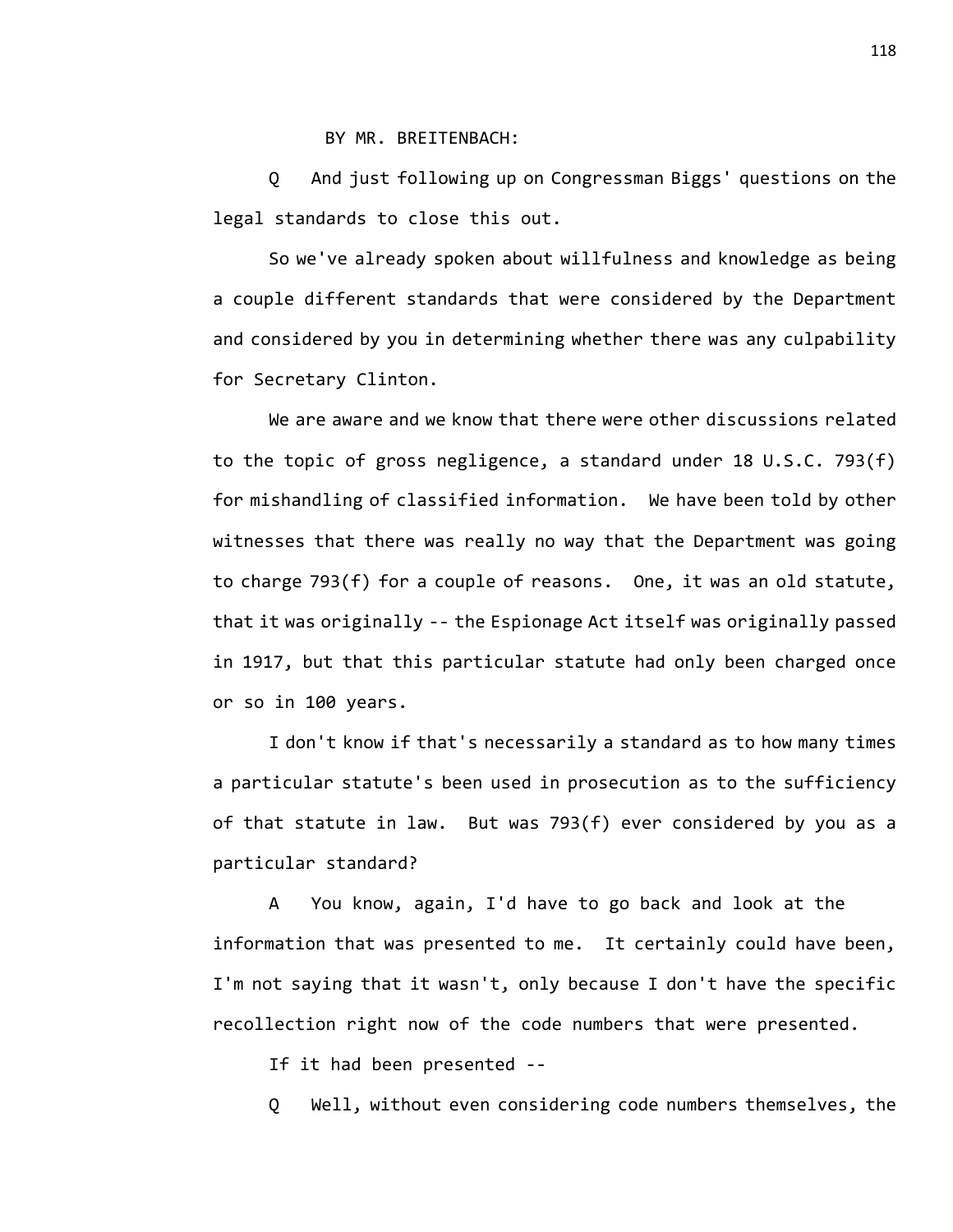BY MR. BREITENBACH:

Q And just following up on Congressman Biggs' questions on the legal standards to close this out.

So we've already spoken about willfulness and knowledge as being a couple different standards that were considered by the Department and considered by you in determining whether there was any culpability for Secretary Clinton.

We are aware and we know that there were other discussions related to the topic of gross negligence, a standard under 18 U.S.C. 793(f) for mishandling of classified information. We have been told by other witnesses that there was really no way that the Department was going to charge 793(f) for a couple of reasons. One, it was an old statute, that it was originally -- the Espionage Act itself was originally passed in 1917, but that this particular statute had only been charged once or so in 100 years.

I don't know if that's necessarily a standard as to how many times a particular statute's been used in prosecution as to the sufficiency of that statute in law. But was 793(f) ever considered by you as a particular standard?

A You know, again, I'd have to go back and look at the information that was presented to me. It certainly could have been, I'm not saying that it wasn't, only because I don't have the specific recollection right now of the code numbers that were presented.

If it had been presented --

Q Well, without even considering code numbers themselves, the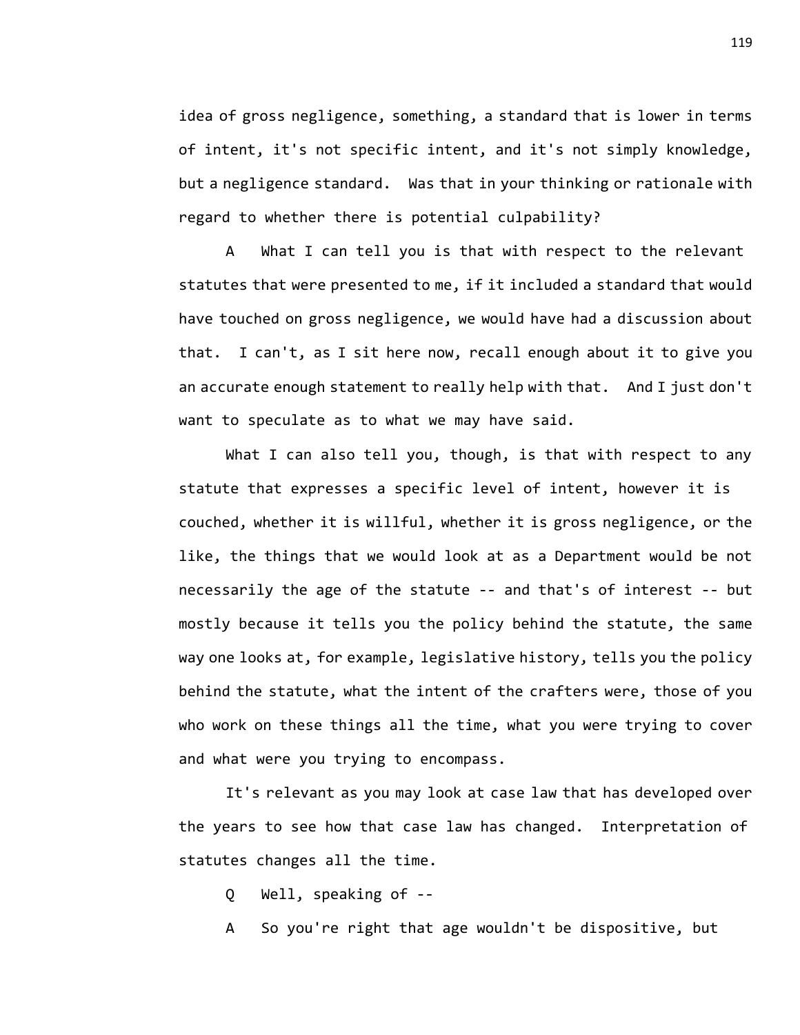idea of gross negligence, something, a standard that is lower in terms of intent, it's not specific intent, and it's not simply knowledge, but a negligence standard. Was that in your thinking or rationale with regard to whether there is potential culpability?

A What I can tell you is that with respect to the relevant statutes that were presented to me, if it included a standard that would have touched on gross negligence, we would have had a discussion about that. I can't, as I sit here now, recall enough about it to give you an accurate enough statement to really help with that. And I just don't want to speculate as to what we may have said.

What I can also tell you, though, is that with respect to any statute that expresses a specific level of intent, however it is couched, whether it is willful, whether it is gross negligence, or the like, the things that we would look at as a Department would be not necessarily the age of the statute -- and that's of interest -- but mostly because it tells you the policy behind the statute, the same way one looks at, for example, legislative history, tells you the policy behind the statute, what the intent of the crafters were, those of you who work on these things all the time, what you were trying to cover and what were you trying to encompass.

It's relevant as you may look at case law that has developed over the years to see how that case law has changed. Interpretation of statutes changes all the time.

Q Well, speaking of --

A So you're right that age wouldn't be dispositive, but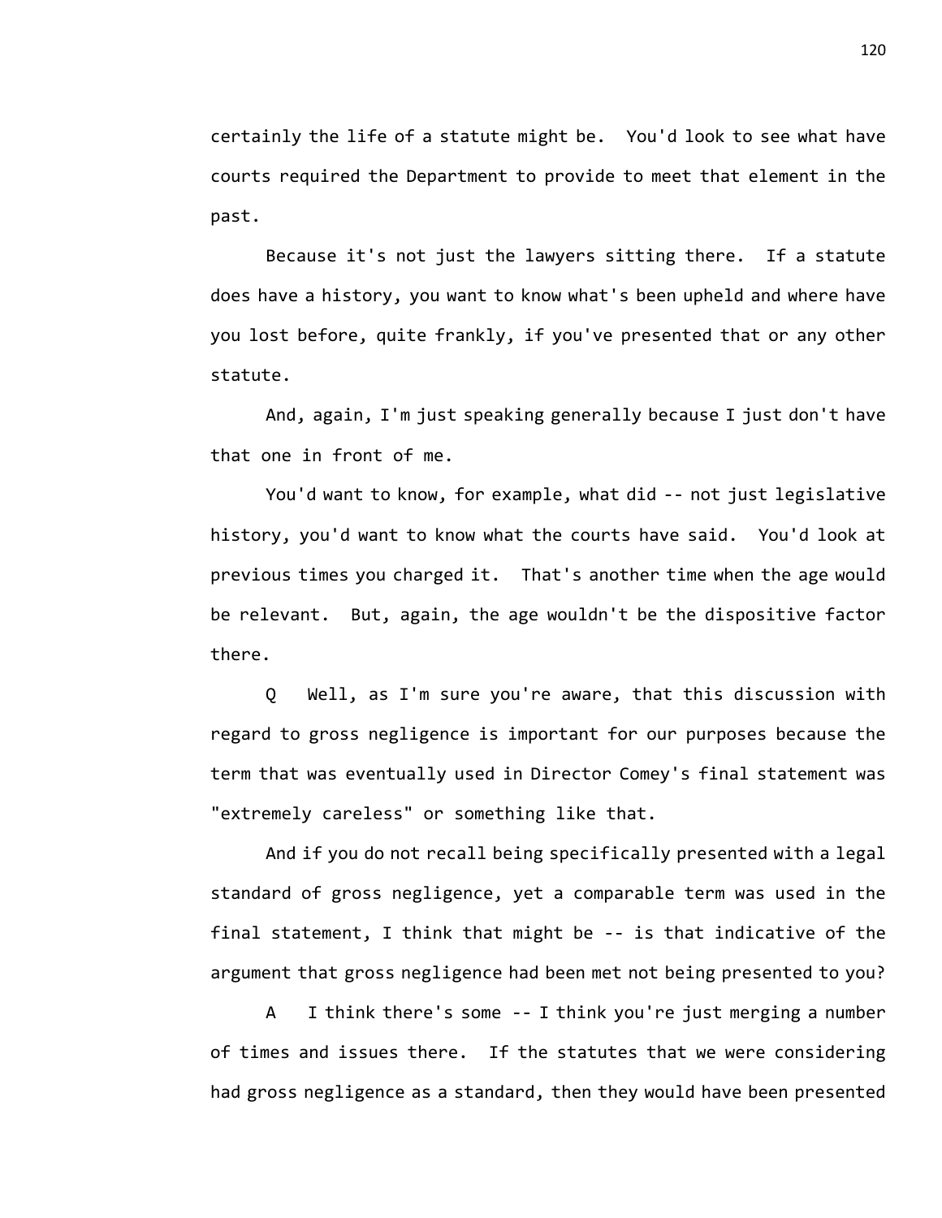certainly the life of a statute might be. You'd look to see what have courts required the Department to provide to meet that element in the past.

Because it's not just the lawyers sitting there. If a statute does have a history, you want to know what's been upheld and where have you lost before, quite frankly, if you've presented that or any other statute.

And, again, I'm just speaking generally because I just don't have that one in front of me.

You'd want to know, for example, what did -- not just legislative history, you'd want to know what the courts have said. You'd look at previous times you charged it. That's another time when the age would be relevant. But, again, the age wouldn't be the dispositive factor there.

Q Well, as I'm sure you're aware, that this discussion with regard to gross negligence is important for our purposes because the term that was eventually used in Director Comey's final statement was "extremely careless" or something like that.

And if you do not recall being specifically presented with a legal standard of gross negligence, yet a comparable term was used in the final statement, I think that might be -- is that indicative of the argument that gross negligence had been met not being presented to you?

A I think there's some -- I think you're just merging a number of times and issues there. If the statutes that we were considering had gross negligence as a standard, then they would have been presented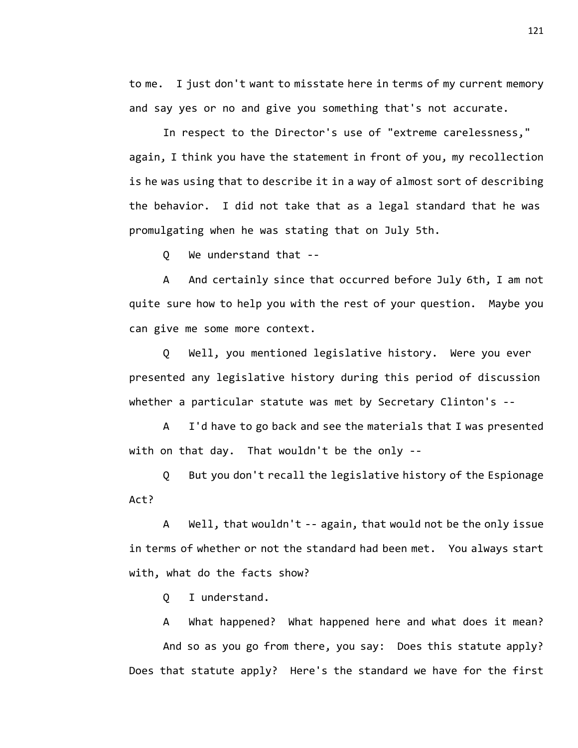to me. I just don't want to misstate here in terms of my current memory and say yes or no and give you something that's not accurate.

In respect to the Director's use of "extreme carelessness," again, I think you have the statement in front of you, my recollection is he was using that to describe it in a way of almost sort of describing the behavior. I did not take that as a legal standard that he was promulgating when he was stating that on July 5th.

Q We understand that --

A And certainly since that occurred before July 6th, I am not quite sure how to help you with the rest of your question. Maybe you can give me some more context.

Q Well, you mentioned legislative history. Were you ever presented any legislative history during this period of discussion whether a particular statute was met by Secretary Clinton's --

A I'd have to go back and see the materials that I was presented with on that day. That wouldn't be the only --

Q But you don't recall the legislative history of the Espionage Act?

A Well, that wouldn't -- again, that would not be the only issue in terms of whether or not the standard had been met. You always start with, what do the facts show?

Q I understand.

A What happened? What happened here and what does it mean? And so as you go from there, you say: Does this statute apply? Does that statute apply? Here's the standard we have for the first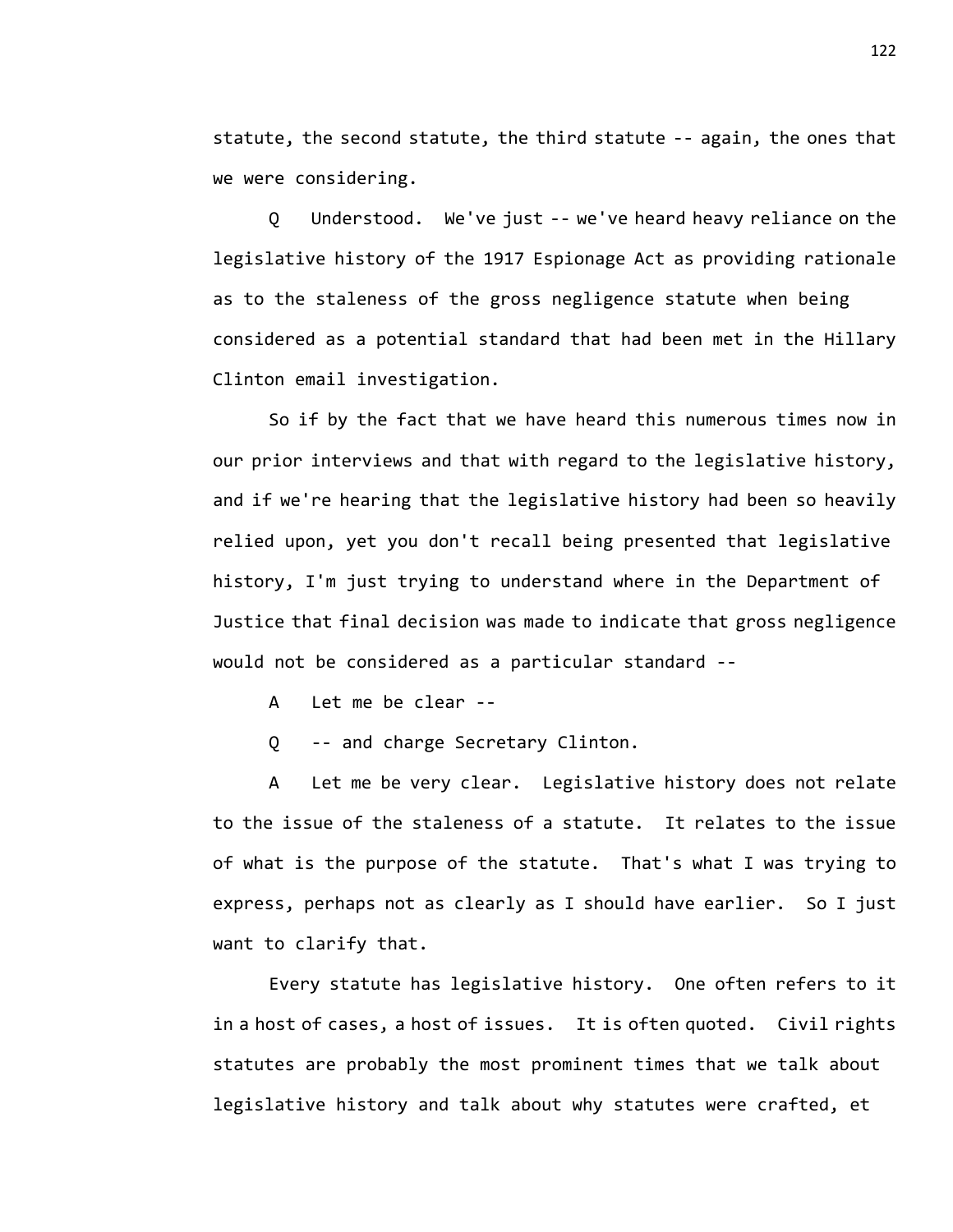statute, the second statute, the third statute -- again, the ones that we were considering.

Q Understood. We've just -- we've heard heavy reliance on the legislative history of the 1917 Espionage Act as providing rationale as to the staleness of the gross negligence statute when being considered as a potential standard that had been met in the Hillary Clinton email investigation.

So if by the fact that we have heard this numerous times now in our prior interviews and that with regard to the legislative history, and if we're hearing that the legislative history had been so heavily relied upon, yet you don't recall being presented that legislative history, I'm just trying to understand where in the Department of Justice that final decision was made to indicate that gross negligence would not be considered as a particular standard --

A Let me be clear --

Q -- and charge Secretary Clinton.

A Let me be very clear. Legislative history does not relate to the issue of the staleness of a statute. It relates to the issue of what is the purpose of the statute. That's what I was trying to express, perhaps not as clearly as I should have earlier. So I just want to clarify that.

Every statute has legislative history. One often refers to it in a host of cases, a host of issues. It is often quoted. Civil rights statutes are probably the most prominent times that we talk about legislative history and talk about why statutes were crafted, et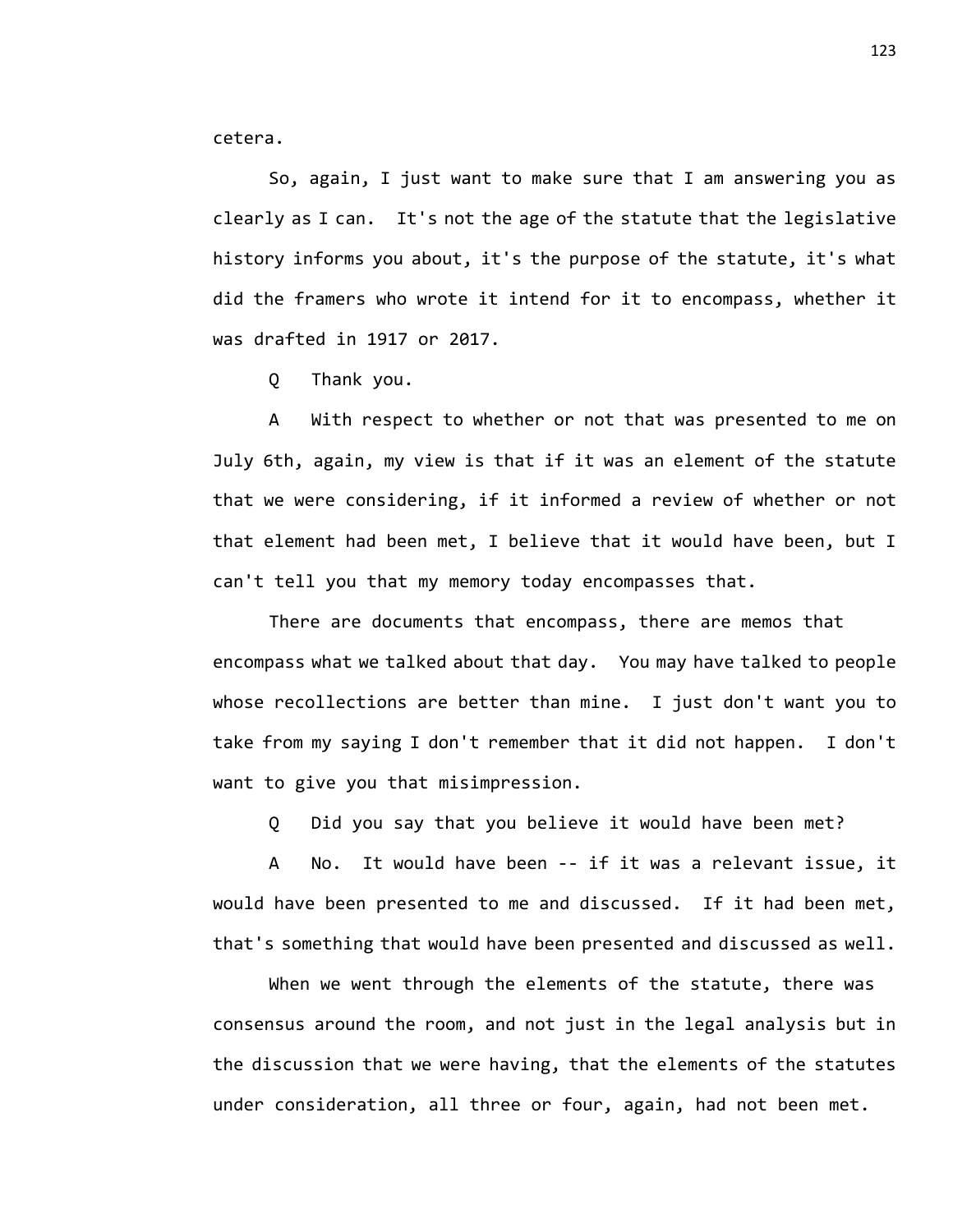cetera.

So, again, I just want to make sure that I am answering you as clearly as I can. It's not the age of the statute that the legislative history informs you about, it's the purpose of the statute, it's what did the framers who wrote it intend for it to encompass, whether it was drafted in 1917 or 2017.

Q Thank you.

A With respect to whether or not that was presented to me on July 6th, again, my view is that if it was an element of the statute that we were considering, if it informed a review of whether or not that element had been met, I believe that it would have been, but I can't tell you that my memory today encompasses that.

There are documents that encompass, there are memos that encompass what we talked about that day. You may have talked to people whose recollections are better than mine. I just don't want you to take from my saying I don't remember that it did not happen. I don't want to give you that misimpression.

Q Did you say that you believe it would have been met?

A No. It would have been -- if it was a relevant issue, it would have been presented to me and discussed. If it had been met, that's something that would have been presented and discussed as well.

When we went through the elements of the statute, there was consensus around the room, and not just in the legal analysis but in the discussion that we were having, that the elements of the statutes under consideration, all three or four, again, had not been met.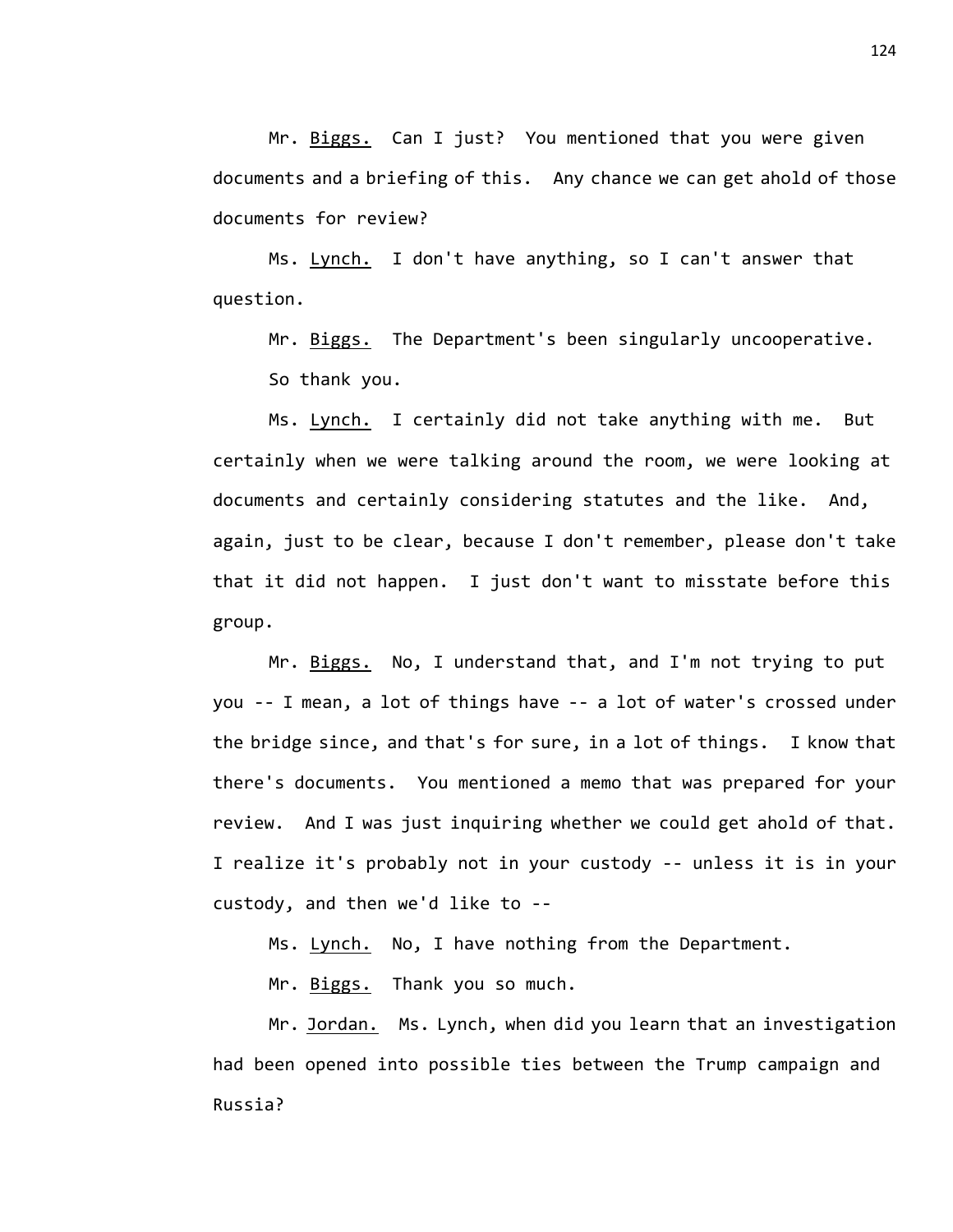Mr. Biggs. Can I just? You mentioned that you were given documents and a briefing of this. Any chance we can get ahold of those documents for review?

Ms. Lynch. I don't have anything, so I can't answer that question.

Mr. Biggs. The Department's been singularly uncooperative. So thank you.

Ms. Lynch. I certainly did not take anything with me. But certainly when we were talking around the room, we were looking at documents and certainly considering statutes and the like. And, again, just to be clear, because I don't remember, please don't take that it did not happen. I just don't want to misstate before this group.

Mr. Biggs. No, I understand that, and I'm not trying to put you -- I mean, a lot of things have -- a lot of water's crossed under the bridge since, and that's for sure, in a lot of things. I know that there's documents. You mentioned a memo that was prepared for your review. And I was just inquiring whether we could get ahold of that. I realize it's probably not in your custody -- unless it is in your custody, and then we'd like to --

Ms. Lynch. No, I have nothing from the Department.

Mr. Biggs. Thank you so much.

Mr. Jordan. Ms. Lynch, when did you learn that an investigation had been opened into possible ties between the Trump campaign and Russia?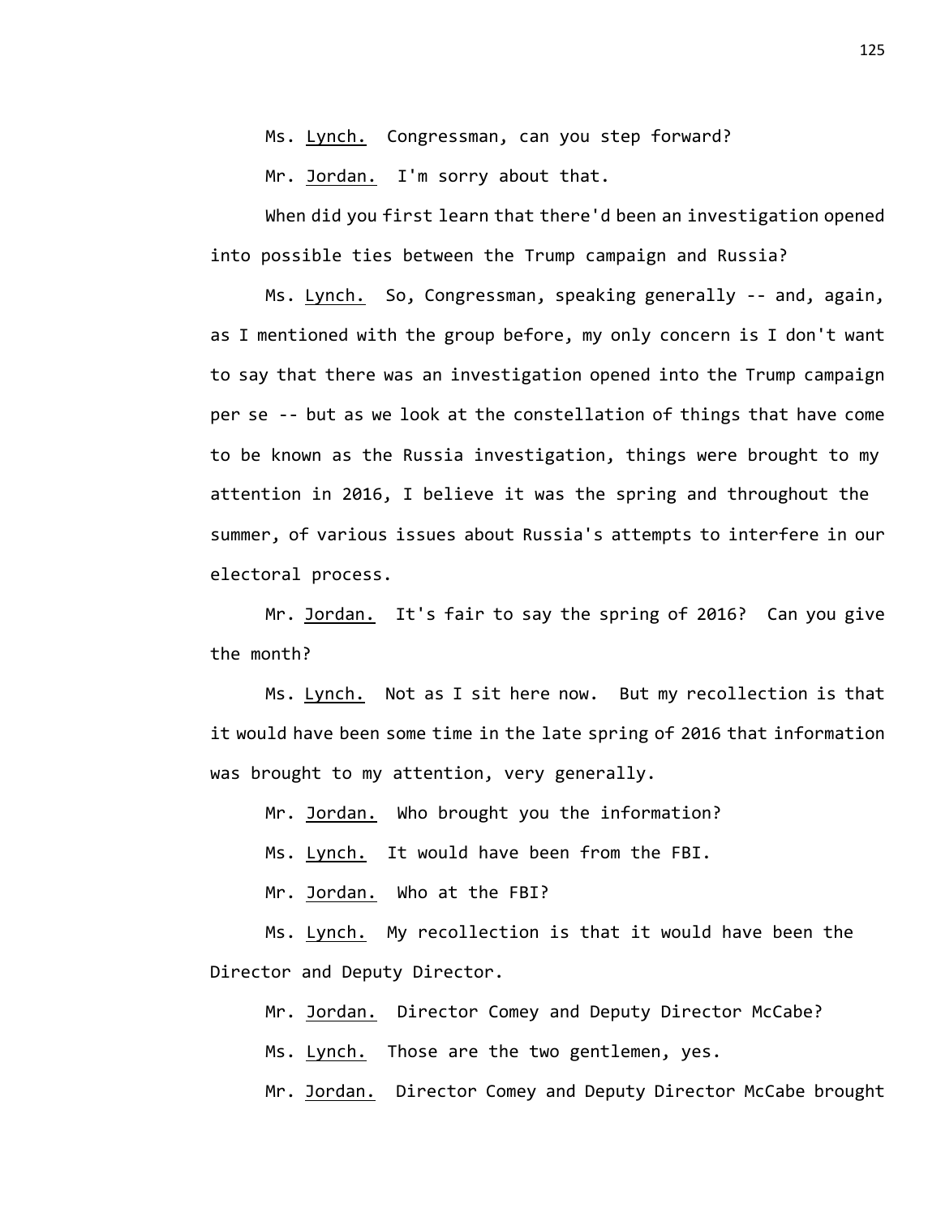Ms. Lynch. Congressman, can you step forward?

Mr. Jordan. I'm sorry about that.

When did you first learn that there'd been an investigation opened into possible ties between the Trump campaign and Russia?

Ms. Lynch. So, Congressman, speaking generally -- and, again, as I mentioned with the group before, my only concern is I don't want to say that there was an investigation opened into the Trump campaign per se -- but as we look at the constellation of things that have come to be known as the Russia investigation, things were brought to my attention in 2016, I believe it was the spring and throughout the summer, of various issues about Russia's attempts to interfere in our electoral process.

Mr. Jordan. It's fair to say the spring of 2016? Can you give the month?

Ms. Lynch. Not as I sit here now. But my recollection is that it would have been some time in the late spring of 2016 that information was brought to my attention, very generally.

Mr. Jordan. Who brought you the information?

Ms. Lynch. It would have been from the FBI.

Mr. Jordan. Who at the FBI?

Ms. Lynch. My recollection is that it would have been the Director and Deputy Director.

Mr. Jordan. Director Comey and Deputy Director McCabe?

Ms. Lynch. Those are the two gentlemen, yes.

Mr. Jordan. Director Comey and Deputy Director McCabe brought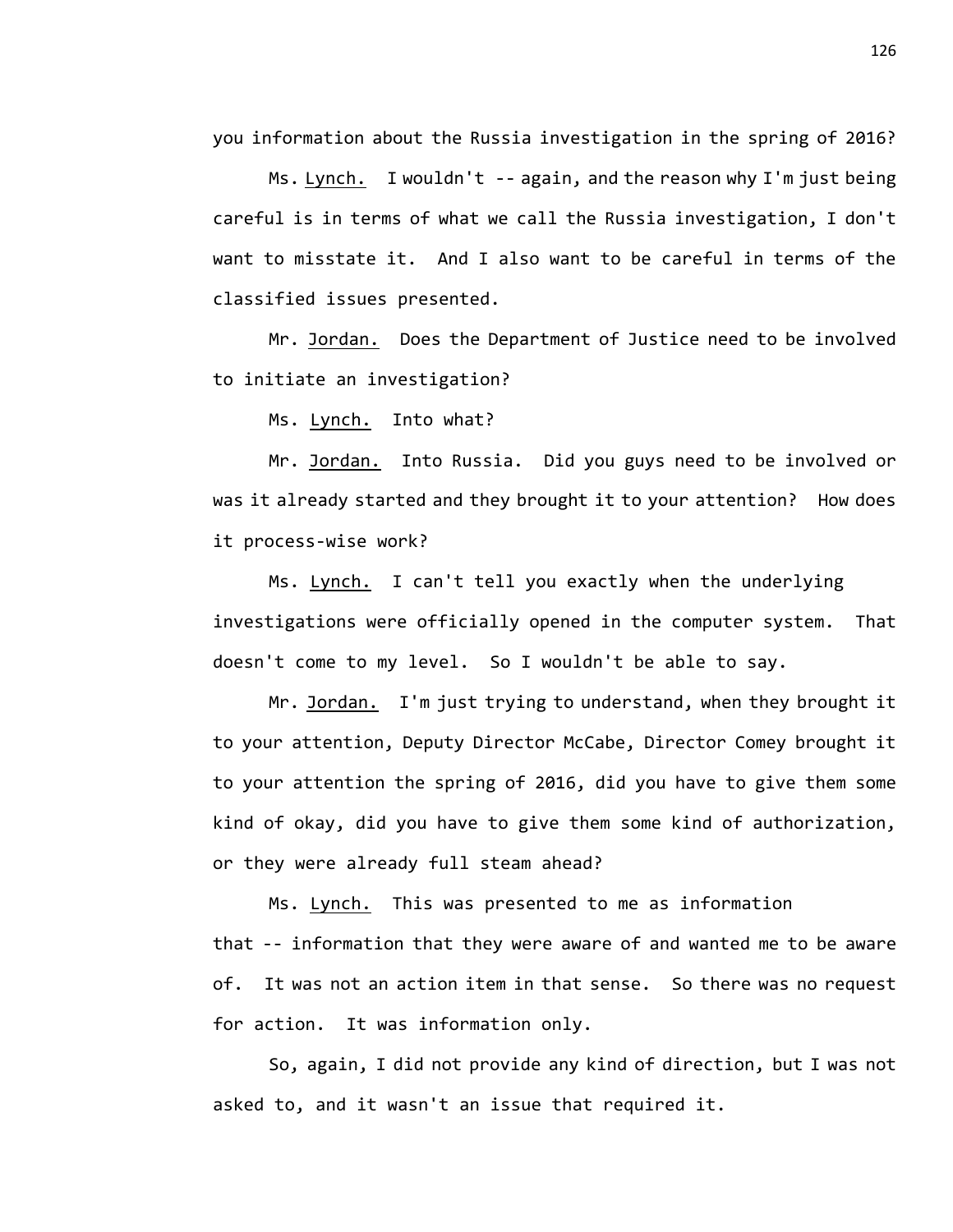you information about the Russia investigation in the spring of 2016?

Ms. Lynch. I wouldn't -- again, and the reason why I'm just being careful is in terms of what we call the Russia investigation, I don't want to misstate it. And I also want to be careful in terms of the classified issues presented.

Mr. Jordan. Does the Department of Justice need to be involved to initiate an investigation?

Ms. Lynch. Into what?

Mr. Jordan. Into Russia. Did you guys need to be involved or was it already started and they brought it to your attention? How does it process-wise work?

Ms. Lynch. I can't tell you exactly when the underlying investigations were officially opened in the computer system. That doesn't come to my level. So I wouldn't be able to say.

Mr. Jordan. I'm just trying to understand, when they brought it to your attention, Deputy Director McCabe, Director Comey brought it to your attention the spring of 2016, did you have to give them some kind of okay, did you have to give them some kind of authorization, or they were already full steam ahead?

Ms. Lynch. This was presented to me as information that -- information that they were aware of and wanted me to be aware of. It was not an action item in that sense. So there was no request for action. It was information only.

So, again, I did not provide any kind of direction, but I was not asked to, and it wasn't an issue that required it.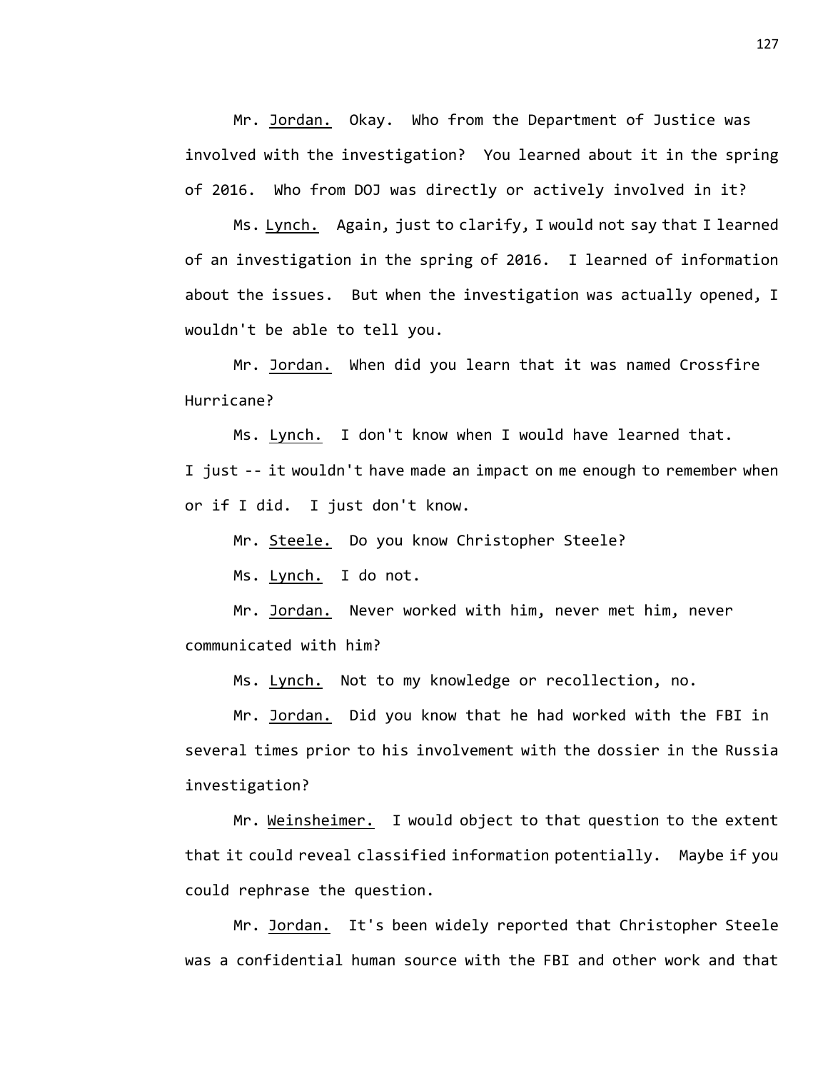Mr. Jordan. Okay. Who from the Department of Justice was involved with the investigation? You learned about it in the spring of 2016. Who from DOJ was directly or actively involved in it?

Ms. Lynch. Again, just to clarify, I would not say that I learned of an investigation in the spring of 2016. I learned of information about the issues. But when the investigation was actually opened, I wouldn't be able to tell you.

Mr. Jordan. When did you learn that it was named Crossfire Hurricane?

Ms. Lynch. I don't know when I would have learned that. I just -- it wouldn't have made an impact on me enough to remember when or if I did. I just don't know.

Mr. Steele. Do you know Christopher Steele?

Ms. Lynch. I do not.

Mr. Jordan. Never worked with him, never met him, never communicated with him?

Ms. Lynch. Not to my knowledge or recollection, no.

Mr. Jordan. Did you know that he had worked with the FBI in several times prior to his involvement with the dossier in the Russia investigation?

Mr. Weinsheimer. I would object to that question to the extent that it could reveal classified information potentially. Maybe if you could rephrase the question.

Mr. Jordan. It's been widely reported that Christopher Steele was a confidential human source with the FBI and other work and that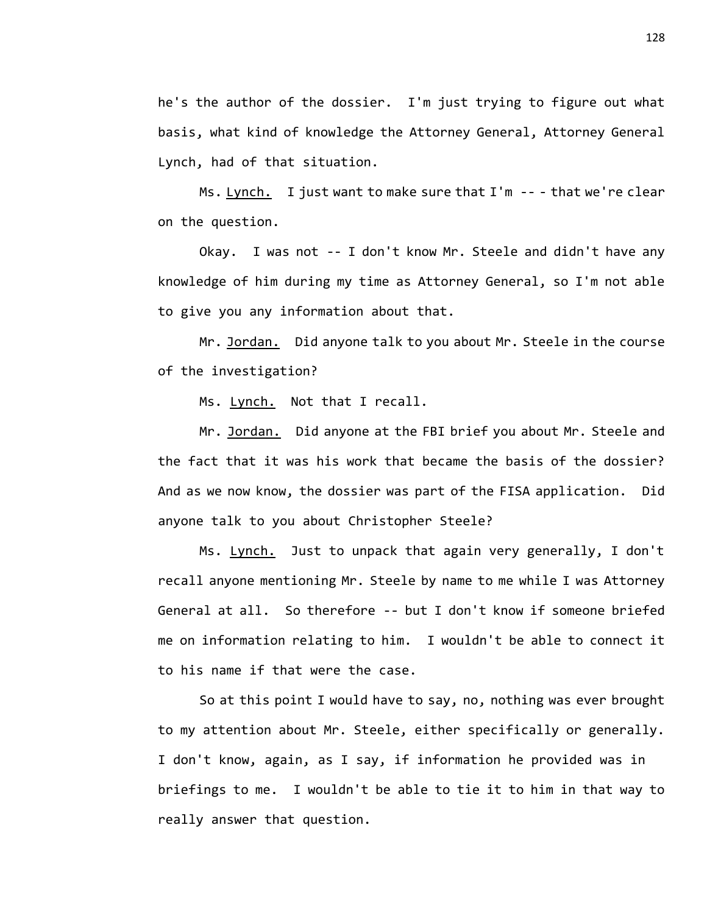he's the author of the dossier. I'm just trying to figure out what basis, what kind of knowledge the Attorney General, Attorney General Lynch, had of that situation.

Ms. Lynch. I just want to make sure that I'm -- - that we're clear on the question.

Okay. I was not -- I don't know Mr. Steele and didn't have any knowledge of him during my time as Attorney General, so I'm not able to give you any information about that.

Mr. Jordan. Did anyone talk to you about Mr. Steele in the course of the investigation?

Ms. Lynch. Not that I recall.

Mr. Jordan. Did anyone at the FBI brief you about Mr. Steele and the fact that it was his work that became the basis of the dossier? And as we now know, the dossier was part of the FISA application. Did anyone talk to you about Christopher Steele?

Ms. Lynch. Just to unpack that again very generally, I don't recall anyone mentioning Mr. Steele by name to me while I was Attorney General at all. So therefore -- but I don't know if someone briefed me on information relating to him. I wouldn't be able to connect it to his name if that were the case.

So at this point I would have to say, no, nothing was ever brought to my attention about Mr. Steele, either specifically or generally. I don't know, again, as I say, if information he provided was in briefings to me. I wouldn't be able to tie it to him in that way to really answer that question.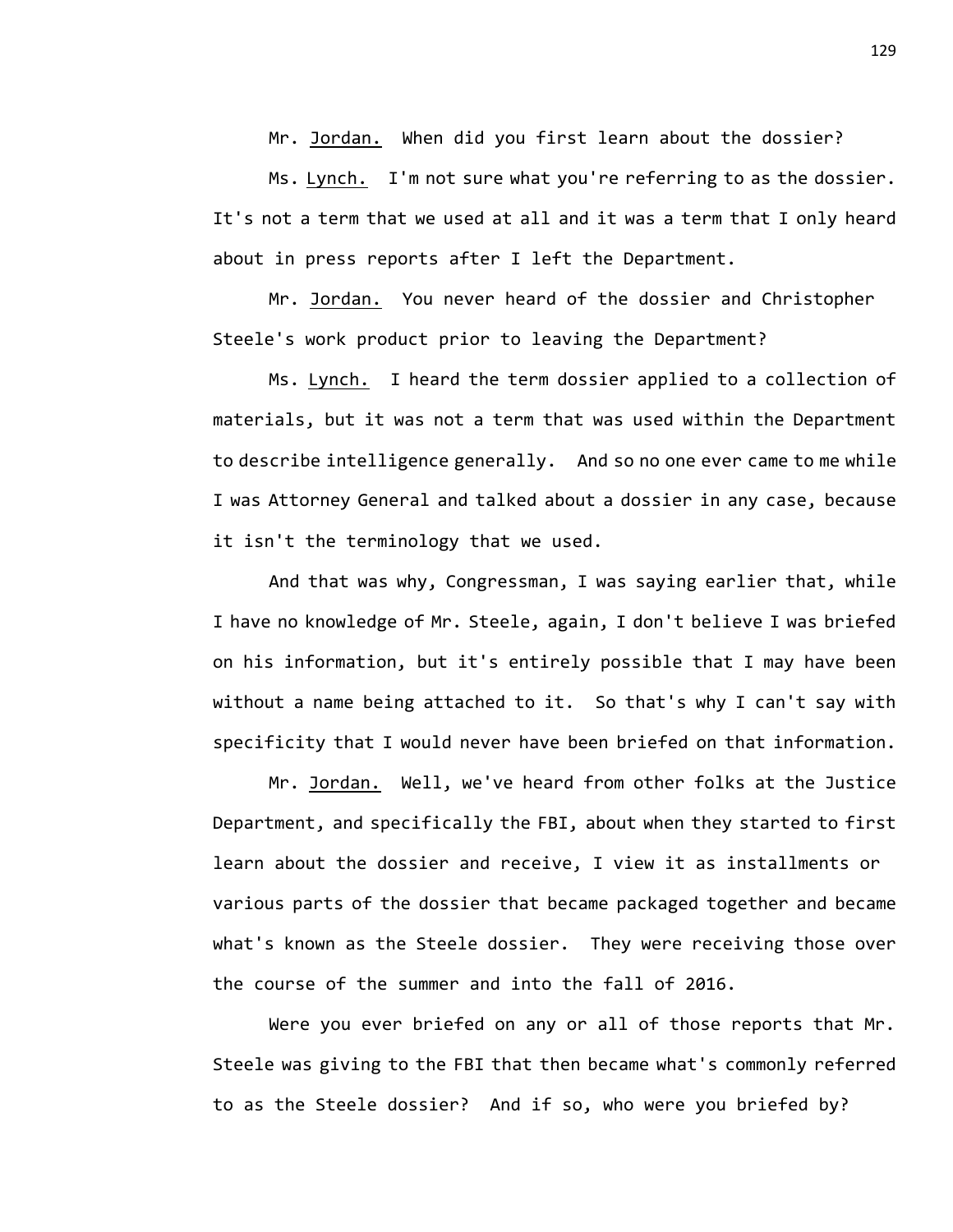Mr. Jordan. When did you first learn about the dossier?

Ms. Lynch. I'm not sure what you're referring to as the dossier. It's not a term that we used at all and it was a term that I only heard about in press reports after I left the Department.

Mr. Jordan. You never heard of the dossier and Christopher Steele's work product prior to leaving the Department?

Ms. Lynch. I heard the term dossier applied to a collection of materials, but it was not a term that was used within the Department to describe intelligence generally. And so no one ever came to me while I was Attorney General and talked about a dossier in any case, because it isn't the terminology that we used.

And that was why, Congressman, I was saying earlier that, while I have no knowledge of Mr. Steele, again, I don't believe I was briefed on his information, but it's entirely possible that I may have been without a name being attached to it. So that's why I can't say with specificity that I would never have been briefed on that information.

Mr. Jordan. Well, we've heard from other folks at the Justice Department, and specifically the FBI, about when they started to first learn about the dossier and receive, I view it as installments or various parts of the dossier that became packaged together and became what's known as the Steele dossier. They were receiving those over the course of the summer and into the fall of 2016.

Were you ever briefed on any or all of those reports that Mr. Steele was giving to the FBI that then became what's commonly referred to as the Steele dossier? And if so, who were you briefed by?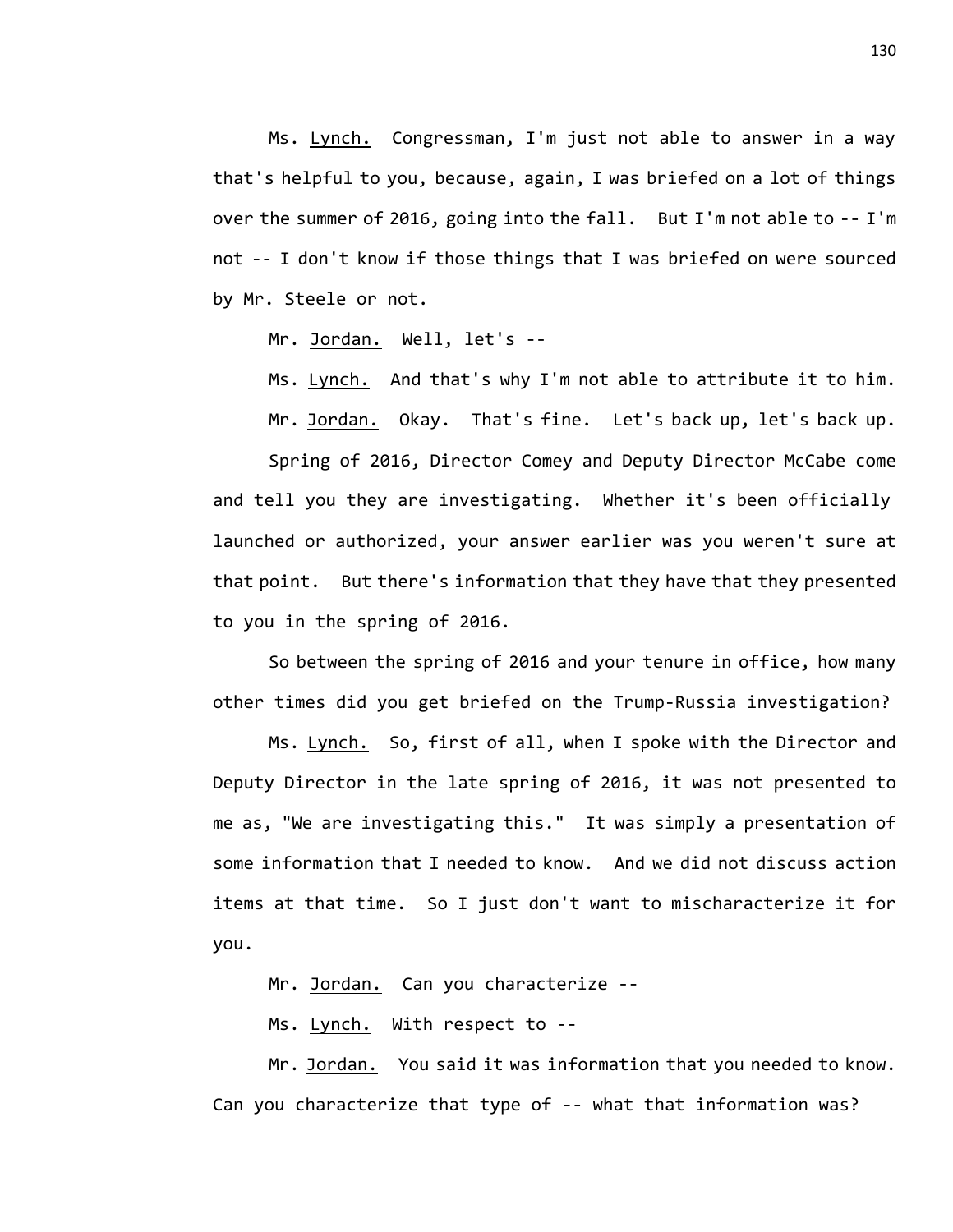Ms. Lynch. Congressman, I'm just not able to answer in a way that's helpful to you, because, again, I was briefed on a lot of things over the summer of 2016, going into the fall. But I'm not able to -- I'm not -- I don't know if those things that I was briefed on were sourced by Mr. Steele or not.

Mr. Jordan. Well, let's --

Ms. Lynch. And that's why I'm not able to attribute it to him.

Mr. Jordan. Okay. That's fine. Let's back up, let's back up.

Spring of 2016, Director Comey and Deputy Director McCabe come and tell you they are investigating. Whether it's been officially launched or authorized, your answer earlier was you weren't sure at that point. But there's information that they have that they presented to you in the spring of 2016.

So between the spring of 2016 and your tenure in office, how many other times did you get briefed on the Trump-Russia investigation?

Ms. Lynch. So, first of all, when I spoke with the Director and Deputy Director in the late spring of 2016, it was not presented to me as, "We are investigating this." It was simply a presentation of some information that I needed to know. And we did not discuss action items at that time. So I just don't want to mischaracterize it for you.

Mr. Jordan. Can you characterize --

Ms. Lynch. With respect to --

Mr. Jordan. You said it was information that you needed to know. Can you characterize that type of -- what that information was?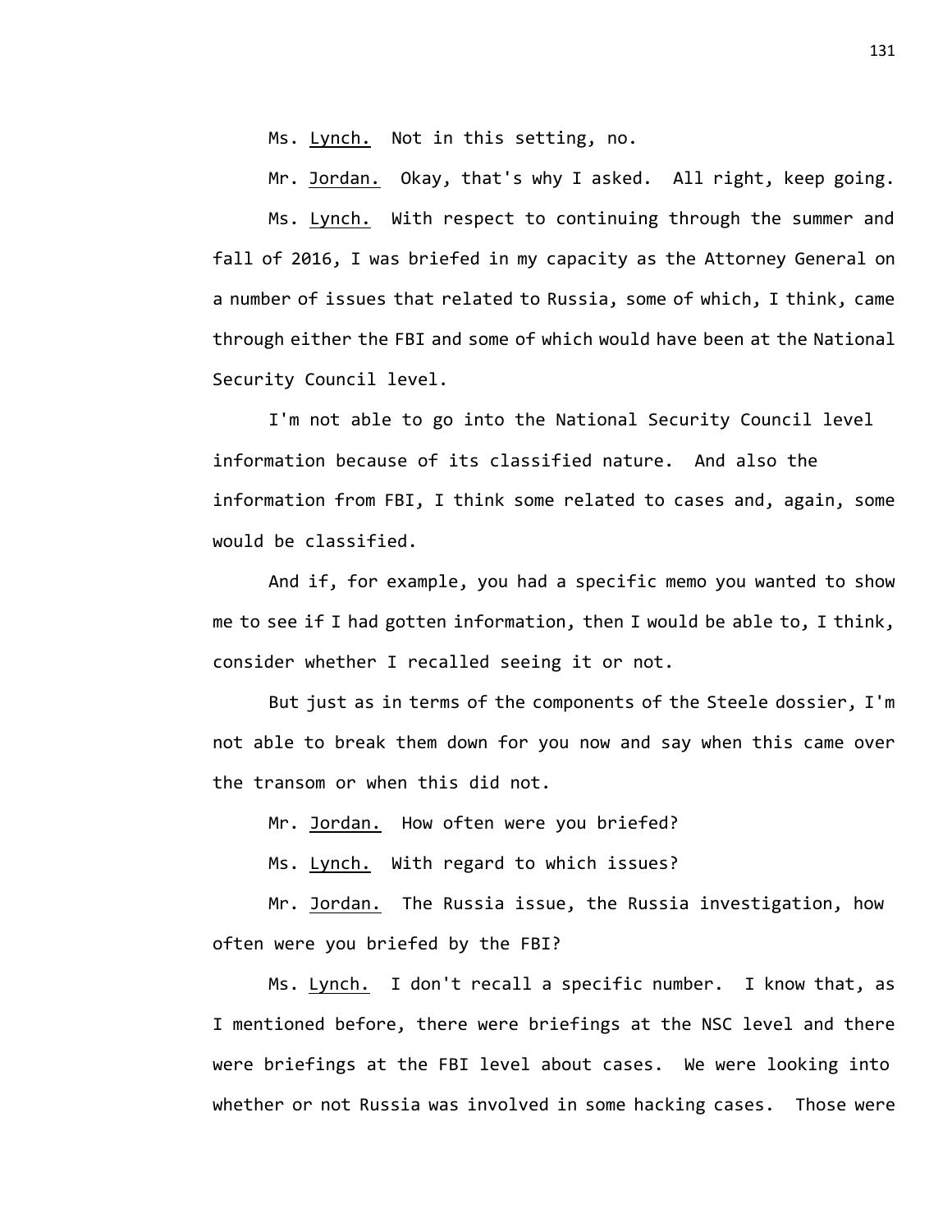Ms. Lynch. Not in this setting, no.

Mr. Jordan. Okay, that's why I asked. All right, keep going.

Ms. Lynch. With respect to continuing through the summer and fall of 2016, I was briefed in my capacity as the Attorney General on a number of issues that related to Russia, some of which, I think, came through either the FBI and some of which would have been at the National Security Council level.

I'm not able to go into the National Security Council level information because of its classified nature. And also the information from FBI, I think some related to cases and, again, some would be classified.

And if, for example, you had a specific memo you wanted to show me to see if I had gotten information, then I would be able to, I think, consider whether I recalled seeing it or not.

But just as in terms of the components of the Steele dossier, I'm not able to break them down for you now and say when this came over the transom or when this did not.

Mr. Jordan. How often were you briefed?

Ms. Lynch. With regard to which issues?

Mr. Jordan. The Russia issue, the Russia investigation, how often were you briefed by the FBI?

Ms. Lynch. I don't recall a specific number. I know that, as I mentioned before, there were briefings at the NSC level and there were briefings at the FBI level about cases. We were looking into whether or not Russia was involved in some hacking cases. Those were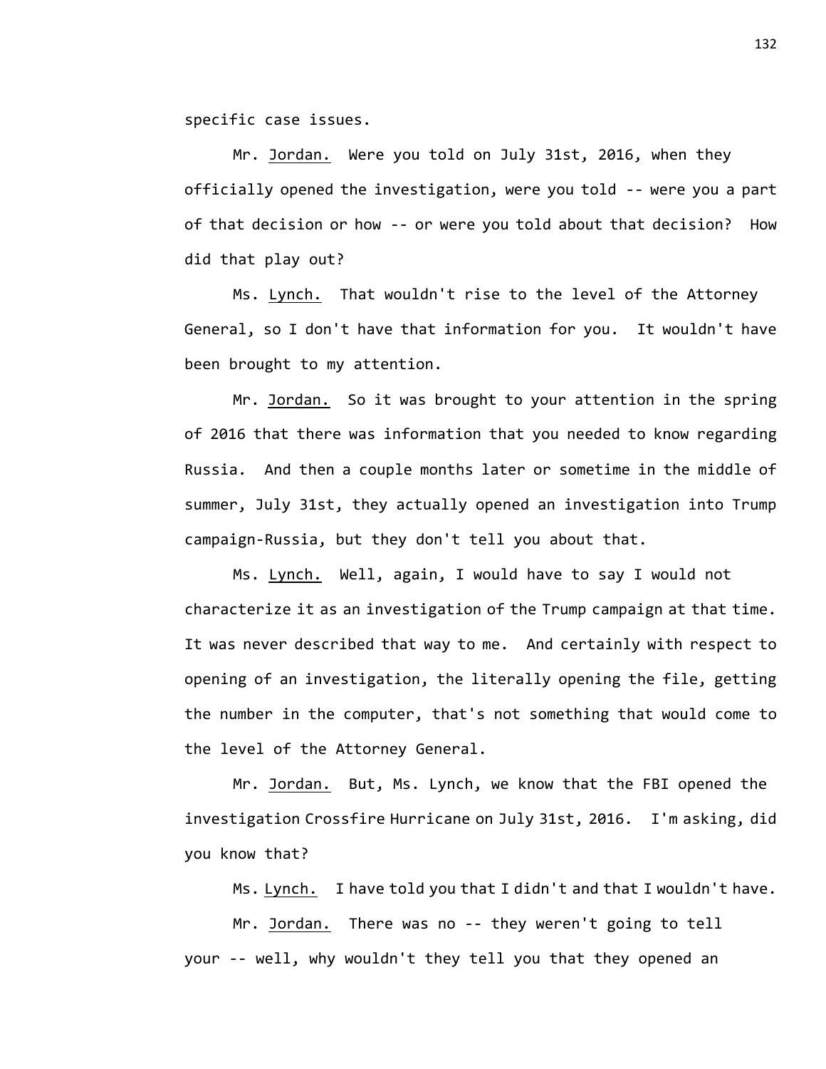specific case issues.

Mr. Jordan. Were you told on July 31st, 2016, when they officially opened the investigation, were you told -- were you a part of that decision or how -- or were you told about that decision? How did that play out?

Ms. Lynch. That wouldn't rise to the level of the Attorney General, so I don't have that information for you. It wouldn't have been brought to my attention.

Mr. Jordan. So it was brought to your attention in the spring of 2016 that there was information that you needed to know regarding Russia. And then a couple months later or sometime in the middle of summer, July 31st, they actually opened an investigation into Trump campaign-Russia, but they don't tell you about that.

Ms. Lynch. Well, again, I would have to say I would not characterize it as an investigation of the Trump campaign at that time. It was never described that way to me. And certainly with respect to opening of an investigation, the literally opening the file, getting the number in the computer, that's not something that would come to the level of the Attorney General.

Mr. Jordan. But, Ms. Lynch, we know that the FBI opened the investigation Crossfire Hurricane on July 31st, 2016. I'm asking, did you know that?

Ms. Lynch. I have told you that I didn't and that I wouldn't have.

Mr. Jordan. There was no -- they weren't going to tell your -- well, why wouldn't they tell you that they opened an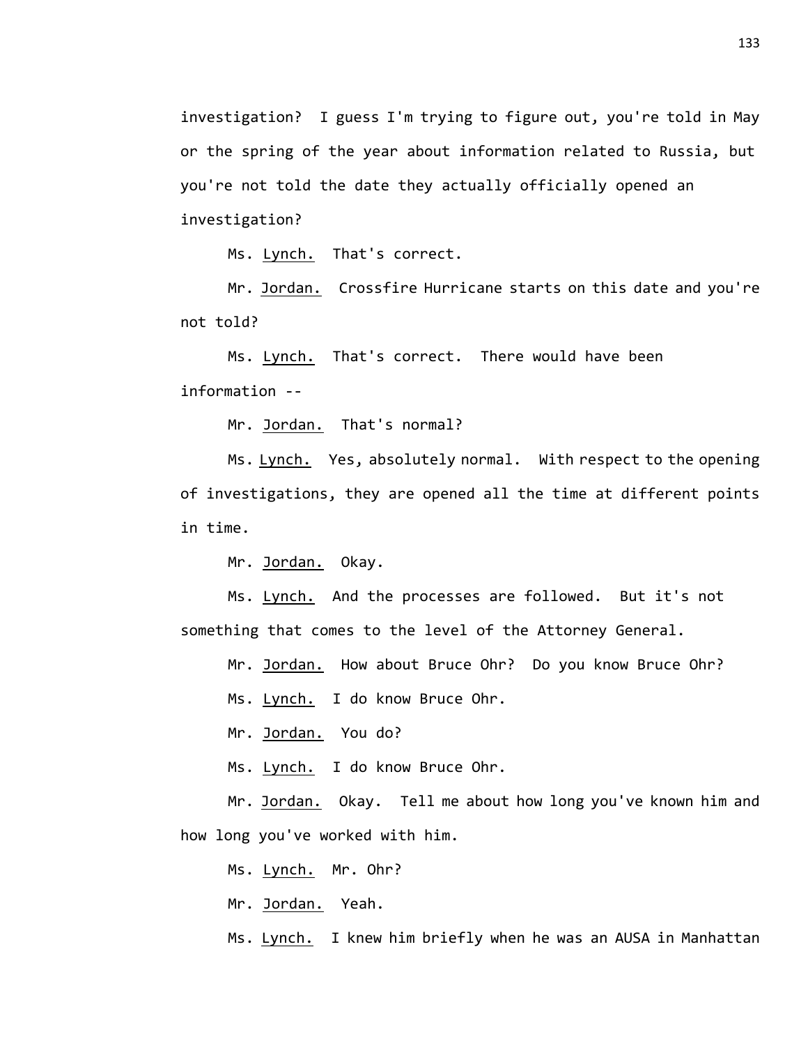investigation? I guess I'm trying to figure out, you're told in May or the spring of the year about information related to Russia, but you're not told the date they actually officially opened an investigation?

Ms. Lynch. That's correct.

Mr. Jordan. Crossfire Hurricane starts on this date and you're not told?

Ms. Lynch. That's correct. There would have been information --

Mr. Jordan. That's normal?

Ms. Lynch. Yes, absolutely normal. With respect to the opening of investigations, they are opened all the time at different points in time.

Mr. Jordan. Okay.

Ms. Lynch. And the processes are followed. But it's not something that comes to the level of the Attorney General.

Mr. Jordan. How about Bruce Ohr? Do you know Bruce Ohr?

Ms. Lynch. I do know Bruce Ohr.

Mr. Jordan. You do?

Ms. Lynch. I do know Bruce Ohr.

Mr. Jordan. Okay. Tell me about how long you've known him and how long you've worked with him.

Ms. Lynch. Mr. Ohr?

Mr. Jordan. Yeah.

Ms. Lynch. I knew him briefly when he was an AUSA in Manhattan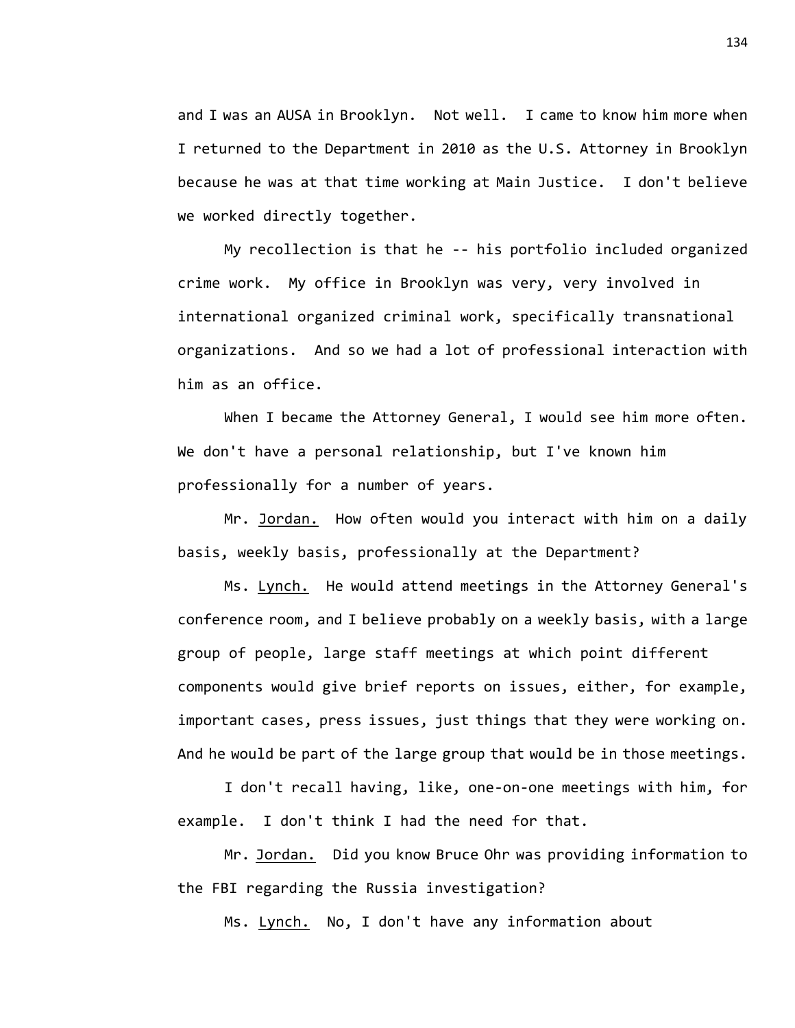and I was an AUSA in Brooklyn. Not well. I came to know him more when I returned to the Department in 2010 as the U.S. Attorney in Brooklyn because he was at that time working at Main Justice. I don't believe we worked directly together.

My recollection is that he -- his portfolio included organized crime work. My office in Brooklyn was very, very involved in international organized criminal work, specifically transnational organizations. And so we had a lot of professional interaction with him as an office.

When I became the Attorney General, I would see him more often. We don't have a personal relationship, but I've known him professionally for a number of years.

Mr. Jordan. How often would you interact with him on a daily basis, weekly basis, professionally at the Department?

Ms. Lynch. He would attend meetings in the Attorney General's conference room, and I believe probably on a weekly basis, with a large group of people, large staff meetings at which point different components would give brief reports on issues, either, for example, important cases, press issues, just things that they were working on. And he would be part of the large group that would be in those meetings.

I don't recall having, like, one-on-one meetings with him, for example. I don't think I had the need for that.

Mr. Jordan. Did you know Bruce Ohr was providing information to the FBI regarding the Russia investigation?

Ms. Lynch. No, I don't have any information about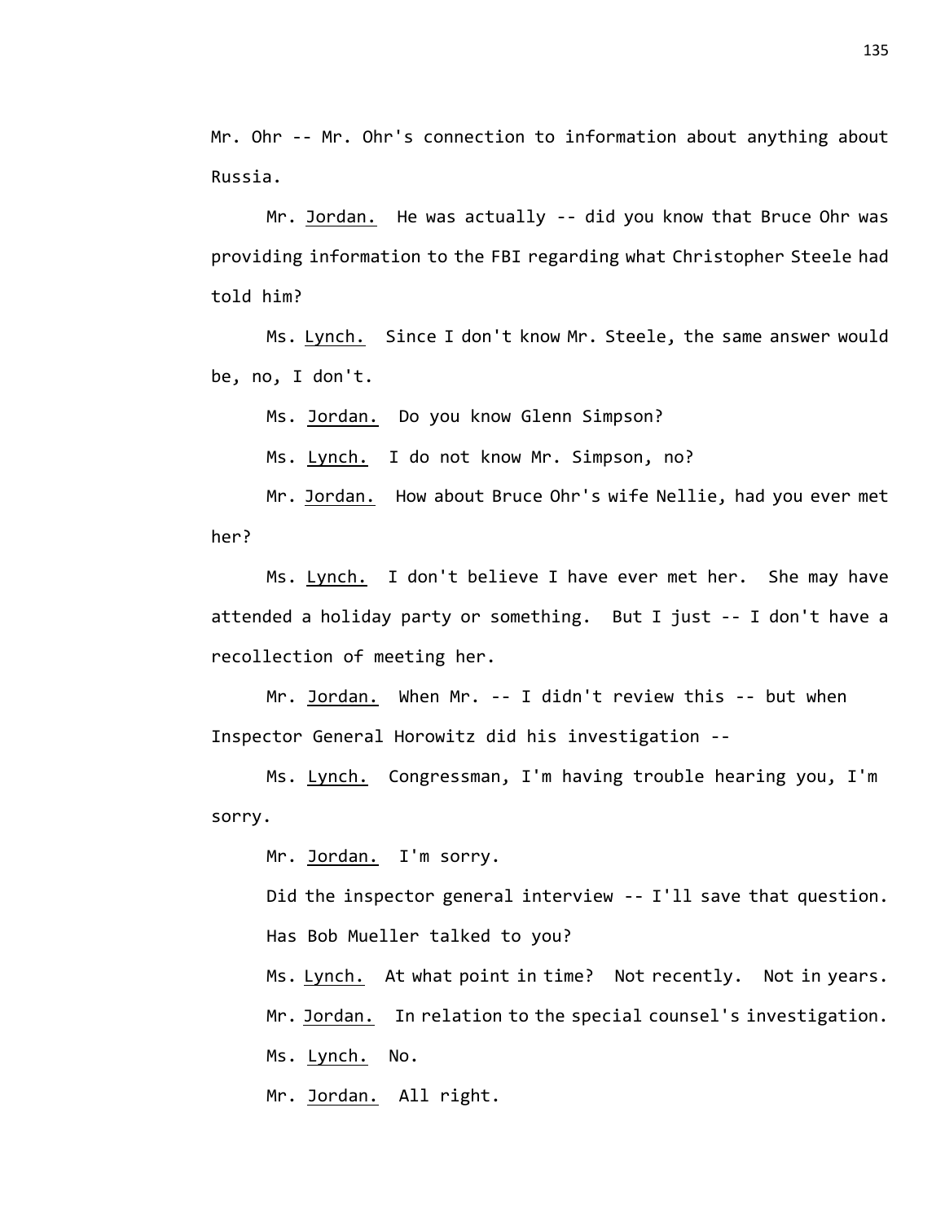Mr. Ohr -- Mr. Ohr's connection to information about anything about Russia.

Mr. Jordan. He was actually -- did you know that Bruce Ohr was providing information to the FBI regarding what Christopher Steele had told him?

Ms. Lynch. Since I don't know Mr. Steele, the same answer would be, no, I don't.

Ms. Jordan. Do you know Glenn Simpson?

Ms. Lynch. I do not know Mr. Simpson, no?

Mr. Jordan. How about Bruce Ohr's wife Nellie, had you ever met her?

Ms. Lynch. I don't believe I have ever met her. She may have attended a holiday party or something. But I just -- I don't have a recollection of meeting her.

Mr. Jordan. When Mr. -- I didn't review this -- but when Inspector General Horowitz did his investigation --

Ms. Lynch. Congressman, I'm having trouble hearing you, I'm sorry.

Mr. Jordan. I'm sorry.

Did the inspector general interview -- I'll save that question.

Has Bob Mueller talked to you?

Ms. Lynch. At what point in time? Not recently. Not in years.

Mr. Jordan. In relation to the special counsel's investigation.

Ms. Lynch. No.

Mr. Jordan. All right.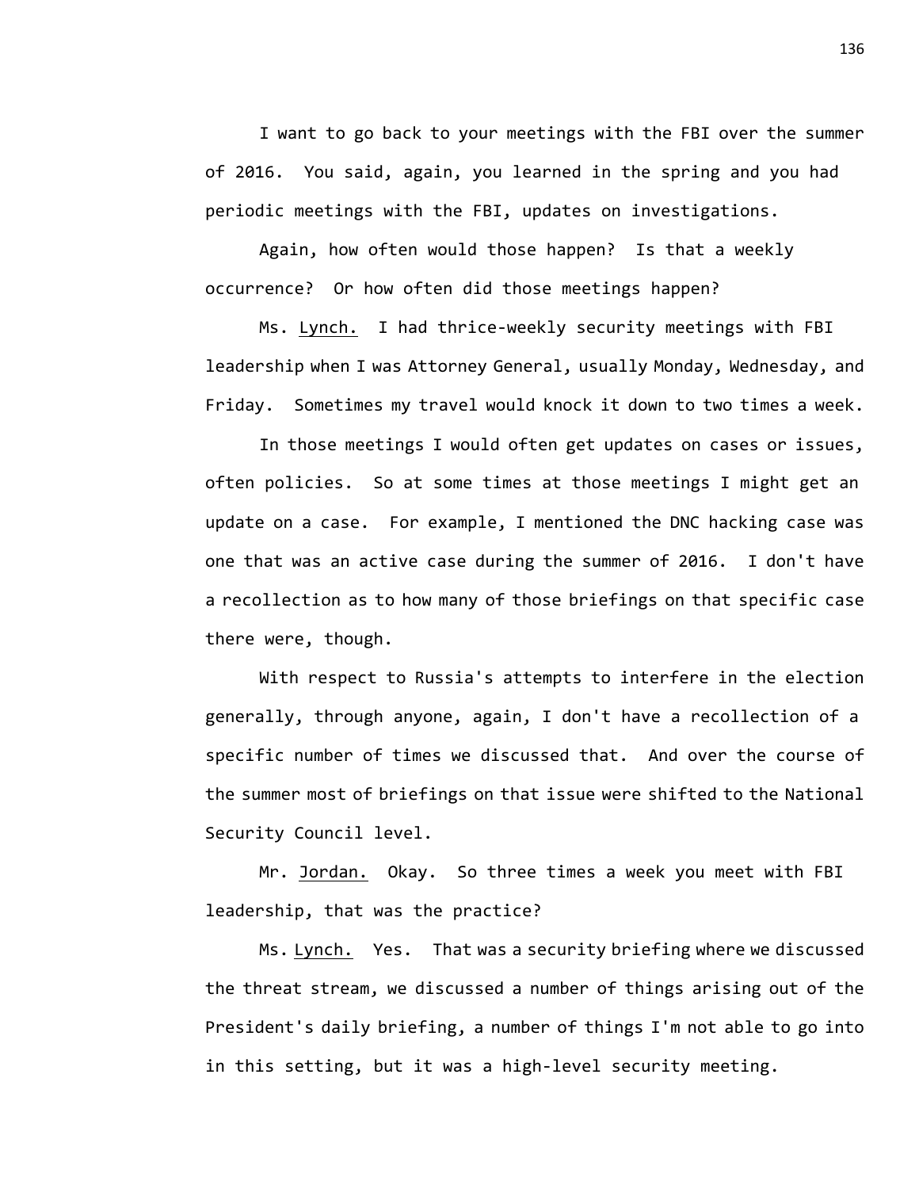I want to go back to your meetings with the FBI over the summer of 2016. You said, again, you learned in the spring and you had periodic meetings with the FBI, updates on investigations.

Again, how often would those happen? Is that a weekly occurrence? Or how often did those meetings happen?

Ms. Lynch. I had thrice-weekly security meetings with FBI leadership when I was Attorney General, usually Monday, Wednesday, and Friday. Sometimes my travel would knock it down to two times a week.

In those meetings I would often get updates on cases or issues, often policies. So at some times at those meetings I might get an update on a case. For example, I mentioned the DNC hacking case was one that was an active case during the summer of 2016. I don't have a recollection as to how many of those briefings on that specific case there were, though.

With respect to Russia's attempts to interfere in the election generally, through anyone, again, I don't have a recollection of a specific number of times we discussed that. And over the course of the summer most of briefings on that issue were shifted to the National Security Council level.

Mr. Jordan. Okay. So three times a week you meet with FBI leadership, that was the practice?

Ms. Lynch. Yes. That was a security briefing where we discussed the threat stream, we discussed a number of things arising out of the President's daily briefing, a number of things I'm not able to go into in this setting, but it was a high-level security meeting.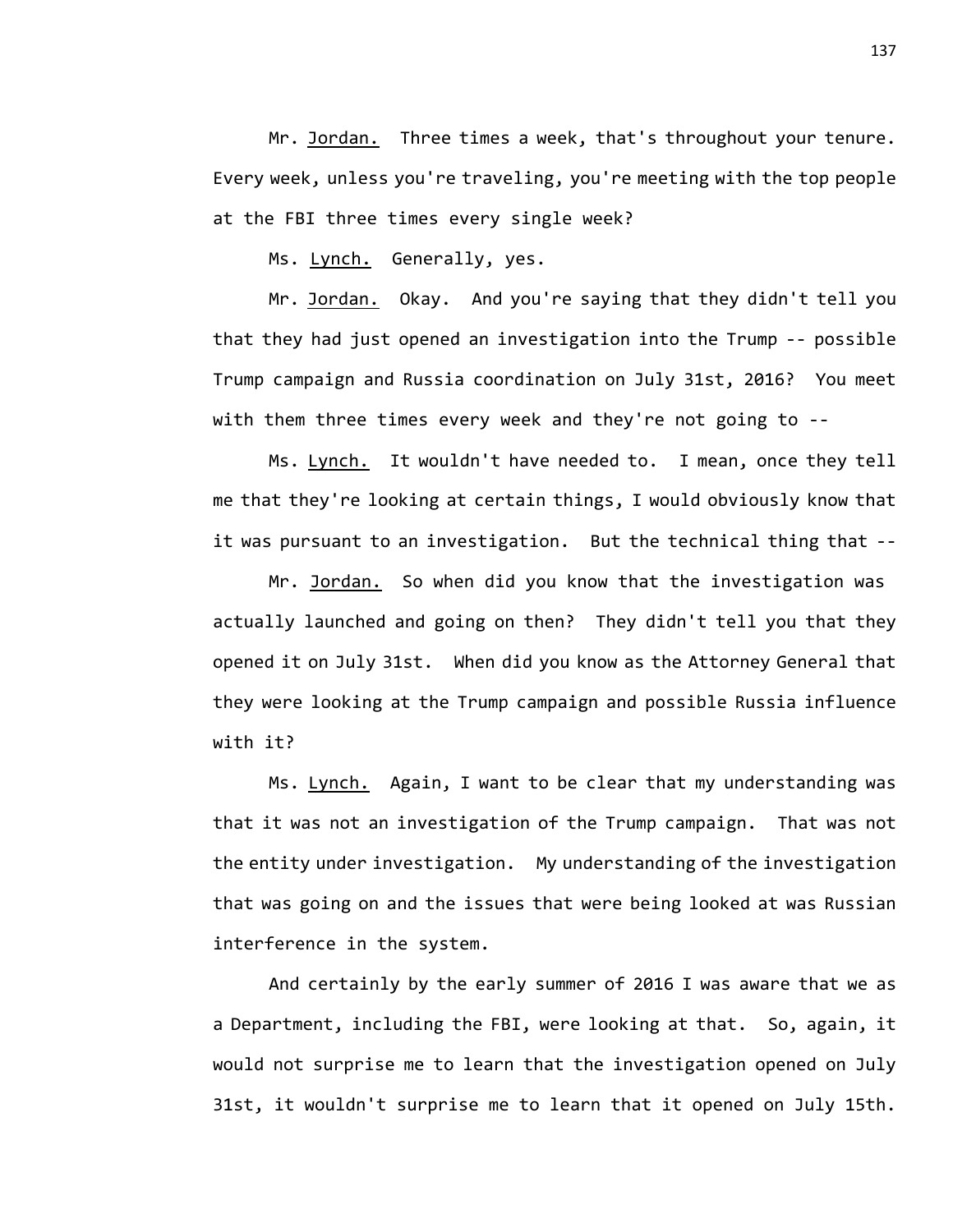Mr. Jordan. Three times a week, that's throughout your tenure. Every week, unless you're traveling, you're meeting with the top people at the FBI three times every single week?

Ms. Lynch. Generally, yes.

Mr. Jordan. Okay. And you're saying that they didn't tell you that they had just opened an investigation into the Trump -- possible Trump campaign and Russia coordination on July 31st, 2016? You meet with them three times every week and they're not going to --

Ms. Lynch. It wouldn't have needed to. I mean, once they tell me that they're looking at certain things, I would obviously know that it was pursuant to an investigation. But the technical thing that --

Mr. Jordan. So when did you know that the investigation was actually launched and going on then? They didn't tell you that they opened it on July 31st. When did you know as the Attorney General that they were looking at the Trump campaign and possible Russia influence with it?

Ms. Lynch. Again, I want to be clear that my understanding was that it was not an investigation of the Trump campaign. That was not the entity under investigation. My understanding of the investigation that was going on and the issues that were being looked at was Russian interference in the system.

And certainly by the early summer of 2016 I was aware that we as a Department, including the FBI, were looking at that. So, again, it would not surprise me to learn that the investigation opened on July 31st, it wouldn't surprise me to learn that it opened on July 15th.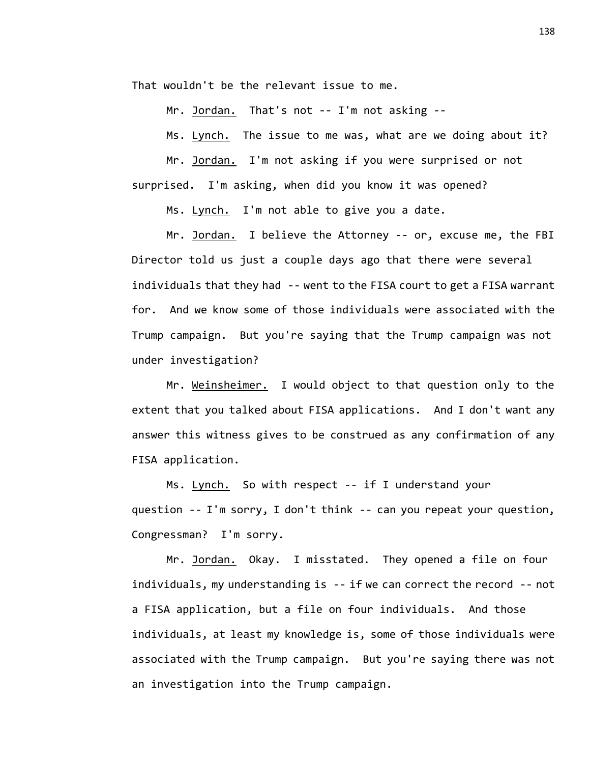That wouldn't be the relevant issue to me.

Mr. Jordan. That's not -- I'm not asking --

Ms. Lynch. The issue to me was, what are we doing about it?

Mr. Jordan. I'm not asking if you were surprised or not surprised. I'm asking, when did you know it was opened?

Ms. Lynch. I'm not able to give you a date.

Mr. Jordan. I believe the Attorney -- or, excuse me, the FBI Director told us just a couple days ago that there were several individuals that they had -- went to the FISA court to get a FISA warrant for. And we know some of those individuals were associated with the Trump campaign. But you're saying that the Trump campaign was not under investigation?

Mr. Weinsheimer. I would object to that question only to the extent that you talked about FISA applications. And I don't want any answer this witness gives to be construed as any confirmation of any FISA application.

Ms. Lynch. So with respect -- if I understand your question -- I'm sorry, I don't think -- can you repeat your question, Congressman? I'm sorry.

Mr. Jordan. Okay. I misstated. They opened a file on four individuals, my understanding is -- if we can correct the record -- not a FISA application, but a file on four individuals. And those individuals, at least my knowledge is, some of those individuals were associated with the Trump campaign. But you're saying there was not an investigation into the Trump campaign.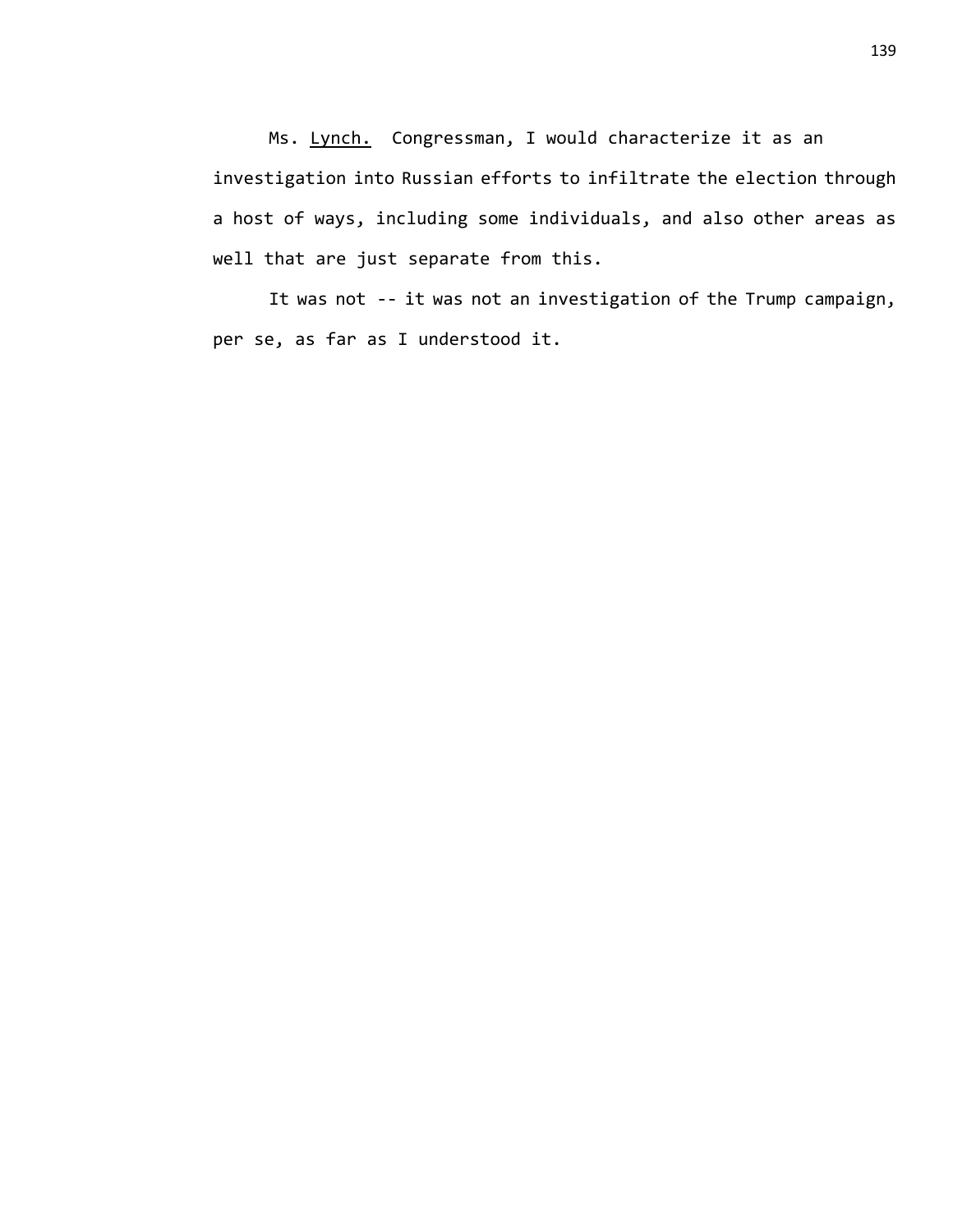Ms. Lynch. Congressman, I would characterize it as an investigation into Russian efforts to infiltrate the election through a host of ways, including some individuals, and also other areas as well that are just separate from this.

It was not -- it was not an investigation of the Trump campaign, per se, as far as I understood it.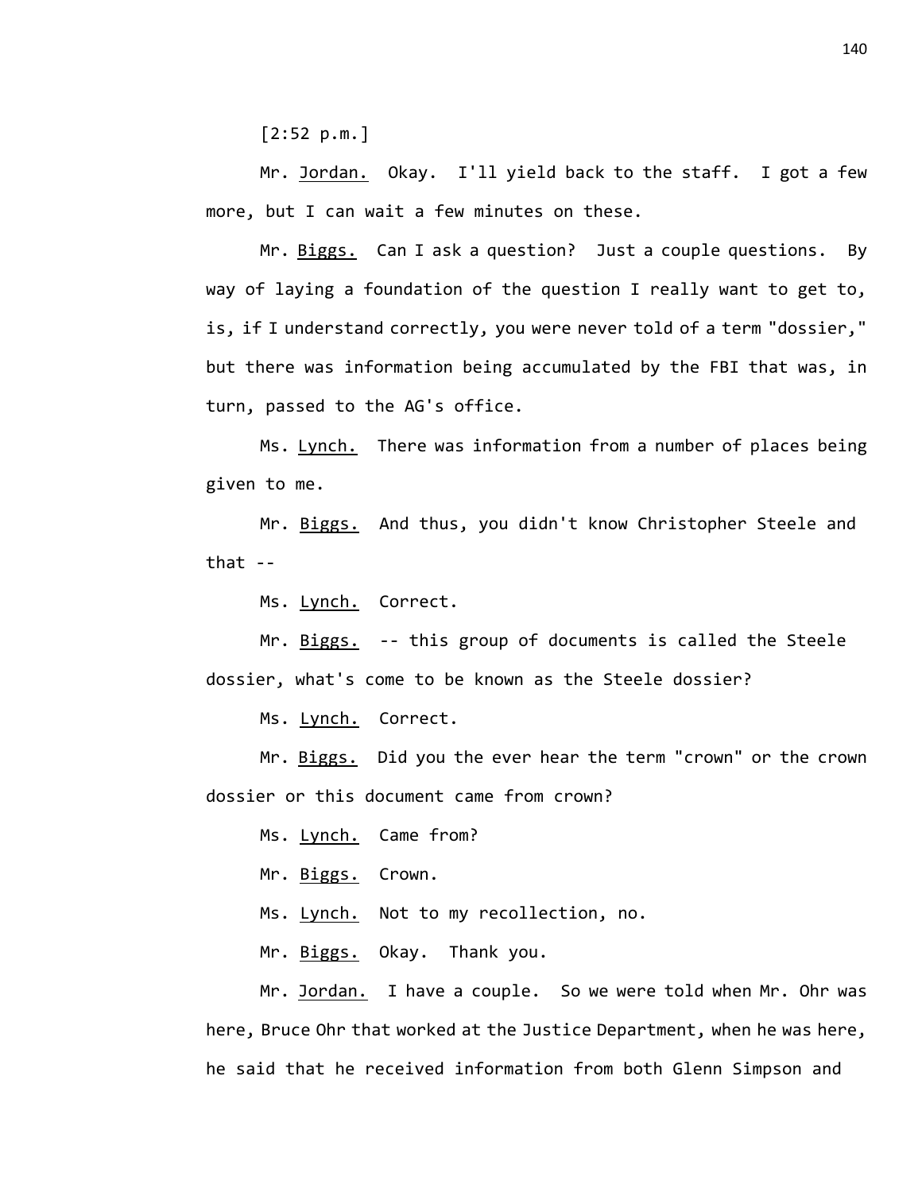[2:52 p.m.]

Mr. Jordan. Okay. I'll yield back to the staff. I got a few more, but I can wait a few minutes on these.

Mr. Biggs. Can I ask a question? Just a couple questions. By way of laying a foundation of the question I really want to get to, is, if I understand correctly, you were never told of a term "dossier," but there was information being accumulated by the FBI that was, in turn, passed to the AG's office.

Ms. Lynch. There was information from a number of places being given to me.

Mr. Biggs. And thus, you didn't know Christopher Steele and that --

Ms. Lynch. Correct.

Mr. Biggs. -- this group of documents is called the Steele dossier, what's come to be known as the Steele dossier?

Ms. Lynch. Correct.

Mr. Biggs. Did you the ever hear the term "crown" or the crown dossier or this document came from crown?

Ms. Lynch. Came from?

Mr. Biggs. Crown.

Ms. Lynch. Not to my recollection, no.

Mr. Biggs. Okay. Thank you.

Mr. Jordan. I have a couple. So we were told when Mr. Ohr was here, Bruce Ohr that worked at the Justice Department, when he was here, he said that he received information from both Glenn Simpson and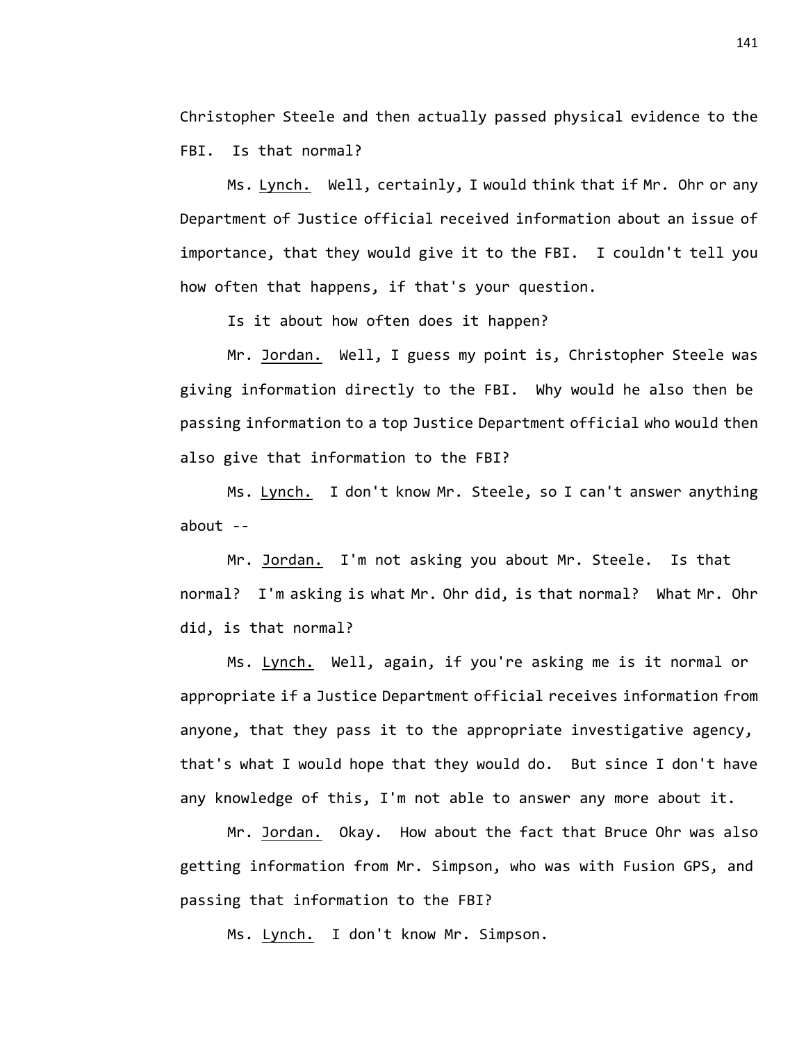Christopher Steele and then actually passed physical evidence to the FBI. Is that normal?

Ms. Lynch. Well, certainly, I would think that if Mr. Ohr or any Department of Justice official received information about an issue of importance, that they would give it to the FBI. I couldn't tell you how often that happens, if that's your question.

Is it about how often does it happen?

Mr. Jordan. Well, I guess my point is, Christopher Steele was giving information directly to the FBI. Why would he also then be passing information to a top Justice Department official who would then also give that information to the FBI?

Ms. Lynch. I don't know Mr. Steele, so I can't answer anything about --

Mr. Jordan. I'm not asking you about Mr. Steele. Is that normal? I'm asking is what Mr. Ohr did, is that normal? What Mr. Ohr did, is that normal?

Ms. Lynch. Well, again, if you're asking me is it normal or appropriate if a Justice Department official receives information from anyone, that they pass it to the appropriate investigative agency, that's what I would hope that they would do. But since I don't have any knowledge of this, I'm not able to answer any more about it.

Mr. Jordan. Okay. How about the fact that Bruce Ohr was also getting information from Mr. Simpson, who was with Fusion GPS, and passing that information to the FBI?

Ms. Lynch. I don't know Mr. Simpson.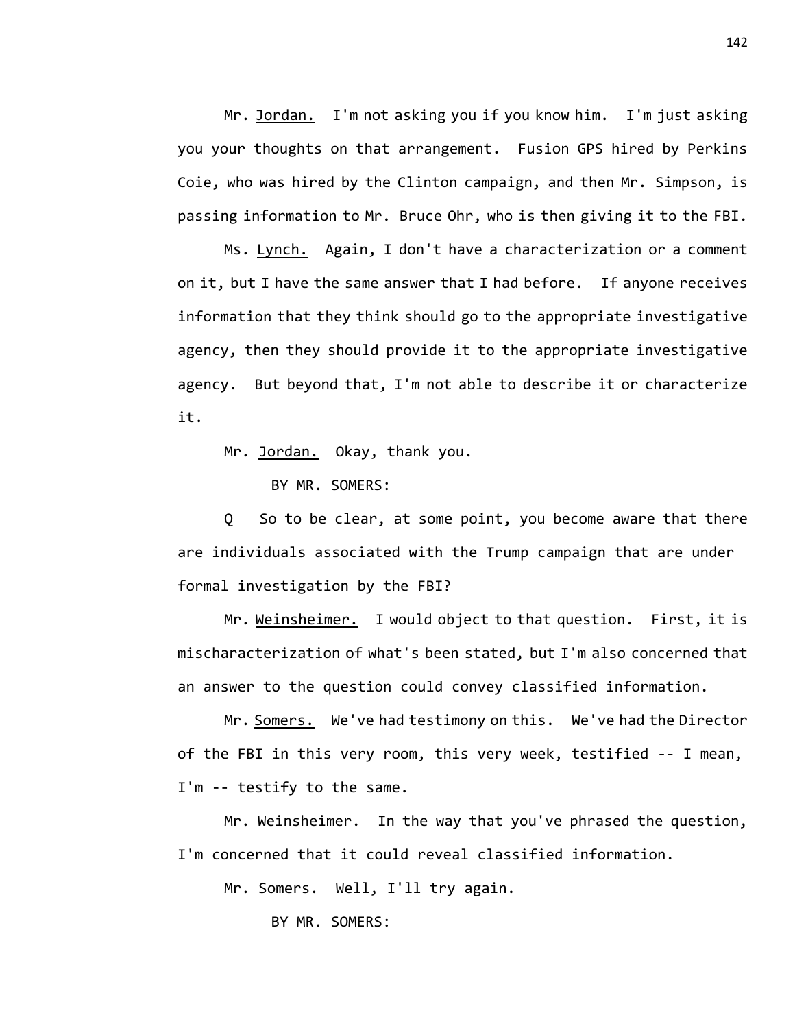Mr. Jordan. I'm not asking you if you know him. I'm just asking you your thoughts on that arrangement. Fusion GPS hired by Perkins Coie, who was hired by the Clinton campaign, and then Mr. Simpson, is passing information to Mr. Bruce Ohr, who is then giving it to the FBI.

Ms. Lynch. Again, I don't have a characterization or a comment on it, but I have the same answer that I had before. If anyone receives information that they think should go to the appropriate investigative agency, then they should provide it to the appropriate investigative agency. But beyond that, I'm not able to describe it or characterize it.

Mr. Jordan. Okay, thank you.

BY MR. SOMERS:

Q So to be clear, at some point, you become aware that there are individuals associated with the Trump campaign that are under formal investigation by the FBI?

Mr. Weinsheimer. I would object to that question. First, it is mischaracterization of what's been stated, but I'm also concerned that an answer to the question could convey classified information.

Mr. Somers. We've had testimony on this. We've had the Director of the FBI in this very room, this very week, testified -- I mean, I'm -- testify to the same.

Mr. Weinsheimer. In the way that you've phrased the question, I'm concerned that it could reveal classified information.

Mr. Somers. Well, I'll try again.

BY MR. SOMERS: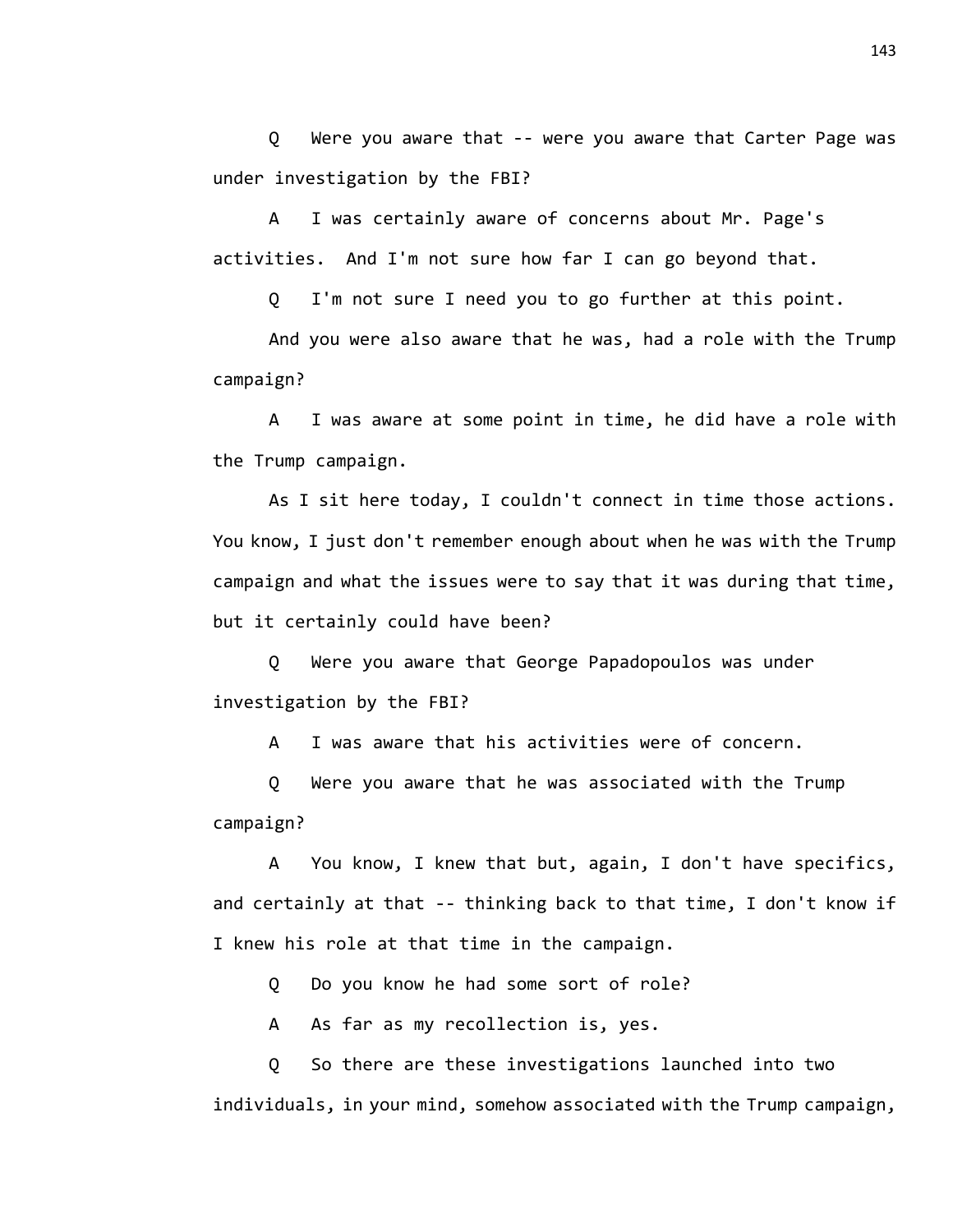Q Were you aware that -- were you aware that Carter Page was under investigation by the FBI?

A I was certainly aware of concerns about Mr. Page's activities. And I'm not sure how far I can go beyond that.

Q I'm not sure I need you to go further at this point.

And you were also aware that he was, had a role with the Trump campaign?

A I was aware at some point in time, he did have a role with the Trump campaign.

As I sit here today, I couldn't connect in time those actions. You know, I just don't remember enough about when he was with the Trump campaign and what the issues were to say that it was during that time, but it certainly could have been?

Q Were you aware that George Papadopoulos was under investigation by the FBI?

A I was aware that his activities were of concern.

Q Were you aware that he was associated with the Trump campaign?

A You know, I knew that but, again, I don't have specifics, and certainly at that -- thinking back to that time, I don't know if I knew his role at that time in the campaign.

Q Do you know he had some sort of role?

A As far as my recollection is, yes.

Q So there are these investigations launched into two individuals, in your mind, somehow associated with the Trump campaign,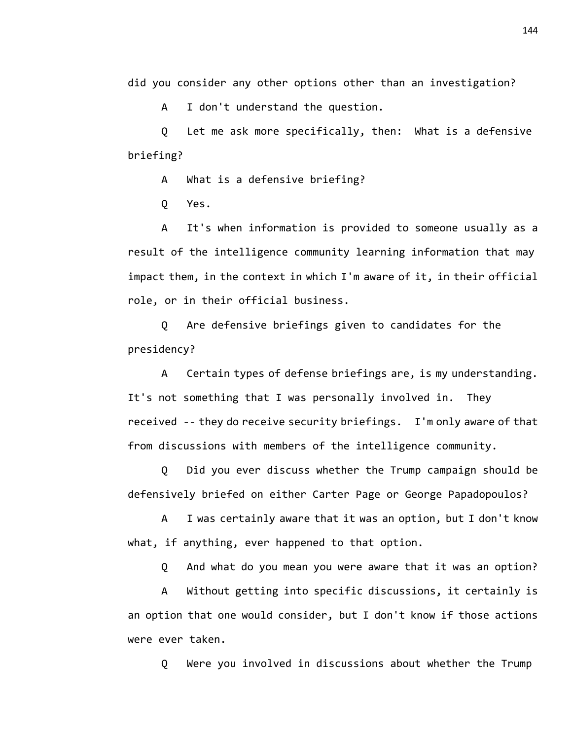did you consider any other options other than an investigation?

A I don't understand the question.

Q Let me ask more specifically, then: What is a defensive briefing?

A What is a defensive briefing?

Q Yes.

A It's when information is provided to someone usually as a result of the intelligence community learning information that may impact them, in the context in which I'm aware of it, in their official role, or in their official business.

Q Are defensive briefings given to candidates for the presidency?

A Certain types of defense briefings are, is my understanding. It's not something that I was personally involved in. They received -- they do receive security briefings. I'm only aware of that from discussions with members of the intelligence community.

Q Did you ever discuss whether the Trump campaign should be defensively briefed on either Carter Page or George Papadopoulos?

A I was certainly aware that it was an option, but I don't know what, if anything, ever happened to that option.

Q And what do you mean you were aware that it was an option?

A Without getting into specific discussions, it certainly is an option that one would consider, but I don't know if those actions were ever taken.

Q Were you involved in discussions about whether the Trump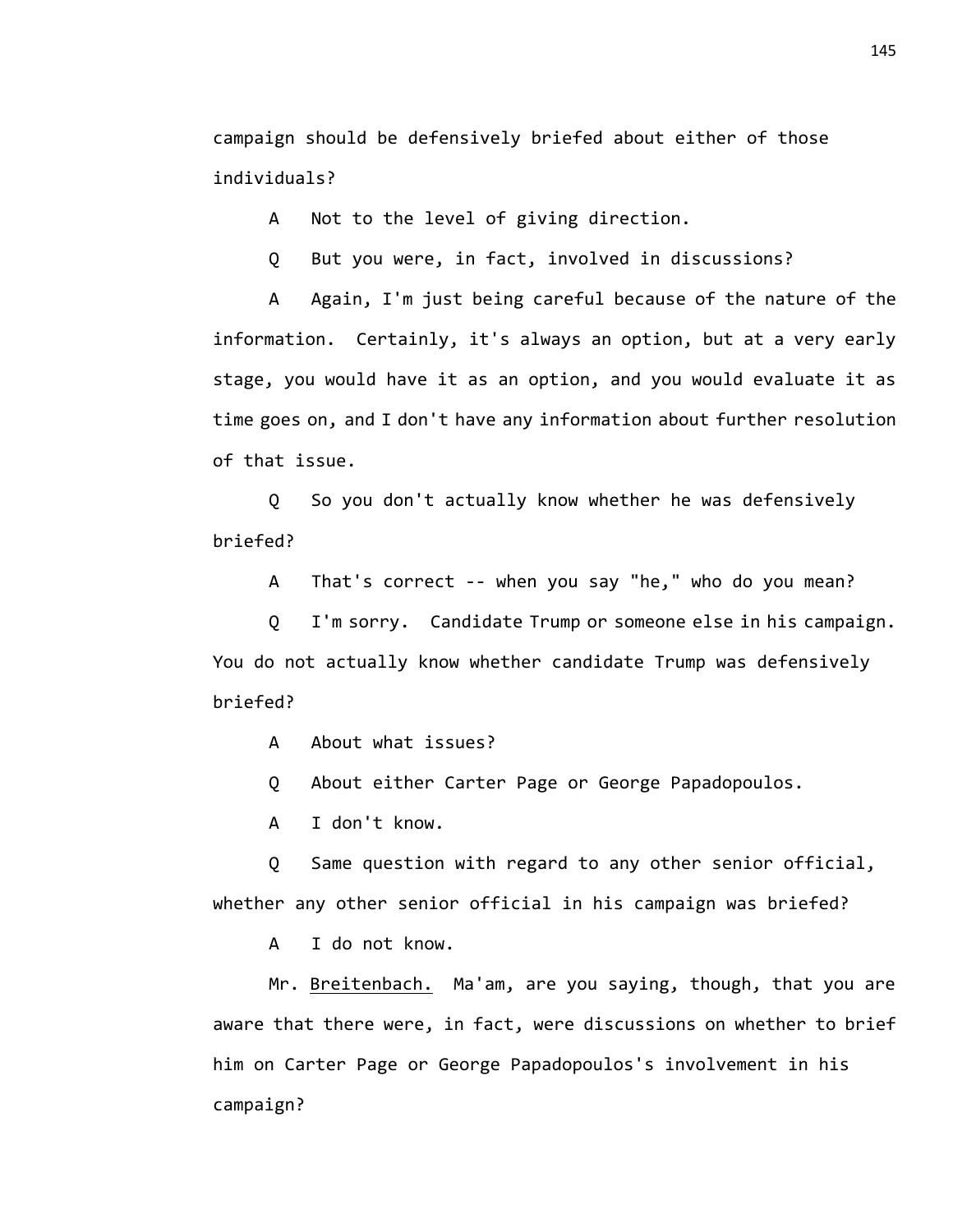campaign should be defensively briefed about either of those individuals?

A Not to the level of giving direction.

Q But you were, in fact, involved in discussions?

A Again, I'm just being careful because of the nature of the information. Certainly, it's always an option, but at a very early stage, you would have it as an option, and you would evaluate it as time goes on, and I don't have any information about further resolution of that issue.

Q So you don't actually know whether he was defensively briefed?

A That's correct -- when you say "he," who do you mean?

Q I'm sorry. Candidate Trump or someone else in his campaign. You do not actually know whether candidate Trump was defensively briefed?

A About what issues?

Q About either Carter Page or George Papadopoulos.

A I don't know.

Q Same question with regard to any other senior official, whether any other senior official in his campaign was briefed?

A I do not know.

Mr. Breitenbach. Ma'am, are you saying, though, that you are aware that there were, in fact, were discussions on whether to brief him on Carter Page or George Papadopoulos's involvement in his campaign?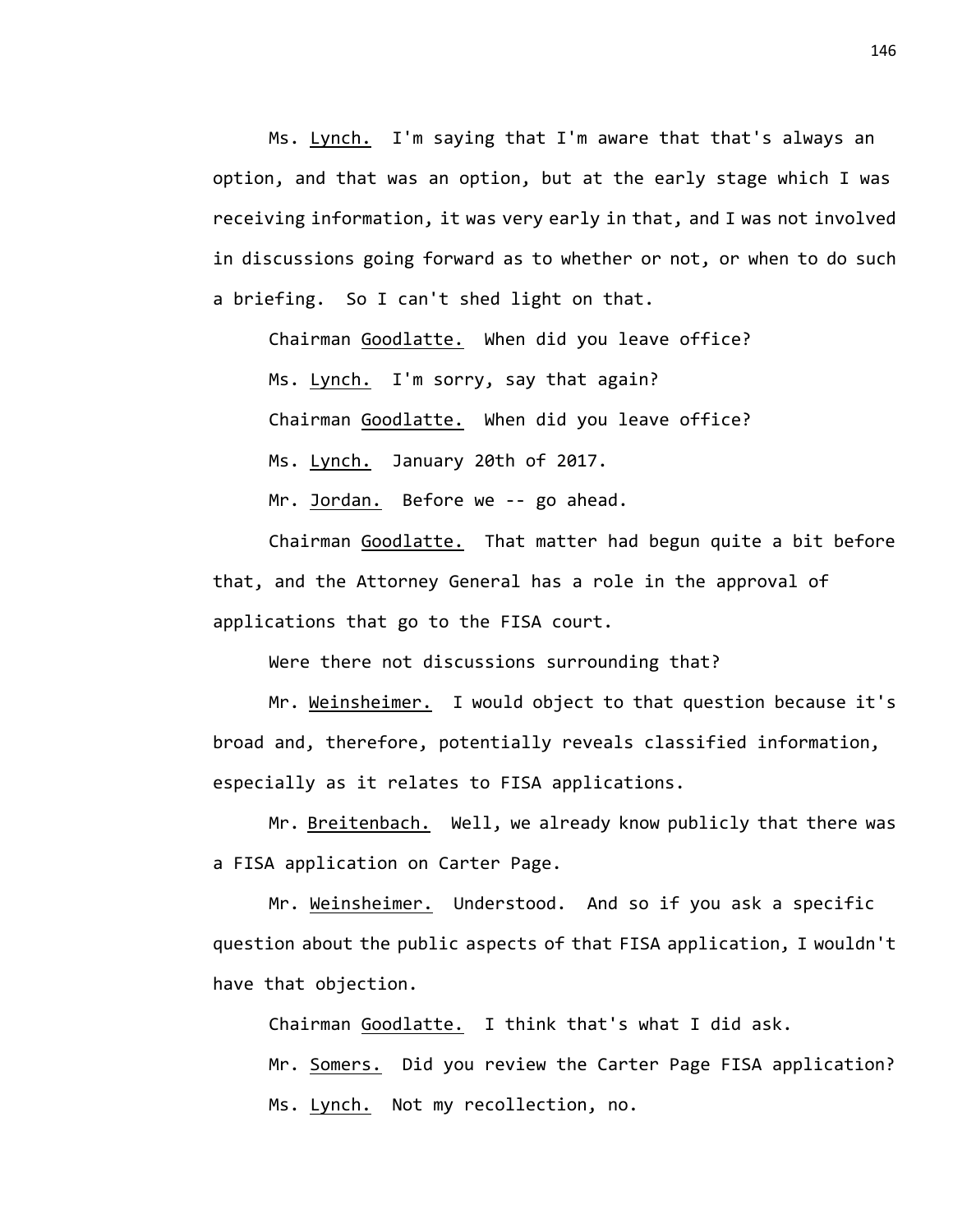Ms. Lynch. I'm saying that I'm aware that that's always an option, and that was an option, but at the early stage which I was receiving information, it was very early in that, and I was not involved in discussions going forward as to whether or not, or when to do such a briefing. So I can't shed light on that.

Chairman Goodlatte. When did you leave office?

Ms. Lynch. I'm sorry, say that again?

Chairman Goodlatte. When did you leave office?

Ms. Lynch. January 20th of 2017.

Mr. Jordan. Before we -- go ahead.

Chairman Goodlatte. That matter had begun quite a bit before that, and the Attorney General has a role in the approval of applications that go to the FISA court.

Were there not discussions surrounding that?

Mr. Weinsheimer. I would object to that question because it's broad and, therefore, potentially reveals classified information, especially as it relates to FISA applications.

Mr. Breitenbach. Well, we already know publicly that there was a FISA application on Carter Page.

Mr. Weinsheimer. Understood. And so if you ask a specific question about the public aspects of that FISA application, I wouldn't have that objection.

Chairman Goodlatte. I think that's what I did ask.

Mr. Somers. Did you review the Carter Page FISA application?

Ms. Lynch. Not my recollection, no.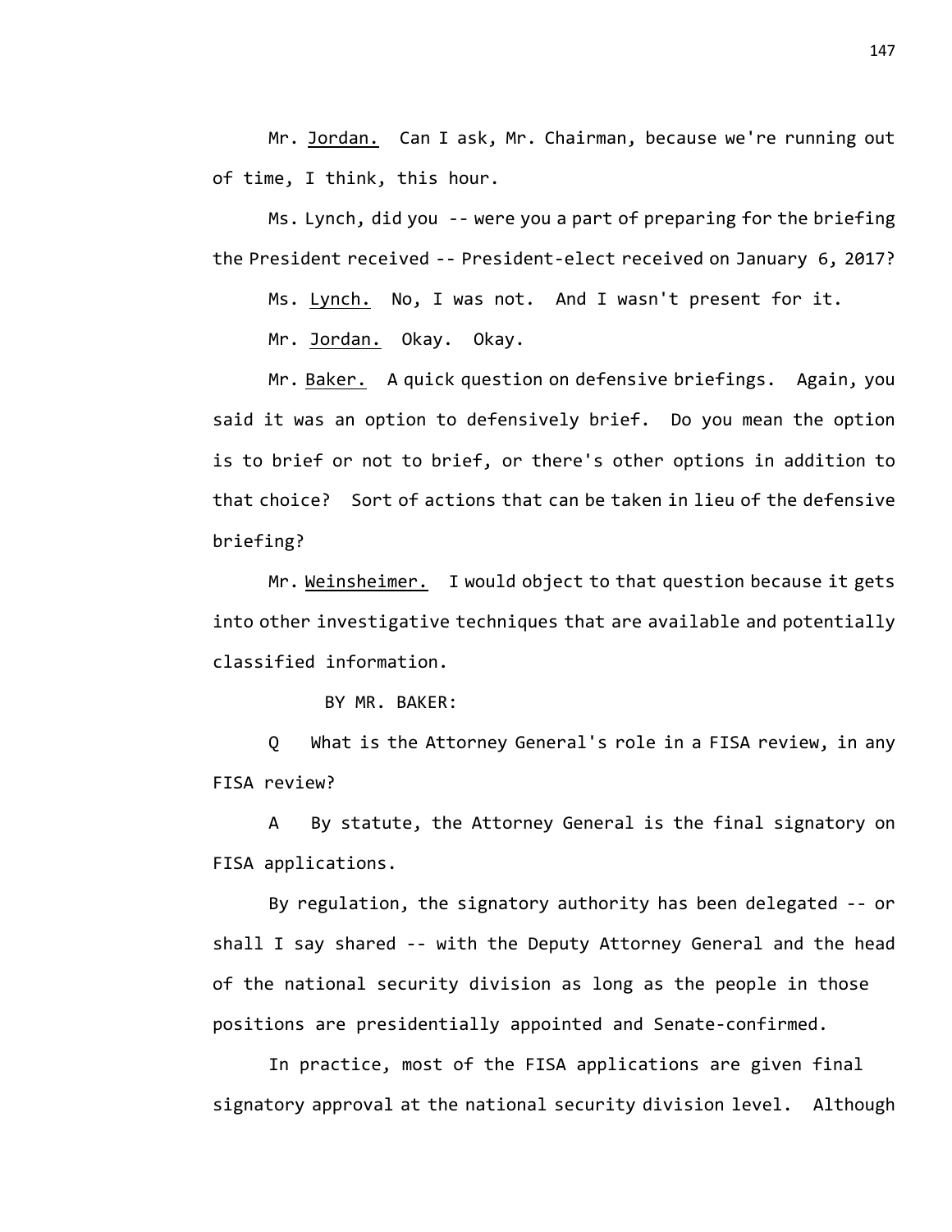Mr. <u>Jordan.</u> Can I ask, Mr. Chairman, because we're running out of time, I think, this hour.

Ms. Lynch, did you -- were you a part of preparing for the briefing the President received -- President-elect received on January 6, 2017?

Ms. <u>Lynch.</u> No, I was not. And I wasn't present for it.

Mr. <u>Jordan.</u> Okay. Okay.

Mr. <u>Baker.</u> A quick question on defensive briefings. Again, you said it was an option to defensively brief. Do you mean the option is to brief or not to brief, or there's other options in addition to that choice? Sort of actions that can be taken in lieu of the defensive briefing?

Mr. <u>Weinsheimer.</u> I would object to that question because it gets into other investigative techniques that are available and potentially classified information.

BY MR. BAKER:

Q What is the Attorney General's role in a FISA review, in any FISA review?

A By statute, the Attorney General is the final signatory on FISA applications.

By regulation, the signatory authority has been delegated -- or shall I say shared -- with the Deputy Attorney General and the head of the national security division as long as the people in those positions are presidentially appointed and Senate-confirmed.

In practice, most of the FISA applications are given final signatory approval at the national security division level. Although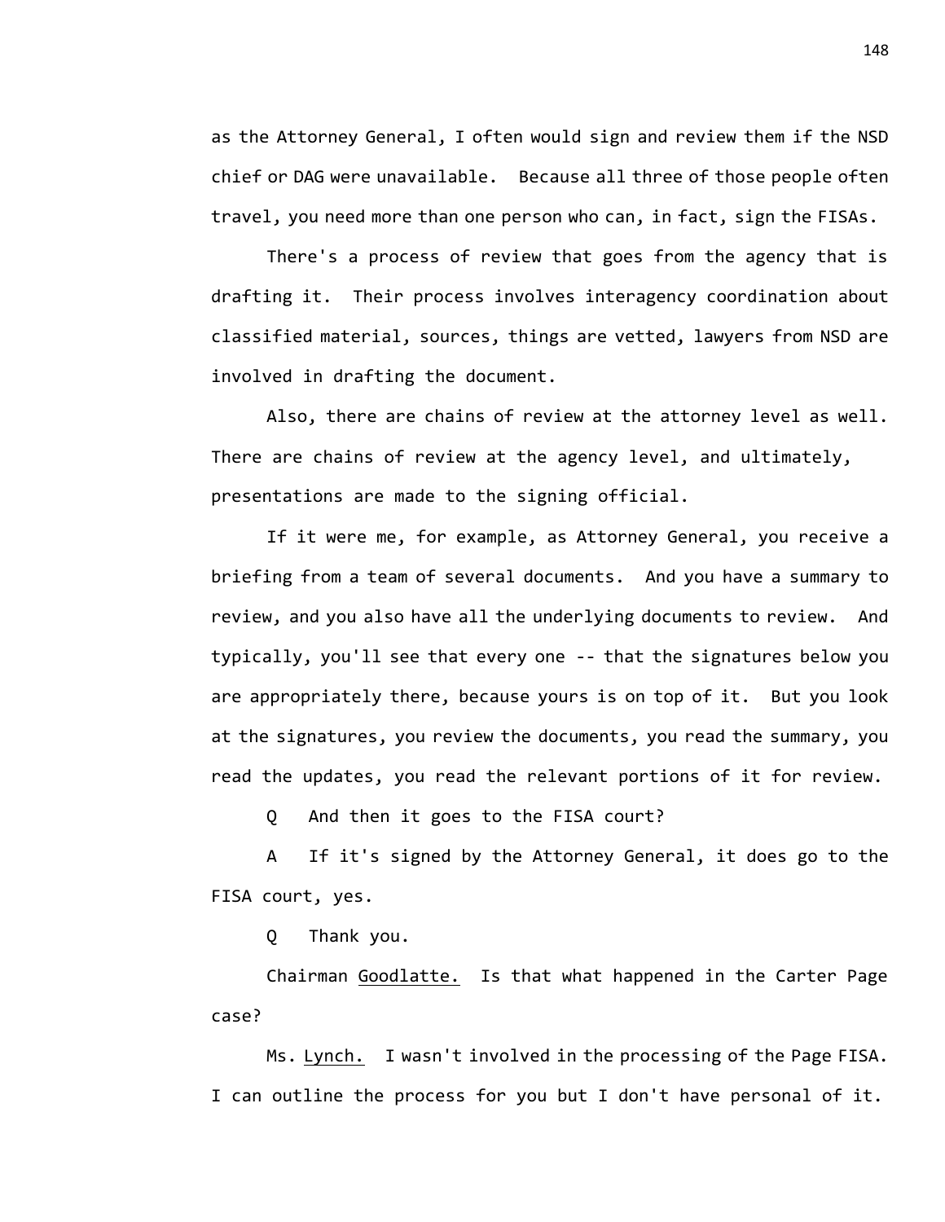as the Attorney General, I often would sign and review them if the NSD chief or DAG were unavailable. Because all three of those people often travel, you need more than one person who can, in fact, sign the FISAs.

There's a process of review that goes from the agency that is drafting it. Their process involves interagency coordination about classified material, sources, things are vetted, lawyers from NSD are involved in drafting the document.

Also, there are chains of review at the attorney level as well. There are chains of review at the agency level, and ultimately, presentations are made to the signing official.

If it were me, for example, as Attorney General, you receive a briefing from a team of several documents. And you have a summary to review, and you also have all the underlying documents to review. And typically, you'll see that every one -- that the signatures below you are appropriately there, because yours is on top of it. But you look at the signatures, you review the documents, you read the summary, you read the updates, you read the relevant portions of it for review.

Q And then it goes to the FISA court?

A If it's signed by the Attorney General, it does go to the FISA court, yes.

Q Thank you.

Chairman Goodlatte. Is that what happened in the Carter Page case?

Ms. Lynch. I wasn't involved in the processing of the Page FISA. I can outline the process for you but I don't have personal of it.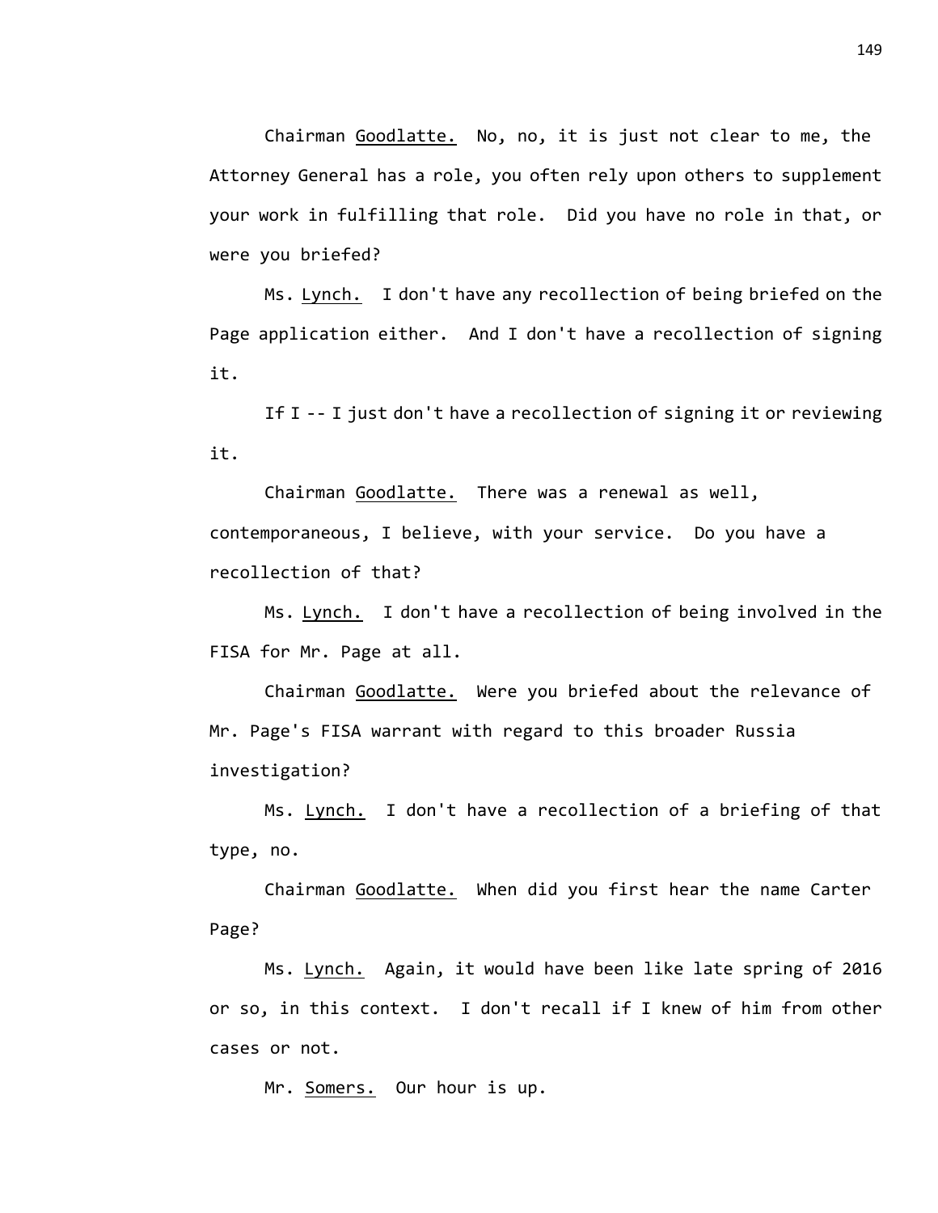Chairman Goodlatte. No, no, it is just not clear to me, the Attorney General has a role, you often rely upon others to supplement your work in fulfilling that role. Did you have no role in that, or were you briefed?

Ms. Lynch. I don't have any recollection of being briefed on the Page application either. And I don't have a recollection of signing it.

If I -- I just don't have a recollection of signing it or reviewing it.

Chairman Goodlatte. There was a renewal as well, contemporaneous, I believe, with your service. Do you have a recollection of that?

Ms. Lynch. I don't have a recollection of being involved in the FISA for Mr. Page at all.

Chairman Goodlatte. Were you briefed about the relevance of Mr. Page's FISA warrant with regard to this broader Russia investigation?

Ms. Lynch. I don't have a recollection of a briefing of that type, no.

Chairman Goodlatte. When did you first hear the name Carter Page?

Ms. Lynch. Again, it would have been like late spring of 2016 or so, in this context. I don't recall if I knew of him from other cases or not.

Mr. Somers. Our hour is up.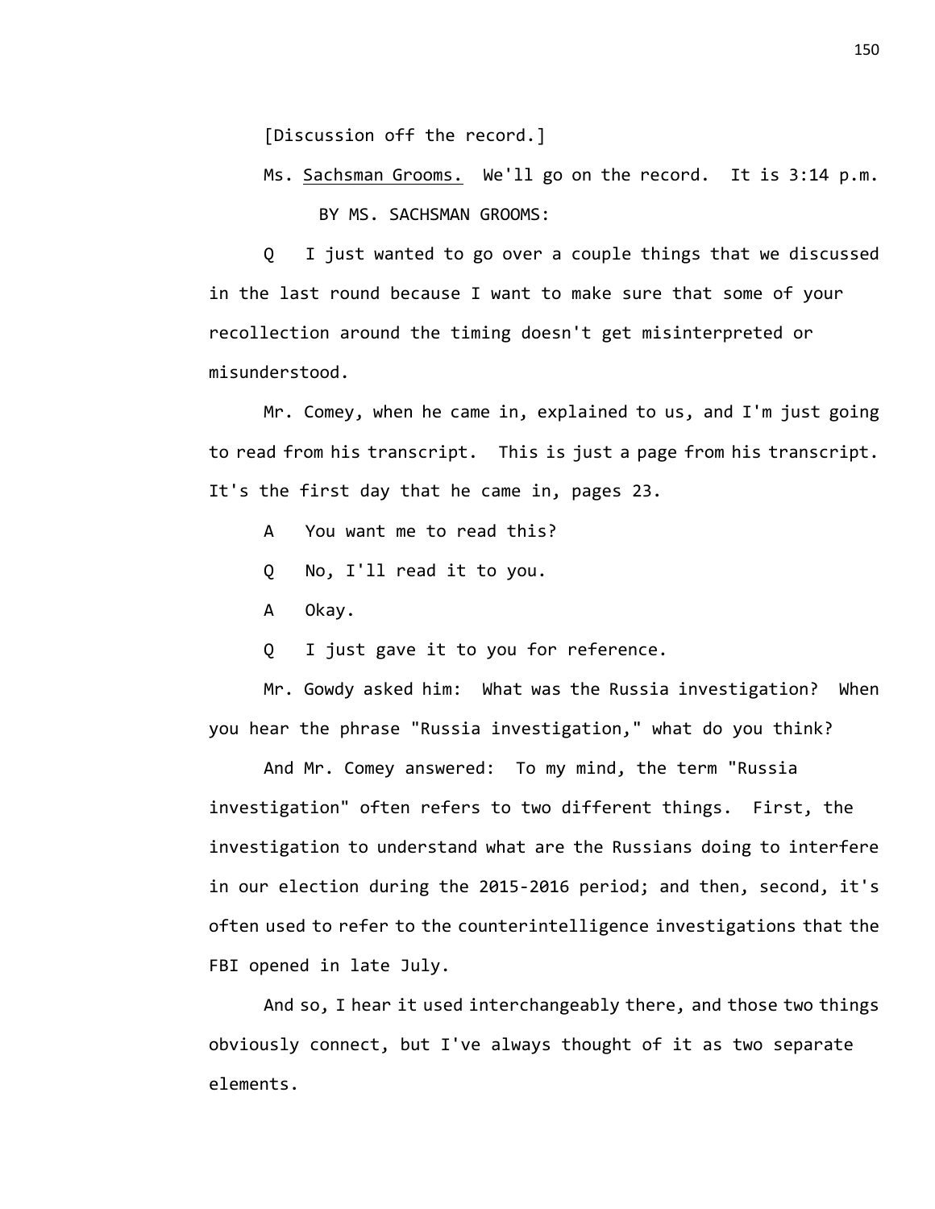[Discussion off the record.]

Ms. Sachsman Grooms. We'll go on the record. It is 3:14 p.m.

BY MS. SACHSMAN GROOMS:

Q I just wanted to go over a couple things that we discussed in the last round because I want to make sure that some of your recollection around the timing doesn't get misinterpreted or misunderstood.

Mr. Comey, when he came in, explained to us, and I'm just going to read from his transcript. This is just a page from his transcript. It's the first day that he came in, pages 23.

A You want me to read this?

Q No, I'll read it to you.

A Okay.

Q I just gave it to you for reference.

Mr. Gowdy asked him: What was the Russia investigation? When you hear the phrase "Russia investigation," what do you think?

And Mr. Comey answered: To my mind, the term "Russia investigation" often refers to two different things. First, the investigation to understand what are the Russians doing to interfere in our election during the 2015-2016 period; and then, second, it's often used to refer to the counterintelligence investigations that the FBI opened in late July.

And so, I hear it used interchangeably there, and those two things obviously connect, but I've always thought of it as two separate elements.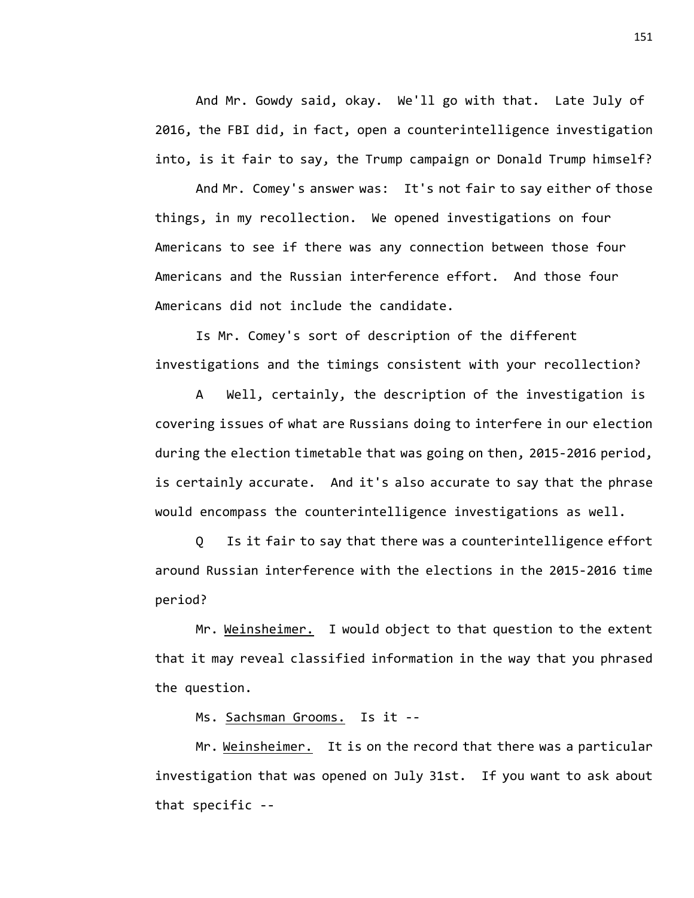And Mr. Gowdy said, okay. We'll go with that. Late July of 2016, the FBI did, in fact, open a counterintelligence investigation into, is it fair to say, the Trump campaign or Donald Trump himself?

And Mr. Comey's answer was: It's not fair to say either of those things, in my recollection. We opened investigations on four Americans to see if there was any connection between those four Americans and the Russian interference effort. And those four Americans did not include the candidate.

Is Mr. Comey's sort of description of the different investigations and the timings consistent with your recollection?

A Well, certainly, the description of the investigation is covering issues of what are Russians doing to interfere in our election during the election timetable that was going on then, 2015-2016 period, is certainly accurate. And it's also accurate to say that the phrase would encompass the counterintelligence investigations as well.

Q Is it fair to say that there was a counterintelligence effort around Russian interference with the elections in the 2015-2016 time period?

Mr. Weinsheimer. I would object to that question to the extent that it may reveal classified information in the way that you phrased the question.

Ms. Sachsman Grooms. Is it --

Mr. Weinsheimer. It is on the record that there was a particular investigation that was opened on July 31st. If you want to ask about that specific --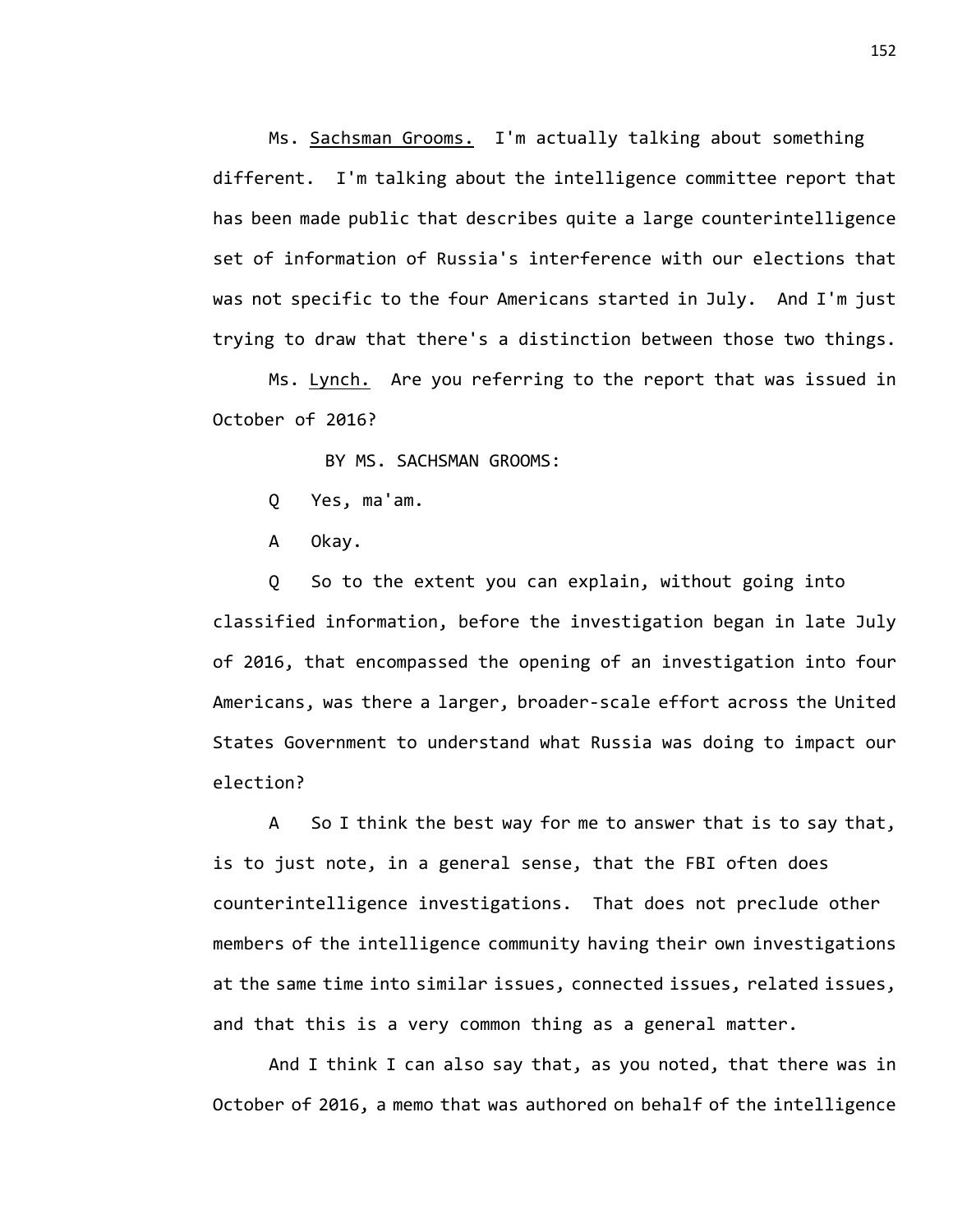Ms. Sachsman Grooms. I'm actually talking about something different. I'm talking about the intelligence committee report that has been made public that describes quite a large counterintelligence set of information of Russia's interference with our elections that was not specific to the four Americans started in July. And I'm just trying to draw that there's a distinction between those two things.

Ms. Lynch. Are you referring to the report that was issued in October of 2016?

BY MS. SACHSMAN GROOMS:

Q Yes, ma'am.

A Okay.

Q So to the extent you can explain, without going into classified information, before the investigation began in late July of 2016, that encompassed the opening of an investigation into four Americans, was there a larger, broader-scale effort across the United States Government to understand what Russia was doing to impact our election?

A So I think the best way for me to answer that is to say that, is to just note, in a general sense, that the FBI often does counterintelligence investigations. That does not preclude other members of the intelligence community having their own investigations at the same time into similar issues, connected issues, related issues, and that this is a very common thing as a general matter.

And I think I can also say that, as you noted, that there was in October of 2016, a memo that was authored on behalf of the intelligence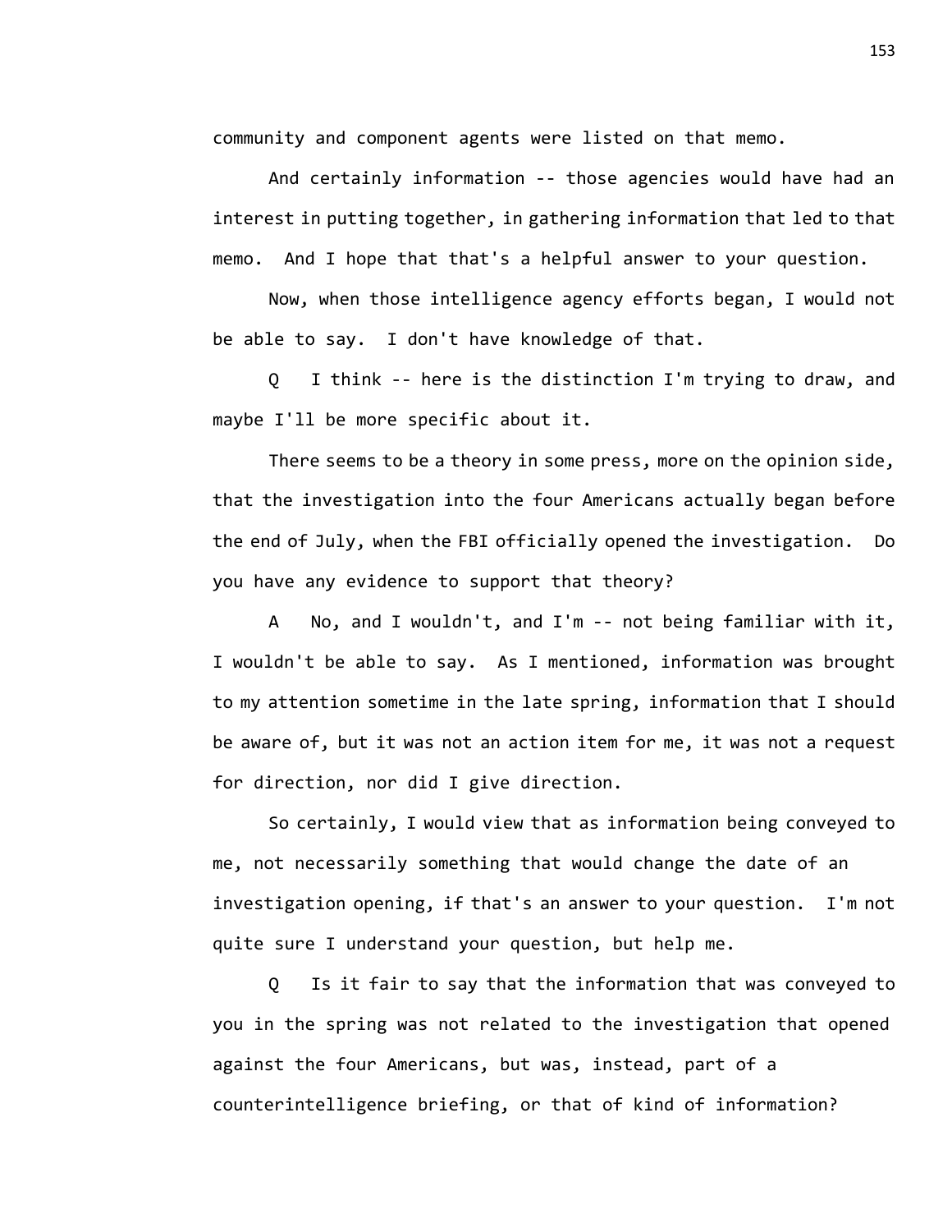community and component agents were listed on that memo.

And certainly information -- those agencies would have had an interest in putting together, in gathering information that led to that memo. And I hope that that's a helpful answer to your question.

Now, when those intelligence agency efforts began, I would not be able to say. I don't have knowledge of that.

Q I think -- here is the distinction I'm trying to draw, and maybe I'll be more specific about it.

There seems to be a theory in some press, more on the opinion side, that the investigation into the four Americans actually began before the end of July, when the FBI officially opened the investigation. Do you have any evidence to support that theory?

A No, and I wouldn't, and I'm -- not being familiar with it, I wouldn't be able to say. As I mentioned, information was brought to my attention sometime in the late spring, information that I should be aware of, but it was not an action item for me, it was not a request for direction, nor did I give direction.

So certainly, I would view that as information being conveyed to me, not necessarily something that would change the date of an investigation opening, if that's an answer to your question. I'm not quite sure I understand your question, but help me.

Q Is it fair to say that the information that was conveyed to you in the spring was not related to the investigation that opened against the four Americans, but was, instead, part of a counterintelligence briefing, or that of kind of information?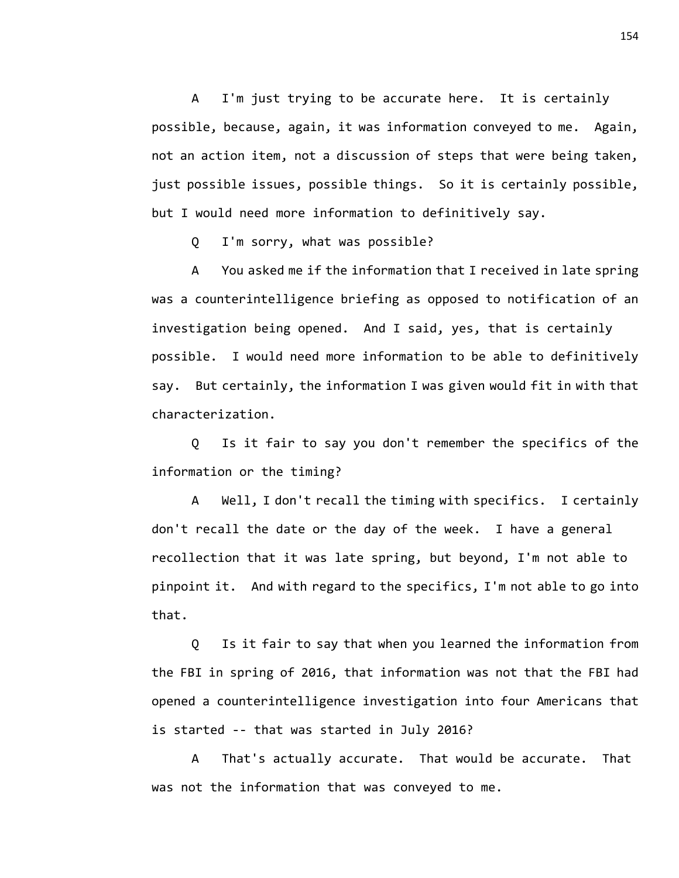A I'm just trying to be accurate here. It is certainly possible, because, again, it was information conveyed to me. Again, not an action item, not a discussion of steps that were being taken, just possible issues, possible things. So it is certainly possible, but I would need more information to definitively say.

Q I'm sorry, what was possible?

A You asked me if the information that I received in late spring was a counterintelligence briefing as opposed to notification of an investigation being opened. And I said, yes, that is certainly possible. I would need more information to be able to definitively say. But certainly, the information I was given would fit in with that characterization.

Q Is it fair to say you don't remember the specifics of the information or the timing?

A Well, I don't recall the timing with specifics. I certainly don't recall the date or the day of the week. I have a general recollection that it was late spring, but beyond, I'm not able to pinpoint it. And with regard to the specifics, I'm not able to go into that.

Q Is it fair to say that when you learned the information from the FBI in spring of 2016, that information was not that the FBI had opened a counterintelligence investigation into four Americans that is started -- that was started in July 2016?

A That's actually accurate. That would be accurate. That was not the information that was conveyed to me.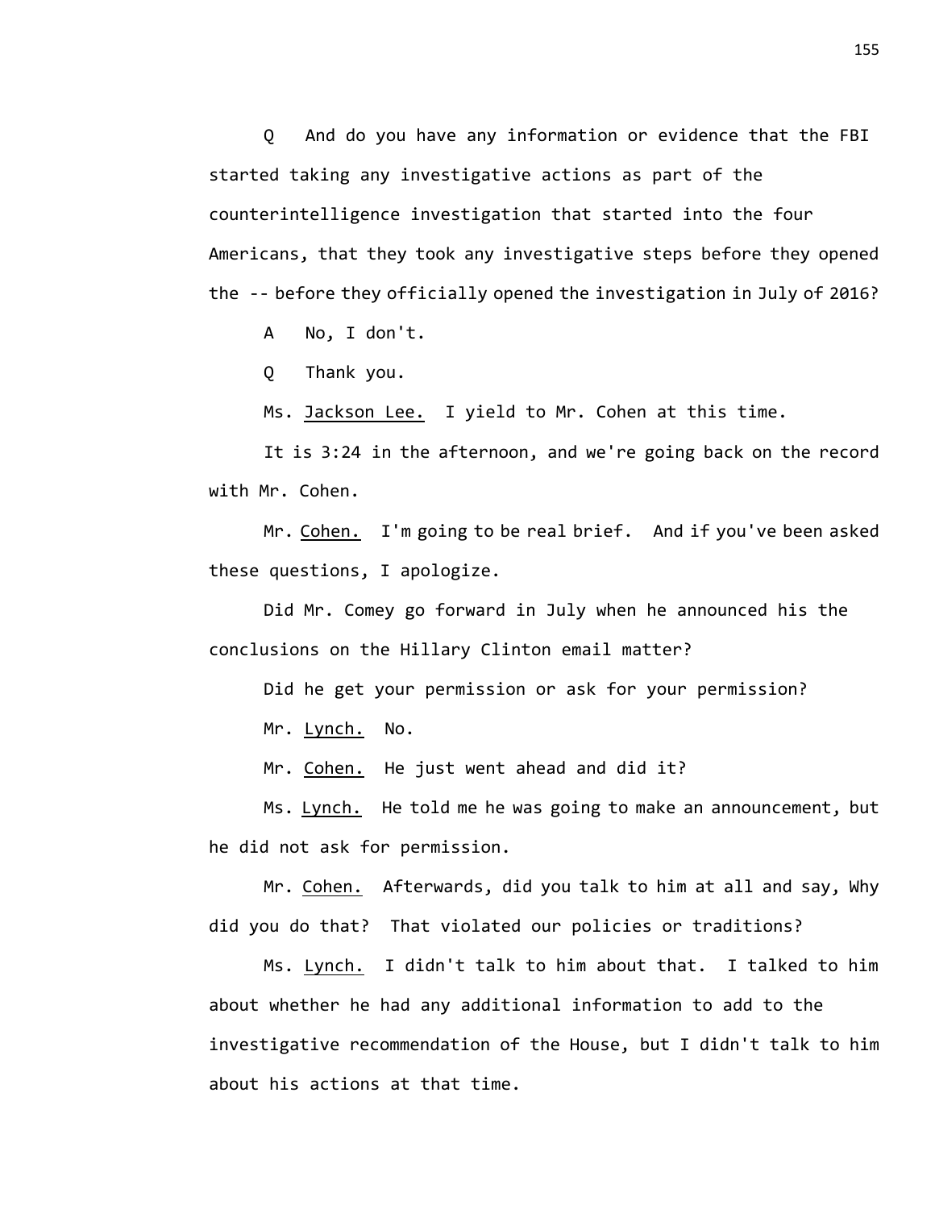Q And do you have any information or evidence that the FBI started taking any investigative actions as part of the counterintelligence investigation that started into the four Americans, that they took any investigative steps before they opened the -- before they officially opened the investigation in July of 2016?

A No, I don't.

Q Thank you.

Ms. Jackson Lee. I yield to Mr. Cohen at this time.

It is 3:24 in the afternoon, and we're going back on the record with Mr. Cohen.

Mr. Cohen. I'm going to be real brief. And if you've been asked these questions, I apologize.

Did Mr. Comey go forward in July when he announced his the conclusions on the Hillary Clinton email matter?

Did he get your permission or ask for your permission?

Mr. Lynch. No.

Mr. Cohen. He just went ahead and did it?

Ms. Lynch. He told me he was going to make an announcement, but he did not ask for permission.

Mr. Cohen. Afterwards, did you talk to him at all and say, Why did you do that? That violated our policies or traditions?

Ms. Lynch. I didn't talk to him about that. I talked to him about whether he had any additional information to add to the investigative recommendation of the House, but I didn't talk to him about his actions at that time.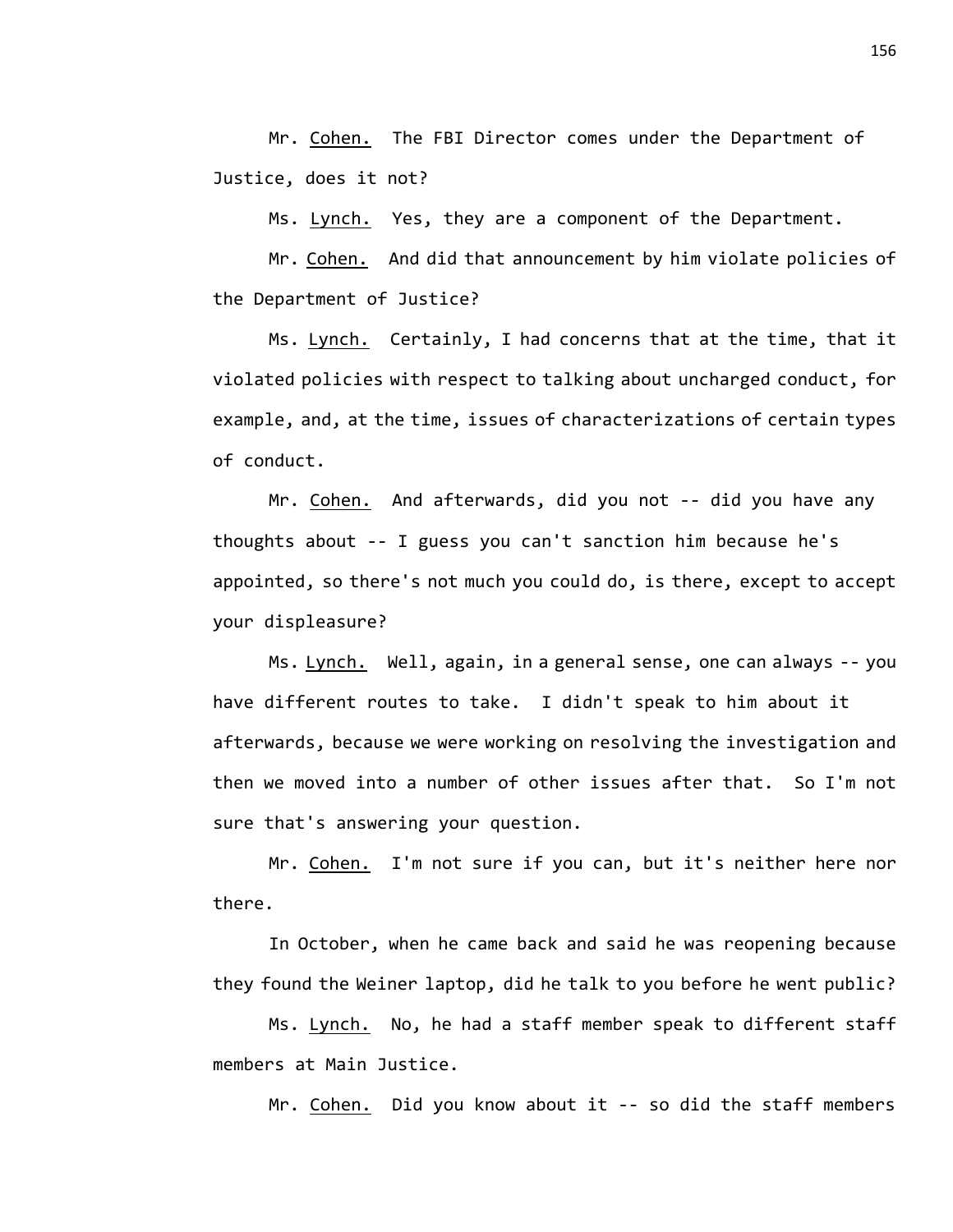Mr. Cohen. The FBI Director comes under the Department of Justice, does it not?

Ms. Lynch. Yes, they are a component of the Department.

Mr. Cohen. And did that announcement by him violate policies of the Department of Justice?

Ms. Lynch. Certainly, I had concerns that at the time, that it violated policies with respect to talking about uncharged conduct, for example, and, at the time, issues of characterizations of certain types of conduct.

Mr. Cohen. And afterwards, did you not -- did you have any thoughts about -- I guess you can't sanction him because he's appointed, so there's not much you could do, is there, except to accept your displeasure?

Ms. Lynch. Well, again, in a general sense, one can always -- you have different routes to take. I didn't speak to him about it afterwards, because we were working on resolving the investigation and then we moved into a number of other issues after that. So I'm not sure that's answering your question.

Mr. Cohen. I'm not sure if you can, but it's neither here nor there.

In October, when he came back and said he was reopening because they found the Weiner laptop, did he talk to you before he went public?

Ms. Lynch. No, he had a staff member speak to different staff members at Main Justice.

Mr. Cohen. Did you know about it -- so did the staff members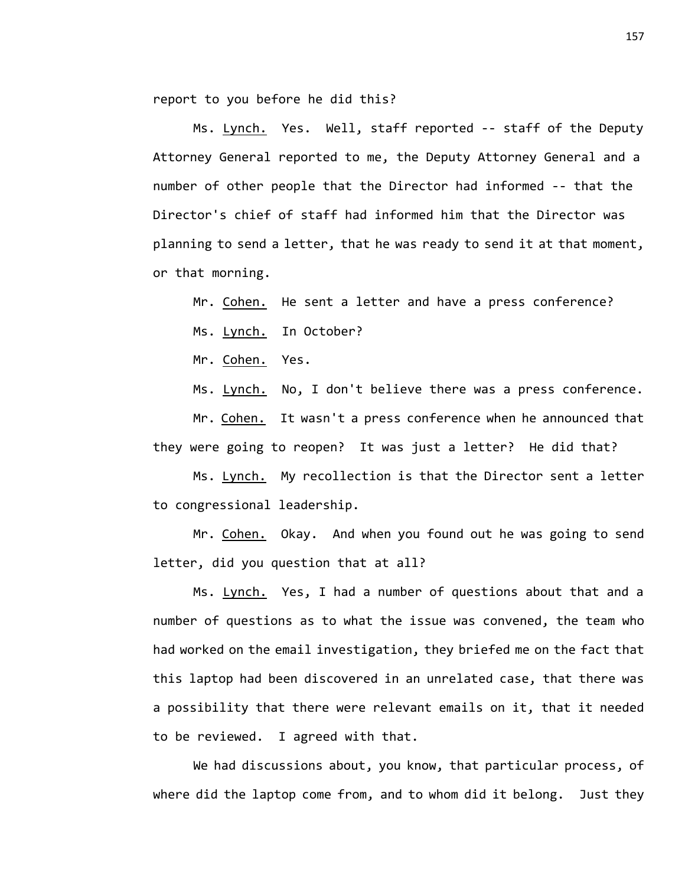report to you before he did this?

Ms. Lynch. Yes. Well, staff reported -- staff of the Deputy Attorney General reported to me, the Deputy Attorney General and a number of other people that the Director had informed -- that the Director's chief of staff had informed him that the Director was planning to send a letter, that he was ready to send it at that moment, or that morning.

Mr. Cohen. He sent a letter and have a press conference?

Ms. Lynch. In October?

Mr. Cohen. Yes.

Ms. Lynch. No, I don't believe there was a press conference.

Mr. Cohen. It wasn't a press conference when he announced that they were going to reopen? It was just a letter? He did that?

Ms. Lynch. My recollection is that the Director sent a letter to congressional leadership.

Mr. Cohen. Okay. And when you found out he was going to send letter, did you question that at all?

Ms. Lynch. Yes, I had a number of questions about that and a number of questions as to what the issue was convened, the team who had worked on the email investigation, they briefed me on the fact that this laptop had been discovered in an unrelated case, that there was a possibility that there were relevant emails on it, that it needed to be reviewed. I agreed with that.

We had discussions about, you know, that particular process, of where did the laptop come from, and to whom did it belong. Just they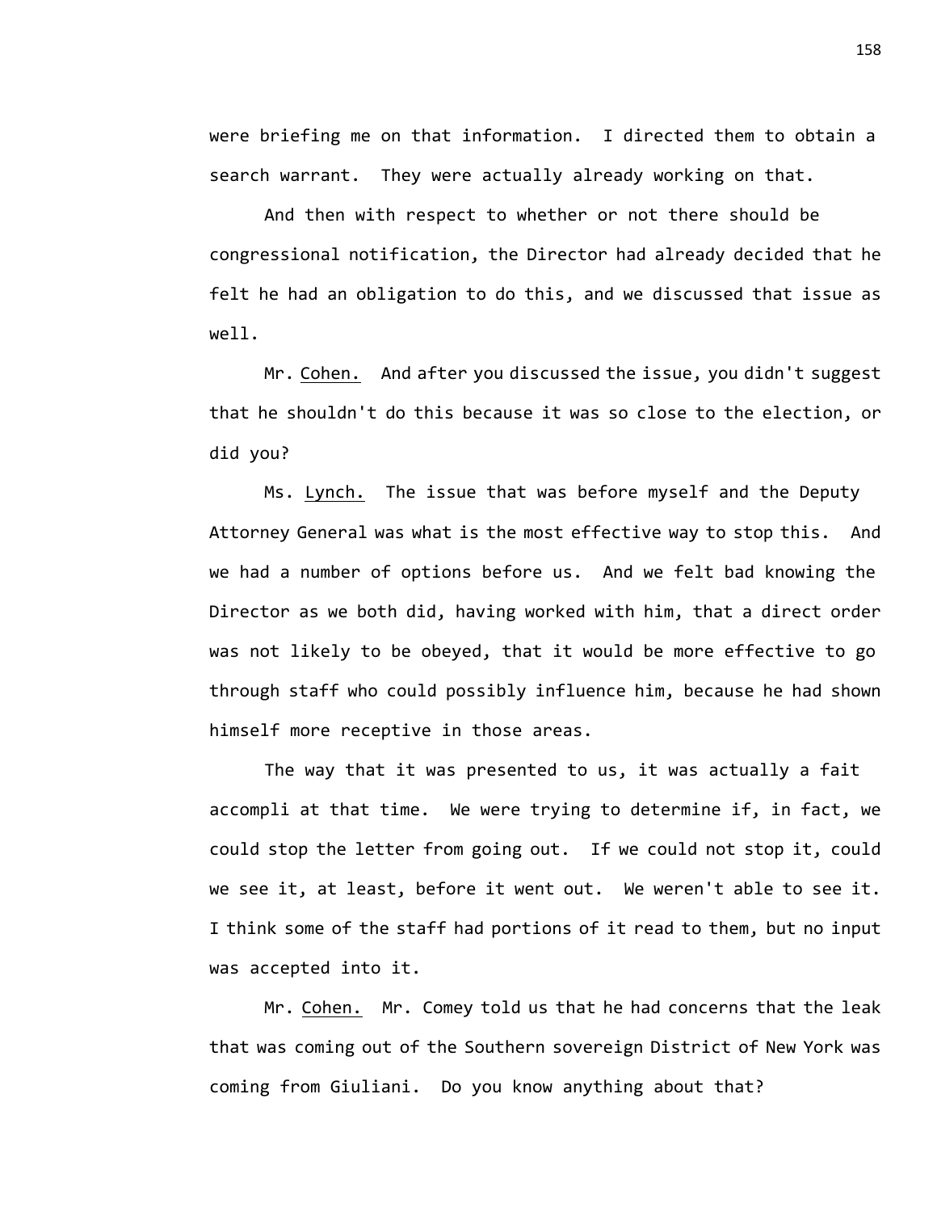were briefing me on that information. I directed them to obtain a search warrant. They were actually already working on that.

And then with respect to whether or not there should be congressional notification, the Director had already decided that he felt he had an obligation to do this, and we discussed that issue as well.

Mr. Cohen. And after you discussed the issue, you didn't suggest that he shouldn't do this because it was so close to the election, or did you?

Ms. Lynch. The issue that was before myself and the Deputy Attorney General was what is the most effective way to stop this. And we had a number of options before us. And we felt bad knowing the Director as we both did, having worked with him, that a direct order was not likely to be obeyed, that it would be more effective to go through staff who could possibly influence him, because he had shown himself more receptive in those areas.

The way that it was presented to us, it was actually a fait accompli at that time. We were trying to determine if, in fact, we could stop the letter from going out. If we could not stop it, could we see it, at least, before it went out. We weren't able to see it. I think some of the staff had portions of it read to them, but no input was accepted into it.

Mr. Cohen. Mr. Comey told us that he had concerns that the leak that was coming out of the Southern sovereign District of New York was coming from Giuliani. Do you know anything about that?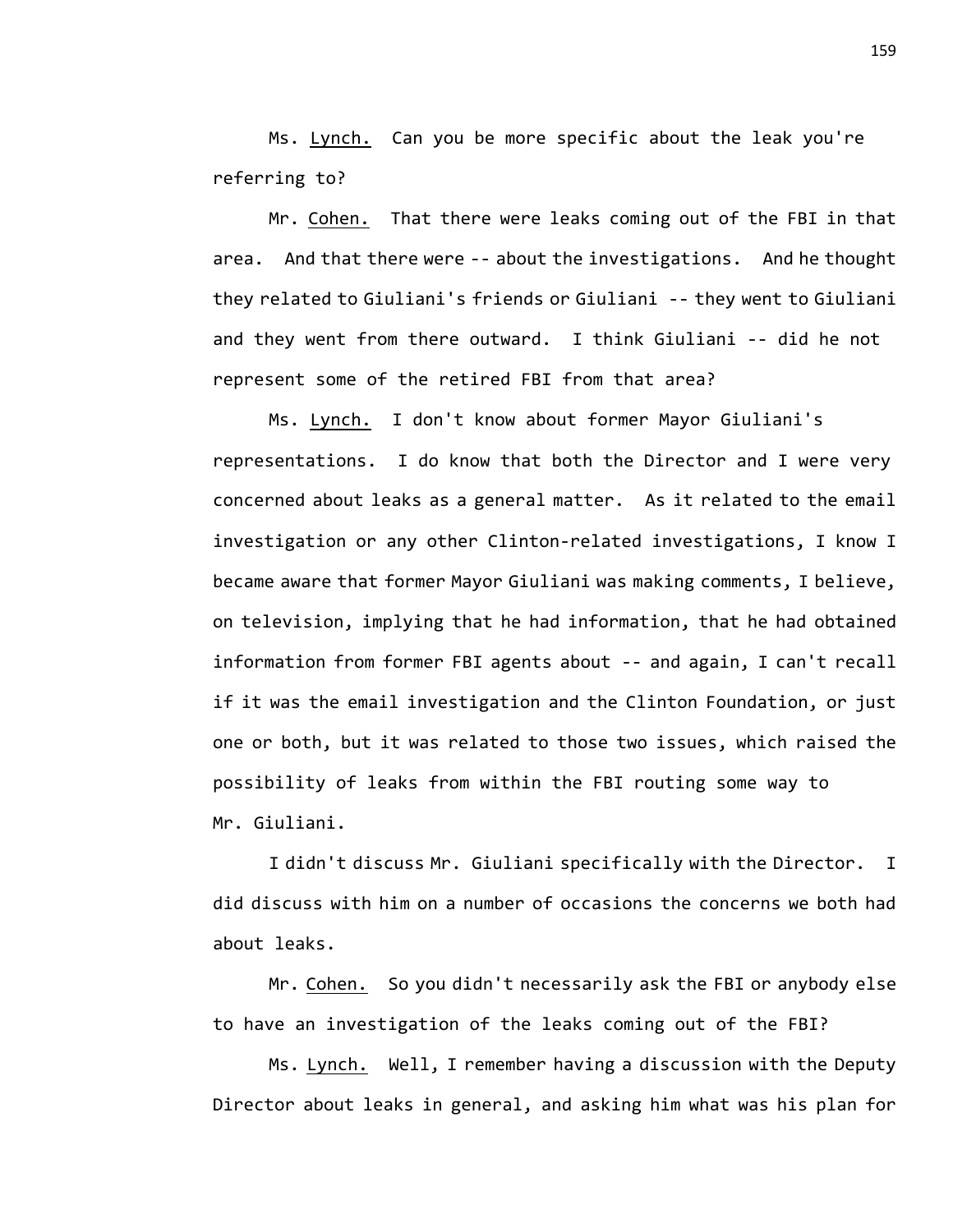Ms. Lynch. Can you be more specific about the leak you're referring to?

Mr. Cohen. That there were leaks coming out of the FBI in that area. And that there were -- about the investigations. And he thought they related to Giuliani's friends or Giuliani -- they went to Giuliani and they went from there outward. I think Giuliani -- did he not represent some of the retired FBI from that area?

Ms. Lynch. I don't know about former Mayor Giuliani's representations. I do know that both the Director and I were very concerned about leaks as a general matter. As it related to the email investigation or any other Clinton-related investigations, I know I became aware that former Mayor Giuliani was making comments, I believe, on television, implying that he had information, that he had obtained information from former FBI agents about -- and again, I can't recall if it was the email investigation and the Clinton Foundation, or just one or both, but it was related to those two issues, which raised the possibility of leaks from within the FBI routing some way to Mr. Giuliani.

I didn't discuss Mr. Giuliani specifically with the Director. I did discuss with him on a number of occasions the concerns we both had about leaks.

Mr. Cohen. So you didn't necessarily ask the FBI or anybody else to have an investigation of the leaks coming out of the FBI?

Ms. Lynch. Well, I remember having a discussion with the Deputy Director about leaks in general, and asking him what was his plan for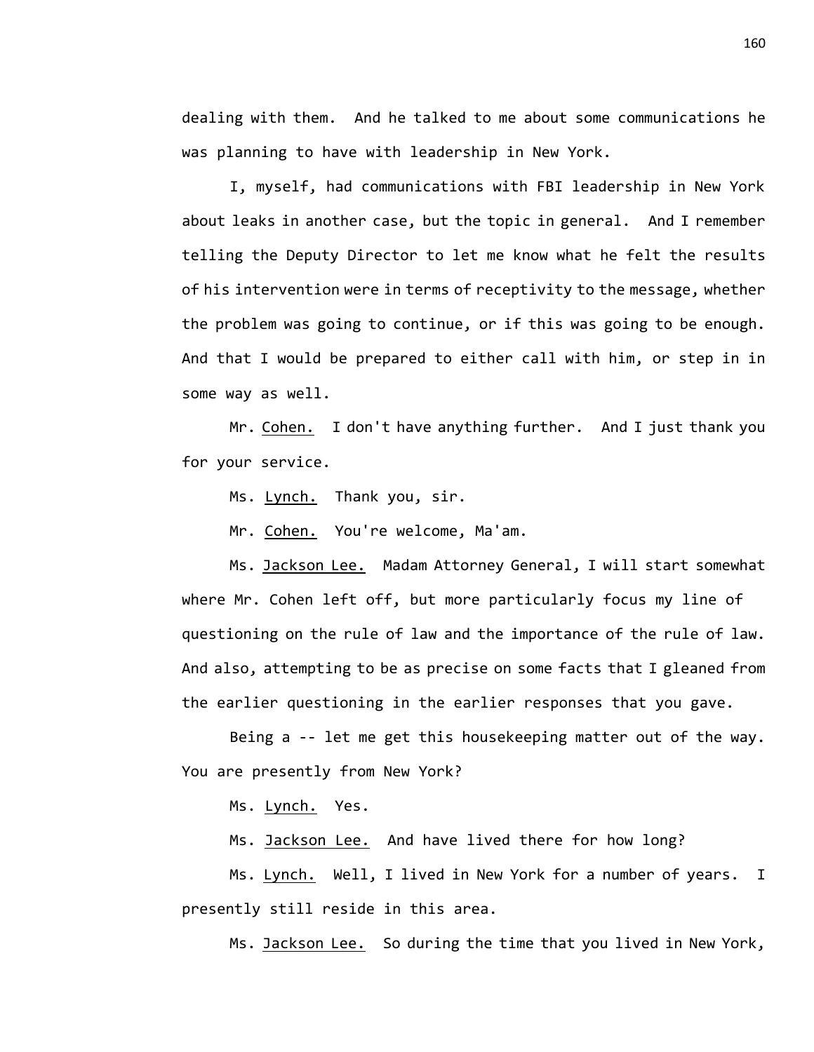dealing with them. And he talked to me about some communications he was planning to have with leadership in New York.

I, myself, had communications with FBI leadership in New York about leaks in another case, but the topic in general. And I remember telling the Deputy Director to let me know what he felt the results of his intervention were in terms of receptivity to the message, whether the problem was going to continue, or if this was going to be enough. And that I would be prepared to either call with him, or step in in some way as well.

Mr. Cohen. I don't have anything further. And I just thank you for your service.

Ms. Lynch. Thank you, sir.

Mr. Cohen. You're welcome, Ma'am.

Ms. Jackson Lee. Madam Attorney General, I will start somewhat where Mr. Cohen left off, but more particularly focus my line of questioning on the rule of law and the importance of the rule of law. And also, attempting to be as precise on some facts that I gleaned from the earlier questioning in the earlier responses that you gave.

Being a -- let me get this housekeeping matter out of the way. You are presently from New York?

Ms. Lynch. Yes.

Ms. Jackson Lee. And have lived there for how long?

Ms. Lynch. Well, I lived in New York for a number of years. I presently still reside in this area.

Ms. Jackson Lee. So during the time that you lived in New York,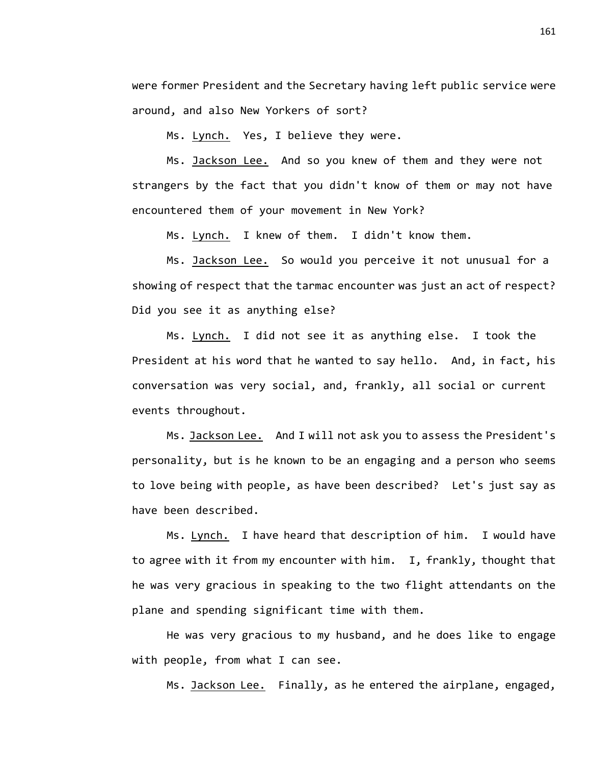were former President and the Secretary having left public service were around, and also New Yorkers of sort?

Ms. Lynch. Yes, I believe they were.

Ms. Jackson Lee. And so you knew of them and they were not strangers by the fact that you didn't know of them or may not have encountered them of your movement in New York?

Ms. Lynch. I knew of them. I didn't know them.

Ms. Jackson Lee. So would you perceive it not unusual for a showing of respect that the tarmac encounter was just an act of respect? Did you see it as anything else?

Ms. Lynch. I did not see it as anything else. I took the President at his word that he wanted to say hello. And, in fact, his conversation was very social, and, frankly, all social or current events throughout.

Ms. Jackson Lee. And I will not ask you to assess the President's personality, but is he known to be an engaging and a person who seems to love being with people, as have been described? Let's just say as have been described.

Ms. Lynch. I have heard that description of him. I would have to agree with it from my encounter with him. I, frankly, thought that he was very gracious in speaking to the two flight attendants on the plane and spending significant time with them.

He was very gracious to my husband, and he does like to engage with people, from what I can see.

Ms. Jackson Lee. Finally, as he entered the airplane, engaged,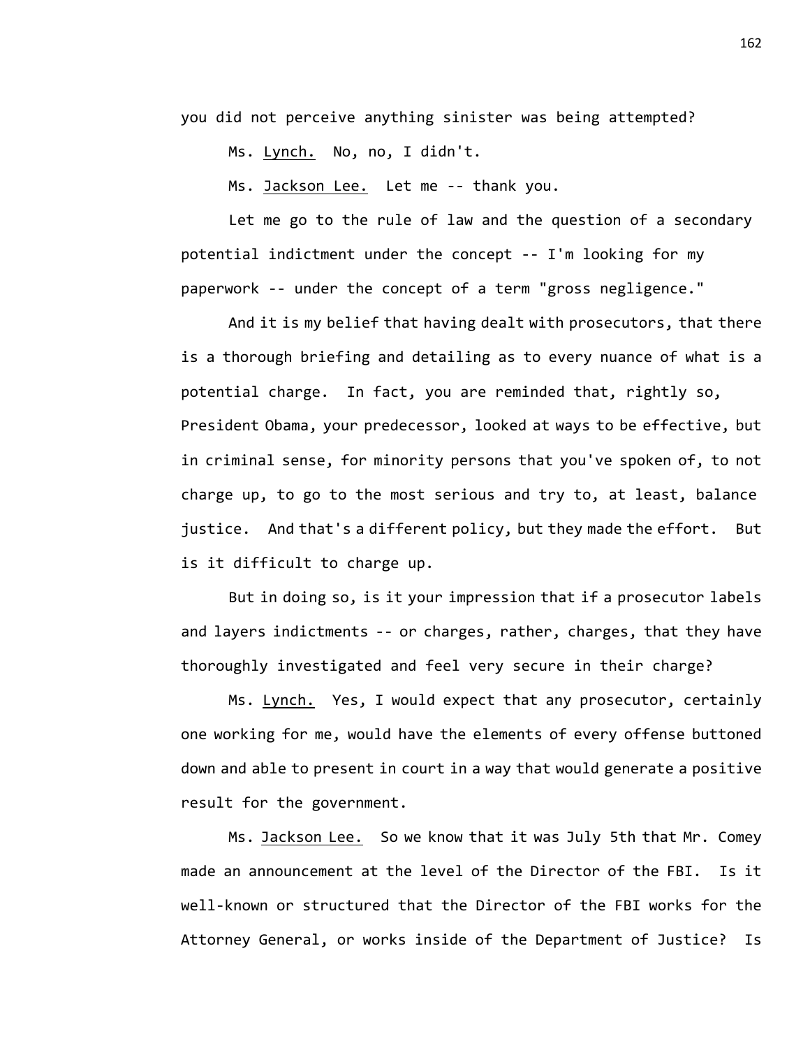you did not perceive anything sinister was being attempted?

Ms. Lynch. No, no, I didn't.

Ms. Jackson Lee. Let me -- thank you.

Let me go to the rule of law and the question of a secondary potential indictment under the concept -- I'm looking for my paperwork -- under the concept of a term "gross negligence."

And it is my belief that having dealt with prosecutors, that there is a thorough briefing and detailing as to every nuance of what is a potential charge. In fact, you are reminded that, rightly so, President Obama, your predecessor, looked at ways to be effective, but in criminal sense, for minority persons that you've spoken of, to not charge up, to go to the most serious and try to, at least, balance justice. And that's a different policy, but they made the effort. But is it difficult to charge up.

But in doing so, is it your impression that if a prosecutor labels and layers indictments -- or charges, rather, charges, that they have thoroughly investigated and feel very secure in their charge?

Ms. Lynch. Yes, I would expect that any prosecutor, certainly one working for me, would have the elements of every offense buttoned down and able to present in court in a way that would generate a positive result for the government.

Ms. Jackson Lee. So we know that it was July 5th that Mr. Comey made an announcement at the level of the Director of the FBI. Is it well-known or structured that the Director of the FBI works for the Attorney General, or works inside of the Department of Justice? Is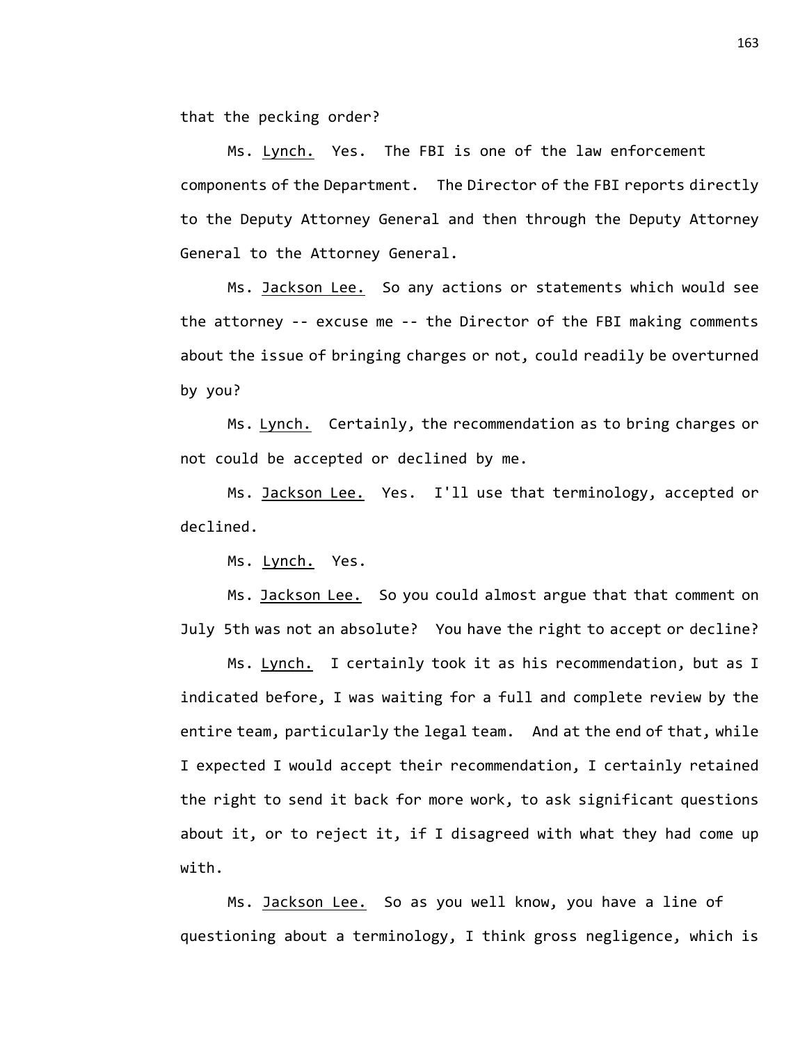that the pecking order?

Ms. Lynch. Yes. The FBI is one of the law enforcement components of the Department. The Director of the FBI reports directly to the Deputy Attorney General and then through the Deputy Attorney General to the Attorney General.

Ms. Jackson Lee. So any actions or statements which would see the attorney -- excuse me -- the Director of the FBI making comments about the issue of bringing charges or not, could readily be overturned by you?

Ms. Lynch. Certainly, the recommendation as to bring charges or not could be accepted or declined by me.

Ms. Jackson Lee. Yes. I'll use that terminology, accepted or declined.

Ms. Lynch. Yes.

Ms. Jackson Lee. So you could almost argue that that comment on July 5th was not an absolute? You have the right to accept or decline?

Ms. Lynch. I certainly took it as his recommendation, but as I indicated before, I was waiting for a full and complete review by the entire team, particularly the legal team. And at the end of that, while I expected I would accept their recommendation, I certainly retained the right to send it back for more work, to ask significant questions about it, or to reject it, if I disagreed with what they had come up with.

Ms. Jackson Lee. So as you well know, you have a line of questioning about a terminology, I think gross negligence, which is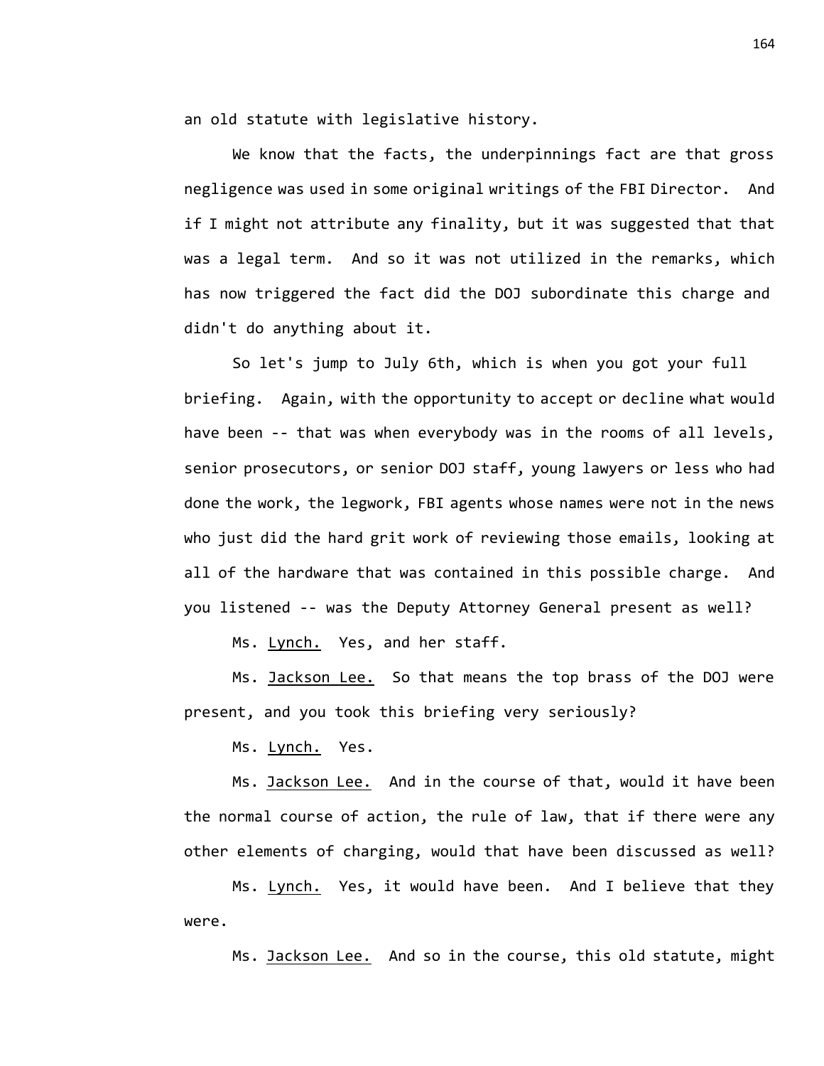an old statute with legislative history.

We know that the facts, the underpinnings fact are that gross negligence was used in some original writings of the FBI Director. And if I might not attribute any finality, but it was suggested that that was a legal term. And so it was not utilized in the remarks, which has now triggered the fact did the DOJ subordinate this charge and didn't do anything about it.

So let's jump to July 6th, which is when you got your full briefing. Again, with the opportunity to accept or decline what would have been -- that was when everybody was in the rooms of all levels, senior prosecutors, or senior DOJ staff, young lawyers or less who had done the work, the legwork, FBI agents whose names were not in the news who just did the hard grit work of reviewing those emails, looking at all of the hardware that was contained in this possible charge. And you listened -- was the Deputy Attorney General present as well?

Ms. Lynch. Yes, and her staff.

Ms. Jackson Lee. So that means the top brass of the DOJ were present, and you took this briefing very seriously?

Ms. Lynch. Yes.

Ms. Jackson Lee. And in the course of that, would it have been the normal course of action, the rule of law, that if there were any other elements of charging, would that have been discussed as well?

Ms. Lynch. Yes, it would have been. And I believe that they were.

Ms. Jackson Lee. And so in the course, this old statute, might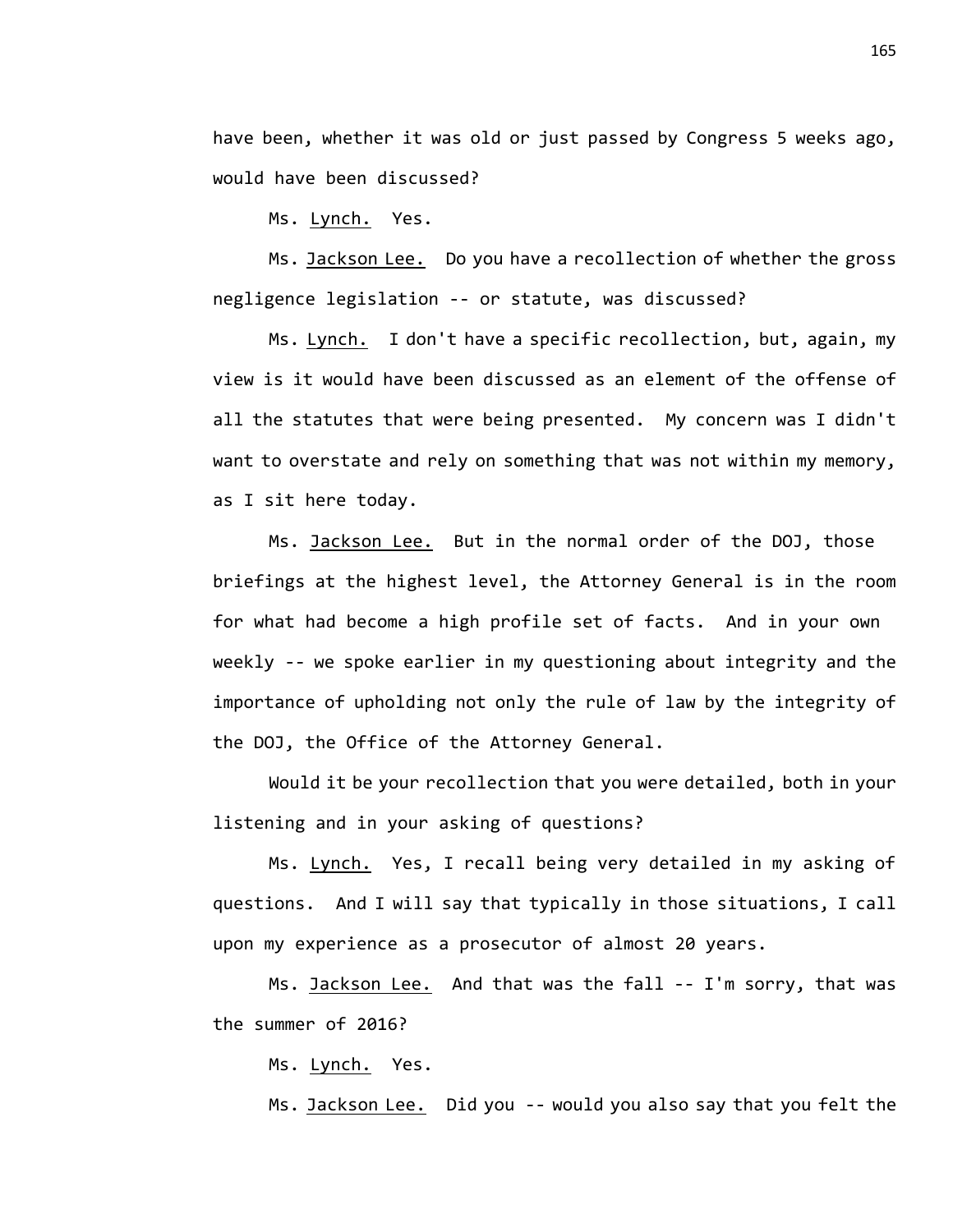have been, whether it was old or just passed by Congress 5 weeks ago, would have been discussed?

Ms. Lynch. Yes.

Ms. Jackson Lee. Do you have a recollection of whether the gross negligence legislation -- or statute, was discussed?

Ms. Lynch. I don't have a specific recollection, but, again, my view is it would have been discussed as an element of the offense of all the statutes that were being presented. My concern was I didn't want to overstate and rely on something that was not within my memory, as I sit here today.

Ms. Jackson Lee. But in the normal order of the DOJ, those briefings at the highest level, the Attorney General is in the room for what had become a high profile set of facts. And in your own weekly -- we spoke earlier in my questioning about integrity and the importance of upholding not only the rule of law by the integrity of the DOJ, the Office of the Attorney General.

Would it be your recollection that you were detailed, both in your listening and in your asking of questions?

Ms. Lynch. Yes, I recall being very detailed in my asking of questions. And I will say that typically in those situations, I call upon my experience as a prosecutor of almost 20 years.

Ms. Jackson Lee. And that was the fall -- I'm sorry, that was the summer of 2016?

Ms. Lynch. Yes.

Ms. Jackson Lee. Did you -- would you also say that you felt the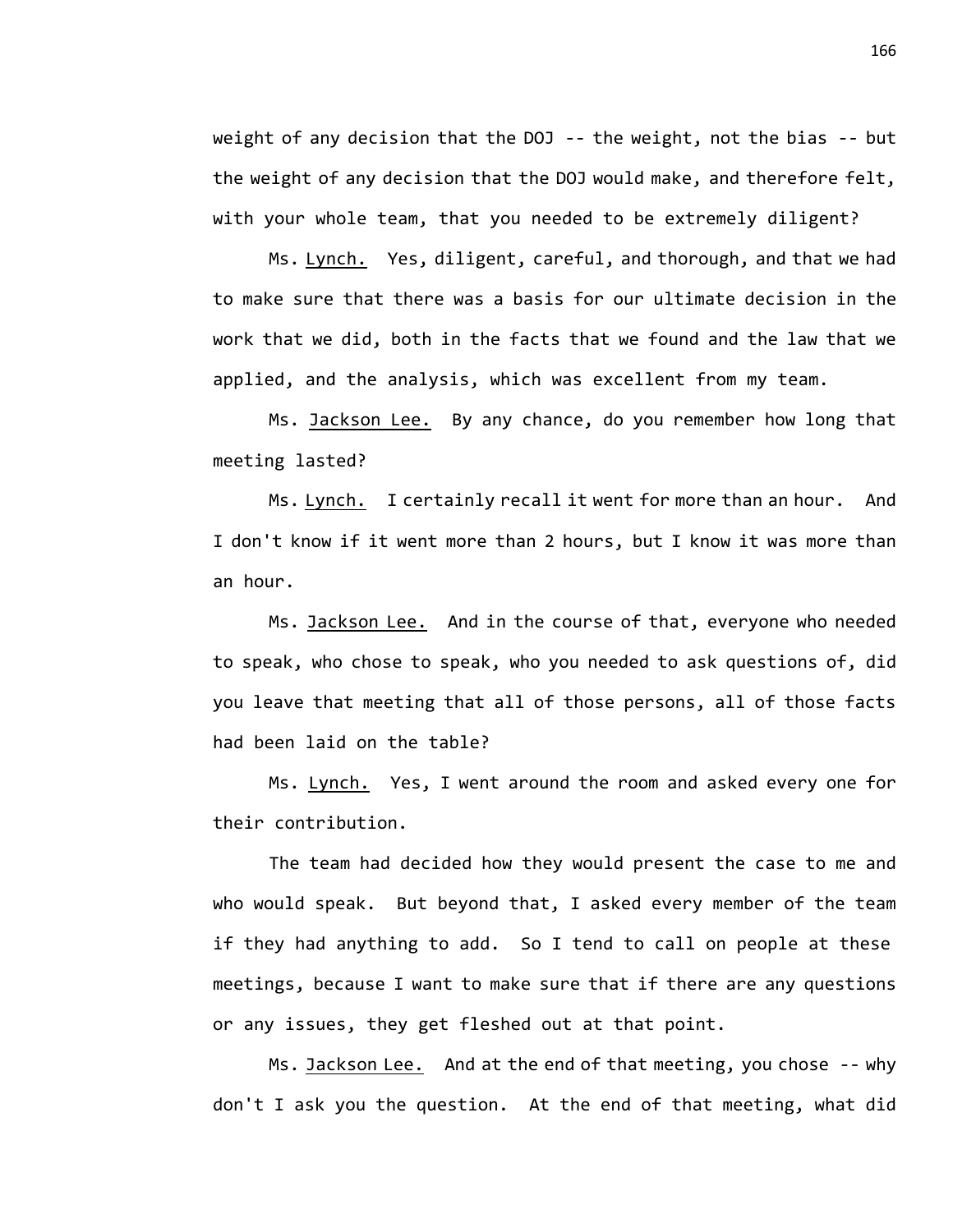weight of any decision that the DOJ -- the weight, not the bias -- but the weight of any decision that the DOJ would make, and therefore felt, with your whole team, that you needed to be extremely diligent?

Ms. Lynch. Yes, diligent, careful, and thorough, and that we had to make sure that there was a basis for our ultimate decision in the work that we did, both in the facts that we found and the law that we applied, and the analysis, which was excellent from my team.

Ms. Jackson Lee. By any chance, do you remember how long that meeting lasted?

Ms. Lynch. I certainly recall it went for more than an hour. And I don't know if it went more than 2 hours, but I know it was more than an hour.

Ms. Jackson Lee. And in the course of that, everyone who needed to speak, who chose to speak, who you needed to ask questions of, did you leave that meeting that all of those persons, all of those facts had been laid on the table?

Ms. Lynch. Yes, I went around the room and asked every one for their contribution.

The team had decided how they would present the case to me and who would speak. But beyond that, I asked every member of the team if they had anything to add. So I tend to call on people at these meetings, because I want to make sure that if there are any questions or any issues, they get fleshed out at that point.

Ms. Jackson Lee. And at the end of that meeting, you chose -- why don't I ask you the question. At the end of that meeting, what did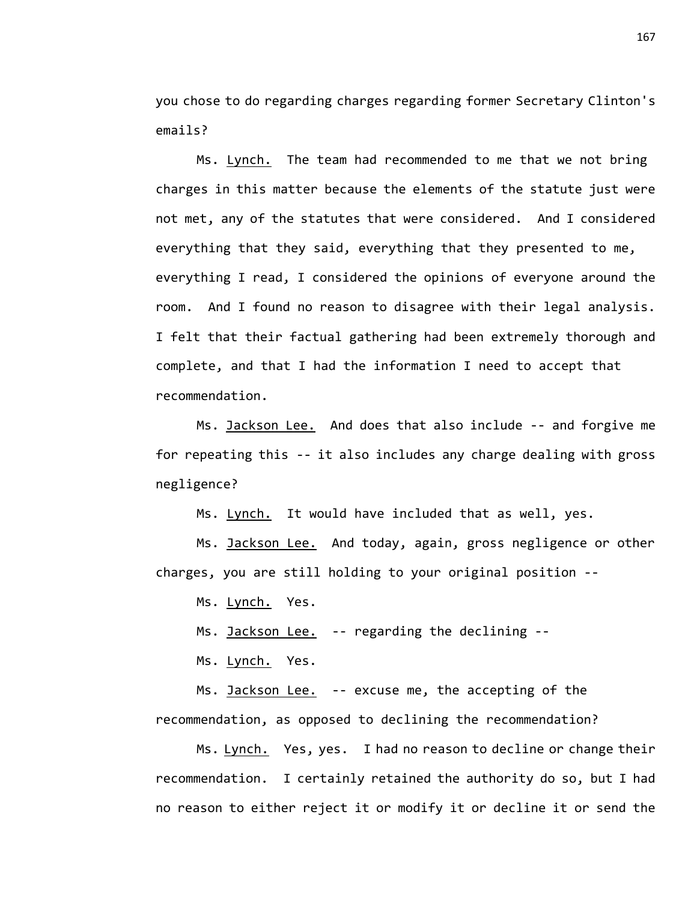you chose to do regarding charges regarding former Secretary Clinton's emails?

Ms. Lynch. The team had recommended to me that we not bring charges in this matter because the elements of the statute just were not met, any of the statutes that were considered. And I considered everything that they said, everything that they presented to me, everything I read, I considered the opinions of everyone around the room. And I found no reason to disagree with their legal analysis. I felt that their factual gathering had been extremely thorough and complete, and that I had the information I need to accept that recommendation.

Ms. Jackson Lee. And does that also include -- and forgive me for repeating this -- it also includes any charge dealing with gross negligence?

Ms. Lynch. It would have included that as well, yes.

Ms. Jackson Lee. And today, again, gross negligence or other charges, you are still holding to your original position --

Ms. Lynch. Yes.

Ms. Jackson Lee. -- regarding the declining --

Ms. Lynch. Yes.

Ms. Jackson Lee. -- excuse me, the accepting of the recommendation, as opposed to declining the recommendation?

Ms. Lynch. Yes, yes. I had no reason to decline or change their recommendation. I certainly retained the authority do so, but I had no reason to either reject it or modify it or decline it or send the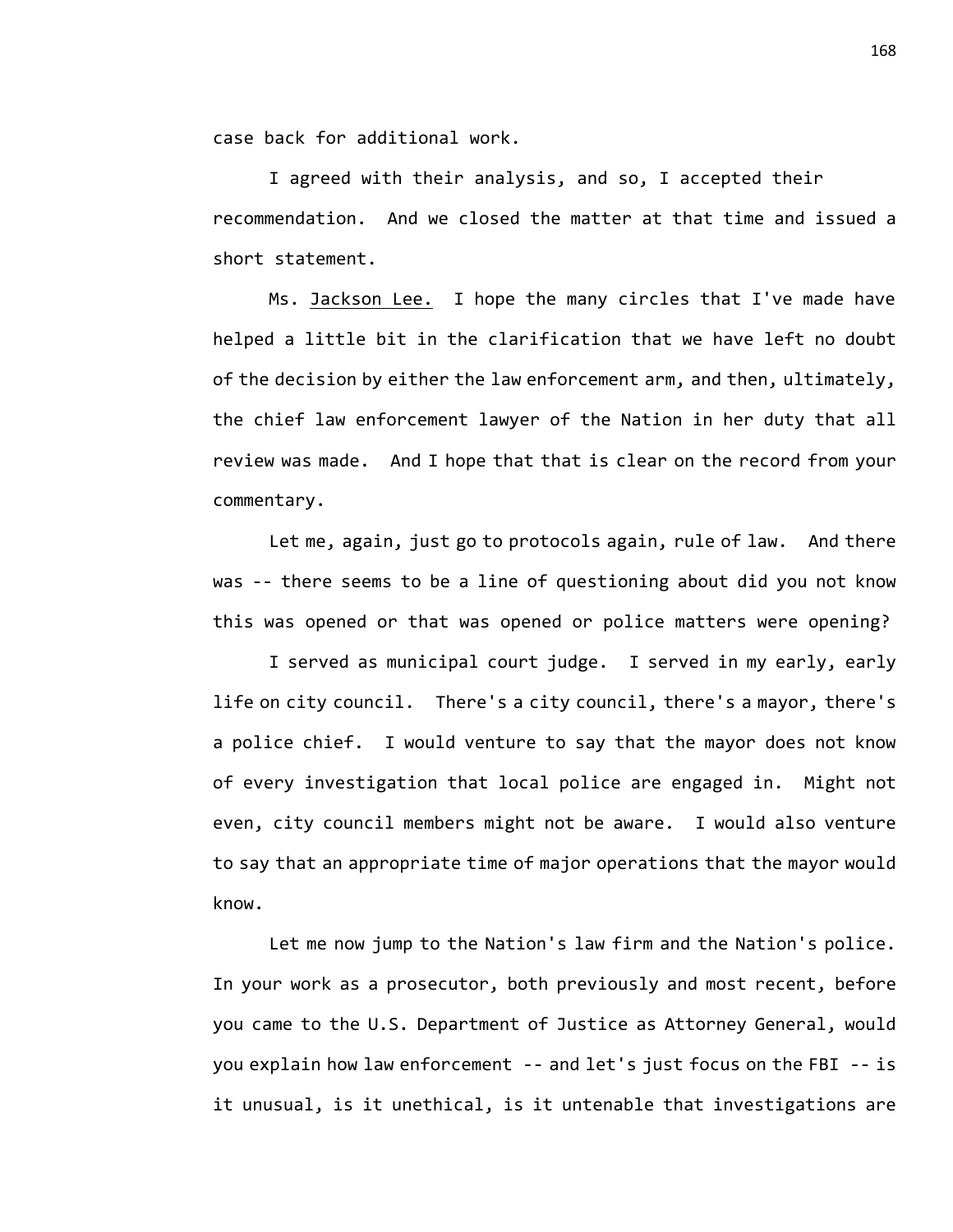case back for additional work.

I agreed with their analysis, and so, I accepted their recommendation. And we closed the matter at that time and issued a short statement.

Ms. Jackson Lee. I hope the many circles that I've made have helped a little bit in the clarification that we have left no doubt of the decision by either the law enforcement arm, and then, ultimately, the chief law enforcement lawyer of the Nation in her duty that all review was made. And I hope that that is clear on the record from your commentary.

Let me, again, just go to protocols again, rule of law. And there was -- there seems to be a line of questioning about did you not know this was opened or that was opened or police matters were opening?

I served as municipal court judge. I served in my early, early life on city council. There's a city council, there's a mayor, there's a police chief. I would venture to say that the mayor does not know of every investigation that local police are engaged in. Might not even, city council members might not be aware. I would also venture to say that an appropriate time of major operations that the mayor would know.

Let me now jump to the Nation's law firm and the Nation's police. In your work as a prosecutor, both previously and most recent, before you came to the U.S. Department of Justice as Attorney General, would you explain how law enforcement -- and let's just focus on the FBI -- is it unusual, is it unethical, is it untenable that investigations are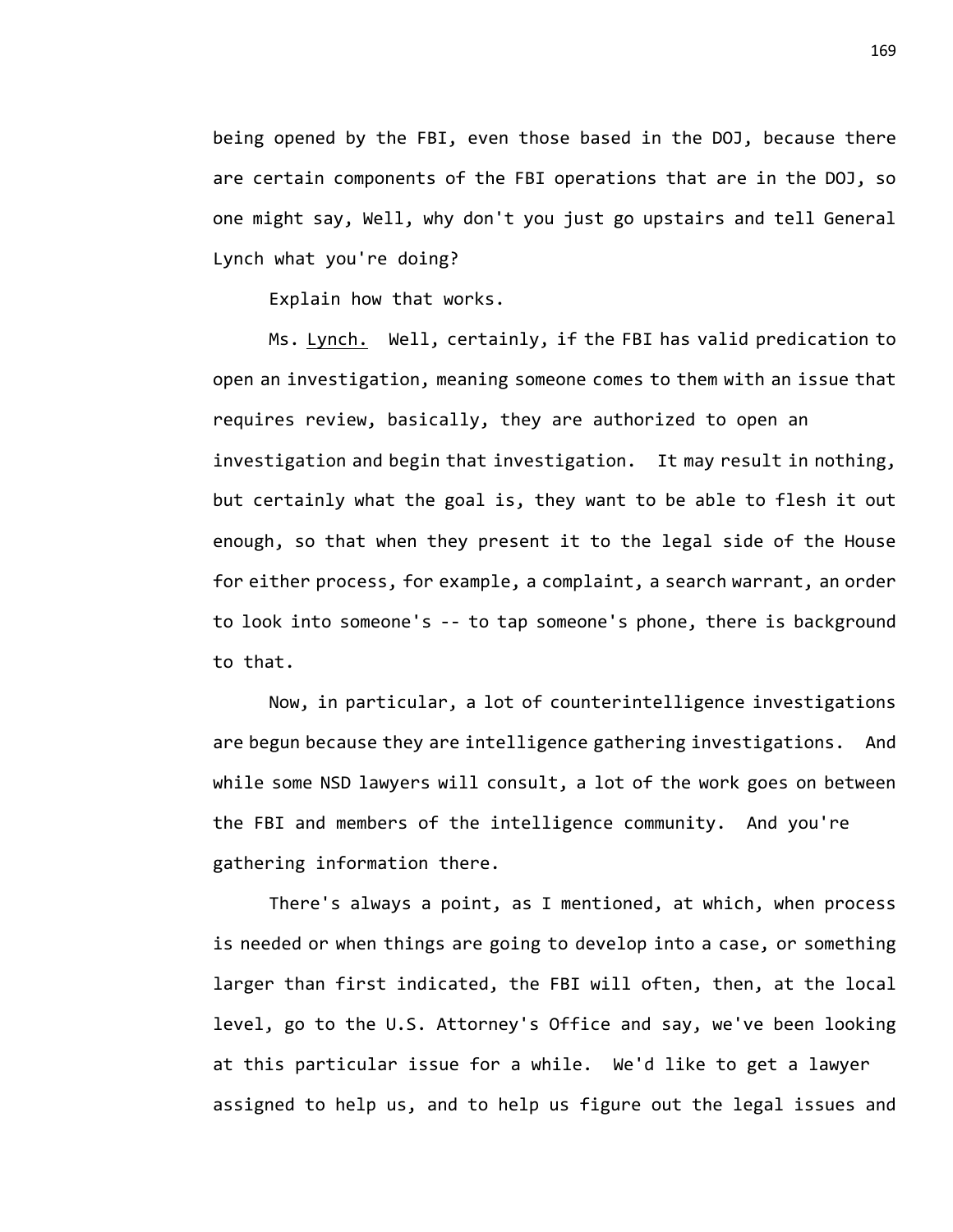being opened by the FBI, even those based in the DOJ, because there are certain components of the FBI operations that are in the DOJ, so one might say, Well, why don't you just go upstairs and tell General Lynch what you're doing?

Explain how that works.

Ms. Lynch. Well, certainly, if the FBI has valid predication to open an investigation, meaning someone comes to them with an issue that requires review, basically, they are authorized to open an investigation and begin that investigation. It may result in nothing, but certainly what the goal is, they want to be able to flesh it out enough, so that when they present it to the legal side of the House for either process, for example, a complaint, a search warrant, an order to look into someone's -- to tap someone's phone, there is background to that.

Now, in particular, a lot of counterintelligence investigations are begun because they are intelligence gathering investigations. And while some NSD lawyers will consult, a lot of the work goes on between the FBI and members of the intelligence community. And you're gathering information there.

There's always a point, as I mentioned, at which, when process is needed or when things are going to develop into a case, or something larger than first indicated, the FBI will often, then, at the local level, go to the U.S. Attorney's Office and say, we've been looking at this particular issue for a while. We'd like to get a lawyer assigned to help us, and to help us figure out the legal issues and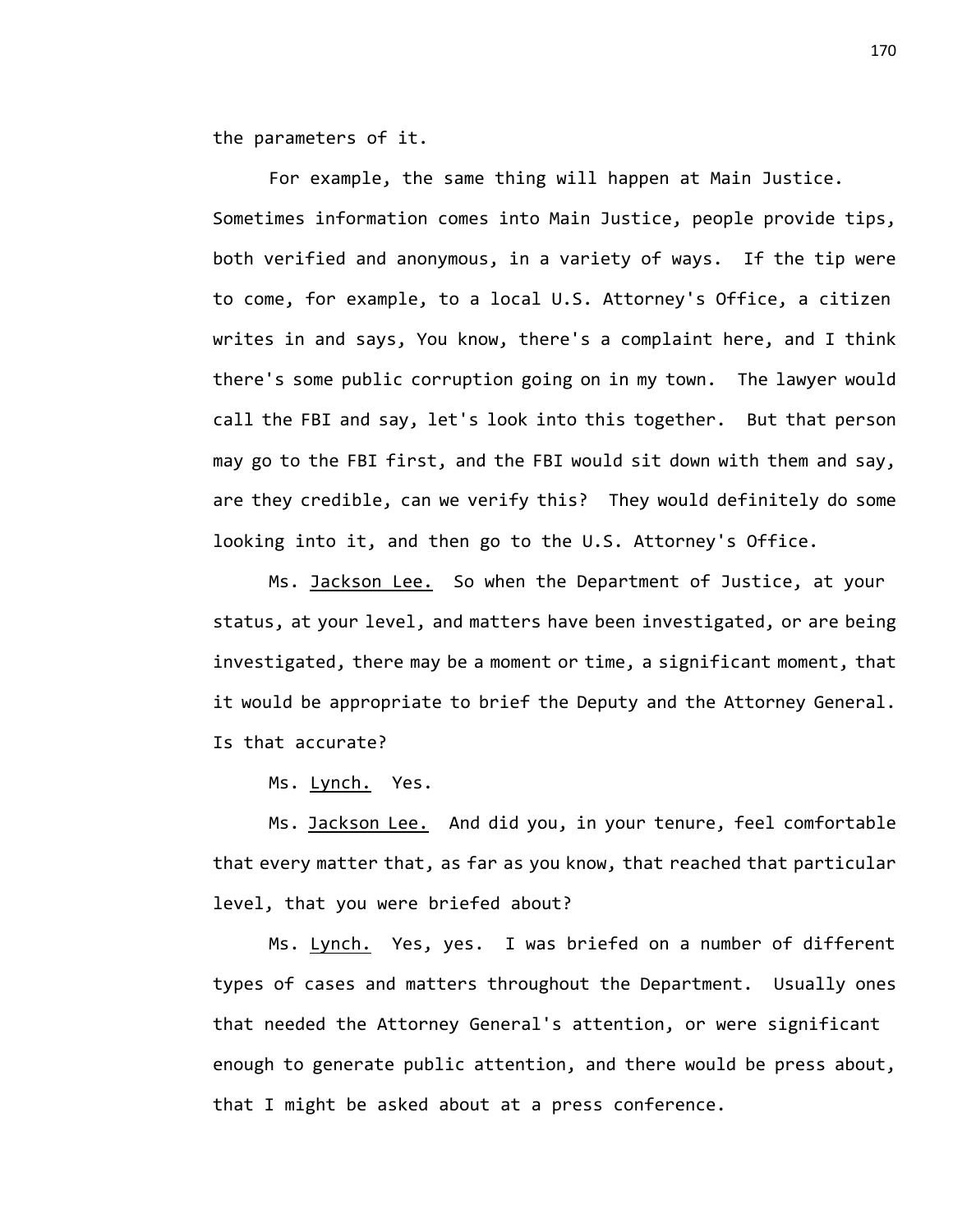the parameters of it.

For example, the same thing will happen at Main Justice. Sometimes information comes into Main Justice, people provide tips, both verified and anonymous, in a variety of ways. If the tip were to come, for example, to a local U.S. Attorney's Office, a citizen writes in and says, You know, there's a complaint here, and I think there's some public corruption going on in my town. The lawyer would call the FBI and say, let's look into this together. But that person may go to the FBI first, and the FBI would sit down with them and say, are they credible, can we verify this? They would definitely do some looking into it, and then go to the U.S. Attorney's Office.

Ms. Jackson Lee. So when the Department of Justice, at your status, at your level, and matters have been investigated, or are being investigated, there may be a moment or time, a significant moment, that it would be appropriate to brief the Deputy and the Attorney General. Is that accurate?

Ms. Lynch. Yes.

Ms. Jackson Lee. And did you, in your tenure, feel comfortable that every matter that, as far as you know, that reached that particular level, that you were briefed about?

Ms. Lynch. Yes, yes. I was briefed on a number of different types of cases and matters throughout the Department. Usually ones that needed the Attorney General's attention, or were significant enough to generate public attention, and there would be press about, that I might be asked about at a press conference.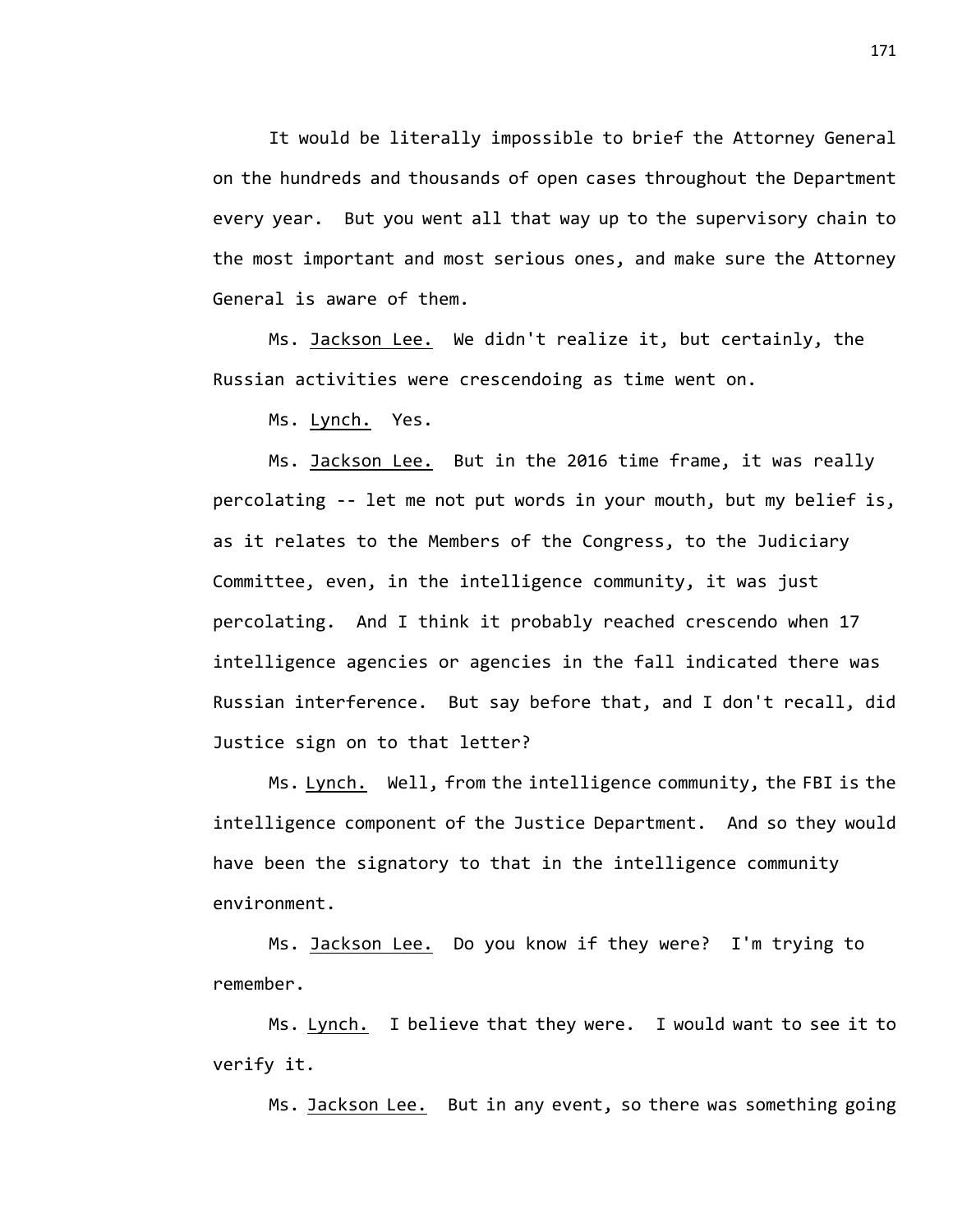It would be literally impossible to brief the Attorney General on the hundreds and thousands of open cases throughout the Department every year. But you went all that way up to the supervisory chain to the most important and most serious ones, and make sure the Attorney General is aware of them.

Ms. Jackson Lee. We didn't realize it, but certainly, the Russian activities were crescendoing as time went on.

Ms. Lynch. Yes.

Ms. Jackson Lee. But in the 2016 time frame, it was really percolating -- let me not put words in your mouth, but my belief is, as it relates to the Members of the Congress, to the Judiciary Committee, even, in the intelligence community, it was just percolating. And I think it probably reached crescendo when 17 intelligence agencies or agencies in the fall indicated there was Russian interference. But say before that, and I don't recall, did Justice sign on to that letter?

Ms. Lynch. Well, from the intelligence community, the FBI is the intelligence component of the Justice Department. And so they would have been the signatory to that in the intelligence community environment.

Ms. Jackson Lee. Do you know if they were? I'm trying to remember.

Ms. Lynch. I believe that they were. I would want to see it to verify it.

Ms. Jackson Lee. But in any event, so there was something going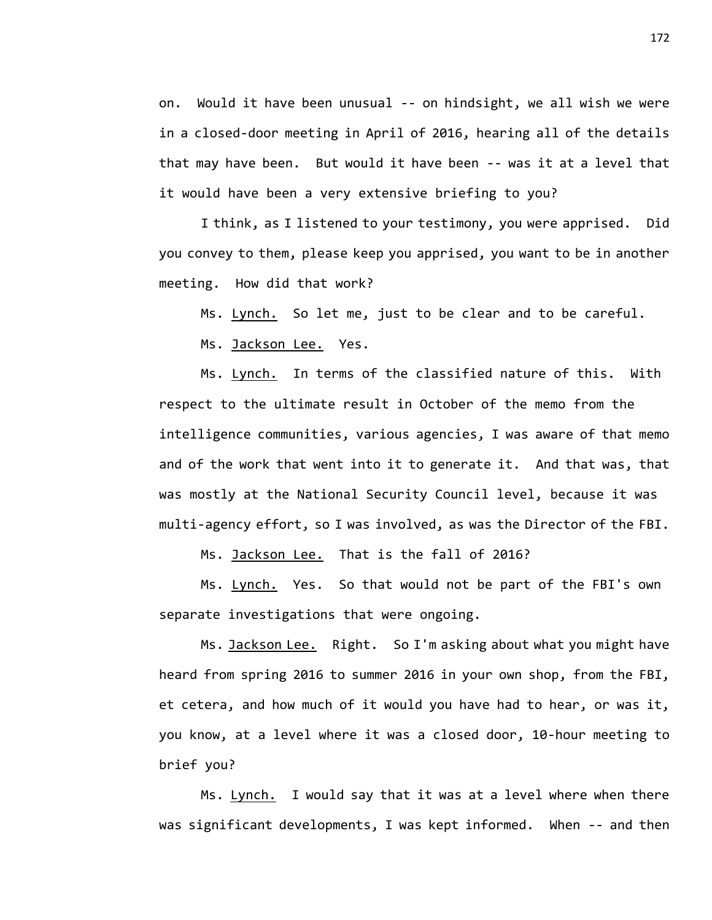on. Would it have been unusual -- on hindsight, we all wish we were in a closed-door meeting in April of 2016, hearing all of the details that may have been. But would it have been -- was it at a level that it would have been a very extensive briefing to you?

I think, as I listened to your testimony, you were apprised. Did you convey to them, please keep you apprised, you want to be in another meeting. How did that work?

Ms. Lynch. So let me, just to be clear and to be careful.

Ms. Jackson Lee. Yes.

Ms. Lynch. In terms of the classified nature of this. With respect to the ultimate result in October of the memo from the intelligence communities, various agencies, I was aware of that memo and of the work that went into it to generate it. And that was, that was mostly at the National Security Council level, because it was multi-agency effort, so I was involved, as was the Director of the FBI.

Ms. Jackson Lee. That is the fall of 2016?

Ms. Lynch. Yes. So that would not be part of the FBI's own separate investigations that were ongoing.

Ms. Jackson Lee. Right. So I'm asking about what you might have heard from spring 2016 to summer 2016 in your own shop, from the FBI, et cetera, and how much of it would you have had to hear, or was it, you know, at a level where it was a closed door, 10-hour meeting to brief you?

Ms. Lynch. I would say that it was at a level where when there was significant developments, I was kept informed. When -- and then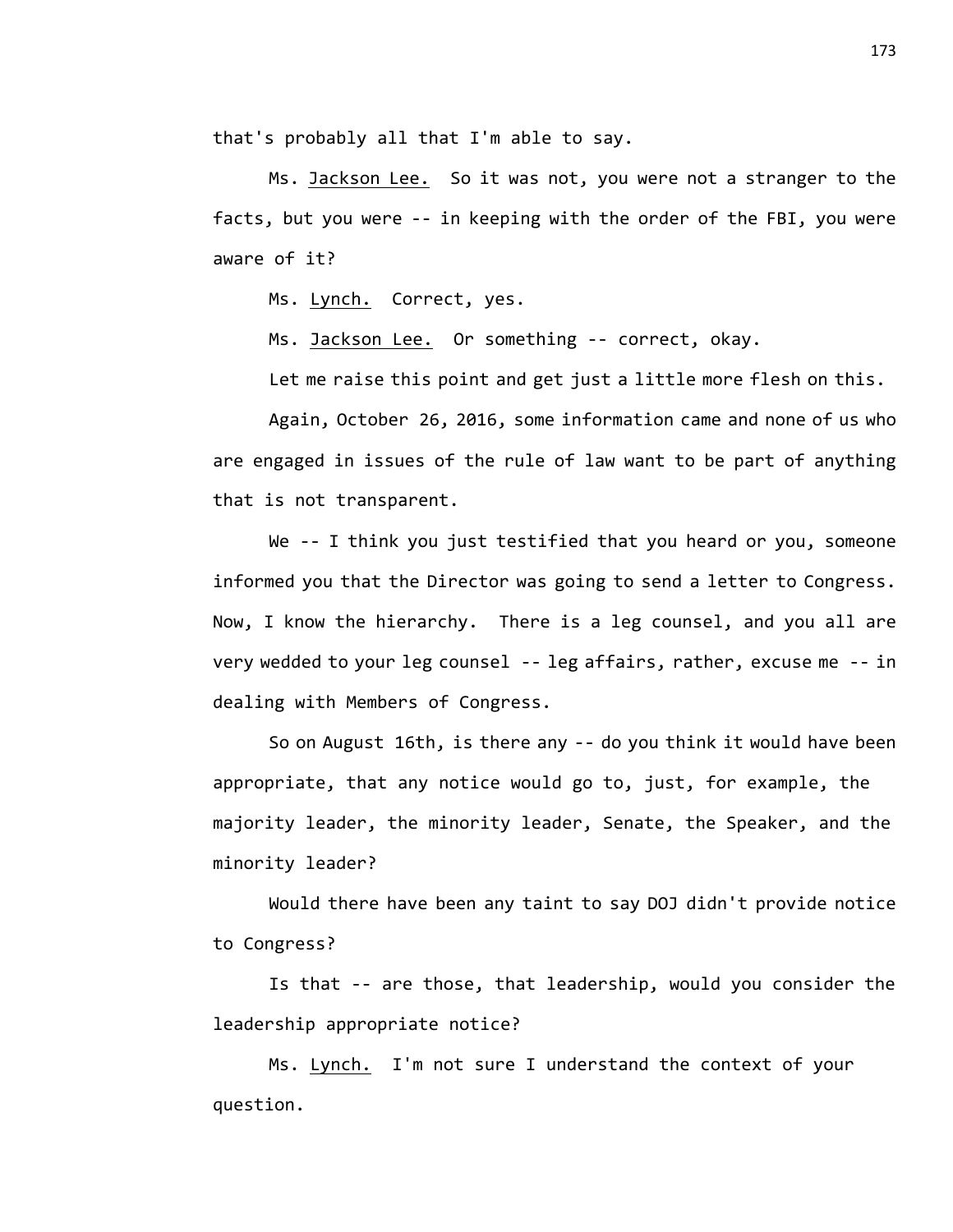that's probably all that I'm able to say.

Ms. Jackson Lee. So it was not, you were not a stranger to the facts, but you were -- in keeping with the order of the FBI, you were aware of it?

Ms. Lynch. Correct, yes.

Ms. Jackson Lee. Or something -- correct, okay.

Let me raise this point and get just a little more flesh on this.

Again, October 26, 2016, some information came and none of us who are engaged in issues of the rule of law want to be part of anything that is not transparent.

We -- I think you just testified that you heard or you, someone informed you that the Director was going to send a letter to Congress. Now, I know the hierarchy. There is a leg counsel, and you all are very wedded to your leg counsel -- leg affairs, rather, excuse me -- in dealing with Members of Congress.

So on August 16th, is there any -- do you think it would have been appropriate, that any notice would go to, just, for example, the majority leader, the minority leader, Senate, the Speaker, and the minority leader?

Would there have been any taint to say DOJ didn't provide notice to Congress?

Is that -- are those, that leadership, would you consider the leadership appropriate notice?

Ms. Lynch. I'm not sure I understand the context of your question.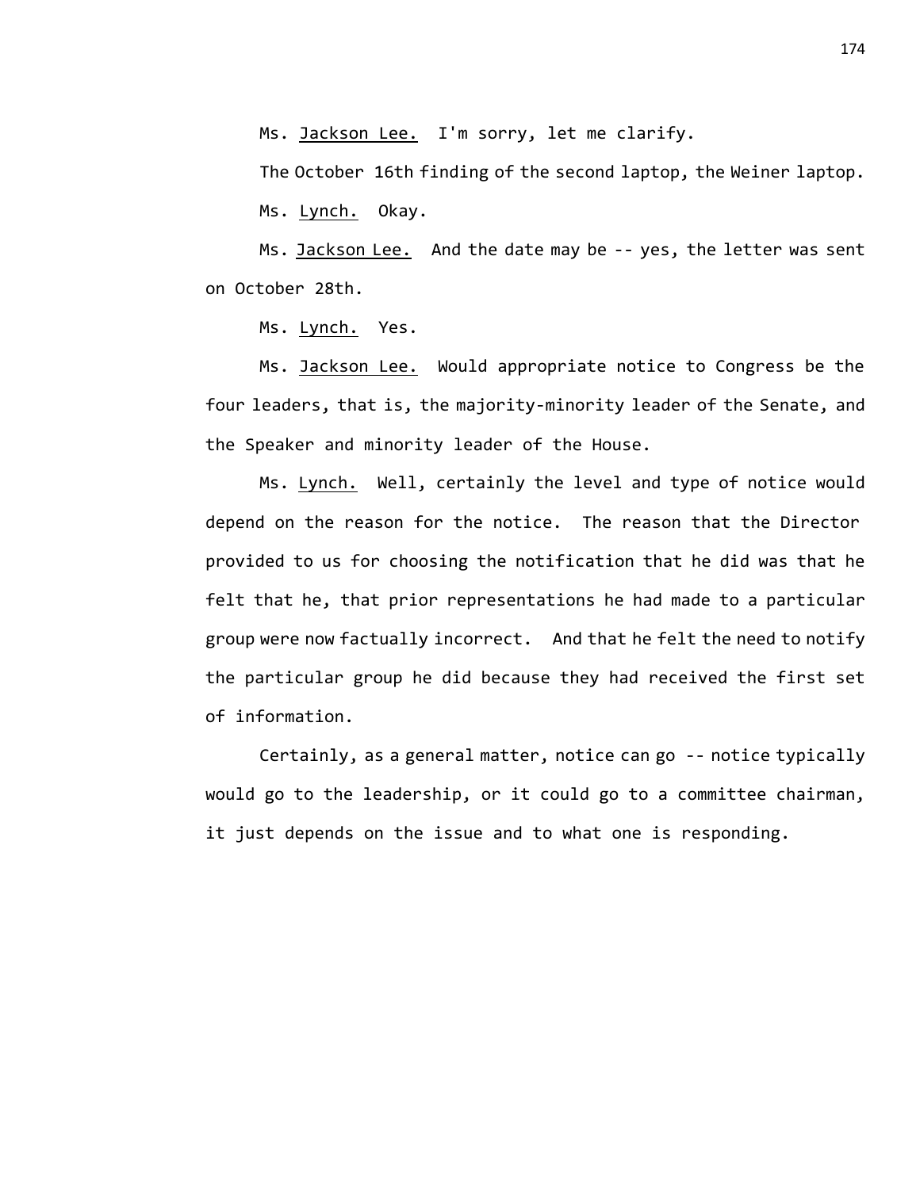Ms. Jackson Lee. I'm sorry, let me clarify.

The October 16th finding of the second laptop, the Weiner laptop.

Ms. Lynch. Okay.

Ms. Jackson Lee. And the date may be -- yes, the letter was sent on October 28th.

Ms. Lynch. Yes.

Ms. Jackson Lee. Would appropriate notice to Congress be the four leaders, that is, the majority-minority leader of the Senate, and the Speaker and minority leader of the House.

Ms. Lynch. Well, certainly the level and type of notice would depend on the reason for the notice. The reason that the Director provided to us for choosing the notification that he did was that he felt that he, that prior representations he had made to a particular group were now factually incorrect. And that he felt the need to notify the particular group he did because they had received the first set of information.

Certainly, as a general matter, notice can go -- notice typically would go to the leadership, or it could go to a committee chairman, it just depends on the issue and to what one is responding.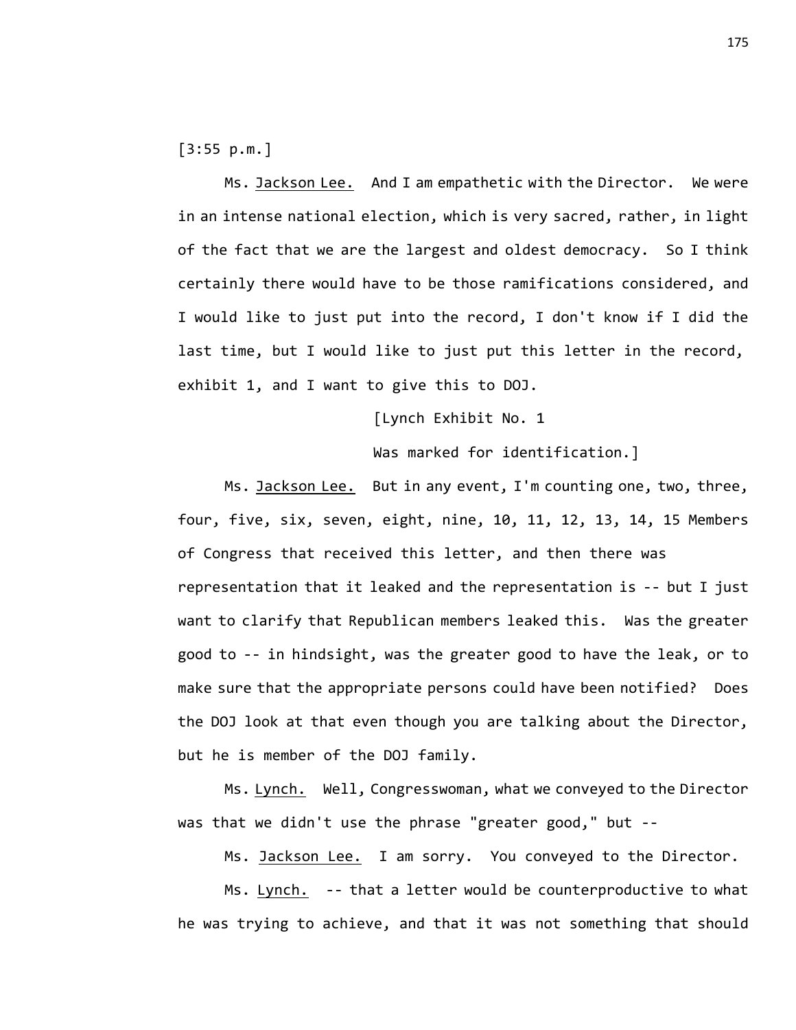[3:55 p.m.]

Ms. Jackson Lee. And I am empathetic with the Director. We were in an intense national election, which is very sacred, rather, in light of the fact that we are the largest and oldest democracy. So I think certainly there would have to be those ramifications considered, and I would like to just put into the record, I don't know if I did the last time, but I would like to just put this letter in the record, exhibit 1, and I want to give this to DOJ.

[Lynch Exhibit No. 1

Was marked for identification.]

Ms. Jackson Lee. But in any event, I'm counting one, two, three, four, five, six, seven, eight, nine, 10, 11, 12, 13, 14, 15 Members of Congress that received this letter, and then there was representation that it leaked and the representation is -- but I just want to clarify that Republican members leaked this. Was the greater good to -- in hindsight, was the greater good to have the leak, or to make sure that the appropriate persons could have been notified? Does the DOJ look at that even though you are talking about the Director, but he is member of the DOJ family.

Ms. Lynch. Well, Congresswoman, what we conveyed to the Director was that we didn't use the phrase "greater good," but --

Ms. Jackson Lee. I am sorry. You conveyed to the Director.

Ms. Lynch. -- that a letter would be counterproductive to what he was trying to achieve, and that it was not something that should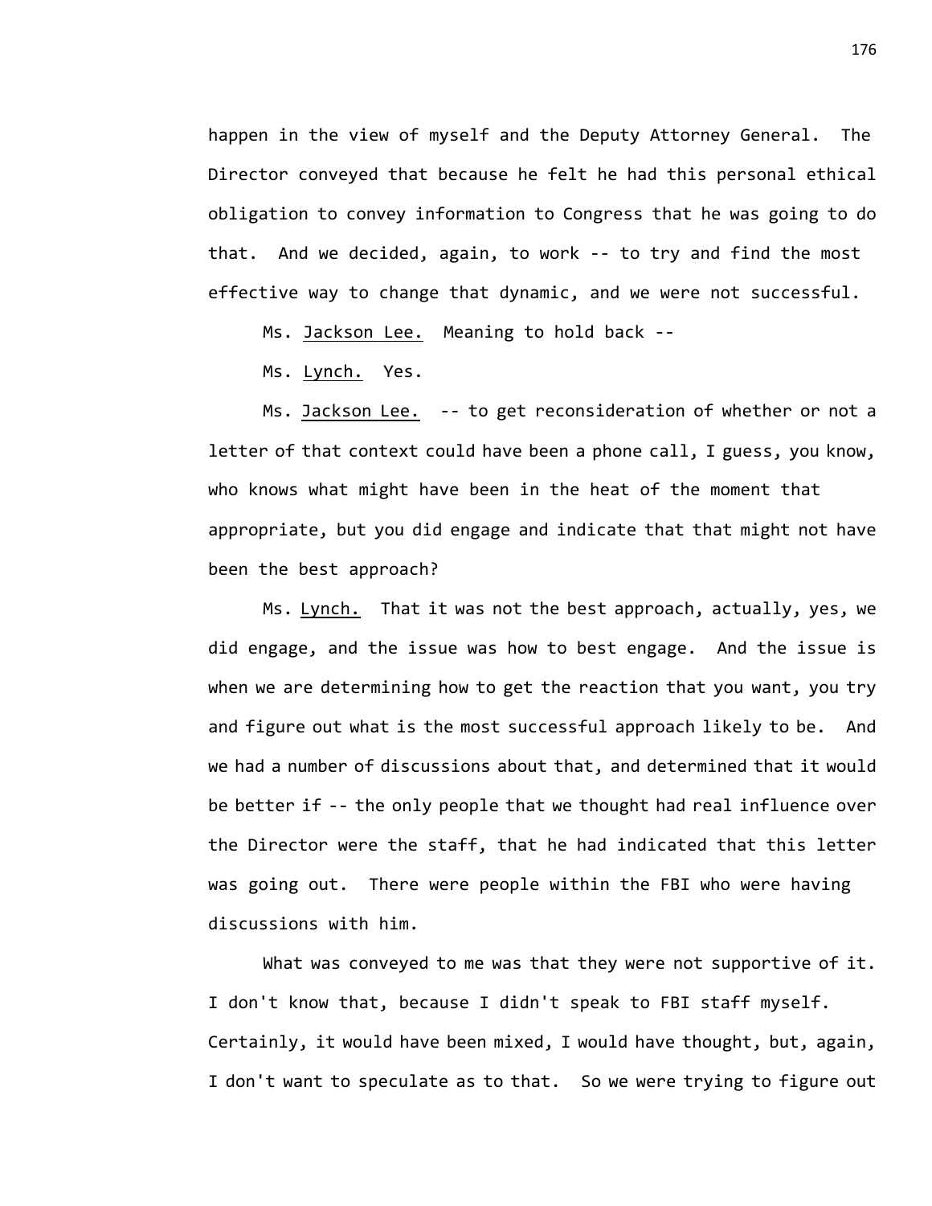happen in the view of myself and the Deputy Attorney General. The Director conveyed that because he felt he had this personal ethical obligation to convey information to Congress that he was going to do that. And we decided, again, to work -- to try and find the most effective way to change that dynamic, and we were not successful.

Ms. Jackson Lee. Meaning to hold back --

Ms. Lynch. Yes.

Ms. Jackson Lee. -- to get reconsideration of whether or not a letter of that context could have been a phone call, I guess, you know, who knows what might have been in the heat of the moment that appropriate, but you did engage and indicate that that might not have been the best approach?

Ms. Lynch. That it was not the best approach, actually, yes, we did engage, and the issue was how to best engage. And the issue is when we are determining how to get the reaction that you want, you try and figure out what is the most successful approach likely to be. And we had a number of discussions about that, and determined that it would be better if -- the only people that we thought had real influence over the Director were the staff, that he had indicated that this letter was going out. There were people within the FBI who were having discussions with him.

What was conveyed to me was that they were not supportive of it. I don't know that, because I didn't speak to FBI staff myself. Certainly, it would have been mixed, I would have thought, but, again, I don't want to speculate as to that. So we were trying to figure out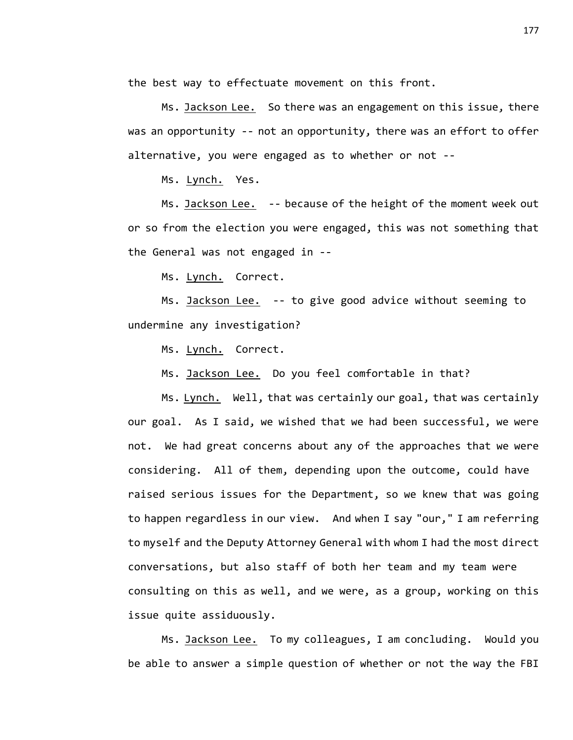the best way to effectuate movement on this front.

Ms. Jackson Lee. So there was an engagement on this issue, there was an opportunity -- not an opportunity, there was an effort to offer alternative, you were engaged as to whether or not --

Ms. Lynch. Yes.

Ms. Jackson Lee. -- because of the height of the moment week out or so from the election you were engaged, this was not something that the General was not engaged in --

Ms. Lynch. Correct.

Ms. Jackson Lee. -- to give good advice without seeming to undermine any investigation?

Ms. Lynch. Correct.

Ms. Jackson Lee. Do you feel comfortable in that?

Ms. Lynch. Well, that was certainly our goal, that was certainly our goal. As I said, we wished that we had been successful, we were not. We had great concerns about any of the approaches that we were considering. All of them, depending upon the outcome, could have raised serious issues for the Department, so we knew that was going to happen regardless in our view. And when I say "our," I am referring to myself and the Deputy Attorney General with whom I had the most direct conversations, but also staff of both her team and my team were consulting on this as well, and we were, as a group, working on this issue quite assiduously.

Ms. Jackson Lee. To my colleagues, I am concluding. Would you be able to answer a simple question of whether or not the way the FBI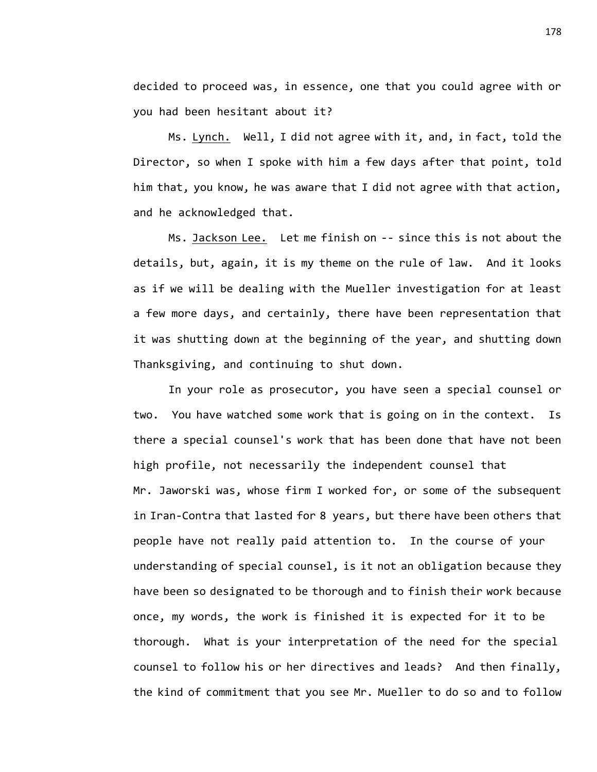decided to proceed was, in essence, one that you could agree with or you had been hesitant about it?

Ms. Lynch. Well, I did not agree with it, and, in fact, told the Director, so when I spoke with him a few days after that point, told him that, you know, he was aware that I did not agree with that action, and he acknowledged that.

Ms. Jackson Lee. Let me finish on -- since this is not about the details, but, again, it is my theme on the rule of law. And it looks as if we will be dealing with the Mueller investigation for at least a few more days, and certainly, there have been representation that it was shutting down at the beginning of the year, and shutting down Thanksgiving, and continuing to shut down.

In your role as prosecutor, you have seen a special counsel or two. You have watched some work that is going on in the context. Is there a special counsel's work that has been done that have not been high profile, not necessarily the independent counsel that Mr. Jaworski was, whose firm I worked for, or some of the subsequent in Iran-Contra that lasted for 8 years, but there have been others that people have not really paid attention to. In the course of your understanding of special counsel, is it not an obligation because they have been so designated to be thorough and to finish their work because once, my words, the work is finished it is expected for it to be thorough. What is your interpretation of the need for the special counsel to follow his or her directives and leads? And then finally, the kind of commitment that you see Mr. Mueller to do so and to follow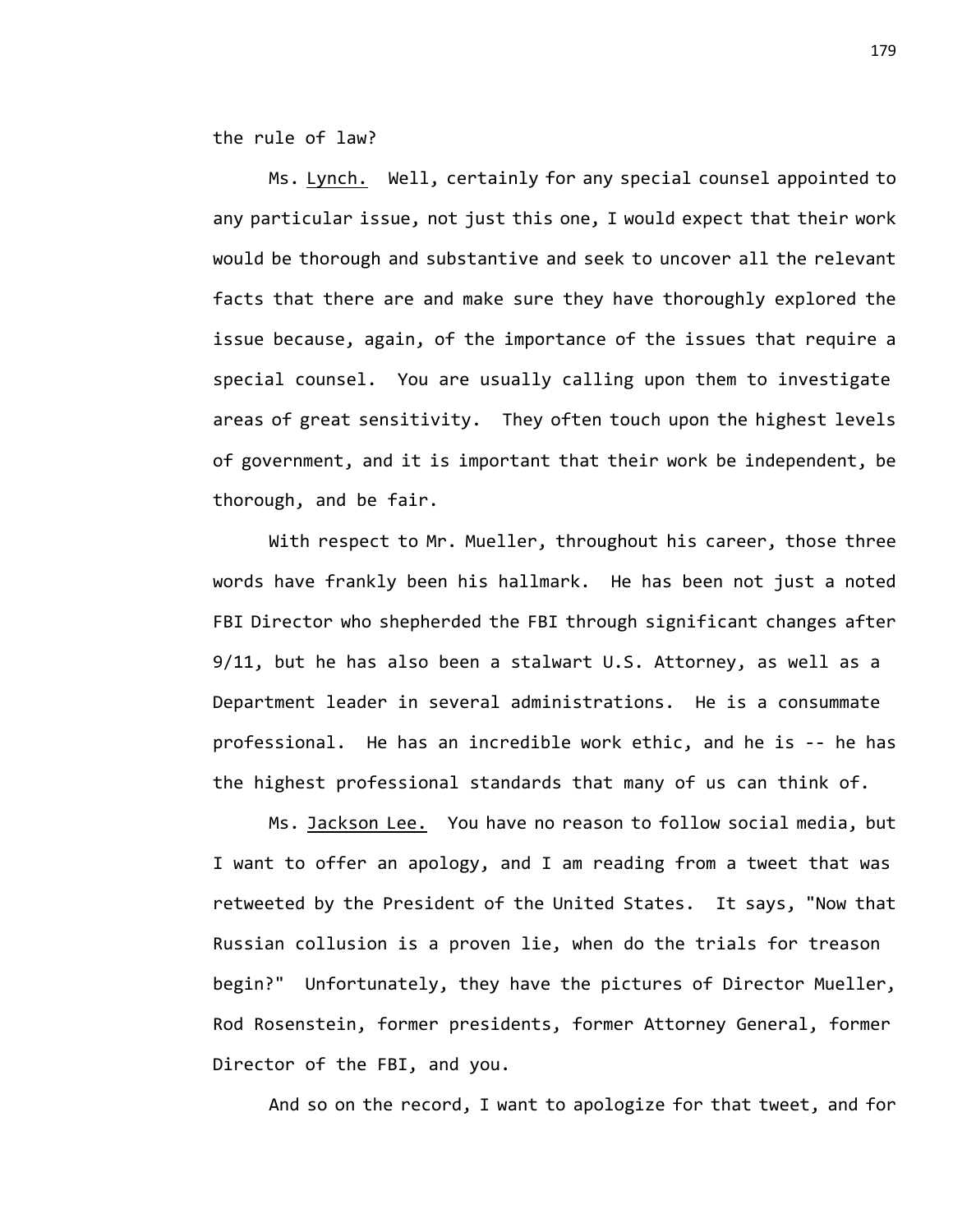the rule of law?

Ms. Lynch. Well, certainly for any special counsel appointed to any particular issue, not just this one, I would expect that their work would be thorough and substantive and seek to uncover all the relevant facts that there are and make sure they have thoroughly explored the issue because, again, of the importance of the issues that require a special counsel. You are usually calling upon them to investigate areas of great sensitivity. They often touch upon the highest levels of government, and it is important that their work be independent, be thorough, and be fair.

With respect to Mr. Mueller, throughout his career, those three words have frankly been his hallmark. He has been not just a noted FBI Director who shepherded the FBI through significant changes after 9/11, but he has also been a stalwart U.S. Attorney, as well as a Department leader in several administrations. He is a consummate professional. He has an incredible work ethic, and he is -- he has the highest professional standards that many of us can think of.

Ms. Jackson Lee. You have no reason to follow social media, but I want to offer an apology, and I am reading from a tweet that was retweeted by the President of the United States. It says, "Now that Russian collusion is a proven lie, when do the trials for treason begin?" Unfortunately, they have the pictures of Director Mueller, Rod Rosenstein, former presidents, former Attorney General, former Director of the FBI, and you.

And so on the record, I want to apologize for that tweet, and for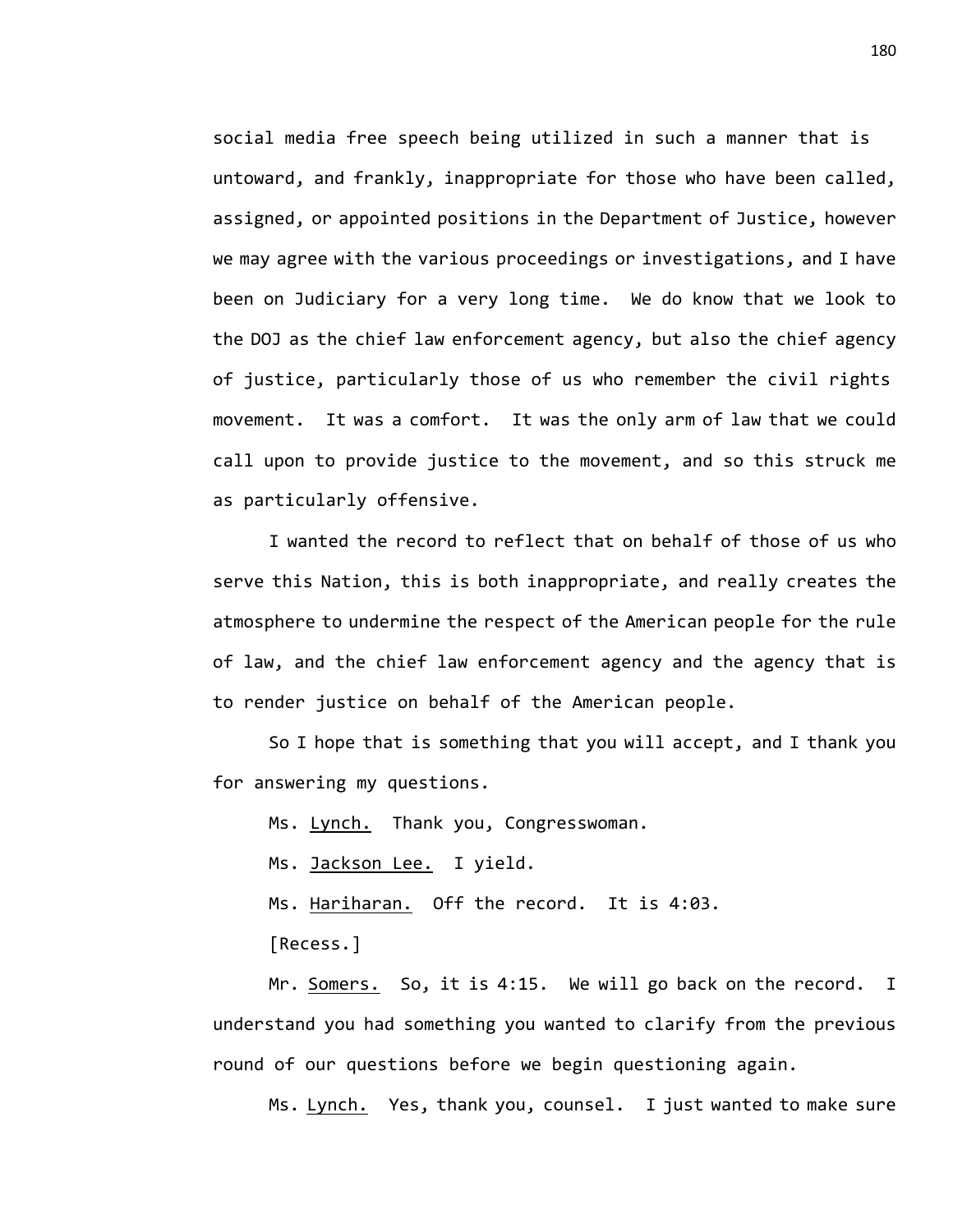social media free speech being utilized in such a manner that is untoward, and frankly, inappropriate for those who have been called, assigned, or appointed positions in the Department of Justice, however we may agree with the various proceedings or investigations, and I have been on Judiciary for a very long time. We do know that we look to the DOJ as the chief law enforcement agency, but also the chief agency of justice, particularly those of us who remember the civil rights movement. It was a comfort. It was the only arm of law that we could call upon to provide justice to the movement, and so this struck me as particularly offensive.

I wanted the record to reflect that on behalf of those of us who serve this Nation, this is both inappropriate, and really creates the atmosphere to undermine the respect of the American people for the rule of law, and the chief law enforcement agency and the agency that is to render justice on behalf of the American people.

So I hope that is something that you will accept, and I thank you for answering my questions.

Ms. Lynch. Thank you, Congresswoman.

Ms. Jackson Lee. I yield.

Ms. Hariharan. Off the record. It is 4:03.

[Recess.]

Mr. Somers. So, it is 4:15. We will go back on the record. I understand you had something you wanted to clarify from the previous round of our questions before we begin questioning again.

Ms. Lynch. Yes, thank you, counsel. I just wanted to make sure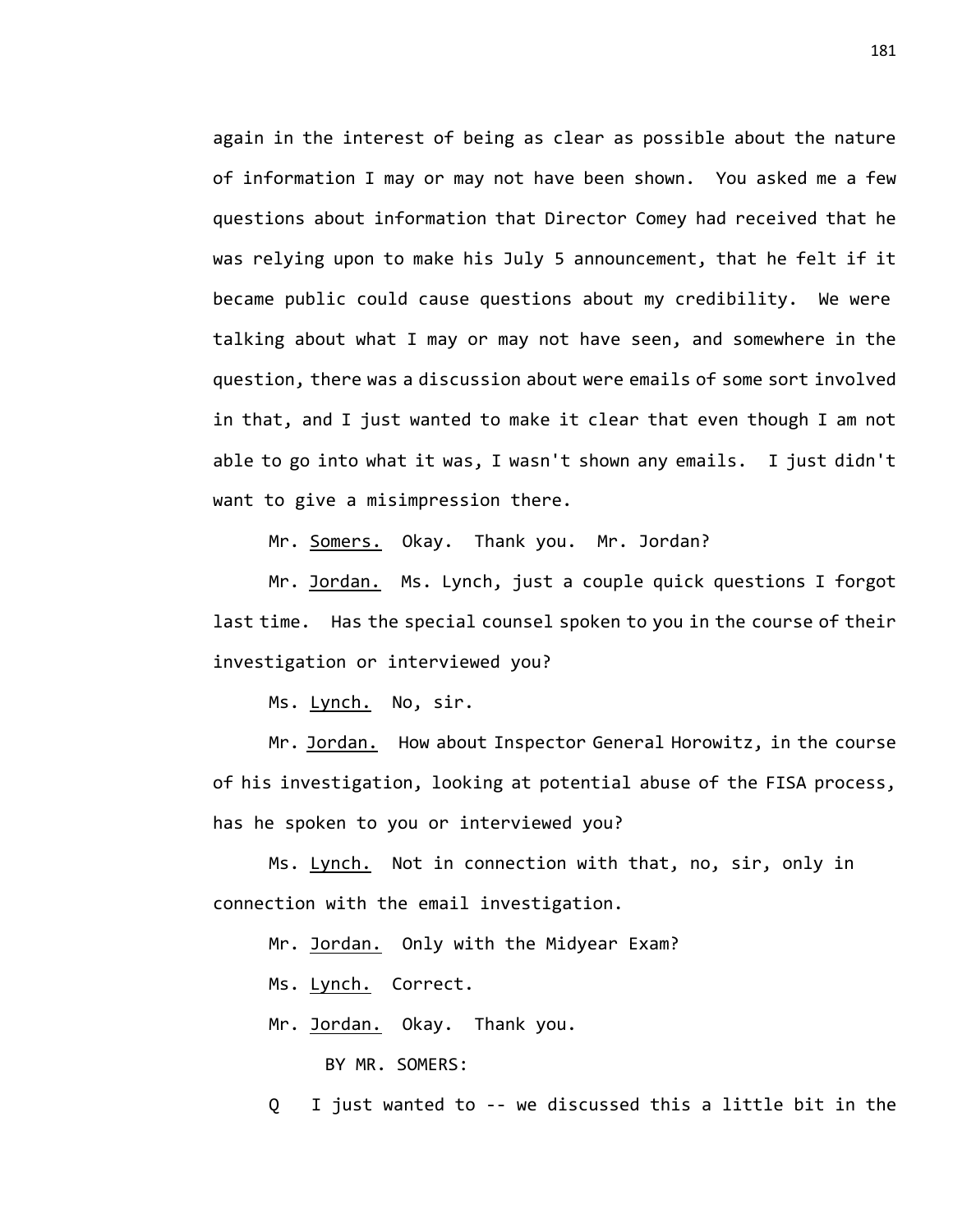again in the interest of being as clear as possible about the nature of information I may or may not have been shown. You asked me a few questions about information that Director Comey had received that he was relying upon to make his July 5 announcement, that he felt if it became public could cause questions about my credibility. We were talking about what I may or may not have seen, and somewhere in the question, there was a discussion about were emails of some sort involved in that, and I just wanted to make it clear that even though I am not able to go into what it was, I wasn't shown any emails. I just didn't want to give a misimpression there.

Mr. Somers. Okay. Thank you. Mr. Jordan?

Mr. Jordan. Ms. Lynch, just a couple quick questions I forgot last time. Has the special counsel spoken to you in the course of their investigation or interviewed you?

Ms. Lynch. No, sir.

Mr. Jordan. How about Inspector General Horowitz, in the course of his investigation, looking at potential abuse of the FISA process, has he spoken to you or interviewed you?

Ms. Lynch. Not in connection with that, no, sir, only in connection with the email investigation.

Mr. Jordan. Only with the Midyear Exam?

Ms. Lynch. Correct.

Mr. Jordan. Okay. Thank you.

BY MR. SOMERS:

Q I just wanted to -- we discussed this a little bit in the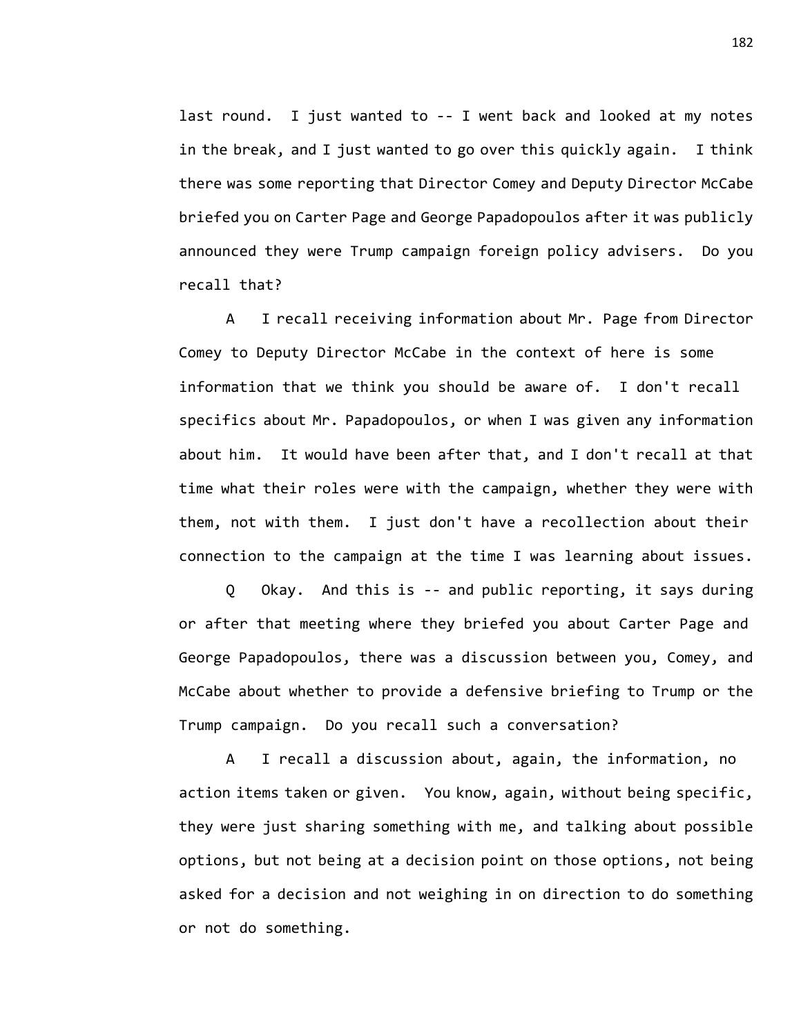last round. I just wanted to -- I went back and looked at my notes in the break, and I just wanted to go over this quickly again. I think there was some reporting that Director Comey and Deputy Director McCabe briefed you on Carter Page and George Papadopoulos after it was publicly announced they were Trump campaign foreign policy advisers. Do you recall that?

A I recall receiving information about Mr. Page from Director Comey to Deputy Director McCabe in the context of here is some information that we think you should be aware of. I don't recall specifics about Mr. Papadopoulos, or when I was given any information about him. It would have been after that, and I don't recall at that time what their roles were with the campaign, whether they were with them, not with them. I just don't have a recollection about their connection to the campaign at the time I was learning about issues.

Q Okay. And this is -- and public reporting, it says during or after that meeting where they briefed you about Carter Page and George Papadopoulos, there was a discussion between you, Comey, and McCabe about whether to provide a defensive briefing to Trump or the Trump campaign. Do you recall such a conversation?

A I recall a discussion about, again, the information, no action items taken or given. You know, again, without being specific, they were just sharing something with me, and talking about possible options, but not being at a decision point on those options, not being asked for a decision and not weighing in on direction to do something or not do something.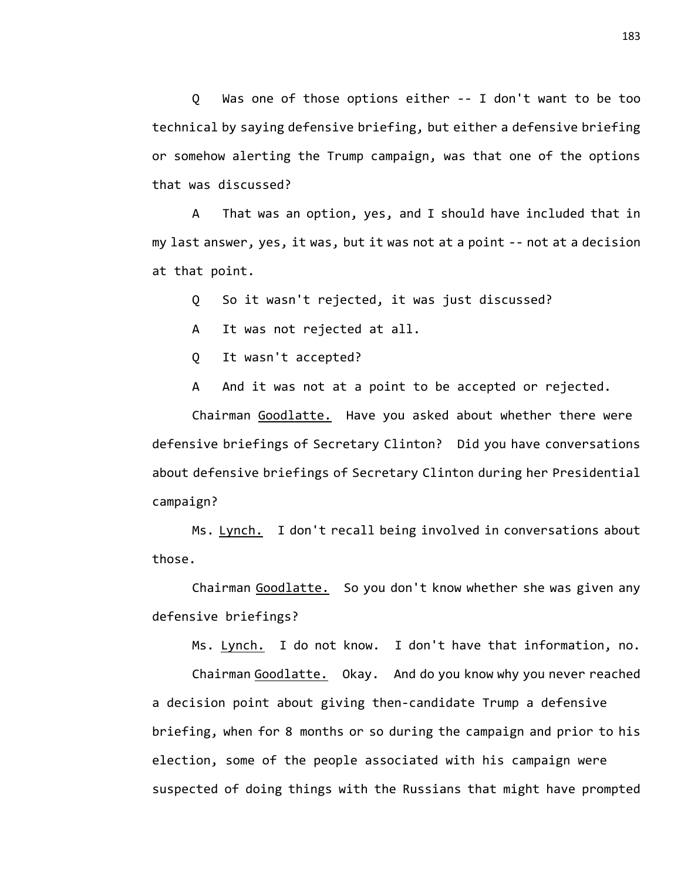Q Was one of those options either -- I don't want to be too technical by saying defensive briefing, but either a defensive briefing or somehow alerting the Trump campaign, was that one of the options that was discussed?

A That was an option, yes, and I should have included that in my last answer, yes, it was, but it was not at a point -- not at a decision at that point.

Q So it wasn't rejected, it was just discussed?

A It was not rejected at all.

Q It wasn't accepted?

A And it was not at a point to be accepted or rejected.

Chairman Goodlatte. Have you asked about whether there were defensive briefings of Secretary Clinton? Did you have conversations about defensive briefings of Secretary Clinton during her Presidential campaign?

Ms. Lynch. I don't recall being involved in conversations about those.

Chairman Goodlatte. So you don't know whether she was given any defensive briefings?

Ms. Lynch. I do not know. I don't have that information, no.

Chairman Goodlatte. Okay. And do you know why you never reached a decision point about giving then-candidate Trump a defensive briefing, when for 8 months or so during the campaign and prior to his election, some of the people associated with his campaign were suspected of doing things with the Russians that might have prompted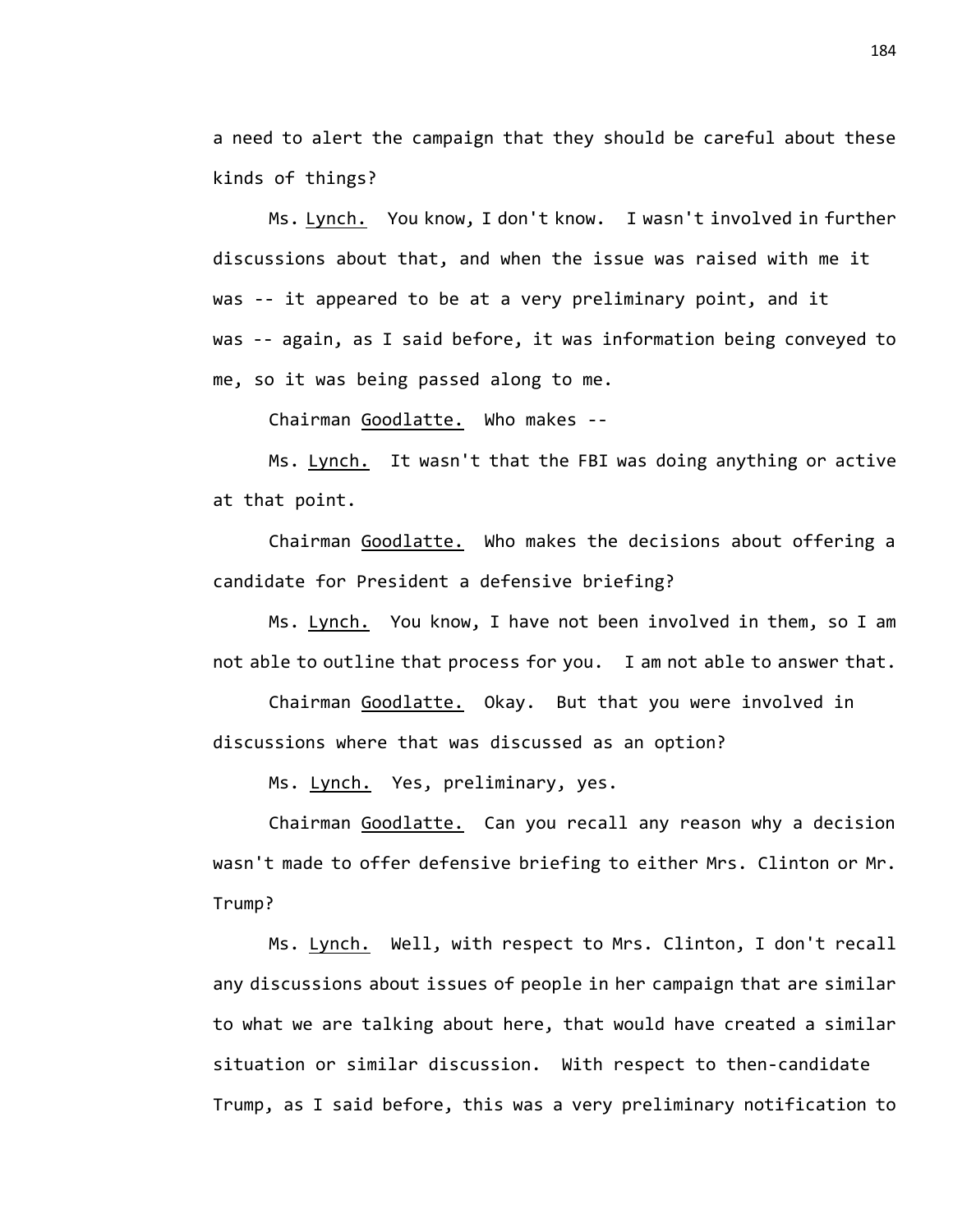a need to alert the campaign that they should be careful about these kinds of things?

Ms. Lynch. You know, I don't know. I wasn't involved in further discussions about that, and when the issue was raised with me it was -- it appeared to be at a very preliminary point, and it was -- again, as I said before, it was information being conveyed to me, so it was being passed along to me.

Chairman Goodlatte. Who makes --

Ms. Lynch. It wasn't that the FBI was doing anything or active at that point.

Chairman Goodlatte. Who makes the decisions about offering a candidate for President a defensive briefing?

Ms. Lynch. You know, I have not been involved in them, so I am not able to outline that process for you. I am not able to answer that.

Chairman Goodlatte. Okay. But that you were involved in discussions where that was discussed as an option?

Ms. Lynch. Yes, preliminary, yes.

Chairman Goodlatte. Can you recall any reason why a decision wasn't made to offer defensive briefing to either Mrs. Clinton or Mr. Trump?

Ms. Lynch. Well, with respect to Mrs. Clinton, I don't recall any discussions about issues of people in her campaign that are similar to what we are talking about here, that would have created a similar situation or similar discussion. With respect to then-candidate Trump, as I said before, this was a very preliminary notification to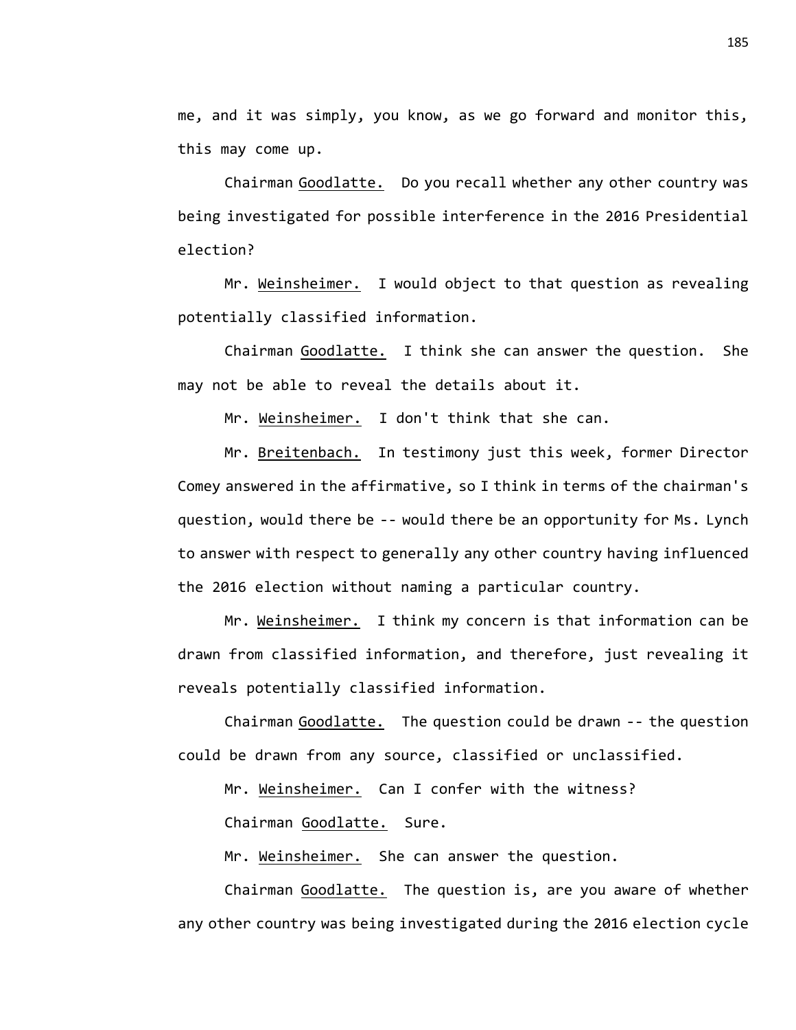me, and it was simply, you know, as we go forward and monitor this, this may come up.

Chairman Goodlatte. Do you recall whether any other country was being investigated for possible interference in the 2016 Presidential election?

Mr. Weinsheimer. I would object to that question as revealing potentially classified information.

Chairman Goodlatte. I think she can answer the question. She may not be able to reveal the details about it.

Mr. Weinsheimer. I don't think that she can.

Mr. Breitenbach. In testimony just this week, former Director Comey answered in the affirmative, so I think in terms of the chairman's question, would there be -- would there be an opportunity for Ms. Lynch to answer with respect to generally any other country having influenced the 2016 election without naming a particular country.

Mr. Weinsheimer. I think my concern is that information can be drawn from classified information, and therefore, just revealing it reveals potentially classified information.

Chairman Goodlatte. The question could be drawn -- the question could be drawn from any source, classified or unclassified.

Mr. Weinsheimer. Can I confer with the witness?

Chairman Goodlatte. Sure.

Mr. Weinsheimer. She can answer the question.

Chairman Goodlatte. The question is, are you aware of whether any other country was being investigated during the 2016 election cycle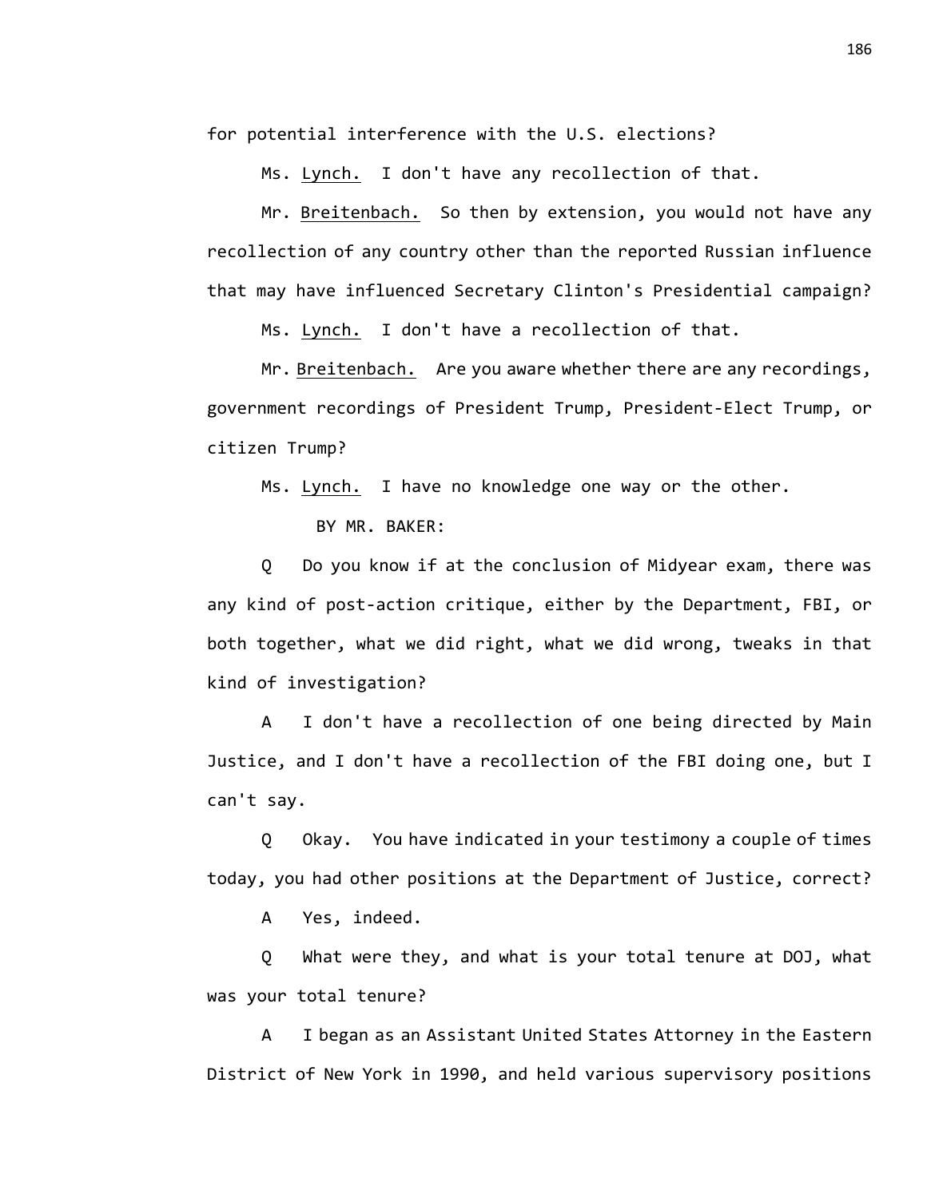for potential interference with the U.S. elections?

Ms. Lynch. I don't have any recollection of that.

Mr. Breitenbach. So then by extension, you would not have any recollection of any country other than the reported Russian influence that may have influenced Secretary Clinton's Presidential campaign?

Ms. Lynch. I don't have a recollection of that.

Mr. Breitenbach. Are you aware whether there are any recordings, government recordings of President Trump, President-Elect Trump, or citizen Trump?

Ms. Lynch. I have no knowledge one way or the other.

BY MR. BAKER:

Q Do you know if at the conclusion of Midyear exam, there was any kind of post-action critique, either by the Department, FBI, or both together, what we did right, what we did wrong, tweaks in that kind of investigation?

A I don't have a recollection of one being directed by Main Justice, and I don't have a recollection of the FBI doing one, but I can't say.

Q Okay. You have indicated in your testimony a couple of times today, you had other positions at the Department of Justice, correct?

A Yes, indeed.

Q What were they, and what is your total tenure at DOJ, what was your total tenure?

A I began as an Assistant United States Attorney in the Eastern District of New York in 1990, and held various supervisory positions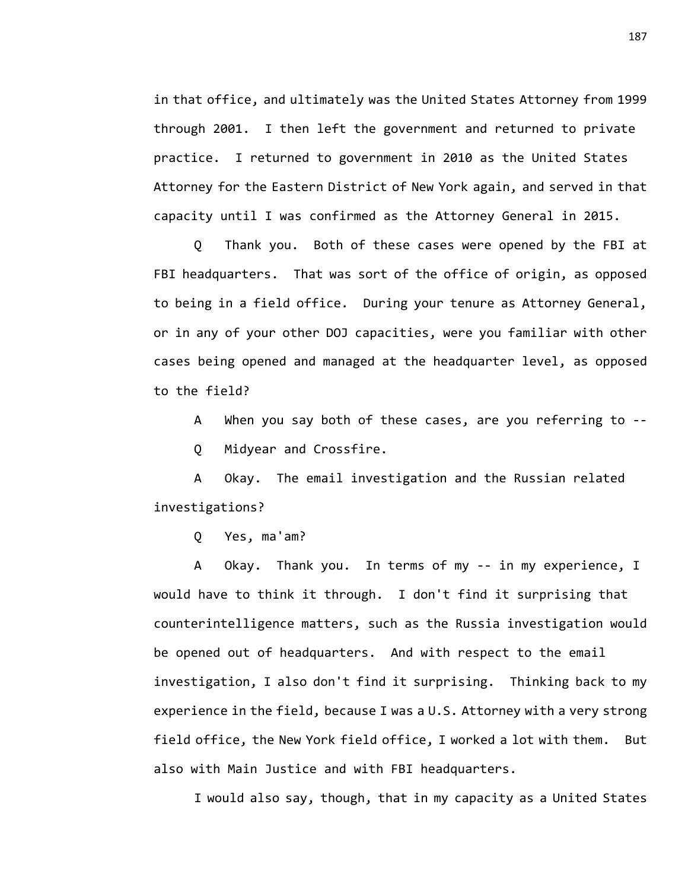in that office, and ultimately was the United States Attorney from 1999 through 2001. I then left the government and returned to private practice. I returned to government in 2010 as the United States Attorney for the Eastern District of New York again, and served in that capacity until I was confirmed as the Attorney General in 2015.

Q Thank you. Both of these cases were opened by the FBI at FBI headquarters. That was sort of the office of origin, as opposed to being in a field office. During your tenure as Attorney General, or in any of your other DOJ capacities, were you familiar with other cases being opened and managed at the headquarter level, as opposed to the field?

A When you say both of these cases, are you referring to --

Q Midyear and Crossfire.

A Okay. The email investigation and the Russian related investigations?

Q Yes, ma'am?

A Okay. Thank you. In terms of my -- in my experience, I would have to think it through. I don't find it surprising that counterintelligence matters, such as the Russia investigation would be opened out of headquarters. And with respect to the email investigation, I also don't find it surprising. Thinking back to my experience in the field, because I was a U.S. Attorney with a very strong field office, the New York field office, I worked a lot with them. But also with Main Justice and with FBI headquarters.

I would also say, though, that in my capacity as a United States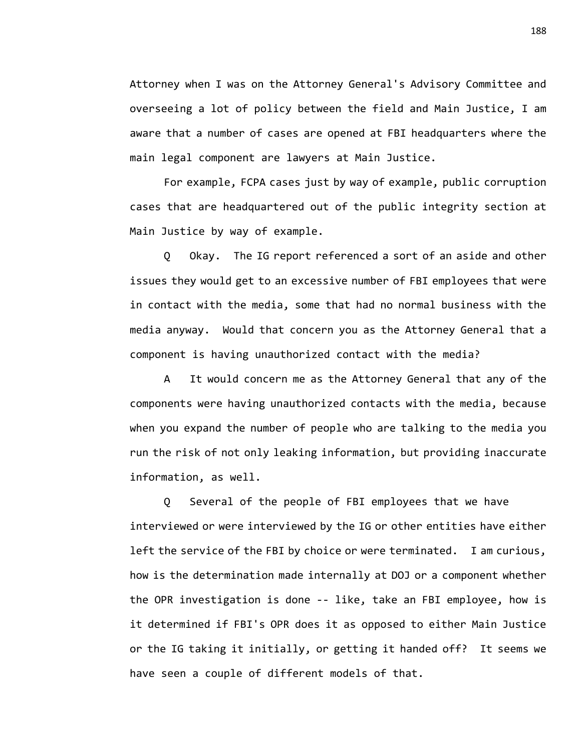Attorney when I was on the Attorney General's Advisory Committee and overseeing a lot of policy between the field and Main Justice, I am aware that a number of cases are opened at FBI headquarters where the main legal component are lawyers at Main Justice.

For example, FCPA cases just by way of example, public corruption cases that are headquartered out of the public integrity section at Main Justice by way of example.

Q Okay. The IG report referenced a sort of an aside and other issues they would get to an excessive number of FBI employees that were in contact with the media, some that had no normal business with the media anyway. Would that concern you as the Attorney General that a component is having unauthorized contact with the media?

A It would concern me as the Attorney General that any of the components were having unauthorized contacts with the media, because when you expand the number of people who are talking to the media you run the risk of not only leaking information, but providing inaccurate information, as well.

Q Several of the people of FBI employees that we have interviewed or were interviewed by the IG or other entities have either left the service of the FBI by choice or were terminated. I am curious, how is the determination made internally at DOJ or a component whether the OPR investigation is done -- like, take an FBI employee, how is it determined if FBI's OPR does it as opposed to either Main Justice or the IG taking it initially, or getting it handed off? It seems we have seen a couple of different models of that.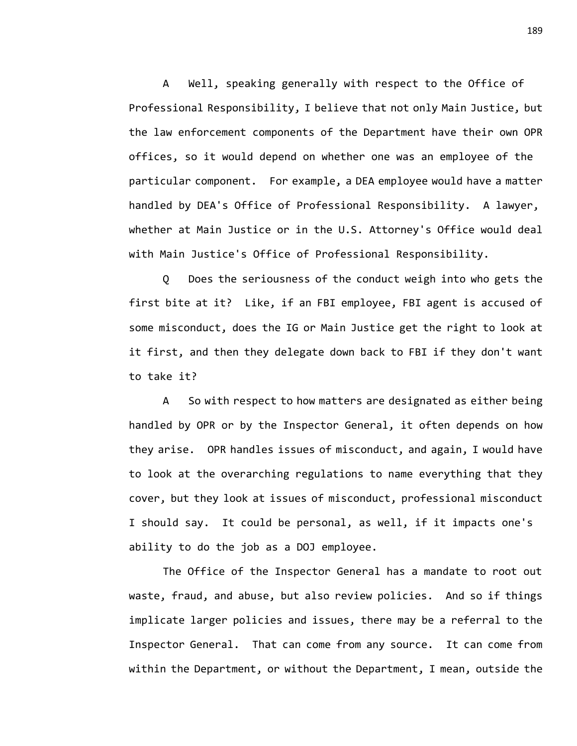A Well, speaking generally with respect to the Office of Professional Responsibility, I believe that not only Main Justice, but the law enforcement components of the Department have their own OPR offices, so it would depend on whether one was an employee of the particular component. For example, a DEA employee would have a matter handled by DEA's Office of Professional Responsibility. A lawyer, whether at Main Justice or in the U.S. Attorney's Office would deal with Main Justice's Office of Professional Responsibility.

Q Does the seriousness of the conduct weigh into who gets the first bite at it? Like, if an FBI employee, FBI agent is accused of some misconduct, does the IG or Main Justice get the right to look at it first, and then they delegate down back to FBI if they don't want to take it?

A So with respect to how matters are designated as either being handled by OPR or by the Inspector General, it often depends on how they arise. OPR handles issues of misconduct, and again, I would have to look at the overarching regulations to name everything that they cover, but they look at issues of misconduct, professional misconduct I should say. It could be personal, as well, if it impacts one's ability to do the job as a DOJ employee.

The Office of the Inspector General has a mandate to root out waste, fraud, and abuse, but also review policies. And so if things implicate larger policies and issues, there may be a referral to the Inspector General. That can come from any source. It can come from within the Department, or without the Department, I mean, outside the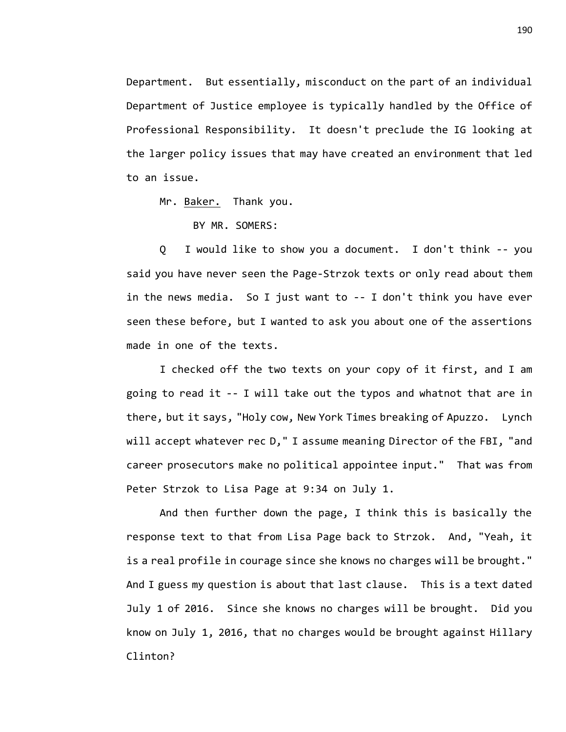Department. But essentially, misconduct on the part of an individual Department of Justice employee is typically handled by the Office of Professional Responsibility. It doesn't preclude the IG looking at the larger policy issues that may have created an environment that led to an issue.

Mr. Baker. Thank you.

BY MR. SOMERS:

Q I would like to show you a document. I don't think -- you said you have never seen the Page-Strzok texts or only read about them in the news media. So I just want to -- I don't think you have ever seen these before, but I wanted to ask you about one of the assertions made in one of the texts.

I checked off the two texts on your copy of it first, and I am going to read it -- I will take out the typos and whatnot that are in there, but it says, "Holy cow, New York Times breaking of Apuzzo. Lynch will accept whatever rec D," I assume meaning Director of the FBI, "and career prosecutors make no political appointee input." That was from Peter Strzok to Lisa Page at 9:34 on July 1.

And then further down the page, I think this is basically the response text to that from Lisa Page back to Strzok. And, "Yeah, it is a real profile in courage since she knows no charges will be brought." And I guess my question is about that last clause. This is a text dated July 1 of 2016. Since she knows no charges will be brought. Did you know on July 1, 2016, that no charges would be brought against Hillary Clinton?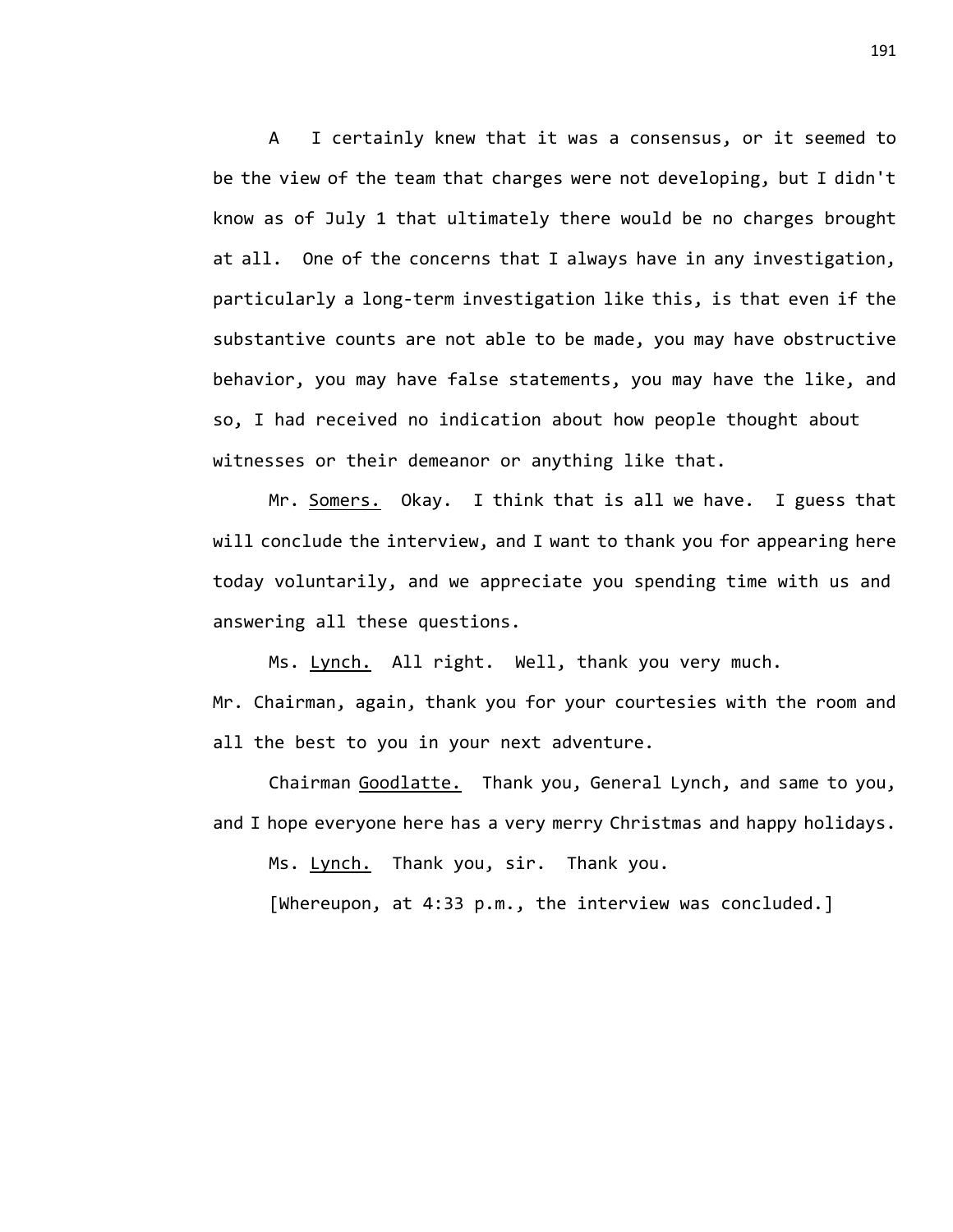A I certainly knew that it was a consensus, or it seemed to be the view of the team that charges were not developing, but I didn't know as of July 1 that ultimately there would be no charges brought at all. One of the concerns that I always have in any investigation, particularly a long-term investigation like this, is that even if the substantive counts are not able to be made, you may have obstructive behavior, you may have false statements, you may have the like, and so, I had received no indication about how people thought about witnesses or their demeanor or anything like that.

Mr. Somers. Okay. I think that is all we have. I guess that will conclude the interview, and I want to thank you for appearing here today voluntarily, and we appreciate you spending time with us and answering all these questions.

Ms. Lynch. All right. Well, thank you very much. Mr. Chairman, again, thank you for your courtesies with the room and all the best to you in your next adventure.

Chairman Goodlatte. Thank you, General Lynch, and same to you, and I hope everyone here has a very merry Christmas and happy holidays.

Ms. Lynch. Thank you, sir. Thank you.

[Whereupon, at 4:33 p.m., the interview was concluded.]